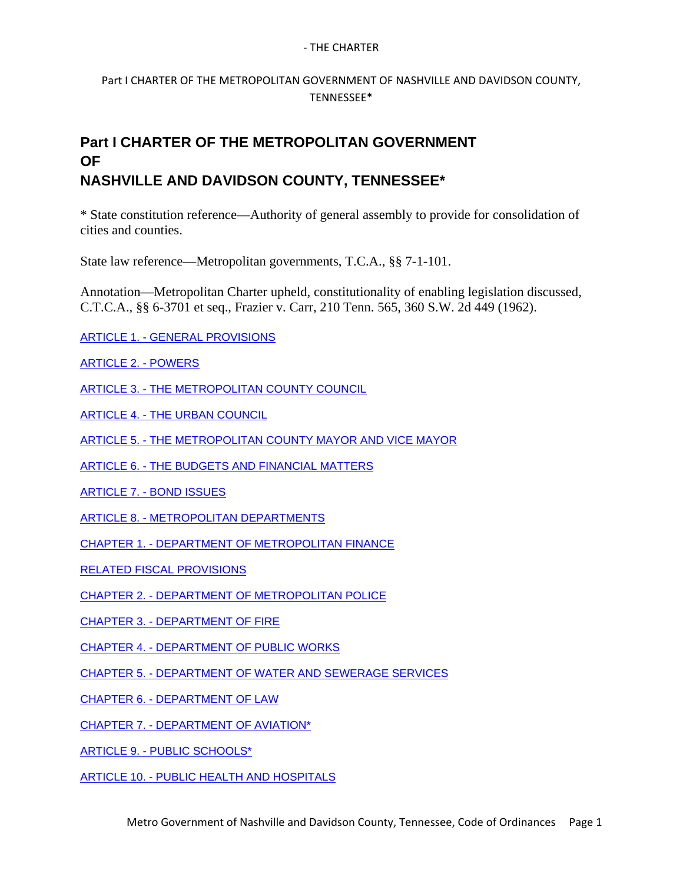# Part I CHARTER OF THE METROPOLITAN GOVERNMENT OF NASHVILLE AND DAVIDSON COUNTY, TENNESSEE*

* State constitution reference—Authority of general assembly to provide for consolidation of cities and counties.

State law reference—Metropolitan governments, T.C.A., §§ 7-1-101.

Annotation—Metropolitan Charter upheld, constitutionality of enabling legislation discussed, C.T.C.A., §§ 6-3701 et seq., Frazier v. Carr, 210 Tenn. 565, 360 S.W. 2d 449 (1962).

ARTICLE 1. - GENERAL PROVISIONS

ARTICLE 2. - POWERS

ARTICLE 3. - THE METROPOLITAN COUNTY COUNCIL

ARTICLE 4. - THE URBAN COUNCIL

ARTICLE 5. - THE METROPOLITAN COUNTY MAYOR AND VICE MAYOR

ARTICLE 6. - THE BUDGETS AND FINANCIAL MATTERS

ARTICLE 7. - BOND ISSUES

ARTICLE 8. - METROPOLITAN DEPARTMENTS

CHAPTER 1. - DEPARTMENT OF METROPOLITAN FINANCE

RELATED FISCAL PROVISIONS

CHAPTER 2. - DEPARTMENT OF METROPOLITAN POLICE

CHAPTER 3. - DEPARTMENT OF FIRE

CHAPTER 4. - DEPARTMENT OF PUBLIC WORKS

CHAPTER 5. - DEPARTMENT OF WATER AND SEWERAGE SERVICES

CHAPTER 6. - DEPARTMENT OF LAW

CHAPTER 7. - DEPARTMENT OF AVIATION*

ARTICLE 9. - PUBLIC SCHOOLS*

ARTICLE 10. - PUBLIC HEALTH AND HOSPITALS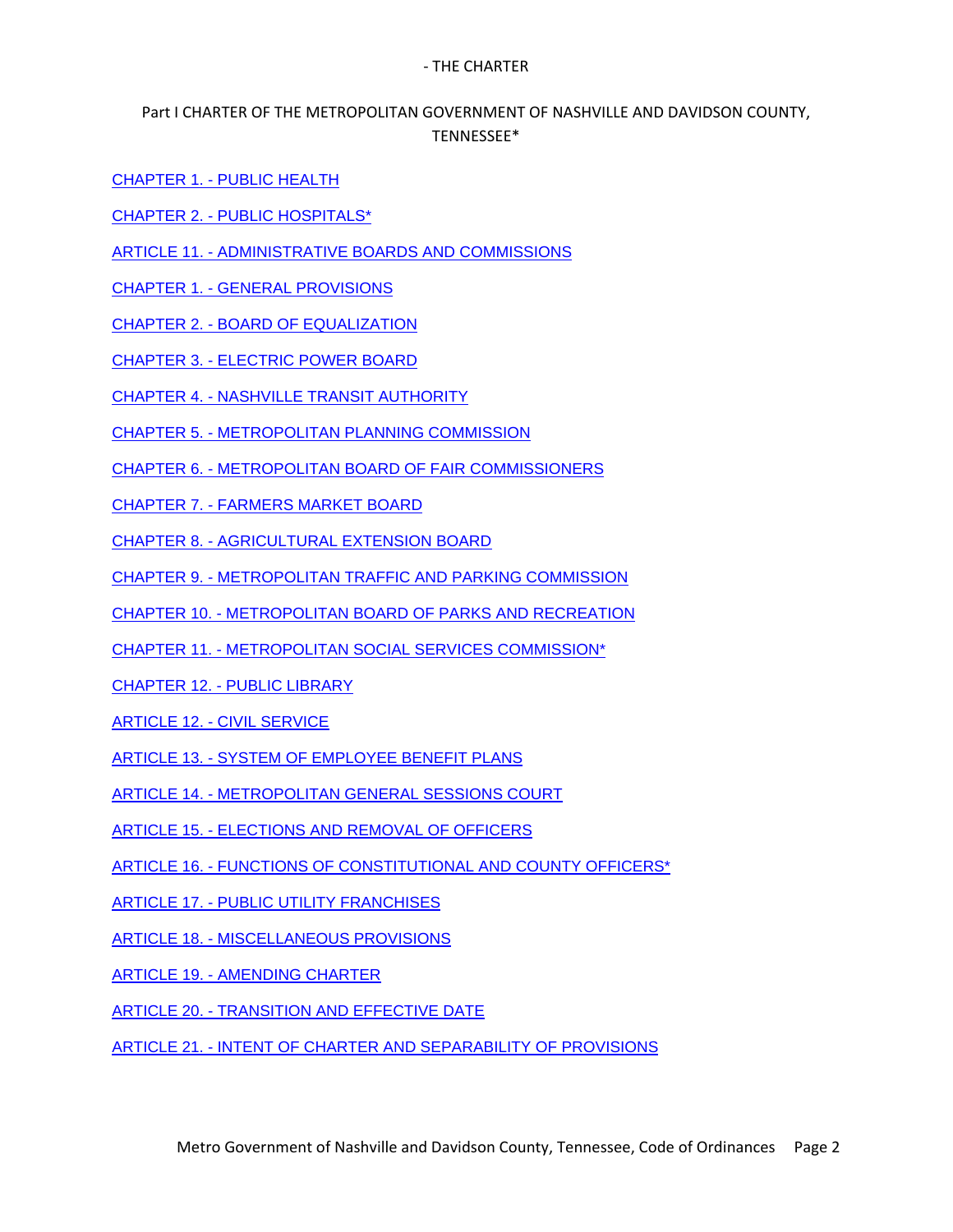- THE CHARTER

Part I CHARTER OF THE METROPOLITAN GOVERNMENT OF NASHVILLE AND DAVIDSON COUNTY, TENNESSEE*

CHAPTER 1. - PUBLIC HEALTH

CHAPTER 2. - PUBLIC HOSPITALS*

ARTICLE 11. - ADMINISTRATIVE BOARDS AND COMMISSIONS

CHAPTER 1. - GENERAL PROVISIONS

CHAPTER 2. - BOARD OF EQUALIZATION

CHAPTER 3. - ELECTRIC POWER BOARD

CHAPTER 4. - NASHVILLE TRANSIT AUTHORITY

CHAPTER 5. - METROPOLITAN PLANNING COMMISSION

CHAPTER 6. - METROPOLITAN BOARD OF FAIR COMMISSIONERS

CHAPTER 7. - FARMERS MARKET BOARD

CHAPTER 8. - AGRICULTURAL EXTENSION BOARD

CHAPTER 9. - METROPOLITAN TRAFFIC AND PARKING COMMISSION

CHAPTER 10. - METROPOLITAN BOARD OF PARKS AND RECREATION

CHAPTER 11. - METROPOLITAN SOCIAL SERVICES COMMISSION*

CHAPTER 12. - PUBLIC LIBRARY

ARTICLE 12. - CIVIL SERVICE

ARTICLE 13. - SYSTEM OF EMPLOYEE BENEFIT PLANS

ARTICLE 14. - METROPOLITAN GENERAL SESSIONS COURT

ARTICLE 15. - ELECTIONS AND REMOVAL OF OFFICERS

ARTICLE 16. - FUNCTIONS OF CONSTITUTIONAL AND COUNTY OFFICERS*

ARTICLE 17. - PUBLIC UTILITY FRANCHISES

ARTICLE 18. - MISCELLANEOUS PROVISIONS

ARTICLE 19. - AMENDING CHARTER

ARTICLE 20. - TRANSITION AND EFFECTIVE DATE

ARTICLE 21. - INTENT OF CHARTER AND SEPARABILITY OF PROVISIONS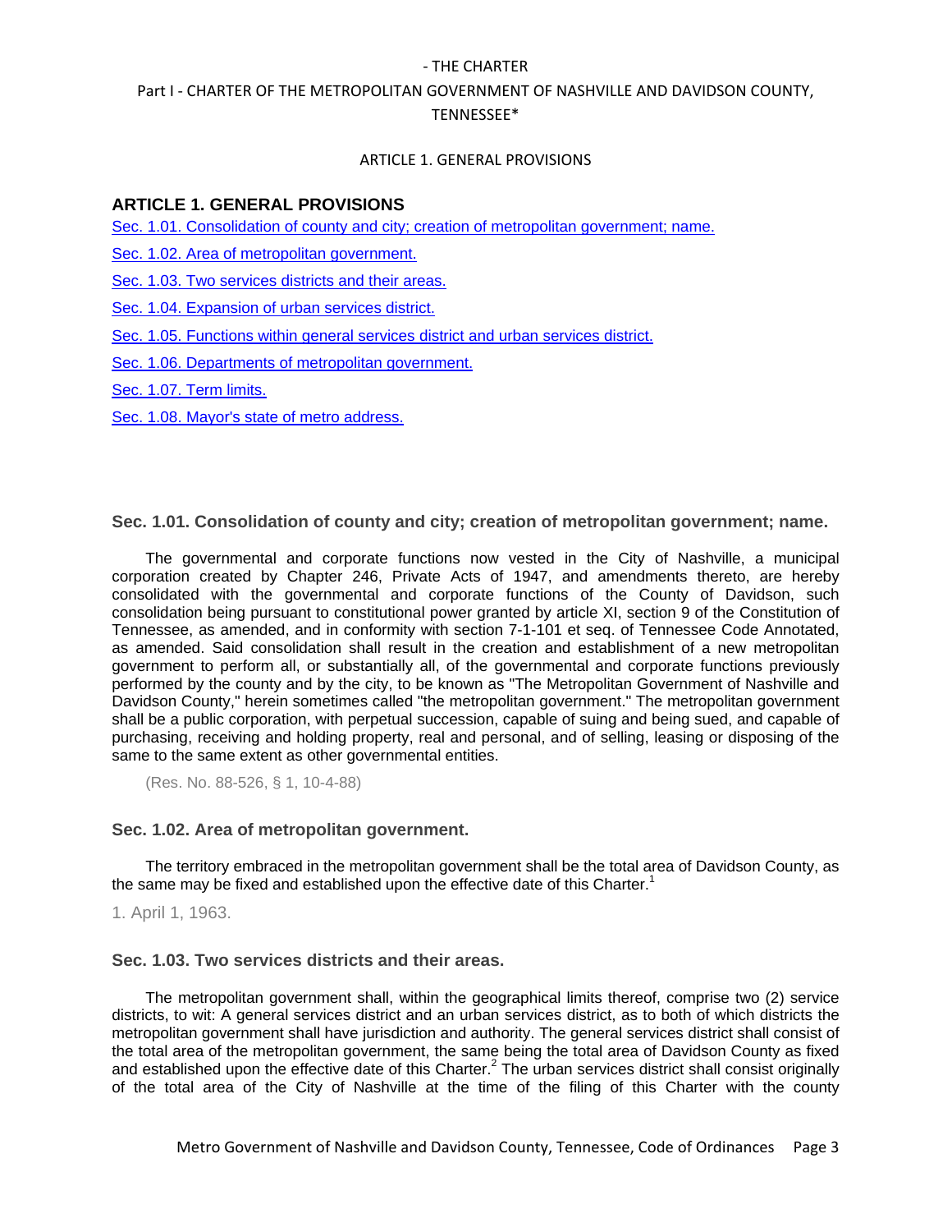- THE CHARTER

Part I - CHARTER OF THE METROPOLITAN GOVERNMENT OF NASHVILLE AND DAVIDSON COUNTY, TENNESSEE*

ARTICLE 1. GENERAL PROVISIONS

## ARTICLE 1. GENERAL PROVISIONS

Sec. 1.01. Consolidation of county and city; creation of metropolitan government; name.

Sec. 1.02. Area of metropolitan government.

Sec. 1.03. Two services districts and their areas.

Sec. 1.04. Expansion of urban services district.

Sec. 1.05. Functions within general services district and urban services district.

Sec. 1.06. Departments of metropolitan government.

Sec. 1.07. Term limits.

Sec. 1.08. Mayor's state of metro address.

### Sec. 1.01. Consolidation of county and city; creation of metropolitan government; name.

The governmental and corporate functions now vested in the City of Nashville, a municipal corporation created by Chapter 246, Private Acts of 1947, and amendments thereto, are hereby consolidated with the governmental and corporate functions of the County of Davidson, such consolidation being pursuant to constitutional power granted by article XI, section 9 of the Constitution of Tennessee, as amended, and in conformity with section 7-1-101 et seq. of Tennessee Code Annotated, as amended. Said consolidation shall result in the creation and establishment of a new metropolitan government to perform all, or substantially all, of the governmental and corporate functions previously performed by the county and by the city, to be known as "The Metropolitan Government of Nashville and Davidson County," herein sometimes called "the metropolitan government." The metropolitan government shall be a public corporation, with perpetual succession, capable of suing and being sued, and capable of purchasing, receiving and holding property, real and personal, and of selling, leasing or disposing of the same to the same extent as other governmental entities.

(Res. No. 88-526, § 1, 10-4-88)

### Sec. 1.02. Area of metropolitan government.

The territory embraced in the metropolitan government shall be the total area of Davidson County, as the same may be fixed and established upon the effective date of this Charter.[1]

1. April 1, 1963.

### Sec. 1.03. Two services districts and their areas.

The metropolitan government shall, within the geographical limits thereof, comprise two (2) service districts, to wit: A general services district and an urban services district, as to both of which districts the metropolitan government shall have jurisdiction and authority. The general services district shall consist of the total area of the metropolitan government, the same being the total area of Davidson County as fixed and established upon the effective date of this Charter.[2] The urban services district shall consist originally of the total area of the City of Nashville at the time of the filing of this Charter with the county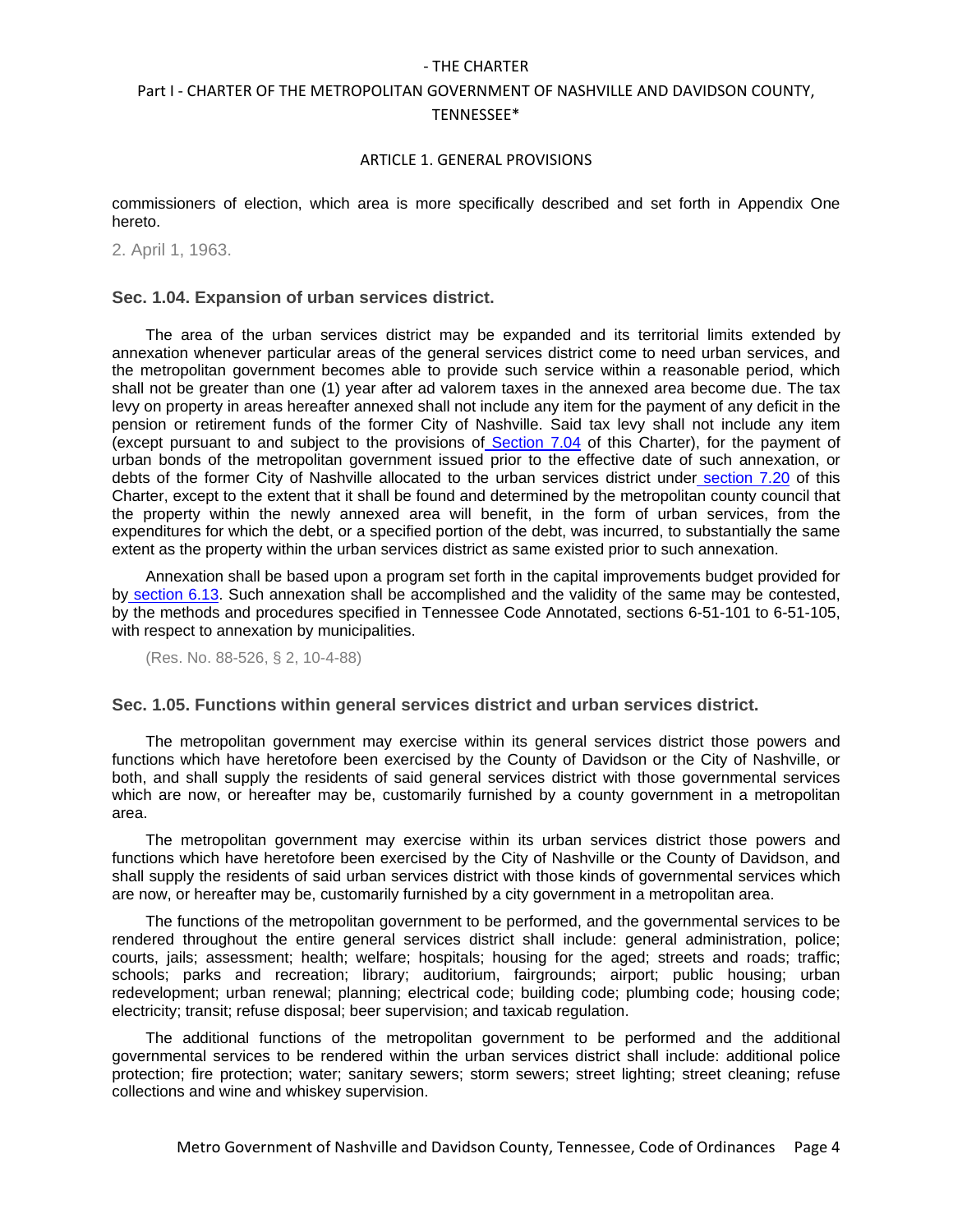commissioners of election, which area is more specifically described and set forth in Appendix One hereto.

2. April 1, 1963.

### Sec. 1.04. Expansion of urban services district.

The area of the urban services district may be expanded and its territorial limits extended by annexation whenever particular areas of the general services district come to need urban services, and the metropolitan government becomes able to provide such service within a reasonable period, which shall not be greater than one (1) year after ad valorem taxes in the annexed area become due. The tax levy on property in areas hereafter annexed shall not include any item for the payment of any deficit in the pension or retirement funds of the former City of Nashville. Said tax levy shall not include any item (except pursuant to and subject to the provisions of Section 7.04 of this Charter), for the payment of urban bonds of the metropolitan government issued prior to the effective date of such annexation, or debts of the former City of Nashville allocated to the urban services district under section 7.20 of this Charter, except to the extent that it shall be found and determined by the metropolitan county council that the property within the newly annexed area will benefit, in the form of urban services, from the expenditures for which the debt, or a specified portion of the debt, was incurred, to substantially the same extent as the property within the urban services district as same existed prior to such annexation.

Annexation shall be based upon a program set forth in the capital improvements budget provided for by section 6.13. Such annexation shall be accomplished and the validity of the same may be contested, by the methods and procedures specified in Tennessee Code Annotated, sections 6-51-101 to 6-51-105, with respect to annexation by municipalities.

(Res. No. 88-526, § 2, 10-4-88)

### Sec. 1.05. Functions within general services district and urban services district.

The metropolitan government may exercise within its general services district those powers and functions which have heretofore been exercised by the County of Davidson or the City of Nashville, or both, and shall supply the residents of said general services district with those governmental services which are now, or hereafter may be, customarily furnished by a county government in a metropolitan area.

The metropolitan government may exercise within its urban services district those powers and functions which have heretofore been exercised by the City of Nashville or the County of Davidson, and shall supply the residents of said urban services district with those kinds of governmental services which are now, or hereafter may be, customarily furnished by a city government in a metropolitan area.

The functions of the metropolitan government to be performed, and the governmental services to be rendered throughout the entire general services district shall include: general administration, police; courts, jails; assessment; health; welfare; hospitals; housing for the aged; streets and roads; traffic; schools; parks and recreation; library; auditorium, fairgrounds; airport; public housing; urban redevelopment; urban renewal; planning; electrical code; building code; plumbing code; housing code; electricity; transit; refuse disposal; beer supervision; and taxicab regulation.

The additional functions of the metropolitan government to be performed and the additional governmental services to be rendered within the urban services district shall include: additional police protection; fire protection; water; sanitary sewers; storm sewers; street lighting; street cleaning; refuse collections and wine and whiskey supervision.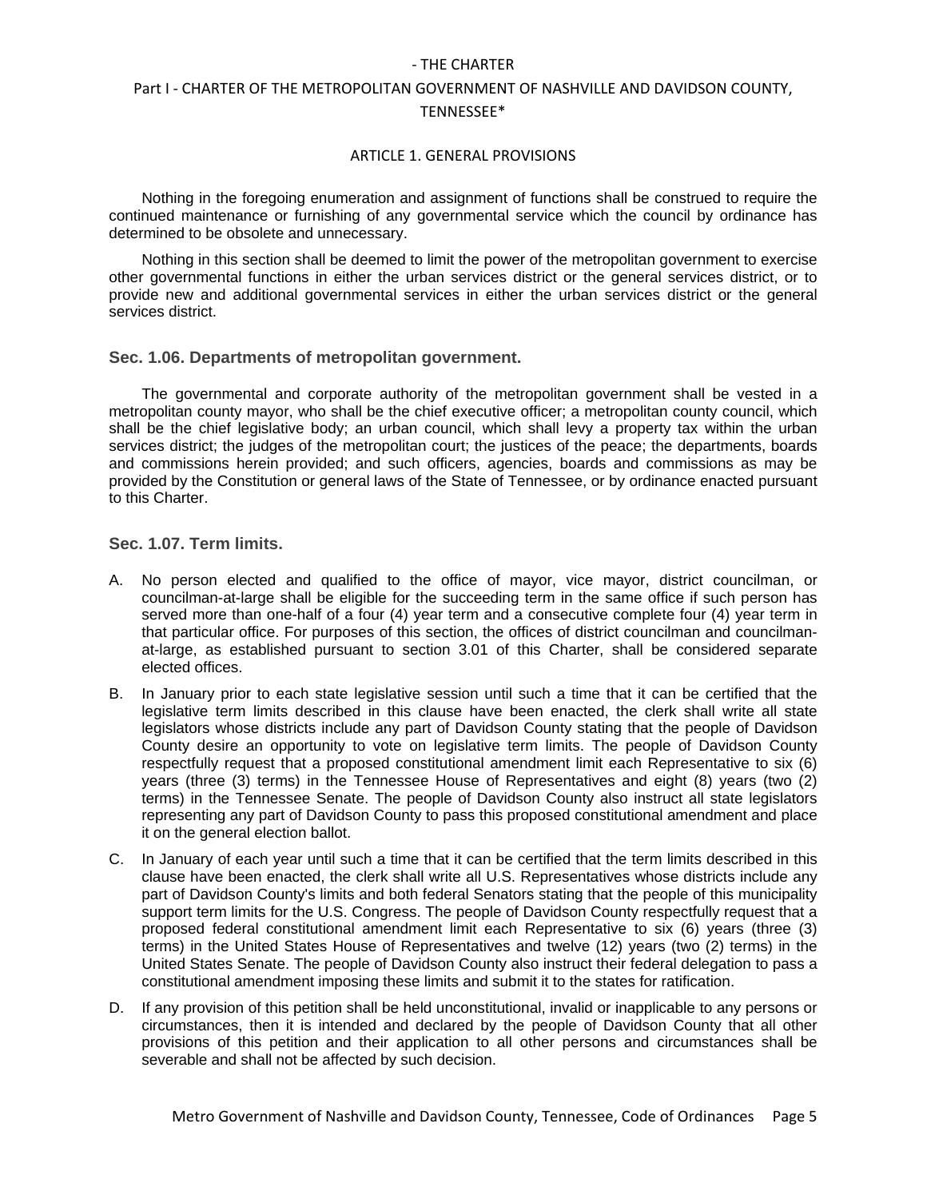Nothing in the foregoing enumeration and assignment of functions shall be construed to require the continued maintenance or furnishing of any governmental service which the council by ordinance has determined to be obsolete and unnecessary.

Nothing in this section shall be deemed to limit the power of the metropolitan government to exercise other governmental functions in either the urban services district or the general services district, or to provide new and additional governmental services in either the urban services district or the general services district.

### Sec. 1.06. Departments of metropolitan government.

The governmental and corporate authority of the metropolitan government shall be vested in a metropolitan county mayor, who shall be the chief executive officer; a metropolitan county council, which shall be the chief legislative body; an urban council, which shall levy a property tax within the urban services district; the judges of the metropolitan court; the justices of the peace; the departments, boards and commissions herein provided; and such officers, agencies, boards and commissions as may be provided by the Constitution or general laws of the State of Tennessee, or by ordinance enacted pursuant to this Charter.

### Sec. 1.07. Term limits.

A. No person elected and qualified to the office of mayor, vice mayor, district councilman, or councilman-at-large shall be eligible for the succeeding term in the same office if such person has served more than one-half of a four (4) year term and a consecutive complete four (4) year term in that particular office. For purposes of this section, the offices of district councilman and councilman-at-large, as established pursuant to section 3.01 of this Charter, shall be considered separate elected offices.

B. In January prior to each state legislative session until such a time that it can be certified that the legislative term limits described in this clause have been enacted, the clerk shall write all state legislators whose districts include any part of Davidson County stating that the people of Davidson County desire an opportunity to vote on legislative term limits. The people of Davidson County respectfully request that a proposed constitutional amendment limit each Representative to six (6) years (three (3) terms) in the Tennessee House of Representatives and eight (8) years (two (2) terms) in the Tennessee Senate. The people of Davidson County also instruct all state legislators representing any part of Davidson County to pass this proposed constitutional amendment and place it on the general election ballot.

C. In January of each year until such a time that it can be certified that the term limits described in this clause have been enacted, the clerk shall write all U.S. Representatives whose districts include any part of Davidson County's limits and both federal Senators stating that the people of this municipality support term limits for the U.S. Congress. The people of Davidson County respectfully request that a proposed federal constitutional amendment limit each Representative to six (6) years (three (3) terms) in the United States House of Representatives and twelve (12) years (two (2) terms) in the United States Senate. The people of Davidson County also instruct their federal delegation to pass a constitutional amendment imposing these limits and submit it to the states for ratification.

D. If any provision of this petition shall be held unconstitutional, invalid or inapplicable to any persons or circumstances, then it is intended and declared by the people of Davidson County that all other provisions of this petition and their application to all other persons and circumstances shall be severable and shall not be affected by such decision.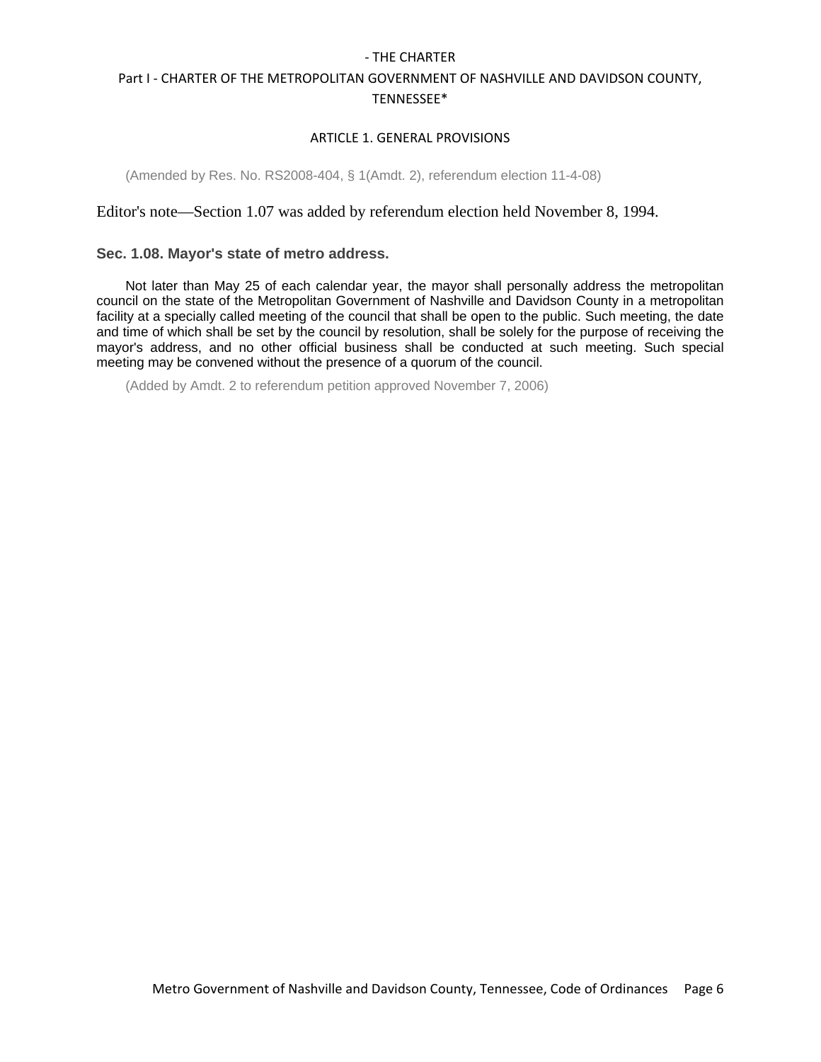(Amended by Res. No. RS2008-404, § 1(Amdt. 2), referendum election 11-4-08)

Editor's note—Section 1.07 was added by referendum election held November 8, 1994.

### Sec. 1.08. Mayor's state of metro address.

Not later than May 25 of each calendar year, the mayor shall personally address the metropolitan council on the state of the Metropolitan Government of Nashville and Davidson County in a metropolitan facility at a specially called meeting of the council that shall be open to the public. Such meeting, the date and time of which shall be set by the council by resolution, shall be solely for the purpose of receiving the mayor's address, and no other official business shall be conducted at such meeting. Such special meeting may be convened without the presence of a quorum of the council.

(Added by Amdt. 2 to referendum petition approved November 7, 2006)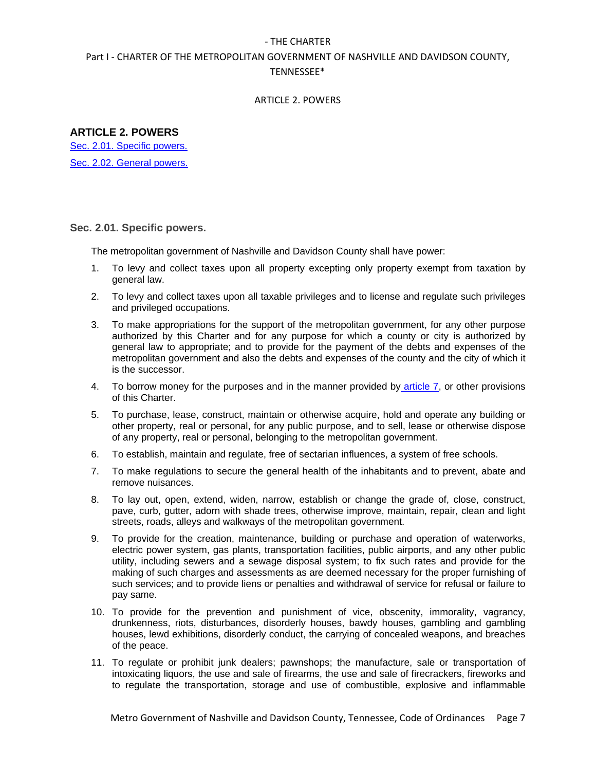## ARTICLE 2. POWERS

Sec. 2.01. Specific powers.

Sec. 2.02. General powers.

### Sec. 2.01. Specific powers.

The metropolitan government of Nashville and Davidson County shall have power:

1. To levy and collect taxes upon all property excepting only property exempt from taxation by general law.
2. To levy and collect taxes upon all taxable privileges and to license and regulate such privileges and privileged occupations.
3. To make appropriations for the support of the metropolitan government, for any other purpose authorized by this Charter and for any purpose for which a county or city is authorized by general law to appropriate; and to provide for the payment of the debts and expenses of the metropolitan government and also the debts and expenses of the county and the city of which it is the successor.
4. To borrow money for the purposes and in the manner provided by article 7, or other provisions of this Charter.
5. To purchase, lease, construct, maintain or otherwise acquire, hold and operate any building or other property, real or personal, for any public purpose, and to sell, lease or otherwise dispose of any property, real or personal, belonging to the metropolitan government.
6. To establish, maintain and regulate, free of sectarian influences, a system of free schools.
7. To make regulations to secure the general health of the inhabitants and to prevent, abate and remove nuisances.
8. To lay out, open, extend, widen, narrow, establish or change the grade of, close, construct, pave, curb, gutter, adorn with shade trees, otherwise improve, maintain, repair, clean and light streets, roads, alleys and walkways of the metropolitan government.
9. To provide for the creation, maintenance, building or purchase and operation of waterworks, electric power system, gas plants, transportation facilities, public airports, and any other public utility, including sewers and a sewage disposal system; to fix such rates and provide for the making of such charges and assessments as are deemed necessary for the proper furnishing of such services; and to provide liens or penalties and withdrawal of service for refusal or failure to pay same.
10. To provide for the prevention and punishment of vice, obscenity, immorality, vagrancy, drunkenness, riots, disturbances, disorderly houses, bawdy houses, gambling and gambling houses, lewd exhibitions, disorderly conduct, the carrying of concealed weapons, and breaches of the peace.
11. To regulate or prohibit junk dealers; pawnshops; the manufacture, sale or transportation of intoxicating liquors, the use and sale of firearms, the use and sale of firecrackers, fireworks and to regulate the transportation, storage and use of combustible, explosive and inflammable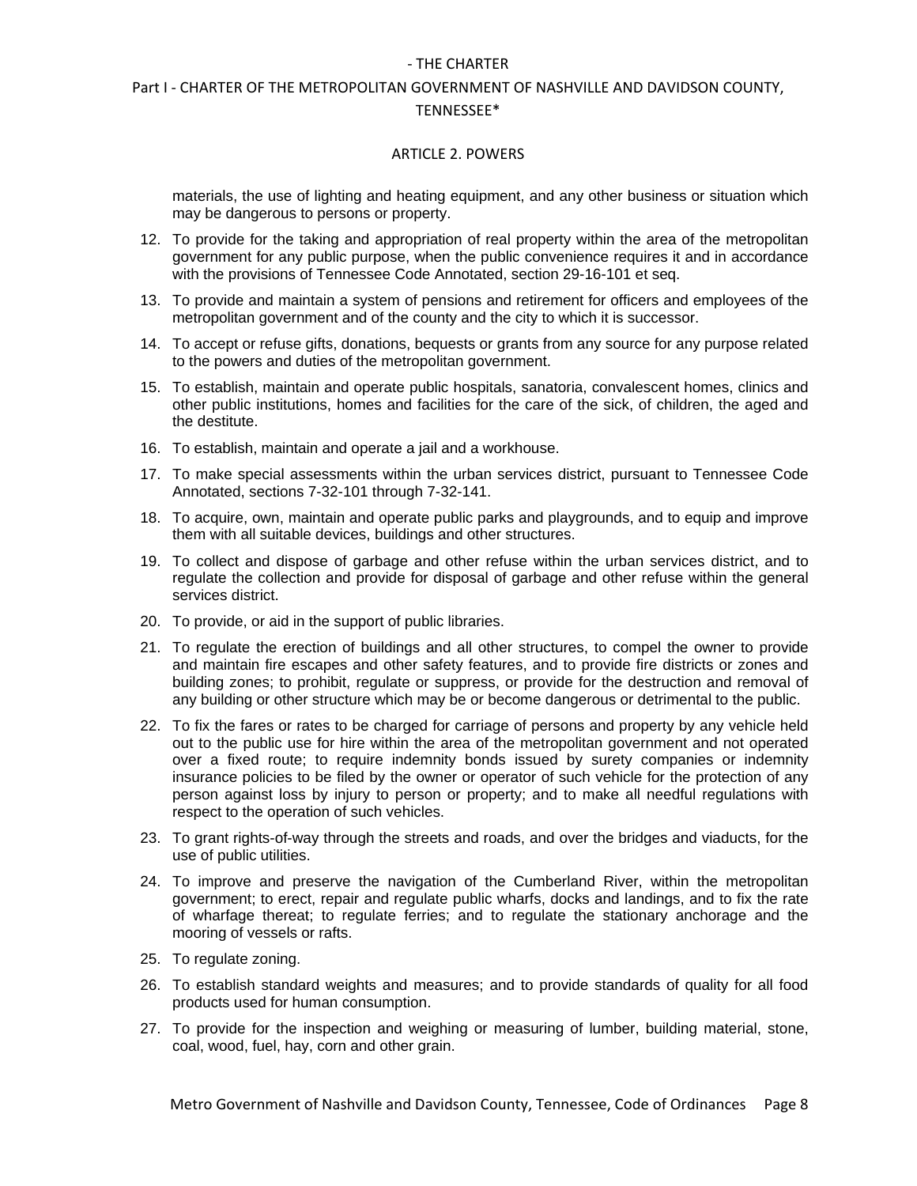materials, the use of lighting and heating equipment, and any other business or situation which may be dangerous to persons or property.

12. To provide for the taking and appropriation of real property within the area of the metropolitan government for any public purpose, when the public convenience requires it and in accordance with the provisions of Tennessee Code Annotated, section 29-16-101 et seq.
13. To provide and maintain a system of pensions and retirement for officers and employees of the metropolitan government and of the county and the city to which it is successor.
14. To accept or refuse gifts, donations, bequests or grants from any source for any purpose related to the powers and duties of the metropolitan government.
15. To establish, maintain and operate public hospitals, sanatoria, convalescent homes, clinics and other public institutions, homes and facilities for the care of the sick, of children, the aged and the destitute.
16. To establish, maintain and operate a jail and a workhouse.
17. To make special assessments within the urban services district, pursuant to Tennessee Code Annotated, sections 7-32-101 through 7-32-141.
18. To acquire, own, maintain and operate public parks and playgrounds, and to equip and improve them with all suitable devices, buildings and other structures.
19. To collect and dispose of garbage and other refuse within the urban services district, and to regulate the collection and provide for disposal of garbage and other refuse within the general services district.
20. To provide, or aid in the support of public libraries.
21. To regulate the erection of buildings and all other structures, to compel the owner to provide and maintain fire escapes and other safety features, and to provide fire districts or zones and building zones; to prohibit, regulate or suppress, or provide for the destruction and removal of any building or other structure which may be or become dangerous or detrimental to the public.
22. To fix the fares or rates to be charged for carriage of persons and property by any vehicle held out to the public use for hire within the area of the metropolitan government and not operated over a fixed route; to require indemnity bonds issued by surety companies or indemnity insurance policies to be filed by the owner or operator of such vehicle for the protection of any person against loss by injury to person or property; and to make all needful regulations with respect to the operation of such vehicles.
23. To grant rights-of-way through the streets and roads, and over the bridges and viaducts, for the use of public utilities.
24. To improve and preserve the navigation of the Cumberland River, within the metropolitan government; to erect, repair and regulate public wharfs, docks and landings, and to fix the rate of wharfage thereat; to regulate ferries; and to regulate the stationary anchorage and the mooring of vessels or rafts.
25. To regulate zoning.
26. To establish standard weights and measures; and to provide standards of quality for all food products used for human consumption.
27. To provide for the inspection and weighing or measuring of lumber, building material, stone, coal, wood, fuel, hay, corn and other grain.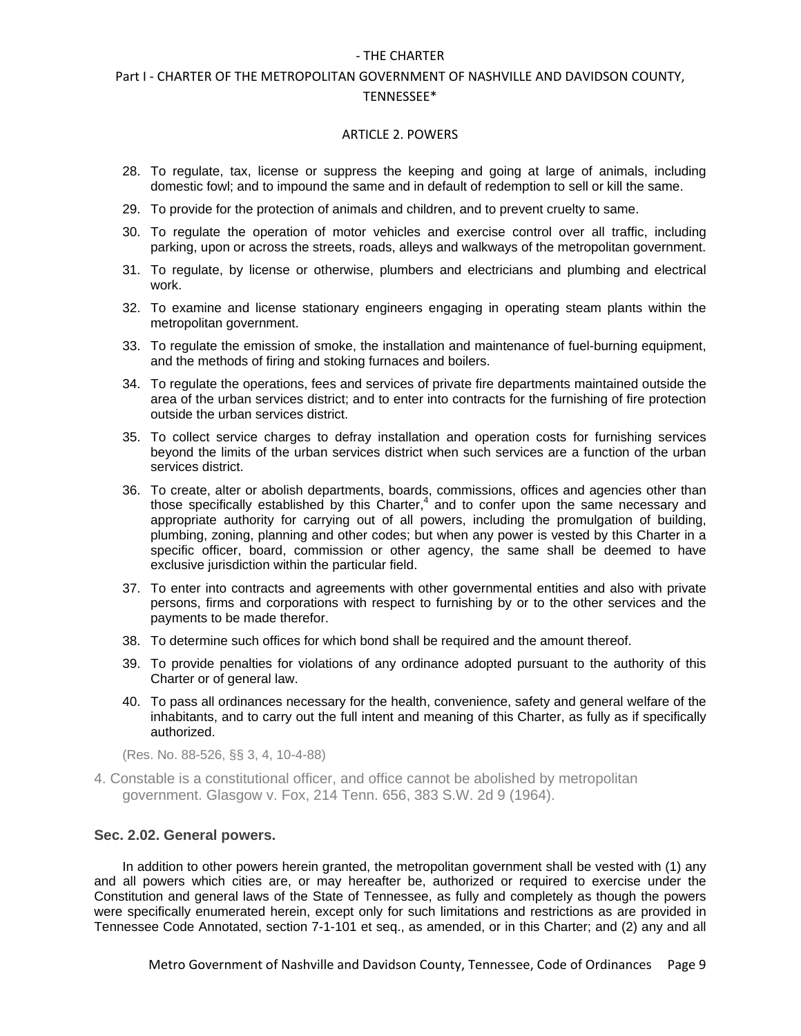28. To regulate, tax, license or suppress the keeping and going at large of animals, including domestic fowl; and to impound the same and in default of redemption to sell or kill the same.
29. To provide for the protection of animals and children, and to prevent cruelty to same.
30. To regulate the operation of motor vehicles and exercise control over all traffic, including parking, upon or across the streets, roads, alleys and walkways of the metropolitan government.
31. To regulate, by license or otherwise, plumbers and electricians and plumbing and electrical work.
32. To examine and license stationary engineers engaging in operating steam plants within the metropolitan government.
33. To regulate the emission of smoke, the installation and maintenance of fuel-burning equipment, and the methods of firing and stoking furnaces and boilers.
34. To regulate the operations, fees and services of private fire departments maintained outside the area of the urban services district; and to enter into contracts for the furnishing of fire protection outside the urban services district.
35. To collect service charges to defray installation and operation costs for furnishing services beyond the limits of the urban services district when such services are a function of the urban services district.
36. To create, alter or abolish departments, boards, commissions, offices and agencies other than those specifically established by this Charter,[4] and to confer upon the same necessary and appropriate authority for carrying out of all powers, including the promulgation of building, plumbing, zoning, planning and other codes; but when any power is vested by this Charter in a specific officer, board, commission or other agency, the same shall be deemed to have exclusive jurisdiction within the particular field.
37. To enter into contracts and agreements with other governmental entities and also with private persons, firms and corporations with respect to furnishing by or to the other services and the payments to be made therefor.
38. To determine such offices for which bond shall be required and the amount thereof.
39. To provide penalties for violations of any ordinance adopted pursuant to the authority of this Charter or of general law.
40. To pass all ordinances necessary for the health, convenience, safety and general welfare of the inhabitants, and to carry out the full intent and meaning of this Charter, as fully as if specifically authorized.

(Res. No. 88-526, §§ 3, 4, 10-4-88)

4. Constable is a constitutional officer, and office cannot be abolished by metropolitan government. Glasgow v. Fox, 214 Tenn. 656, 383 S.W. 2d 9 (1964).

### Sec. 2.02. General powers.

In addition to other powers herein granted, the metropolitan government shall be vested with (1) any and all powers which cities are, or may hereafter be, authorized or required to exercise under the Constitution and general laws of the State of Tennessee, as fully and completely as though the powers were specifically enumerated herein, except only for such limitations and restrictions as are provided in Tennessee Code Annotated, section 7-1-101 et seq., as amended, or in this Charter; and (2) any and all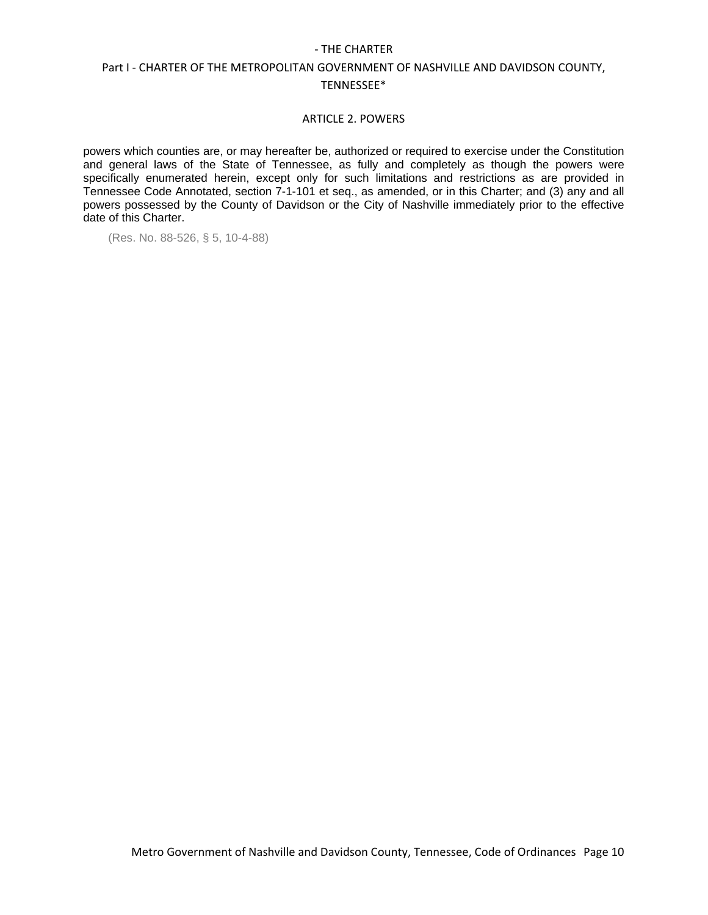powers which counties are, or may hereafter be, authorized or required to exercise under the Constitution and general laws of the State of Tennessee, as fully and completely as though the powers were specifically enumerated herein, except only for such limitations and restrictions as are provided in Tennessee Code Annotated, section 7-1-101 et seq., as amended, or in this Charter; and (3) any and all powers possessed by the County of Davidson or the City of Nashville immediately prior to the effective date of this Charter.

(Res. No. 88-526, § 5, 10-4-88)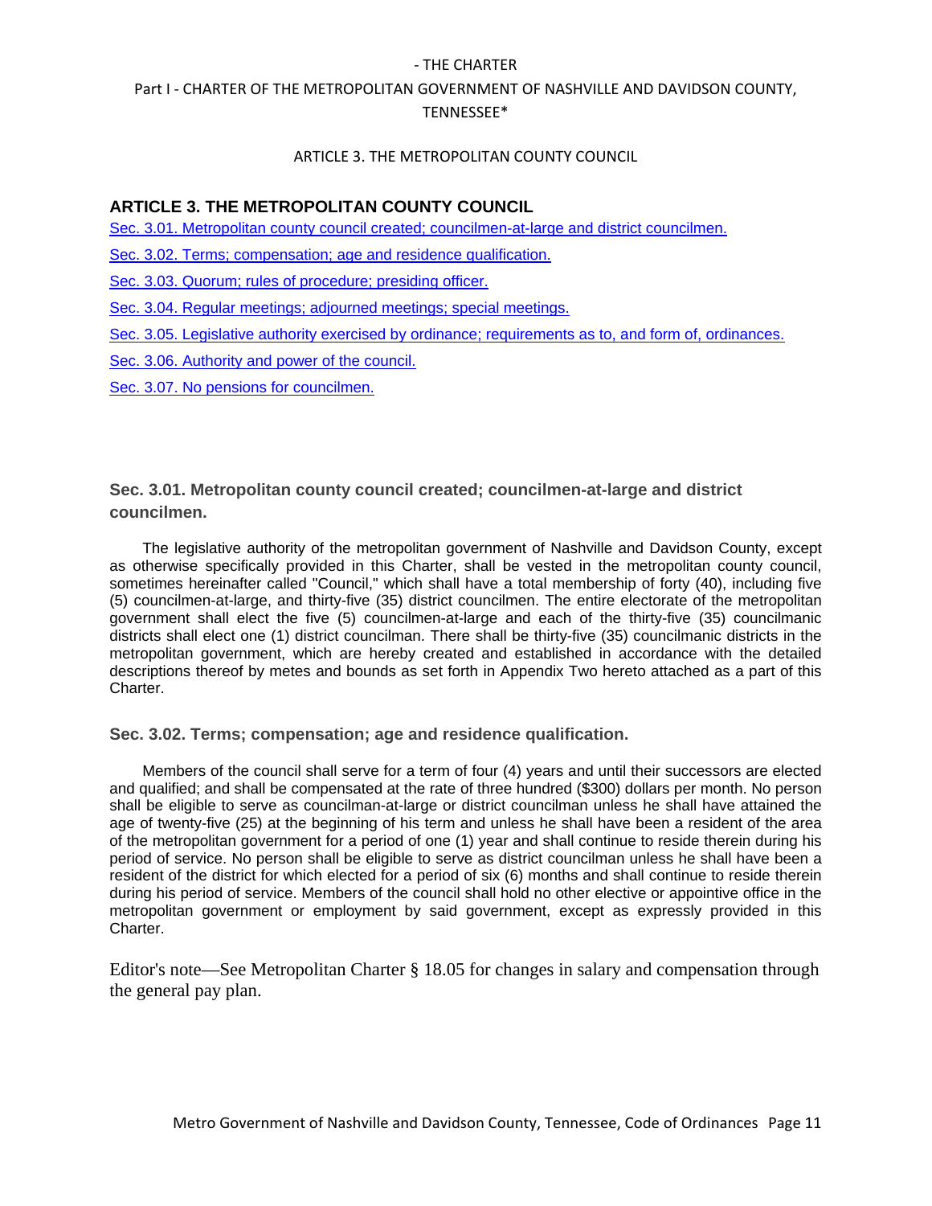## ARTICLE 3. THE METROPOLITAN COUNTY COUNCIL

Sec. 3.01. Metropolitan county council created; councilmen-at-large and district councilmen.

Sec. 3.02. Terms; compensation; age and residence qualification.

Sec. 3.03. Quorum; rules of procedure; presiding officer.

Sec. 3.04. Regular meetings; adjourned meetings; special meetings.

Sec. 3.05. Legislative authority exercised by ordinance; requirements as to, and form of, ordinances.

Sec. 3.06. Authority and power of the council.

Sec. 3.07. No pensions for councilmen.

### Sec. 3.01. Metropolitan county council created; councilmen-at-large and district councilmen.

The legislative authority of the metropolitan government of Nashville and Davidson County, except as otherwise specifically provided in this Charter, shall be vested in the metropolitan county council, sometimes hereinafter called "Council," which shall have a total membership of forty (40), including five (5) councilmen-at-large, and thirty-five (35) district councilmen. The entire electorate of the metropolitan government shall elect the five (5) councilmen-at-large and each of the thirty-five (35) councilmanic districts shall elect one (1) district councilman. There shall be thirty-five (35) councilmanic districts in the metropolitan government, which are hereby created and established in accordance with the detailed descriptions thereof by metes and bounds as set forth in Appendix Two hereto attached as a part of this Charter.

### Sec. 3.02. Terms; compensation; age and residence qualification.

Members of the council shall serve for a term of four (4) years and until their successors are elected and qualified; and shall be compensated at the rate of three hundred ($300) dollars per month. No person shall be eligible to serve as councilman-at-large or district councilman unless he shall have attained the age of twenty-five (25) at the beginning of his term and unless he shall have been a resident of the area of the metropolitan government for a period of one (1) year and shall continue to reside therein during his period of service. No person shall be eligible to serve as district councilman unless he shall have been a resident of the district for which elected for a period of six (6) months and shall continue to reside therein during his period of service. Members of the council shall hold no other elective or appointive office in the metropolitan government or employment by said government, except as expressly provided in this Charter.

Editor's note—See Metropolitan Charter § 18.05 for changes in salary and compensation through the general pay plan.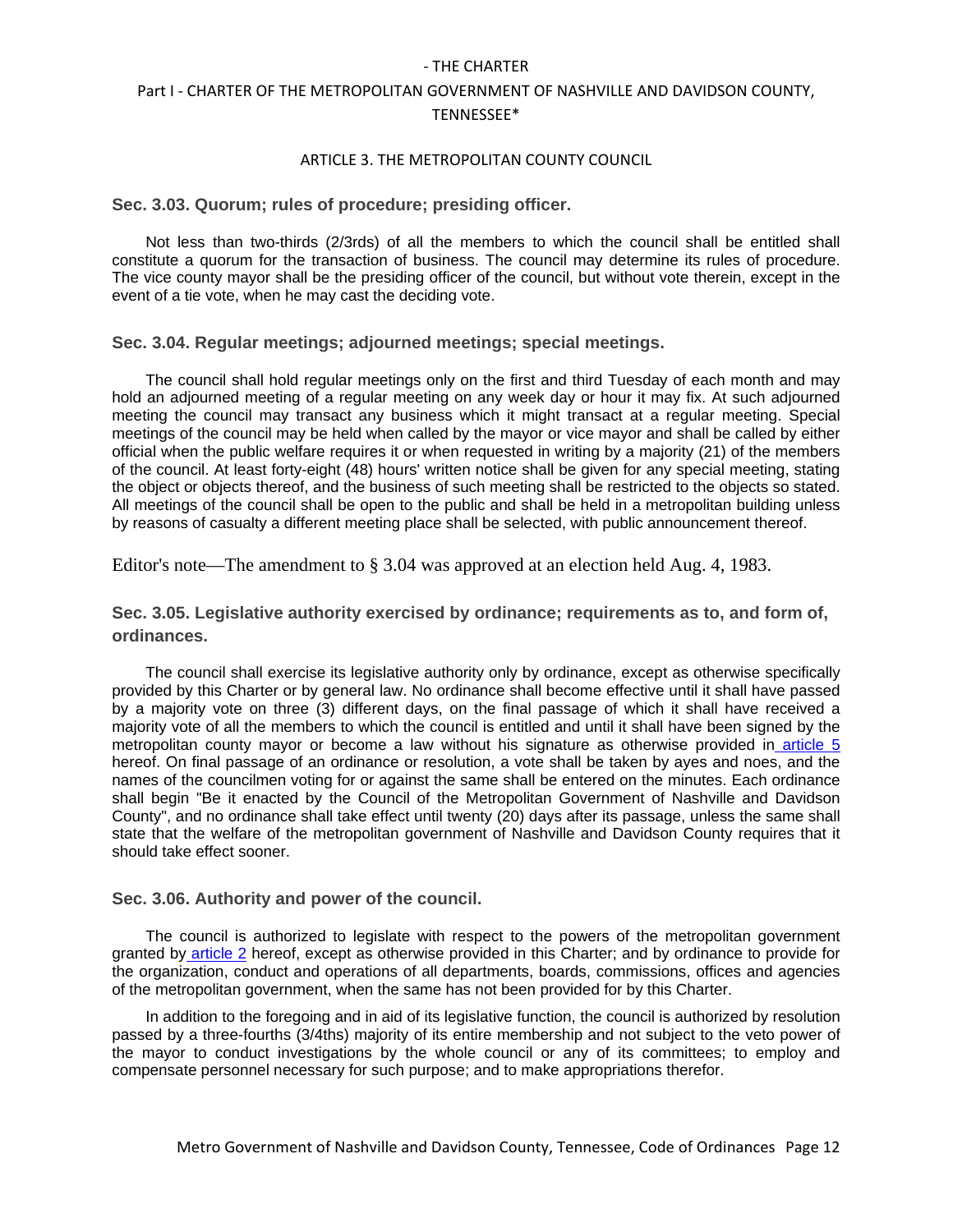## Sec. 3.03. Quorum; rules of procedure; presiding officer.

Not less than two-thirds (2/3rds) of all the members to which the council shall be entitled shall constitute a quorum for the transaction of business. The council may determine its rules of procedure. The vice county mayor shall be the presiding officer of the council, but without vote therein, except in the event of a tie vote, when he may cast the deciding vote.

## Sec. 3.04. Regular meetings; adjourned meetings; special meetings.

The council shall hold regular meetings only on the first and third Tuesday of each month and may hold an adjourned meeting of a regular meeting on any week day or hour it may fix. At such adjourned meeting the council may transact any business which it might transact at a regular meeting. Special meetings of the council may be held when called by the mayor or vice mayor and shall be called by either official when the public welfare requires it or when requested in writing by a majority (21) of the members of the council. At least forty-eight (48) hours' written notice shall be given for any special meeting, stating the object or objects thereof, and the business of such meeting shall be restricted to the objects so stated. All meetings of the council shall be open to the public and shall be held in a metropolitan building unless by reasons of casualty a different meeting place shall be selected, with public announcement thereof.

Editor's note—The amendment to § 3.04 was approved at an election held Aug. 4, 1983.

## Sec. 3.05. Legislative authority exercised by ordinance; requirements as to, and form of, ordinances.

The council shall exercise its legislative authority only by ordinance, except as otherwise specifically provided by this Charter or by general law. No ordinance shall become effective until it shall have passed by a majority vote on three (3) different days, on the final passage of which it shall have received a majority vote of all the members to which the council is entitled and until it shall have been signed by the metropolitan county mayor or become a law without his signature as otherwise provided in article 5 hereof. On final passage of an ordinance or resolution, a vote shall be taken by ayes and noes, and the names of the councilmen voting for or against the same shall be entered on the minutes. Each ordinance shall begin "Be it enacted by the Council of the Metropolitan Government of Nashville and Davidson County", and no ordinance shall take effect until twenty (20) days after its passage, unless the same shall state that the welfare of the metropolitan government of Nashville and Davidson County requires that it should take effect sooner.

## Sec. 3.06. Authority and power of the council.

The council is authorized to legislate with respect to the powers of the metropolitan government granted by article 2 hereof, except as otherwise provided in this Charter; and by ordinance to provide for the organization, conduct and operations of all departments, boards, commissions, offices and agencies of the metropolitan government, when the same has not been provided for by this Charter.

In addition to the foregoing and in aid of its legislative function, the council is authorized by resolution passed by a three-fourths (3/4ths) majority of its entire membership and not subject to the veto power of the mayor to conduct investigations by the whole council or any of its committees; to employ and compensate personnel necessary for such purpose; and to make appropriations therefor.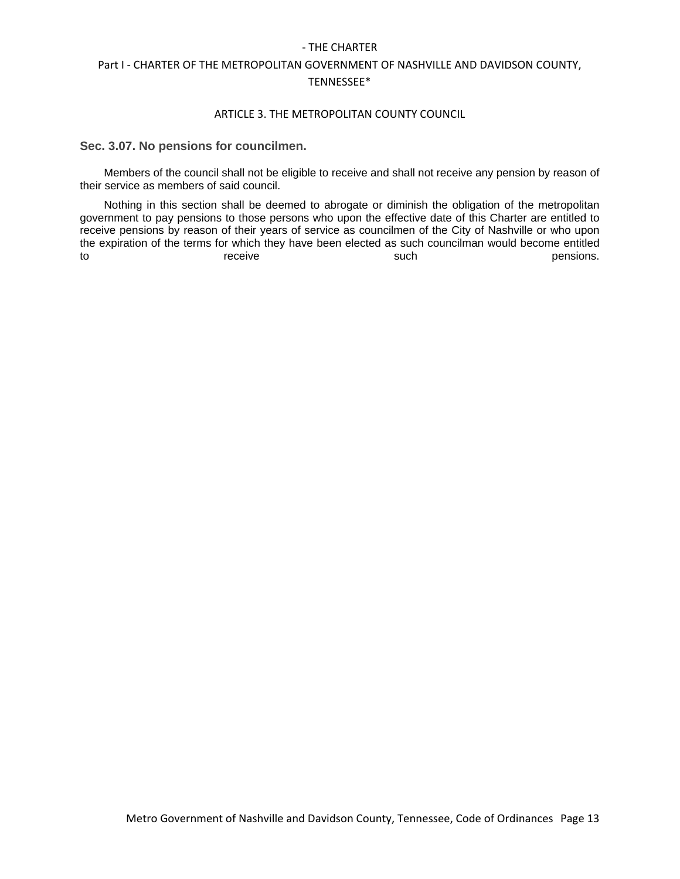## Sec. 3.07. No pensions for councilmen.

Members of the council shall not be eligible to receive and shall not receive any pension by reason of their service as members of said council.

Nothing in this section shall be deemed to abrogate or diminish the obligation of the metropolitan government to pay pensions to those persons who upon the effective date of this Charter are entitled to receive pensions by reason of their years of service as councilmen of the City of Nashville or who upon the expiration of the terms for which they have been elected as such councilman would become entitled to receive such pensions.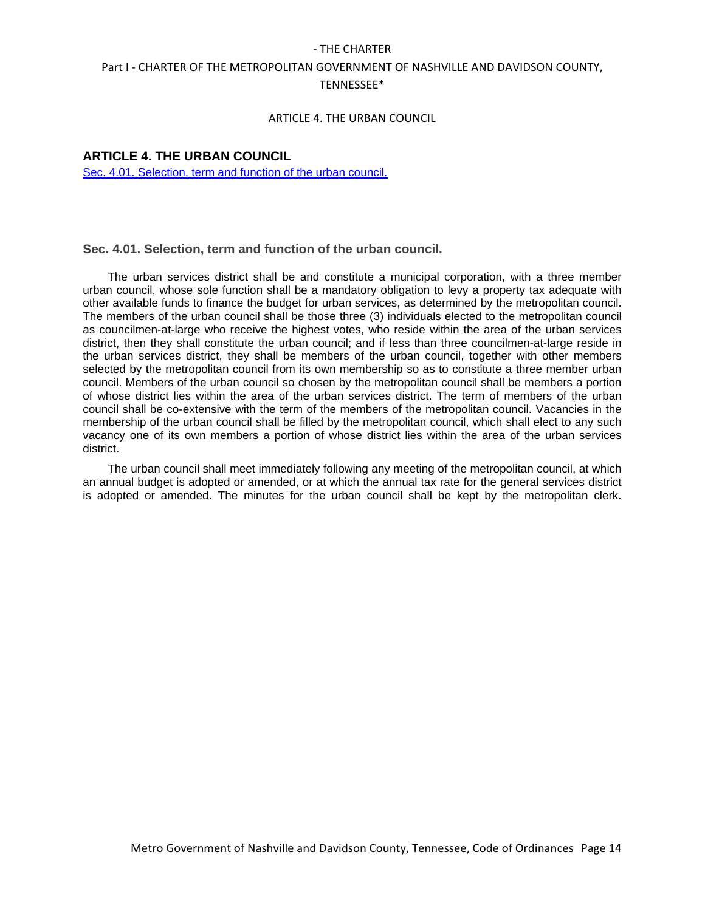## ARTICLE 4. THE URBAN COUNCIL

Sec. 4.01. Selection, term and function of the urban council.

### Sec. 4.01. Selection, term and function of the urban council.

The urban services district shall be and constitute a municipal corporation, with a three member urban council, whose sole function shall be a mandatory obligation to levy a property tax adequate with other available funds to finance the budget for urban services, as determined by the metropolitan council. The members of the urban council shall be those three (3) individuals elected to the metropolitan council as councilmen-at-large who receive the highest votes, who reside within the area of the urban services district, then they shall constitute the urban council; and if less than three councilmen-at-large reside in the urban services district, they shall be members of the urban council, together with other members selected by the metropolitan council from its own membership so as to constitute a three member urban council. Members of the urban council so chosen by the metropolitan council shall be members a portion of whose district lies within the area of the urban services district. The term of members of the urban council shall be co-extensive with the term of the members of the metropolitan council. Vacancies in the membership of the urban council shall be filled by the metropolitan council, which shall elect to any such vacancy one of its own members a portion of whose district lies within the area of the urban services district.

The urban council shall meet immediately following any meeting of the metropolitan council, at which an annual budget is adopted or amended, or at which the annual tax rate for the general services district is adopted or amended. The minutes for the urban council shall be kept by the metropolitan clerk.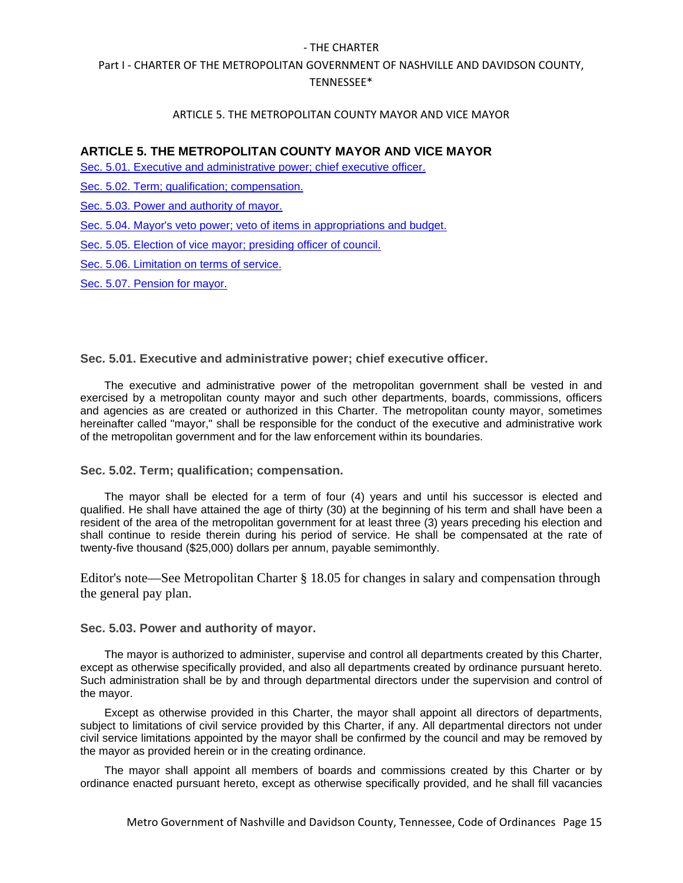## ARTICLE 5. THE METROPOLITAN COUNTY MAYOR AND VICE MAYOR

Sec. 5.01. Executive and administrative power; chief executive officer.

Sec. 5.02. Term; qualification; compensation.

Sec. 5.03. Power and authority of mayor.

Sec. 5.04. Mayor's veto power; veto of items in appropriations and budget.

Sec. 5.05. Election of vice mayor; presiding officer of council.

Sec. 5.06. Limitation on terms of service.

Sec. 5.07. Pension for mayor.

### Sec. 5.01. Executive and administrative power; chief executive officer.

The executive and administrative power of the metropolitan government shall be vested in and exercised by a metropolitan county mayor and such other departments, boards, commissions, officers and agencies as are created or authorized in this Charter. The metropolitan county mayor, sometimes hereinafter called "mayor," shall be responsible for the conduct of the executive and administrative work of the metropolitan government and for the law enforcement within its boundaries.

### Sec. 5.02. Term; qualification; compensation.

The mayor shall be elected for a term of four (4) years and until his successor is elected and qualified. He shall have attained the age of thirty (30) at the beginning of his term and shall have been a resident of the area of the metropolitan government for at least three (3) years preceding his election and shall continue to reside therein during his period of service. He shall be compensated at the rate of twenty-five thousand ($25,000) dollars per annum, payable semimonthly.

Editor's note—See Metropolitan Charter § 18.05 for changes in salary and compensation through the general pay plan.

### Sec. 5.03. Power and authority of mayor.

The mayor is authorized to administer, supervise and control all departments created by this Charter, except as otherwise specifically provided, and also all departments created by ordinance pursuant hereto. Such administration shall be by and through departmental directors under the supervision and control of the mayor.

Except as otherwise provided in this Charter, the mayor shall appoint all directors of departments, subject to limitations of civil service provided by this Charter, if any. All departmental directors not under civil service limitations appointed by the mayor shall be confirmed by the council and may be removed by the mayor as provided herein or in the creating ordinance.

The mayor shall appoint all members of boards and commissions created by this Charter or by ordinance enacted pursuant hereto, except as otherwise specifically provided, and he shall fill vacancies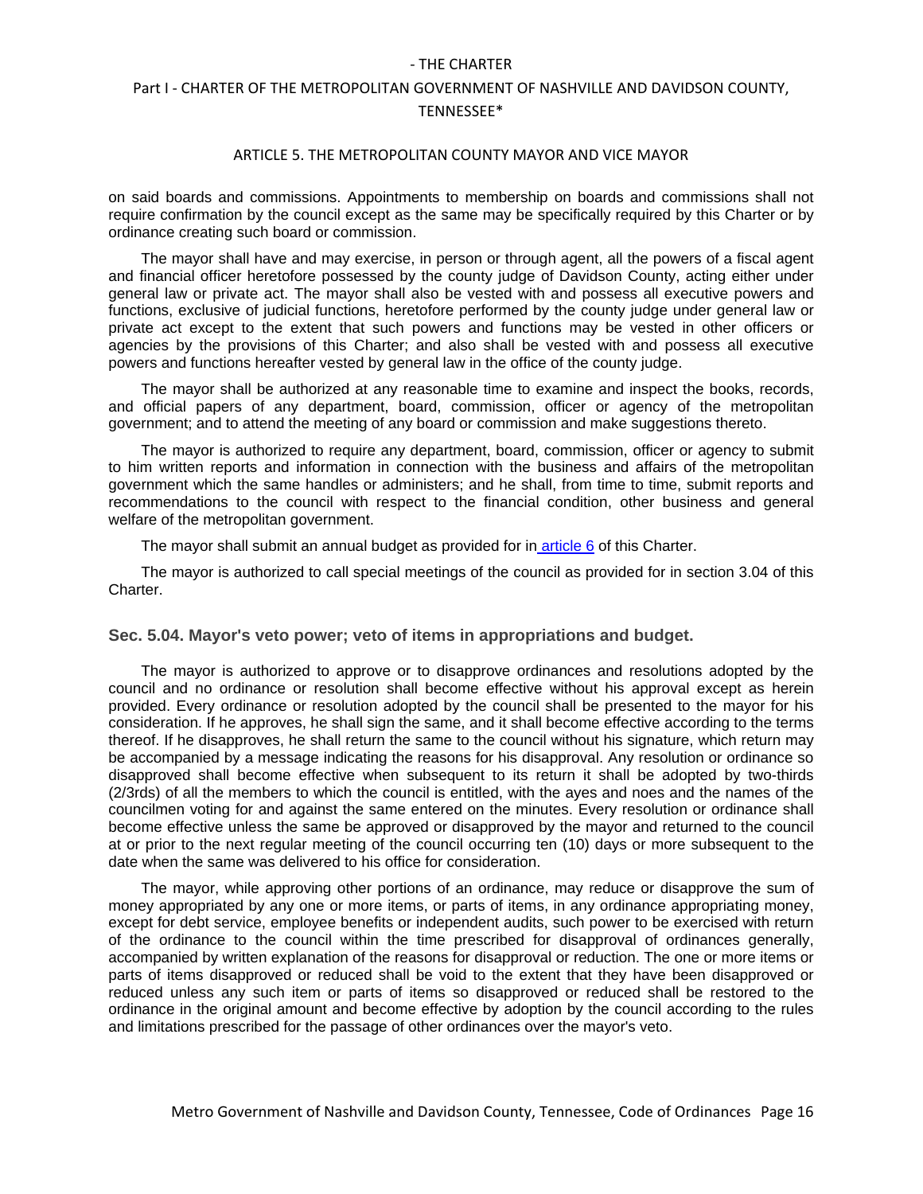on said boards and commissions. Appointments to membership on boards and commissions shall not require confirmation by the council except as the same may be specifically required by this Charter or by ordinance creating such board or commission.

The mayor shall have and may exercise, in person or through agent, all the powers of a fiscal agent and financial officer heretofore possessed by the county judge of Davidson County, acting either under general law or private act. The mayor shall also be vested with and possess all executive powers and functions, exclusive of judicial functions, heretofore performed by the county judge under general law or private act except to the extent that such powers and functions may be vested in other officers or agencies by the provisions of this Charter; and also shall be vested with and possess all executive powers and functions hereafter vested by general law in the office of the county judge.

The mayor shall be authorized at any reasonable time to examine and inspect the books, records, and official papers of any department, board, commission, officer or agency of the metropolitan government; and to attend the meeting of any board or commission and make suggestions thereto.

The mayor is authorized to require any department, board, commission, officer or agency to submit to him written reports and information in connection with the business and affairs of the metropolitan government which the same handles or administers; and he shall, from time to time, submit reports and recommendations to the council with respect to the financial condition, other business and general welfare of the metropolitan government.

The mayor shall submit an annual budget as provided for in article 6 of this Charter.

The mayor is authorized to call special meetings of the council as provided for in section 3.04 of this Charter.

### Sec. 5.04. Mayor's veto power; veto of items in appropriations and budget.

The mayor is authorized to approve or to disapprove ordinances and resolutions adopted by the council and no ordinance or resolution shall become effective without his approval except as herein provided. Every ordinance or resolution adopted by the council shall be presented to the mayor for his consideration. If he approves, he shall sign the same, and it shall become effective according to the terms thereof. If he disapproves, he shall return the same to the council without his signature, which return may be accompanied by a message indicating the reasons for his disapproval. Any resolution or ordinance so disapproved shall become effective when subsequent to its return it shall be adopted by two-thirds (2/3rds) of all the members to which the council is entitled, with the ayes and noes and the names of the councilmen voting for and against the same entered on the minutes. Every resolution or ordinance shall become effective unless the same be approved or disapproved by the mayor and returned to the council at or prior to the next regular meeting of the council occurring ten (10) days or more subsequent to the date when the same was delivered to his office for consideration.

The mayor, while approving other portions of an ordinance, may reduce or disapprove the sum of money appropriated by any one or more items, or parts of items, in any ordinance appropriating money, except for debt service, employee benefits or independent audits, such power to be exercised with return of the ordinance to the council within the time prescribed for disapproval of ordinances generally, accompanied by written explanation of the reasons for disapproval or reduction. The one or more items or parts of items disapproved or reduced shall be void to the extent that they have been disapproved or reduced unless any such item or parts of items so disapproved or reduced shall be restored to the ordinance in the original amount and become effective by adoption by the council according to the rules and limitations prescribed for the passage of other ordinances over the mayor's veto.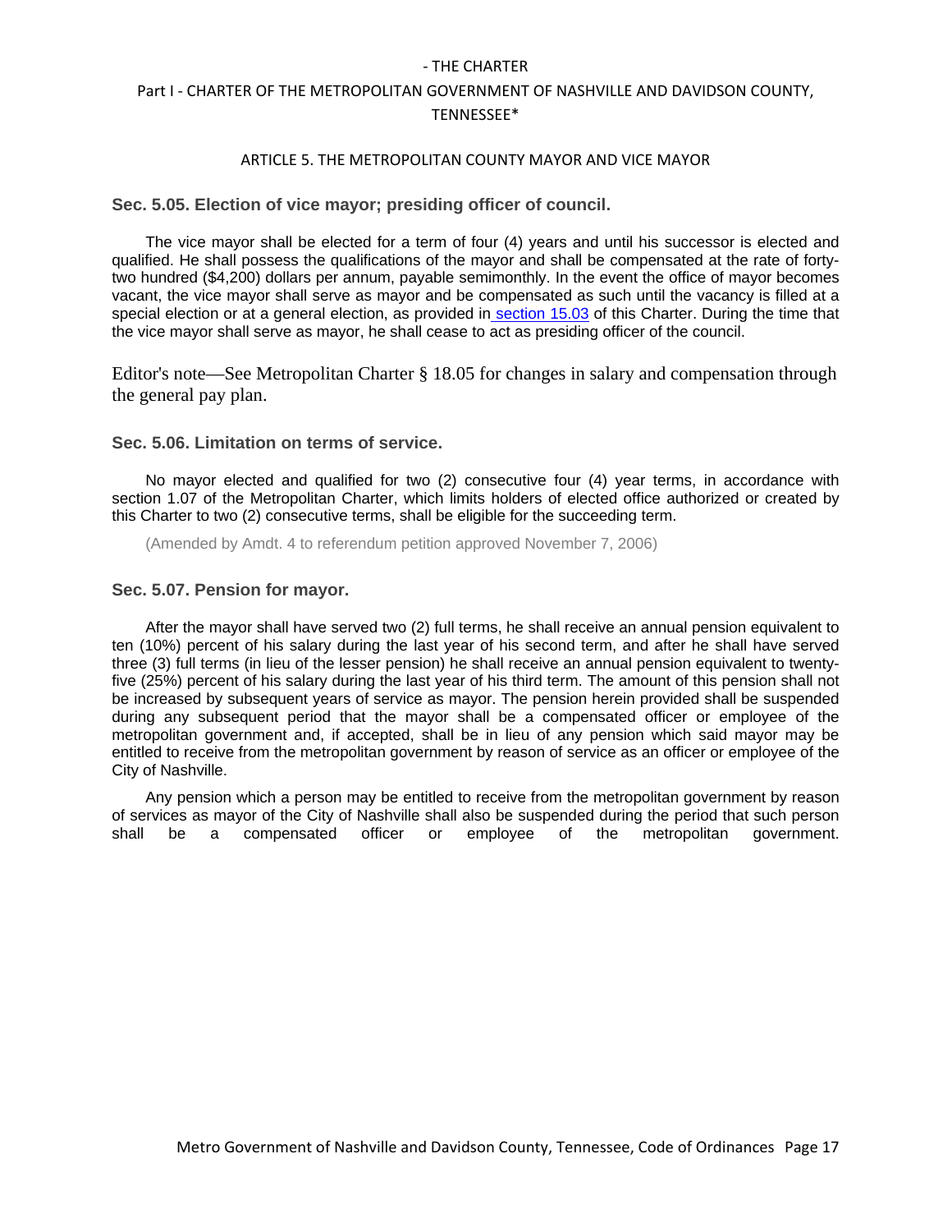#### Sec. 5.05. Election of vice mayor; presiding officer of council.

The vice mayor shall be elected for a term of four (4) years and until his successor is elected and qualified. He shall possess the qualifications of the mayor and shall be compensated at the rate of forty-two hundred ($4,200) dollars per annum, payable semimonthly. In the event the office of mayor becomes vacant, the vice mayor shall serve as mayor and be compensated as such until the vacancy is filled at a special election or at a general election, as provided in section 15.03 of this Charter. During the time that the vice mayor shall serve as mayor, he shall cease to act as presiding officer of the council.

Editor's note—See Metropolitan Charter § 18.05 for changes in salary and compensation through the general pay plan.

#### Sec. 5.06. Limitation on terms of service.

No mayor elected and qualified for two (2) consecutive four (4) year terms, in accordance with section 1.07 of the Metropolitan Charter, which limits holders of elected office authorized or created by this Charter to two (2) consecutive terms, shall be eligible for the succeeding term.

(Amended by Amdt. 4 to referendum petition approved November 7, 2006)

#### Sec. 5.07. Pension for mayor.

After the mayor shall have served two (2) full terms, he shall receive an annual pension equivalent to ten (10%) percent of his salary during the last year of his second term, and after he shall have served three (3) full terms (in lieu of the lesser pension) he shall receive an annual pension equivalent to twenty-five (25%) percent of his salary during the last year of his third term. The amount of this pension shall not be increased by subsequent years of service as mayor. The pension herein provided shall be suspended during any subsequent period that the mayor shall be a compensated officer or employee of the metropolitan government and, if accepted, shall be in lieu of any pension which said mayor may be entitled to receive from the metropolitan government by reason of service as an officer or employee of the City of Nashville.

Any pension which a person may be entitled to receive from the metropolitan government by reason of services as mayor of the City of Nashville shall also be suspended during the period that such person shall be a compensated officer or employee of the metropolitan government.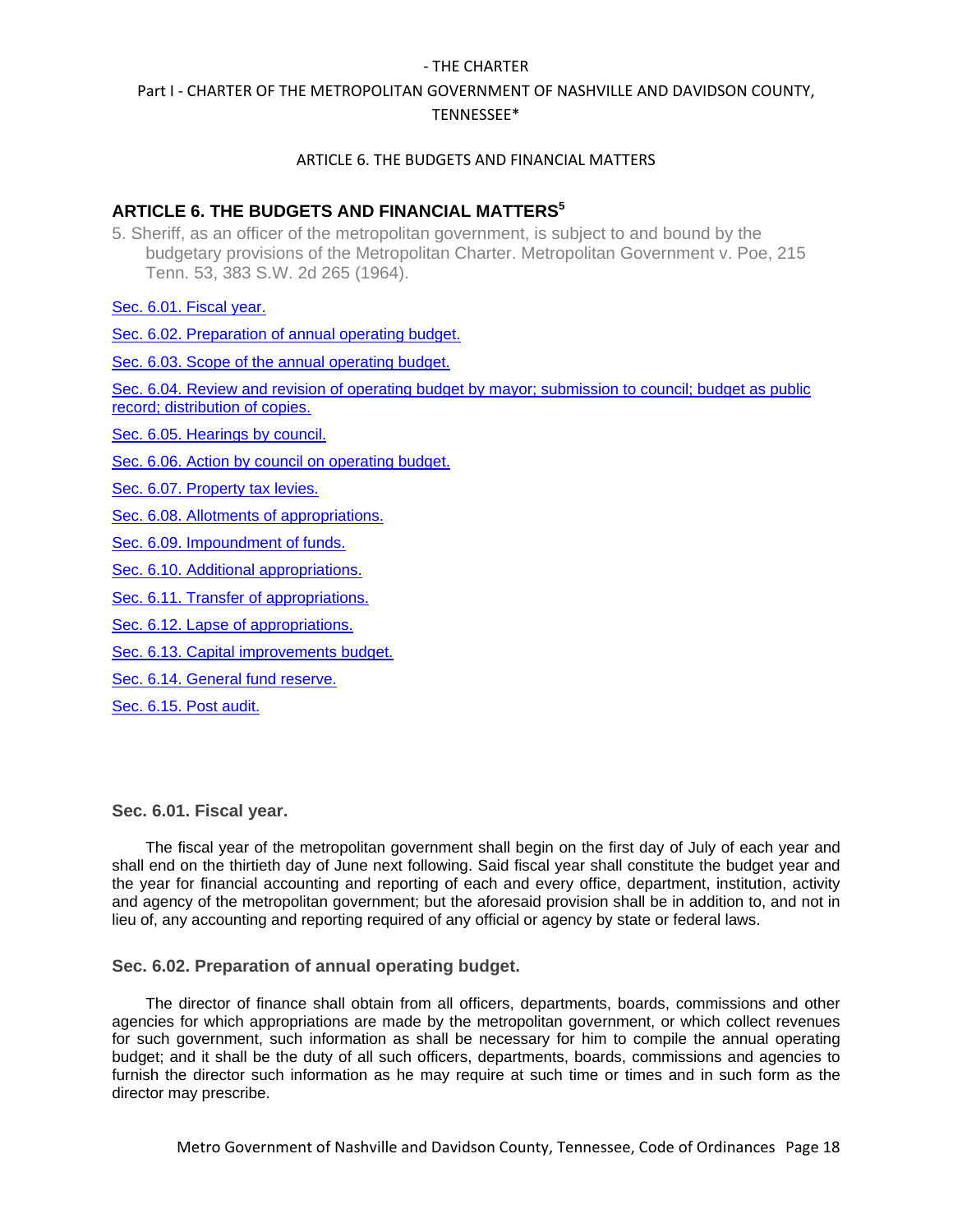## ARTICLE 6. THE BUDGETS AND FINANCIAL MATTERS[5]

5. Sheriff, as an officer of the metropolitan government, is subject to and bound by the budgetary provisions of the Metropolitan Charter. Metropolitan Government v. Poe, 215 Tenn. 53, 383 S.W. 2d 265 (1964).

Sec. 6.01. Fiscal year.

Sec. 6.02. Preparation of annual operating budget.

Sec. 6.03. Scope of the annual operating budget.

Sec. 6.04. Review and revision of operating budget by mayor; submission to council; budget as public record; distribution of copies.

Sec. 6.05. Hearings by council.

Sec. 6.06. Action by council on operating budget.

Sec. 6.07. Property tax levies.

Sec. 6.08. Allotments of appropriations.

Sec. 6.09. Impoundment of funds.

Sec. 6.10. Additional appropriations.

Sec. 6.11. Transfer of appropriations.

Sec. 6.12. Lapse of appropriations.

Sec. 6.13. Capital improvements budget.

Sec. 6.14. General fund reserve.

Sec. 6.15. Post audit.

### Sec. 6.01. Fiscal year.

The fiscal year of the metropolitan government shall begin on the first day of July of each year and shall end on the thirtieth day of June next following. Said fiscal year shall constitute the budget year and the year for financial accounting and reporting of each and every office, department, institution, activity and agency of the metropolitan government; but the aforesaid provision shall be in addition to, and not in lieu of, any accounting and reporting required of any official or agency by state or federal laws.

### Sec. 6.02. Preparation of annual operating budget.

The director of finance shall obtain from all officers, departments, boards, commissions and other agencies for which appropriations are made by the metropolitan government, or which collect revenues for such government, such information as shall be necessary for him to compile the annual operating budget; and it shall be the duty of all such officers, departments, boards, commissions and agencies to furnish the director such information as he may require at such time or times and in such form as the director may prescribe.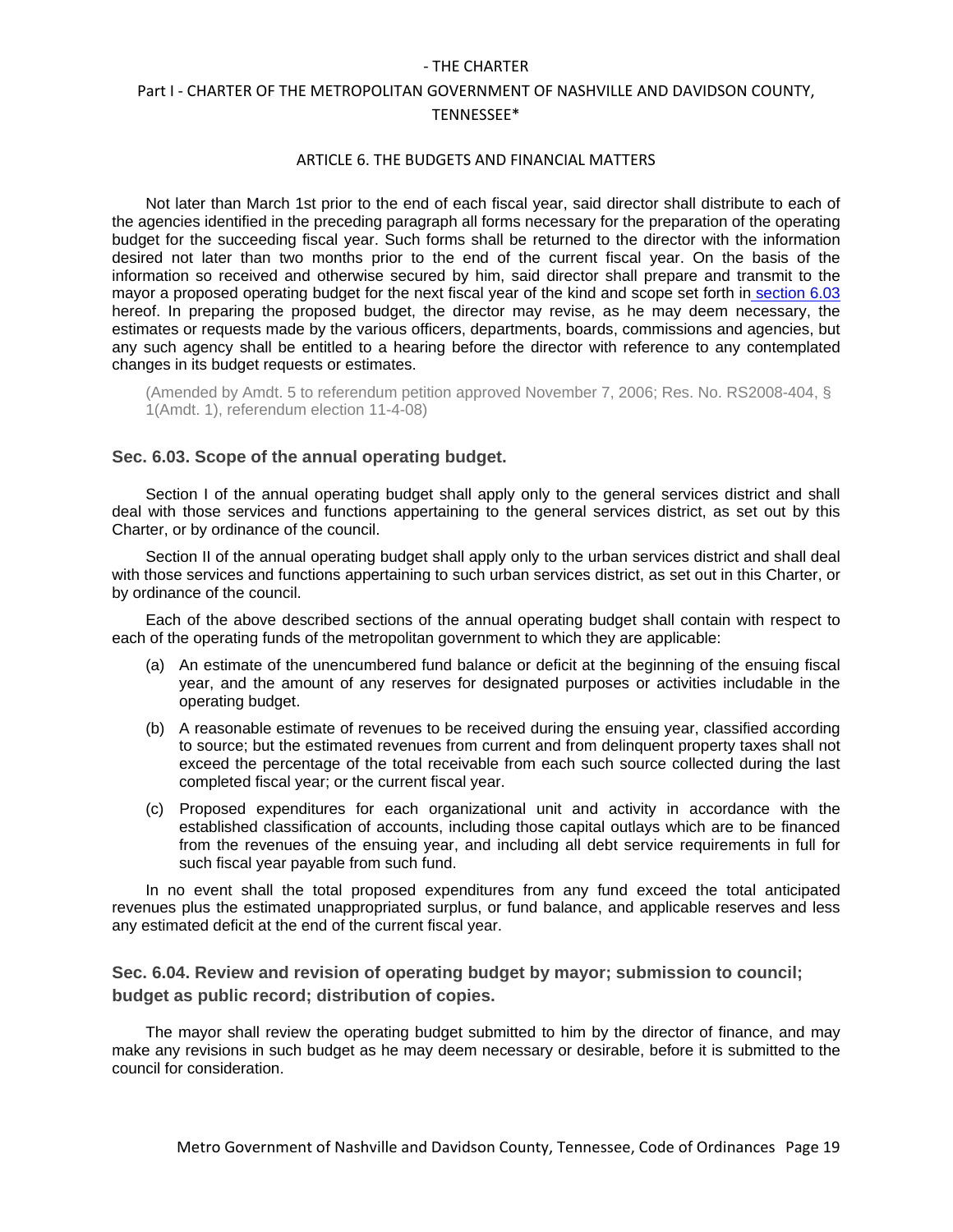Not later than March 1st prior to the end of each fiscal year, said director shall distribute to each of the agencies identified in the preceding paragraph all forms necessary for the preparation of the operating budget for the succeeding fiscal year. Such forms shall be returned to the director with the information desired not later than two months prior to the end of the current fiscal year. On the basis of the information so received and otherwise secured by him, said director shall prepare and transmit to the mayor a proposed operating budget for the next fiscal year of the kind and scope set forth in section 6.03 hereof. In preparing the proposed budget, the director may revise, as he may deem necessary, the estimates or requests made by the various officers, departments, boards, commissions and agencies, but any such agency shall be entitled to a hearing before the director with reference to any contemplated changes in its budget requests or estimates.

(Amended by Amdt. 5 to referendum petition approved November 7, 2006; Res. No. RS2008-404, § 1(Amdt. 1), referendum election 11-4-08)

### Sec. 6.03. Scope of the annual operating budget.

Section I of the annual operating budget shall apply only to the general services district and shall deal with those services and functions appertaining to the general services district, as set out by this Charter, or by ordinance of the council.

Section II of the annual operating budget shall apply only to the urban services district and shall deal with those services and functions appertaining to such urban services district, as set out in this Charter, or by ordinance of the council.

Each of the above described sections of the annual operating budget shall contain with respect to each of the operating funds of the metropolitan government to which they are applicable:

(a) An estimate of the unencumbered fund balance or deficit at the beginning of the ensuing fiscal year, and the amount of any reserves for designated purposes or activities includable in the operating budget.

(b) A reasonable estimate of revenues to be received during the ensuing year, classified according to source; but the estimated revenues from current and from delinquent property taxes shall not exceed the percentage of the total receivable from each such source collected during the last completed fiscal year; or the current fiscal year.

(c) Proposed expenditures for each organizational unit and activity in accordance with the established classification of accounts, including those capital outlays which are to be financed from the revenues of the ensuing year, and including all debt service requirements in full for such fiscal year payable from such fund.

In no event shall the total proposed expenditures from any fund exceed the total anticipated revenues plus the estimated unappropriated surplus, or fund balance, and applicable reserves and less any estimated deficit at the end of the current fiscal year.

### Sec. 6.04. Review and revision of operating budget by mayor; submission to council; budget as public record; distribution of copies.

The mayor shall review the operating budget submitted to him by the director of finance, and may make any revisions in such budget as he may deem necessary or desirable, before it is submitted to the council for consideration.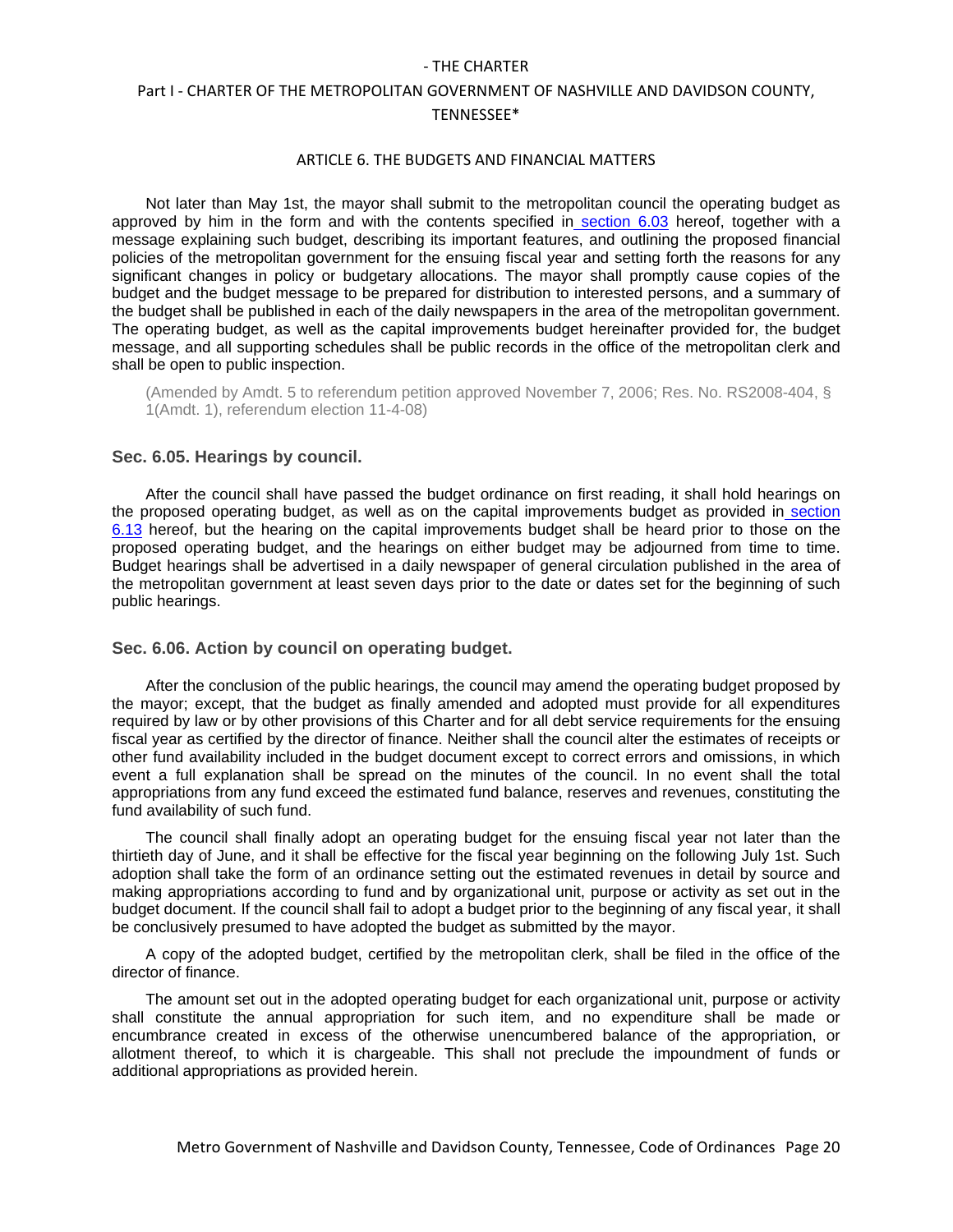Not later than May 1st, the mayor shall submit to the metropolitan council the operating budget as approved by him in the form and with the contents specified in section 6.03 hereof, together with a message explaining such budget, describing its important features, and outlining the proposed financial policies of the metropolitan government for the ensuing fiscal year and setting forth the reasons for any significant changes in policy or budgetary allocations. The mayor shall promptly cause copies of the budget and the budget message to be prepared for distribution to interested persons, and a summary of the budget shall be published in each of the daily newspapers in the area of the metropolitan government. The operating budget, as well as the capital improvements budget hereinafter provided for, the budget message, and all supporting schedules shall be public records in the office of the metropolitan clerk and shall be open to public inspection.

(Amended by Amdt. 5 to referendum petition approved November 7, 2006; Res. No. RS2008-404, § 1(Amdt. 1), referendum election 11-4-08)

### Sec. 6.05. Hearings by council.

After the council shall have passed the budget ordinance on first reading, it shall hold hearings on the proposed operating budget, as well as on the capital improvements budget as provided in section 6.13 hereof, but the hearing on the capital improvements budget shall be heard prior to those on the proposed operating budget, and the hearings on either budget may be adjourned from time to time. Budget hearings shall be advertised in a daily newspaper of general circulation published in the area of the metropolitan government at least seven days prior to the date or dates set for the beginning of such public hearings.

### Sec. 6.06. Action by council on operating budget.

After the conclusion of the public hearings, the council may amend the operating budget proposed by the mayor; except, that the budget as finally amended and adopted must provide for all expenditures required by law or by other provisions of this Charter and for all debt service requirements for the ensuing fiscal year as certified by the director of finance. Neither shall the council alter the estimates of receipts or other fund availability included in the budget document except to correct errors and omissions, in which event a full explanation shall be spread on the minutes of the council. In no event shall the total appropriations from any fund exceed the estimated fund balance, reserves and revenues, constituting the fund availability of such fund.

The council shall finally adopt an operating budget for the ensuing fiscal year not later than the thirtieth day of June, and it shall be effective for the fiscal year beginning on the following July 1st. Such adoption shall take the form of an ordinance setting out the estimated revenues in detail by source and making appropriations according to fund and by organizational unit, purpose or activity as set out in the budget document. If the council shall fail to adopt a budget prior to the beginning of any fiscal year, it shall be conclusively presumed to have adopted the budget as submitted by the mayor.

A copy of the adopted budget, certified by the metropolitan clerk, shall be filed in the office of the director of finance.

The amount set out in the adopted operating budget for each organizational unit, purpose or activity shall constitute the annual appropriation for such item, and no expenditure shall be made or encumbrance created in excess of the otherwise unencumbered balance of the appropriation, or allotment thereof, to which it is chargeable. This shall not preclude the impoundment of funds or additional appropriations as provided herein.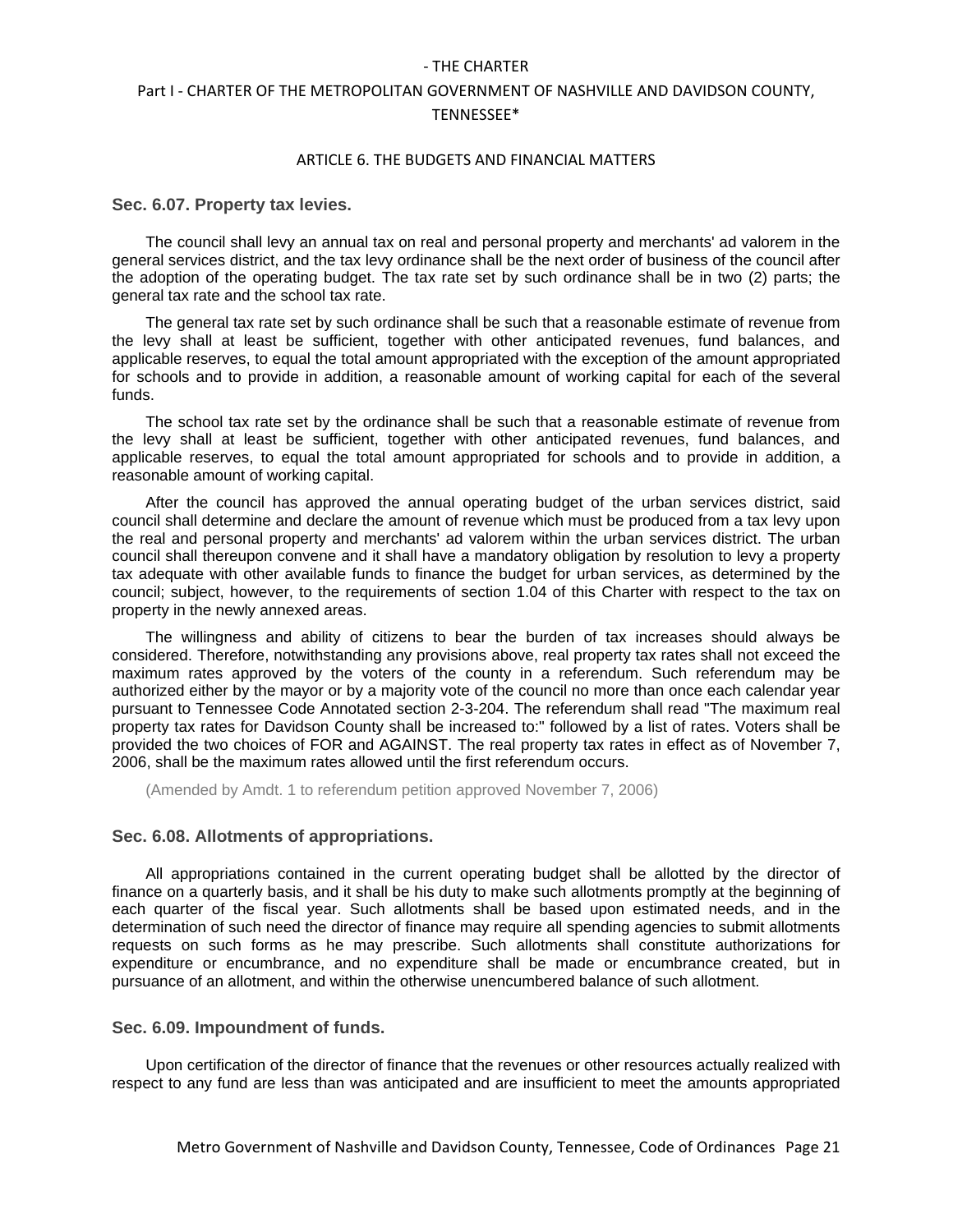### Sec. 6.07. Property tax levies.

The council shall levy an annual tax on real and personal property and merchants' ad valorem in the general services district, and the tax levy ordinance shall be the next order of business of the council after the adoption of the operating budget. The tax rate set by such ordinance shall be in two (2) parts; the general tax rate and the school tax rate.

The general tax rate set by such ordinance shall be such that a reasonable estimate of revenue from the levy shall at least be sufficient, together with other anticipated revenues, fund balances, and applicable reserves, to equal the total amount appropriated with the exception of the amount appropriated for schools and to provide in addition, a reasonable amount of working capital for each of the several funds.

The school tax rate set by the ordinance shall be such that a reasonable estimate of revenue from the levy shall at least be sufficient, together with other anticipated revenues, fund balances, and applicable reserves, to equal the total amount appropriated for schools and to provide in addition, a reasonable amount of working capital.

After the council has approved the annual operating budget of the urban services district, said council shall determine and declare the amount of revenue which must be produced from a tax levy upon the real and personal property and merchants' ad valorem within the urban services district. The urban council shall thereupon convene and it shall have a mandatory obligation by resolution to levy a property tax adequate with other available funds to finance the budget for urban services, as determined by the council; subject, however, to the requirements of section 1.04 of this Charter with respect to the tax on property in the newly annexed areas.

The willingness and ability of citizens to bear the burden of tax increases should always be considered. Therefore, notwithstanding any provisions above, real property tax rates shall not exceed the maximum rates approved by the voters of the county in a referendum. Such referendum may be authorized either by the mayor or by a majority vote of the council no more than once each calendar year pursuant to Tennessee Code Annotated section 2-3-204. The referendum shall read "The maximum real property tax rates for Davidson County shall be increased to:" followed by a list of rates. Voters shall be provided the two choices of FOR and AGAINST. The real property tax rates in effect as of November 7, 2006, shall be the maximum rates allowed until the first referendum occurs.

(Amended by Amdt. 1 to referendum petition approved November 7, 2006)

### Sec. 6.08. Allotments of appropriations.

All appropriations contained in the current operating budget shall be allotted by the director of finance on a quarterly basis, and it shall be his duty to make such allotments promptly at the beginning of each quarter of the fiscal year. Such allotments shall be based upon estimated needs, and in the determination of such need the director of finance may require all spending agencies to submit allotments requests on such forms as he may prescribe. Such allotments shall constitute authorizations for expenditure or encumbrance, and no expenditure shall be made or encumbrance created, but in pursuance of an allotment, and within the otherwise unencumbered balance of such allotment.

### Sec. 6.09. Impoundment of funds.

Upon certification of the director of finance that the revenues or other resources actually realized with respect to any fund are less than was anticipated and are insufficient to meet the amounts appropriated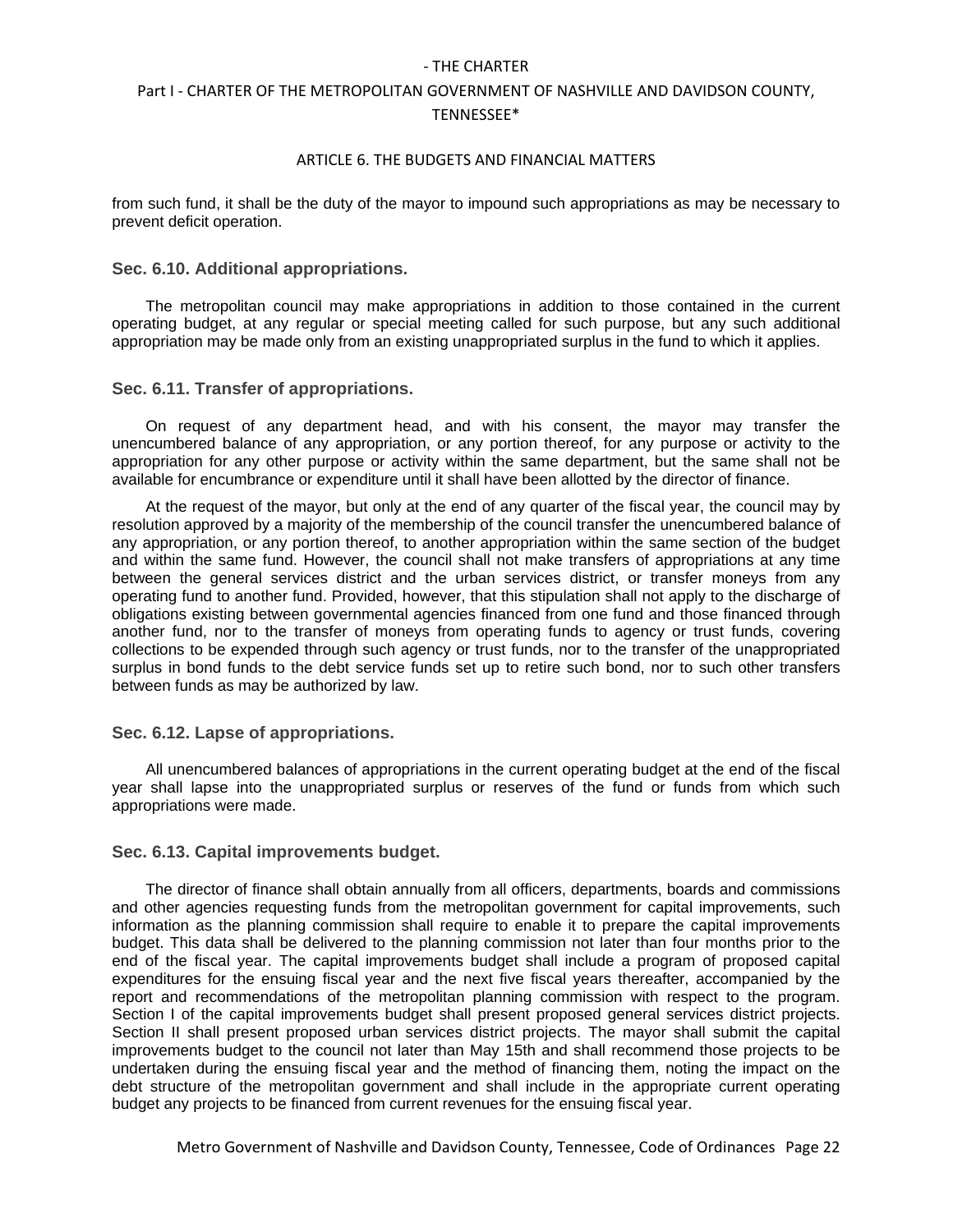from such fund, it shall be the duty of the mayor to impound such appropriations as may be necessary to prevent deficit operation.

### Sec. 6.10. Additional appropriations.

The metropolitan council may make appropriations in addition to those contained in the current operating budget, at any regular or special meeting called for such purpose, but any such additional appropriation may be made only from an existing unappropriated surplus in the fund to which it applies.

### Sec. 6.11. Transfer of appropriations.

On request of any department head, and with his consent, the mayor may transfer the unencumbered balance of any appropriation, or any portion thereof, for any purpose or activity to the appropriation for any other purpose or activity within the same department, but the same shall not be available for encumbrance or expenditure until it shall have been allotted by the director of finance.

At the request of the mayor, but only at the end of any quarter of the fiscal year, the council may by resolution approved by a majority of the membership of the council transfer the unencumbered balance of any appropriation, or any portion thereof, to another appropriation within the same section of the budget and within the same fund. However, the council shall not make transfers of appropriations at any time between the general services district and the urban services district, or transfer moneys from any operating fund to another fund. Provided, however, that this stipulation shall not apply to the discharge of obligations existing between governmental agencies financed from one fund and those financed through another fund, nor to the transfer of moneys from operating funds to agency or trust funds, covering collections to be expended through such agency or trust funds, nor to the transfer of the unappropriated surplus in bond funds to the debt service funds set up to retire such bond, nor to such other transfers between funds as may be authorized by law.

### Sec. 6.12. Lapse of appropriations.

All unencumbered balances of appropriations in the current operating budget at the end of the fiscal year shall lapse into the unappropriated surplus or reserves of the fund or funds from which such appropriations were made.

### Sec. 6.13. Capital improvements budget.

The director of finance shall obtain annually from all officers, departments, boards and commissions and other agencies requesting funds from the metropolitan government for capital improvements, such information as the planning commission shall require to enable it to prepare the capital improvements budget. This data shall be delivered to the planning commission not later than four months prior to the end of the fiscal year. The capital improvements budget shall include a program of proposed capital expenditures for the ensuing fiscal year and the next five fiscal years thereafter, accompanied by the report and recommendations of the metropolitan planning commission with respect to the program. Section I of the capital improvements budget shall present proposed general services district projects. Section II shall present proposed urban services district projects. The mayor shall submit the capital improvements budget to the council not later than May 15th and shall recommend those projects to be undertaken during the ensuing fiscal year and the method of financing them, noting the impact on the debt structure of the metropolitan government and shall include in the appropriate current operating budget any projects to be financed from current revenues for the ensuing fiscal year.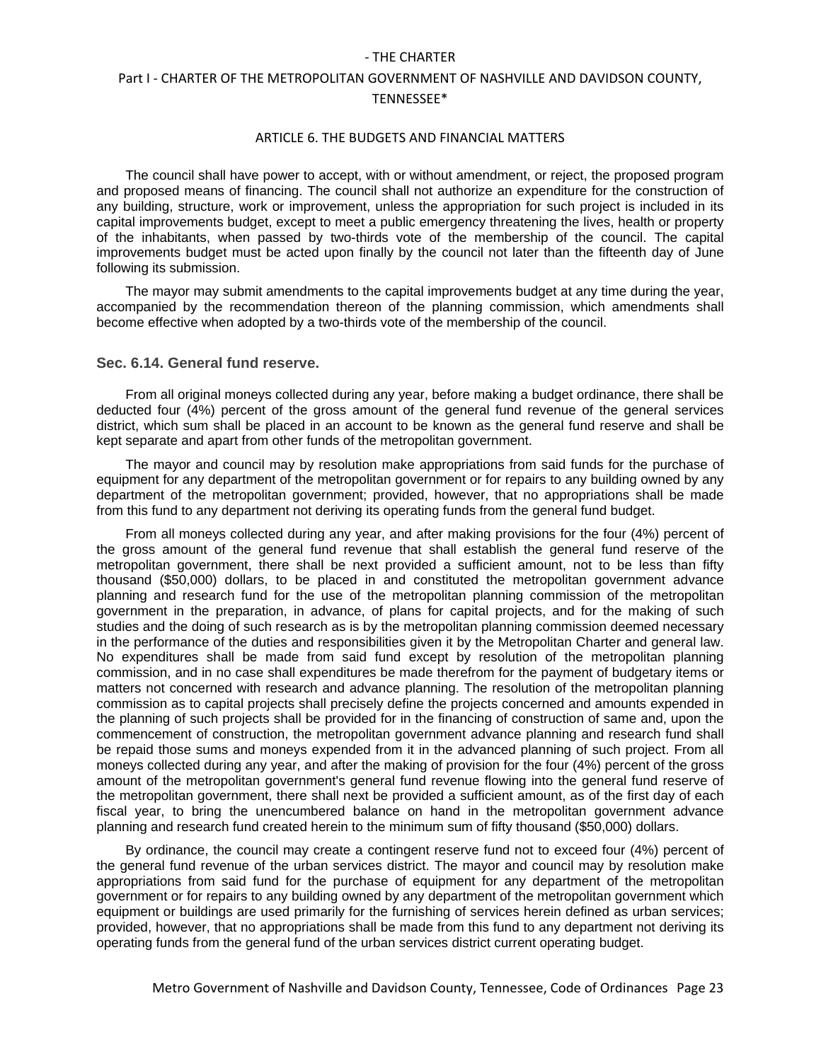The council shall have power to accept, with or without amendment, or reject, the proposed program and proposed means of financing. The council shall not authorize an expenditure for the construction of any building, structure, work or improvement, unless the appropriation for such project is included in its capital improvements budget, except to meet a public emergency threatening the lives, health or property of the inhabitants, when passed by two-thirds vote of the membership of the council. The capital improvements budget must be acted upon finally by the council not later than the fifteenth day of June following its submission.

The mayor may submit amendments to the capital improvements budget at any time during the year, accompanied by the recommendation thereon of the planning commission, which amendments shall become effective when adopted by a two-thirds vote of the membership of the council.

### Sec. 6.14. General fund reserve.

From all original moneys collected during any year, before making a budget ordinance, there shall be deducted four (4%) percent of the gross amount of the general fund revenue of the general services district, which sum shall be placed in an account to be known as the general fund reserve and shall be kept separate and apart from other funds of the metropolitan government.

The mayor and council may by resolution make appropriations from said funds for the purchase of equipment for any department of the metropolitan government or for repairs to any building owned by any department of the metropolitan government; provided, however, that no appropriations shall be made from this fund to any department not deriving its operating funds from the general fund budget.

From all moneys collected during any year, and after making provisions for the four (4%) percent of the gross amount of the general fund revenue that shall establish the general fund reserve of the metropolitan government, there shall be next provided a sufficient amount, not to be less than fifty thousand ($50,000) dollars, to be placed in and constituted the metropolitan government advance planning and research fund for the use of the metropolitan planning commission of the metropolitan government in the preparation, in advance, of plans for capital projects, and for the making of such studies and the doing of such research as is by the metropolitan planning commission deemed necessary in the performance of the duties and responsibilities given it by the Metropolitan Charter and general law. No expenditures shall be made from said fund except by resolution of the metropolitan planning commission, and in no case shall expenditures be made therefrom for the payment of budgetary items or matters not concerned with research and advance planning. The resolution of the metropolitan planning commission as to capital projects shall precisely define the projects concerned and amounts expended in the planning of such projects shall be provided for in the financing of construction of same and, upon the commencement of construction, the metropolitan government advance planning and research fund shall be repaid those sums and moneys expended from it in the advanced planning of such project. From all moneys collected during any year, and after the making of provision for the four (4%) percent of the gross amount of the metropolitan government's general fund revenue flowing into the general fund reserve of the metropolitan government, there shall next be provided a sufficient amount, as of the first day of each fiscal year, to bring the unencumbered balance on hand in the metropolitan government advance planning and research fund created herein to the minimum sum of fifty thousand ($50,000) dollars.

By ordinance, the council may create a contingent reserve fund not to exceed four (4%) percent of the general fund revenue of the urban services district. The mayor and council may by resolution make appropriations from said fund for the purchase of equipment for any department of the metropolitan government or for repairs to any building owned by any department of the metropolitan government which equipment or buildings are used primarily for the furnishing of services herein defined as urban services; provided, however, that no appropriations shall be made from this fund to any department not deriving its operating funds from the general fund of the urban services district current operating budget.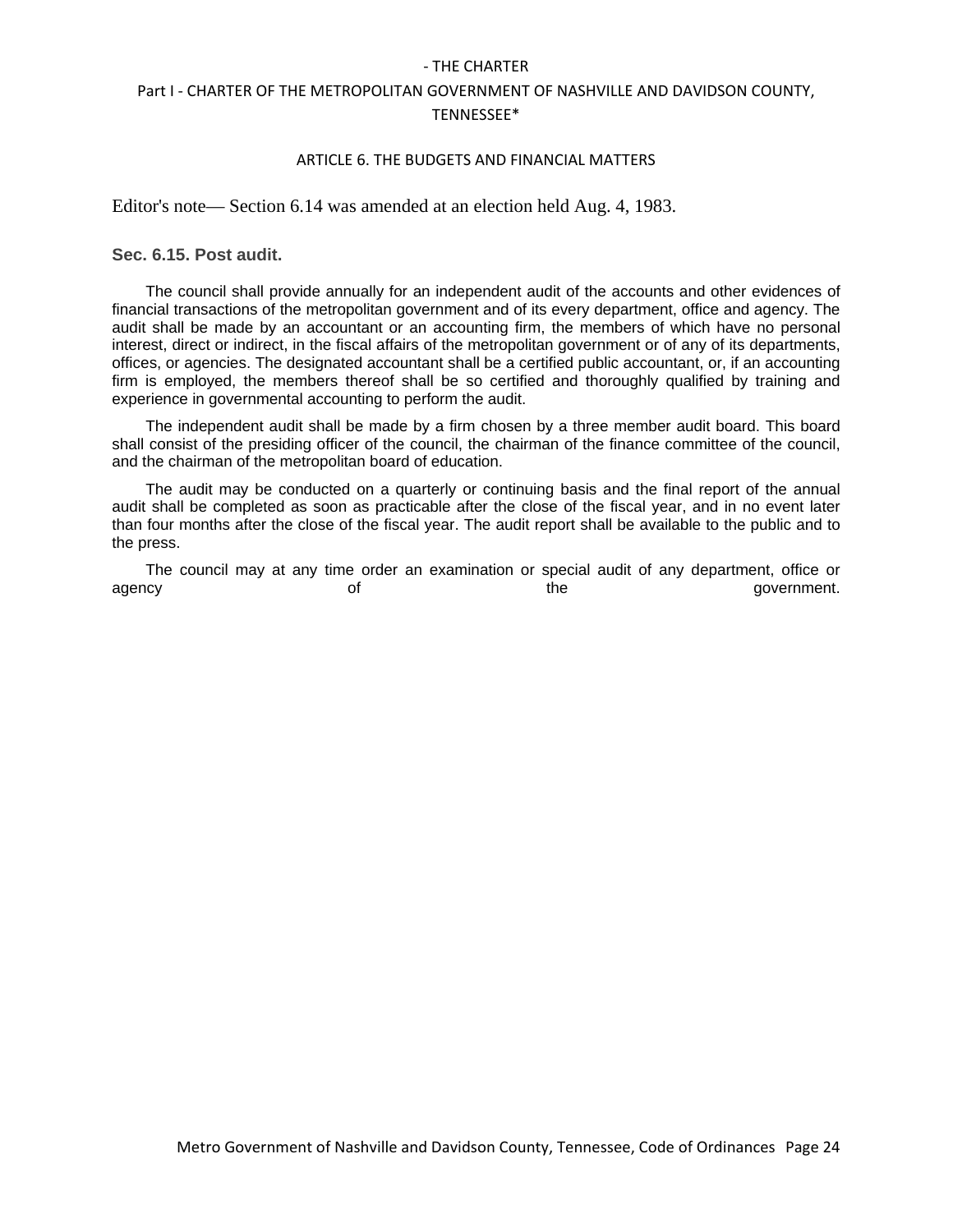Editor's note— Section 6.14 was amended at an election held Aug. 4, 1983.

### Sec. 6.15. Post audit.

The council shall provide annually for an independent audit of the accounts and other evidences of financial transactions of the metropolitan government and of its every department, office and agency. The audit shall be made by an accountant or an accounting firm, the members of which have no personal interest, direct or indirect, in the fiscal affairs of the metropolitan government or of any of its departments, offices, or agencies. The designated accountant shall be a certified public accountant, or, if an accounting firm is employed, the members thereof shall be so certified and thoroughly qualified by training and experience in governmental accounting to perform the audit.

The independent audit shall be made by a firm chosen by a three member audit board. This board shall consist of the presiding officer of the council, the chairman of the finance committee of the council, and the chairman of the metropolitan board of education.

The audit may be conducted on a quarterly or continuing basis and the final report of the annual audit shall be completed as soon as practicable after the close of the fiscal year, and in no event later than four months after the close of the fiscal year. The audit report shall be available to the public and to the press.

The council may at any time order an examination or special audit of any department, office or agency of the government.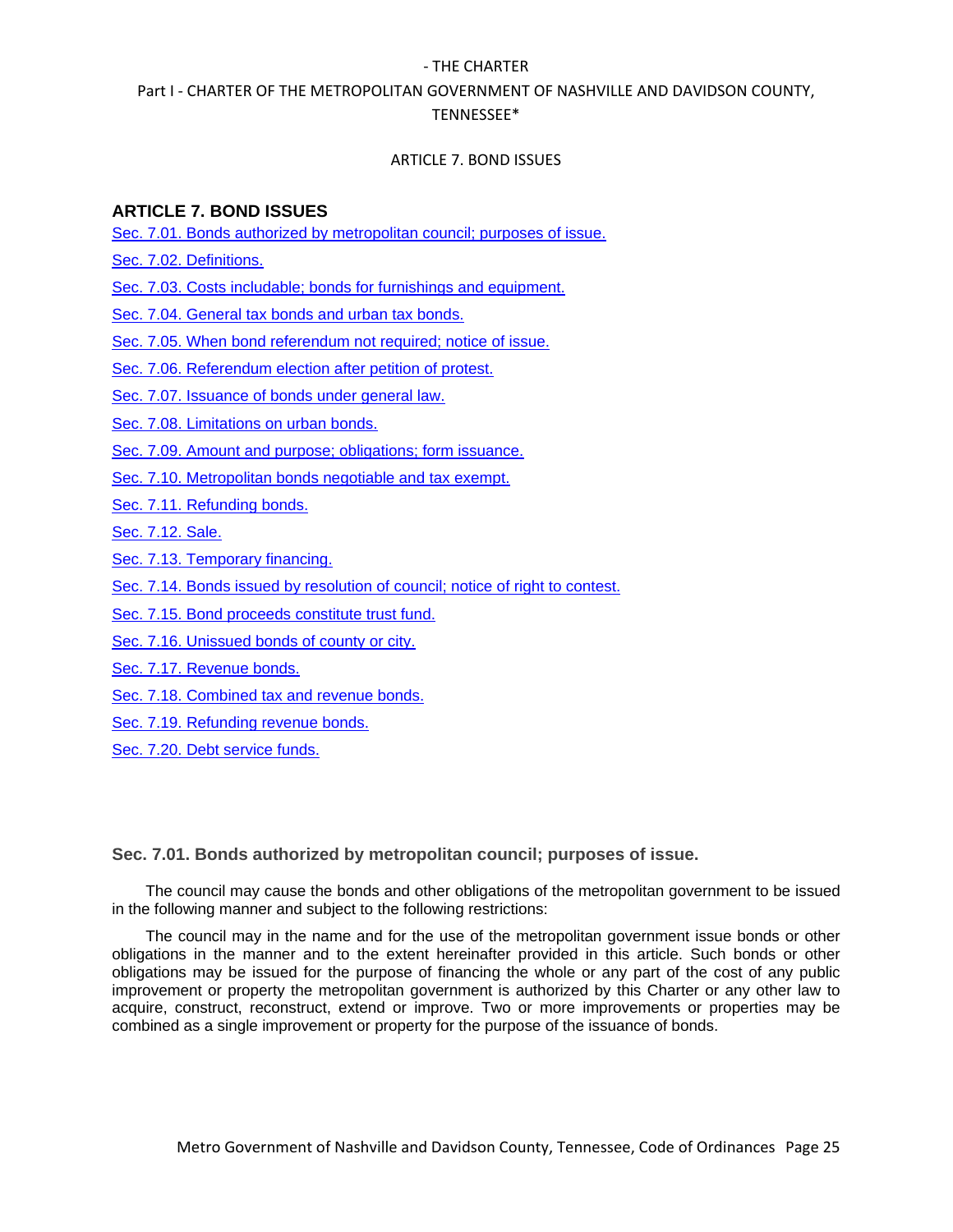## ARTICLE 7. BOND ISSUES

Sec. 7.01. Bonds authorized by metropolitan council; purposes of issue.

Sec. 7.02. Definitions.

Sec. 7.03. Costs includable; bonds for furnishings and equipment.

Sec. 7.04. General tax bonds and urban tax bonds.

Sec. 7.05. When bond referendum not required; notice of issue.

Sec. 7.06. Referendum election after petition of protest.

Sec. 7.07. Issuance of bonds under general law.

Sec. 7.08. Limitations on urban bonds.

Sec. 7.09. Amount and purpose; obligations; form issuance.

Sec. 7.10. Metropolitan bonds negotiable and tax exempt.

Sec. 7.11. Refunding bonds.

Sec. 7.12. Sale.

Sec. 7.13. Temporary financing.

Sec. 7.14. Bonds issued by resolution of council; notice of right to contest.

Sec. 7.15. Bond proceeds constitute trust fund.

Sec. 7.16. Unissued bonds of county or city.

Sec. 7.17. Revenue bonds.

Sec. 7.18. Combined tax and revenue bonds.

Sec. 7.19. Refunding revenue bonds.

Sec. 7.20. Debt service funds.

### Sec. 7.01. Bonds authorized by metropolitan council; purposes of issue.

The council may cause the bonds and other obligations of the metropolitan government to be issued in the following manner and subject to the following restrictions:

The council may in the name and for the use of the metropolitan government issue bonds or other obligations in the manner and to the extent hereinafter provided in this article. Such bonds or other obligations may be issued for the purpose of financing the whole or any part of the cost of any public improvement or property the metropolitan government is authorized by this Charter or any other law to acquire, construct, reconstruct, extend or improve. Two or more improvements or properties may be combined as a single improvement or property for the purpose of the issuance of bonds.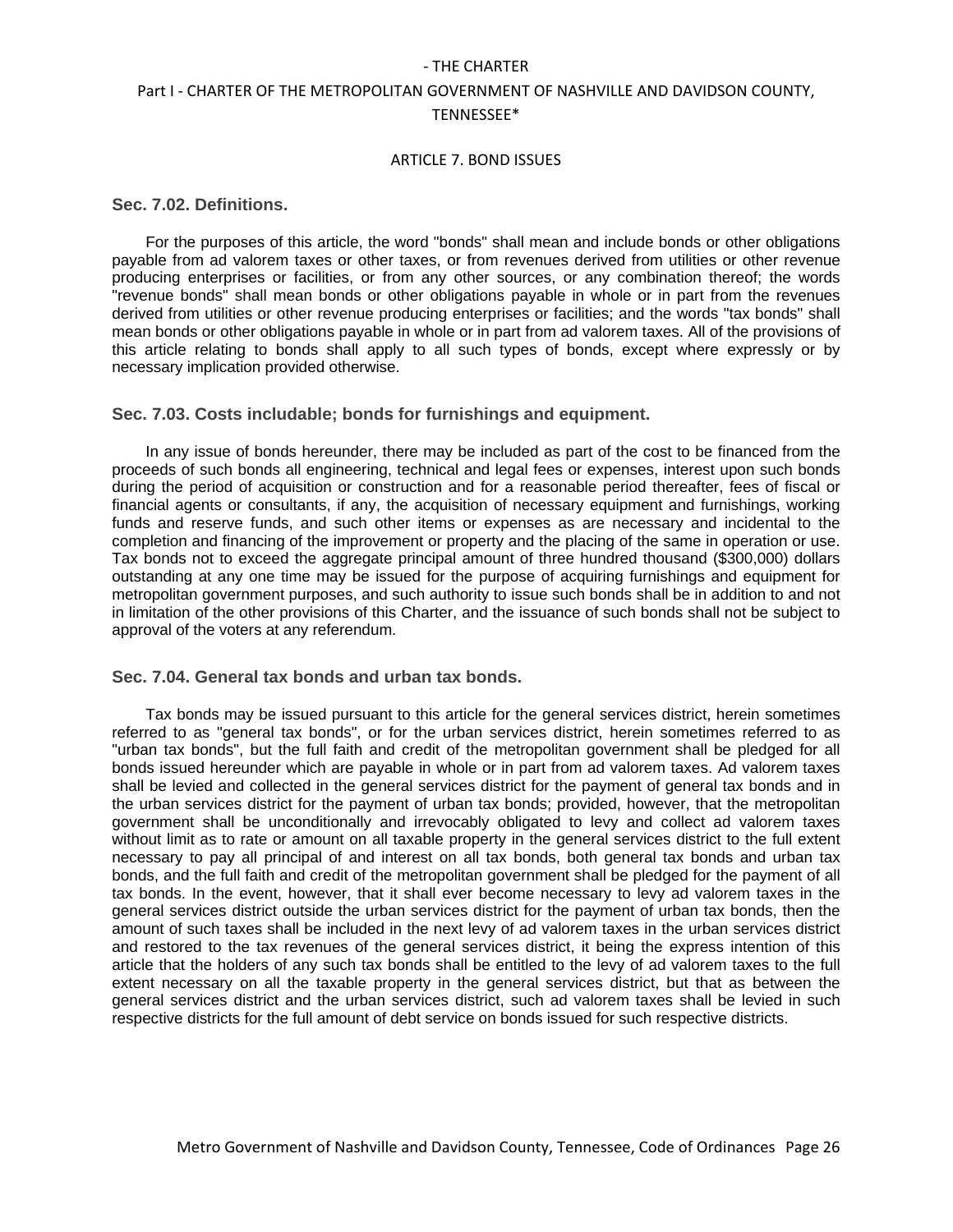## Sec. 7.02. Definitions.

For the purposes of this article, the word "bonds" shall mean and include bonds or other obligations payable from ad valorem taxes or other taxes, or from revenues derived from utilities or other revenue producing enterprises or facilities, or from any other sources, or any combination thereof; the words "revenue bonds" shall mean bonds or other obligations payable in whole or in part from the revenues derived from utilities or other revenue producing enterprises or facilities; and the words "tax bonds" shall mean bonds or other obligations payable in whole or in part from ad valorem taxes. All of the provisions of this article relating to bonds shall apply to all such types of bonds, except where expressly or by necessary implication provided otherwise.

## Sec. 7.03. Costs includable; bonds for furnishings and equipment.

In any issue of bonds hereunder, there may be included as part of the cost to be financed from the proceeds of such bonds all engineering, technical and legal fees or expenses, interest upon such bonds during the period of acquisition or construction and for a reasonable period thereafter, fees of fiscal or financial agents or consultants, if any, the acquisition of necessary equipment and furnishings, working funds and reserve funds, and such other items or expenses as are necessary and incidental to the completion and financing of the improvement or property and the placing of the same in operation or use. Tax bonds not to exceed the aggregate principal amount of three hundred thousand ($300,000) dollars outstanding at any one time may be issued for the purpose of acquiring furnishings and equipment for metropolitan government purposes, and such authority to issue such bonds shall be in addition to and not in limitation of the other provisions of this Charter, and the issuance of such bonds shall not be subject to approval of the voters at any referendum.

## Sec. 7.04. General tax bonds and urban tax bonds.

Tax bonds may be issued pursuant to this article for the general services district, herein sometimes referred to as "general tax bonds", or for the urban services district, herein sometimes referred to as "urban tax bonds", but the full faith and credit of the metropolitan government shall be pledged for all bonds issued hereunder which are payable in whole or in part from ad valorem taxes. Ad valorem taxes shall be levied and collected in the general services district for the payment of general tax bonds and in the urban services district for the payment of urban tax bonds; provided, however, that the metropolitan government shall be unconditionally and irrevocably obligated to levy and collect ad valorem taxes without limit as to rate or amount on all taxable property in the general services district to the full extent necessary to pay all principal of and interest on all tax bonds, both general tax bonds and urban tax bonds, and the full faith and credit of the metropolitan government shall be pledged for the payment of all tax bonds. In the event, however, that it shall ever become necessary to levy ad valorem taxes in the general services district outside the urban services district for the payment of urban tax bonds, then the amount of such taxes shall be included in the next levy of ad valorem taxes in the urban services district and restored to the tax revenues of the general services district, it being the express intention of this article that the holders of any such tax bonds shall be entitled to the levy of ad valorem taxes to the full extent necessary on all the taxable property in the general services district, but that as between the general services district and the urban services district, such ad valorem taxes shall be levied in such respective districts for the full amount of debt service on bonds issued for such respective districts.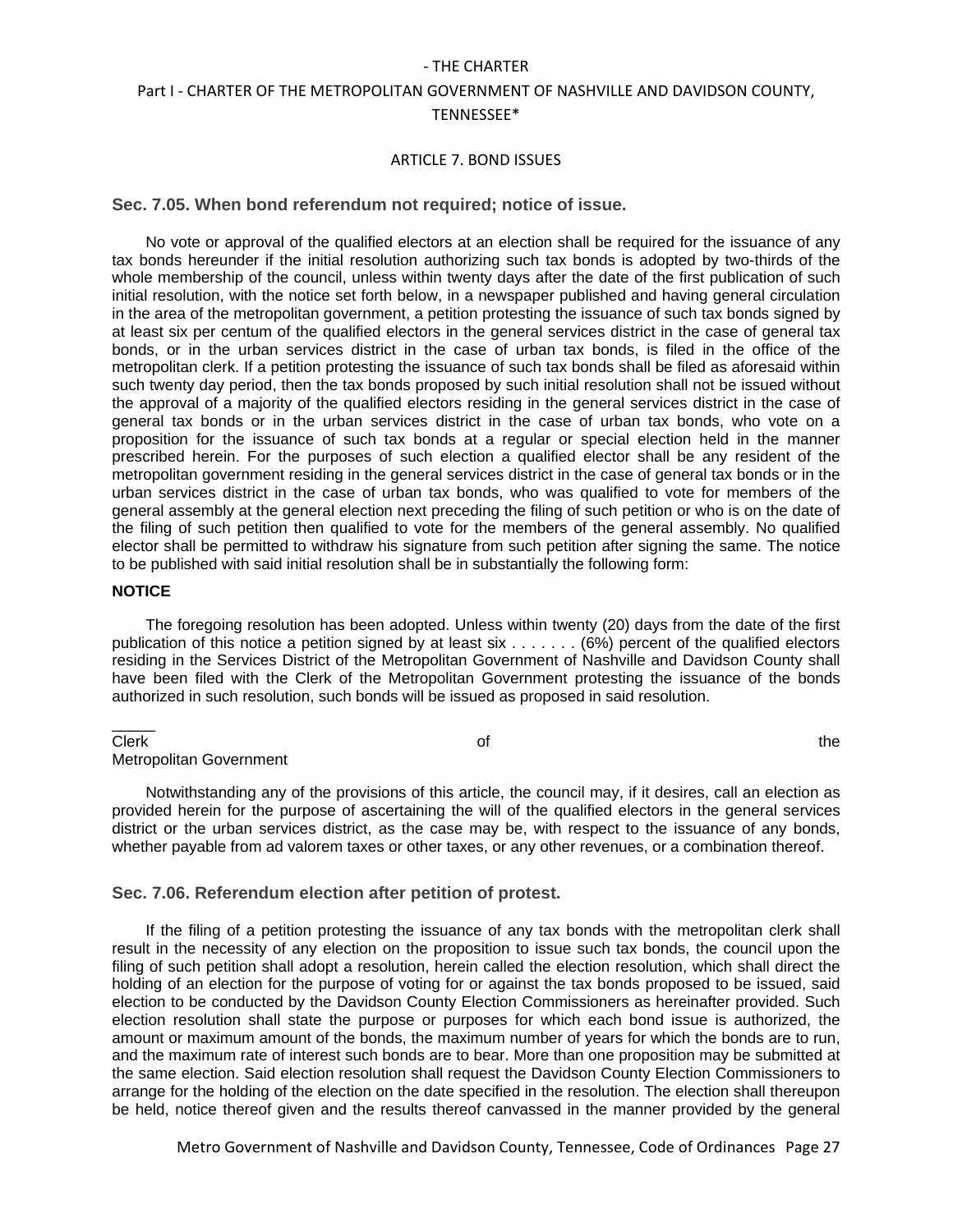## Sec. 7.05. When bond referendum not required; notice of issue.

No vote or approval of the qualified electors at an election shall be required for the issuance of any tax bonds hereunder if the initial resolution authorizing such tax bonds is adopted by two-thirds of the whole membership of the council, unless within twenty days after the date of the first publication of such initial resolution, with the notice set forth below, in a newspaper published and having general circulation in the area of the metropolitan government, a petition protesting the issuance of such tax bonds signed by at least six per centum of the qualified electors in the general services district in the case of general tax bonds, or in the urban services district in the case of urban tax bonds, is filed in the office of the metropolitan clerk. If a petition protesting the issuance of such tax bonds shall be filed as aforesaid within such twenty day period, then the tax bonds proposed by such initial resolution shall not be issued without the approval of a majority of the qualified electors residing in the general services district in the case of general tax bonds or in the urban services district in the case of urban tax bonds, who vote on a proposition for the issuance of such tax bonds at a regular or special election held in the manner prescribed herein. For the purposes of such election a qualified elector shall be any resident of the metropolitan government residing in the general services district in the case of general tax bonds or in the urban services district in the case of urban tax bonds, who was qualified to vote for members of the general assembly at the general election next preceding the filing of such petition or who is on the date of the filing of such petition then qualified to vote for the members of the general assembly. No qualified elector shall be permitted to withdraw his signature from such petition after signing the same. The notice to be published with said initial resolution shall be in substantially the following form:

**NOTICE**

The foregoing resolution has been adopted. Unless within twenty (20) days from the date of the first publication of this notice a petition signed by at least six . . . . . . . (6%) percent of the qualified electors residing in the Services District of the Metropolitan Government of Nashville and Davidson County shall have been filed with the Clerk of the Metropolitan Government protesting the issuance of the bonds authorized in such resolution, such bonds will be issued as proposed in said resolution.

_____
Clerk of the Metropolitan Government

Notwithstanding any of the provisions of this article, the council may, if it desires, call an election as provided herein for the purpose of ascertaining the will of the qualified electors in the general services district or the urban services district, as the case may be, with respect to the issuance of any bonds, whether payable from ad valorem taxes or other taxes, or any other revenues, or a combination thereof.

## Sec. 7.06. Referendum election after petition of protest.

If the filing of a petition protesting the issuance of any tax bonds with the metropolitan clerk shall result in the necessity of any election on the proposition to issue such tax bonds, the council upon the filing of such petition shall adopt a resolution, herein called the election resolution, which shall direct the holding of an election for the purpose of voting for or against the tax bonds proposed to be issued, said election to be conducted by the Davidson County Election Commissioners as hereinafter provided. Such election resolution shall state the purpose or purposes for which each bond issue is authorized, the amount or maximum amount of the bonds, the maximum number of years for which the bonds are to run, and the maximum rate of interest such bonds are to bear. More than one proposition may be submitted at the same election. Said election resolution shall request the Davidson County Election Commissioners to arrange for the holding of the election on the date specified in the resolution. The election shall thereupon be held, notice thereof given and the results thereof canvassed in the manner provided by the general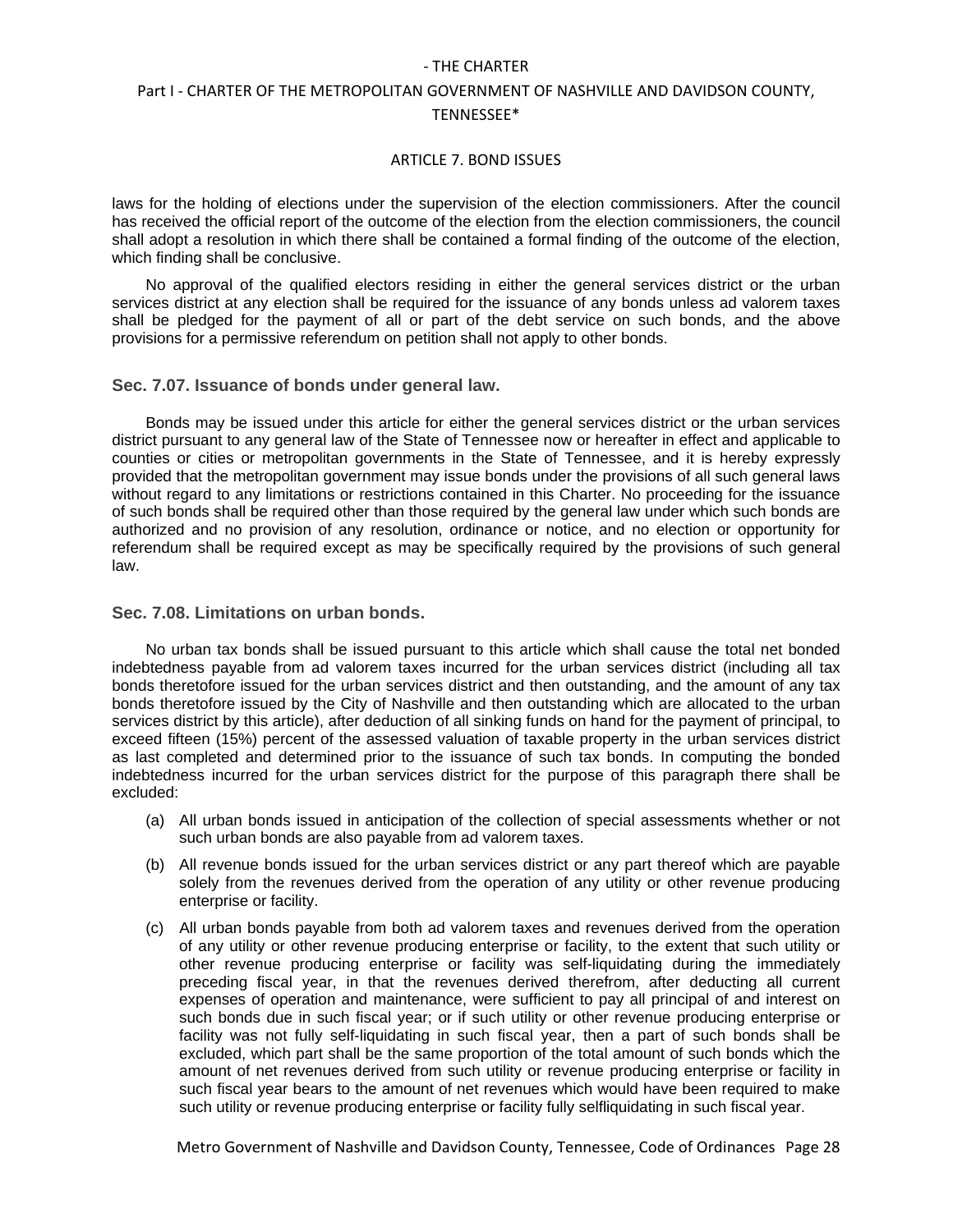laws for the holding of elections under the supervision of the election commissioners. After the council has received the official report of the outcome of the election from the election commissioners, the council shall adopt a resolution in which there shall be contained a formal finding of the outcome of the election, which finding shall be conclusive.

No approval of the qualified electors residing in either the general services district or the urban services district at any election shall be required for the issuance of any bonds unless ad valorem taxes shall be pledged for the payment of all or part of the debt service on such bonds, and the above provisions for a permissive referendum on petition shall not apply to other bonds.

### Sec. 7.07. Issuance of bonds under general law.

Bonds may be issued under this article for either the general services district or the urban services district pursuant to any general law of the State of Tennessee now or hereafter in effect and applicable to counties or cities or metropolitan governments in the State of Tennessee, and it is hereby expressly provided that the metropolitan government may issue bonds under the provisions of all such general laws without regard to any limitations or restrictions contained in this Charter. No proceeding for the issuance of such bonds shall be required other than those required by the general law under which such bonds are authorized and no provision of any resolution, ordinance or notice, and no election or opportunity for referendum shall be required except as may be specifically required by the provisions of such general law.

### Sec. 7.08. Limitations on urban bonds.

No urban tax bonds shall be issued pursuant to this article which shall cause the total net bonded indebtedness payable from ad valorem taxes incurred for the urban services district (including all tax bonds theretofore issued for the urban services district and then outstanding, and the amount of any tax bonds theretofore issued by the City of Nashville and then outstanding which are allocated to the urban services district by this article), after deduction of all sinking funds on hand for the payment of principal, to exceed fifteen (15%) percent of the assessed valuation of taxable property in the urban services district as last completed and determined prior to the issuance of such tax bonds. In computing the bonded indebtedness incurred for the urban services district for the purpose of this paragraph there shall be excluded:

(a) All urban bonds issued in anticipation of the collection of special assessments whether or not such urban bonds are also payable from ad valorem taxes.

(b) All revenue bonds issued for the urban services district or any part thereof which are payable solely from the revenues derived from the operation of any utility or other revenue producing enterprise or facility.

(c) All urban bonds payable from both ad valorem taxes and revenues derived from the operation of any utility or other revenue producing enterprise or facility, to the extent that such utility or other revenue producing enterprise or facility was self-liquidating during the immediately preceding fiscal year, in that the revenues derived therefrom, after deducting all current expenses of operation and maintenance, were sufficient to pay all principal of and interest on such bonds due in such fiscal year; or if such utility or other revenue producing enterprise or facility was not fully self-liquidating in such fiscal year, then a part of such bonds shall be excluded, which part shall be the same proportion of the total amount of such bonds which the amount of net revenues derived from such utility or revenue producing enterprise or facility in such fiscal year bears to the amount of net revenues which would have been required to make such utility or revenue producing enterprise or facility fully selfliquidating in such fiscal year.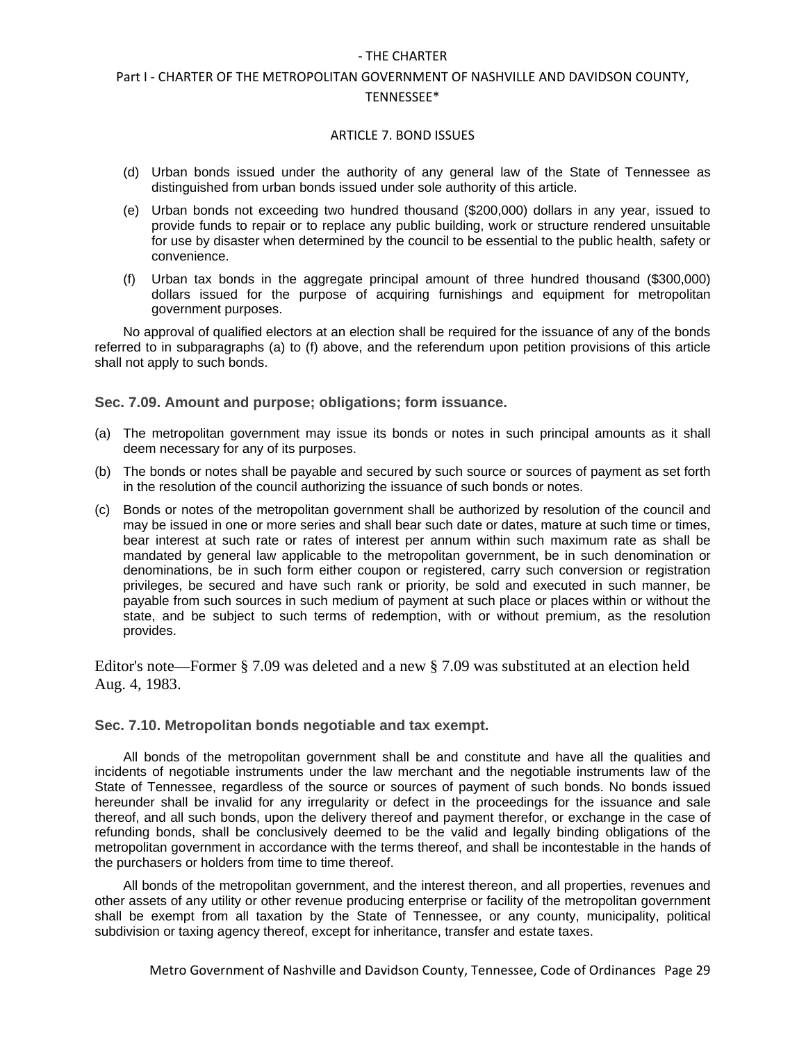(d) Urban bonds issued under the authority of any general law of the State of Tennessee as distinguished from urban bonds issued under sole authority of this article.

(e) Urban bonds not exceeding two hundred thousand ($200,000) dollars in any year, issued to provide funds to repair or to replace any public building, work or structure rendered unsuitable for use by disaster when determined by the council to be essential to the public health, safety or convenience.

(f) Urban tax bonds in the aggregate principal amount of three hundred thousand ($300,000) dollars issued for the purpose of acquiring furnishings and equipment for metropolitan government purposes.

No approval of qualified electors at an election shall be required for the issuance of any of the bonds referred to in subparagraphs (a) to (f) above, and the referendum upon petition provisions of this article shall not apply to such bonds.

### Sec. 7.09. Amount and purpose; obligations; form issuance.

(a) The metropolitan government may issue its bonds or notes in such principal amounts as it shall deem necessary for any of its purposes.

(b) The bonds or notes shall be payable and secured by such source or sources of payment as set forth in the resolution of the council authorizing the issuance of such bonds or notes.

(c) Bonds or notes of the metropolitan government shall be authorized by resolution of the council and may be issued in one or more series and shall bear such date or dates, mature at such time or times, bear interest at such rate or rates of interest per annum within such maximum rate as shall be mandated by general law applicable to the metropolitan government, be in such denomination or denominations, be in such form either coupon or registered, carry such conversion or registration privileges, be secured and have such rank or priority, be sold and executed in such manner, be payable from such sources in such medium of payment at such place or places within or without the state, and be subject to such terms of redemption, with or without premium, as the resolution provides.

Editor's note—Former § 7.09 was deleted and a new § 7.09 was substituted at an election held Aug. 4, 1983.

### Sec. 7.10. Metropolitan bonds negotiable and tax exempt.

All bonds of the metropolitan government shall be and constitute and have all the qualities and incidents of negotiable instruments under the law merchant and the negotiable instruments law of the State of Tennessee, regardless of the source or sources of payment of such bonds. No bonds issued hereunder shall be invalid for any irregularity or defect in the proceedings for the issuance and sale thereof, and all such bonds, upon the delivery thereof and payment therefor, or exchange in the case of refunding bonds, shall be conclusively deemed to be the valid and legally binding obligations of the metropolitan government in accordance with the terms thereof, and shall be incontestable in the hands of the purchasers or holders from time to time thereof.

All bonds of the metropolitan government, and the interest thereon, and all properties, revenues and other assets of any utility or other revenue producing enterprise or facility of the metropolitan government shall be exempt from all taxation by the State of Tennessee, or any county, municipality, political subdivision or taxing agency thereof, except for inheritance, transfer and estate taxes.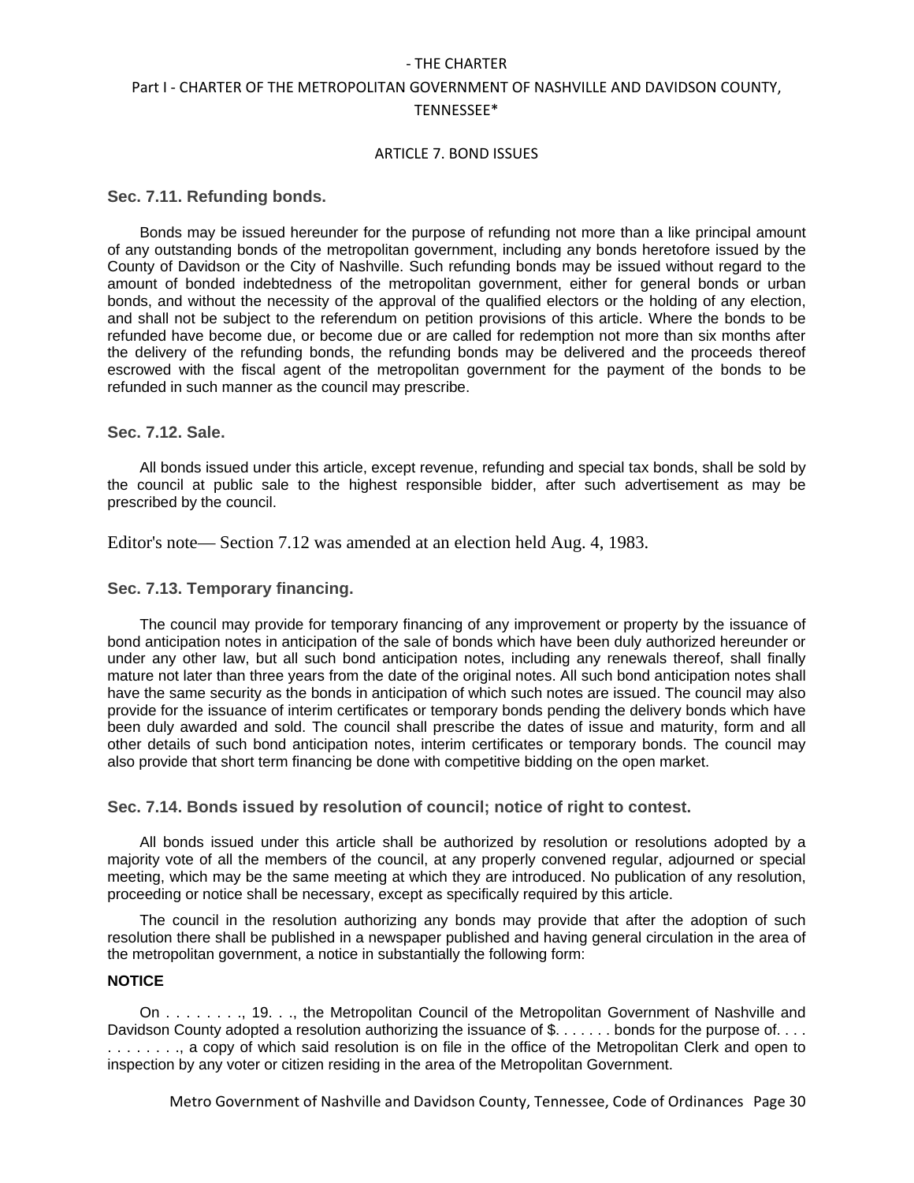### Sec. 7.11. Refunding bonds.

Bonds may be issued hereunder for the purpose of refunding not more than a like principal amount of any outstanding bonds of the metropolitan government, including any bonds heretofore issued by the County of Davidson or the City of Nashville. Such refunding bonds may be issued without regard to the amount of bonded indebtedness of the metropolitan government, either for general bonds or urban bonds, and without the necessity of the approval of the qualified electors or the holding of any election, and shall not be subject to the referendum on petition provisions of this article. Where the bonds to be refunded have become due, or become due or are called for redemption not more than six months after the delivery of the refunding bonds, the refunding bonds may be delivered and the proceeds thereof escrowed with the fiscal agent of the metropolitan government for the payment of the bonds to be refunded in such manner as the council may prescribe.

### Sec. 7.12. Sale.

All bonds issued under this article, except revenue, refunding and special tax bonds, shall be sold by the council at public sale to the highest responsible bidder, after such advertisement as may be prescribed by the council.

Editor's note— Section 7.12 was amended at an election held Aug. 4, 1983.

### Sec. 7.13. Temporary financing.

The council may provide for temporary financing of any improvement or property by the issuance of bond anticipation notes in anticipation of the sale of bonds which have been duly authorized hereunder or under any other law, but all such bond anticipation notes, including any renewals thereof, shall finally mature not later than three years from the date of the original notes. All such bond anticipation notes shall have the same security as the bonds in anticipation of which such notes are issued. The council may also provide for the issuance of interim certificates or temporary bonds pending the delivery bonds which have been duly awarded and sold. The council shall prescribe the dates of issue and maturity, form and all other details of such bond anticipation notes, interim certificates or temporary bonds. The council may also provide that short term financing be done with competitive bidding on the open market.

### Sec. 7.14. Bonds issued by resolution of council; notice of right to contest.

All bonds issued under this article shall be authorized by resolution or resolutions adopted by a majority vote of all the members of the council, at any properly convened regular, adjourned or special meeting, which may be the same meeting at which they are introduced. No publication of any resolution, proceeding or notice shall be necessary, except as specifically required by this article.

The council in the resolution authorizing any bonds may provide that after the adoption of such resolution there shall be published in a newspaper published and having general circulation in the area of the metropolitan government, a notice in substantially the following form:

**NOTICE**

On . . . . . . . ., 19. . ., the Metropolitan Council of the Metropolitan Government of Nashville and Davidson County adopted a resolution authorizing the issuance of $. . . . . . . bonds for the purpose of. . . . . . . . . . . ., a copy of which said resolution is on file in the office of the Metropolitan Clerk and open to inspection by any voter or citizen residing in the area of the Metropolitan Government.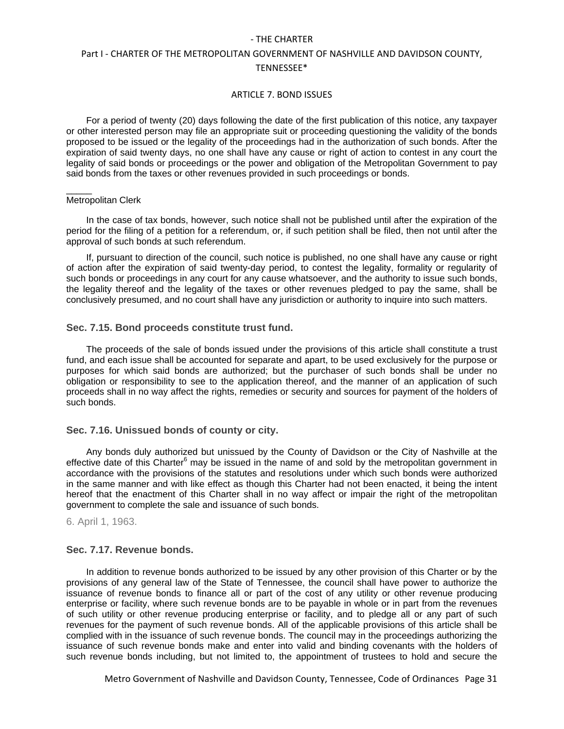For a period of twenty (20) days following the date of the first publication of this notice, any taxpayer or other interested person may file an appropriate suit or proceeding questioning the validity of the bonds proposed to be issued or the legality of the proceedings had in the authorization of such bonds. After the expiration of said twenty days, no one shall have any cause or right of action to contest in any court the legality of said bonds or proceedings or the power and obligation of the Metropolitan Government to pay said bonds from the taxes or other revenues provided in such proceedings or bonds.

_____
Metropolitan Clerk

In the case of tax bonds, however, such notice shall not be published until after the expiration of the period for the filing of a petition for a referendum, or, if such petition shall be filed, then not until after the approval of such bonds at such referendum.

If, pursuant to direction of the council, such notice is published, no one shall have any cause or right of action after the expiration of said twenty-day period, to contest the legality, formality or regularity of such bonds or proceedings in any court for any cause whatsoever, and the authority to issue such bonds, the legality thereof and the legality of the taxes or other revenues pledged to pay the same, shall be conclusively presumed, and no court shall have any jurisdiction or authority to inquire into such matters.

### Sec. 7.15. Bond proceeds constitute trust fund.

The proceeds of the sale of bonds issued under the provisions of this article shall constitute a trust fund, and each issue shall be accounted for separate and apart, to be used exclusively for the purpose or purposes for which said bonds are authorized; but the purchaser of such bonds shall be under no obligation or responsibility to see to the application thereof, and the manner of an application of such proceeds shall in no way affect the rights, remedies or security and sources for payment of the holders of such bonds.

### Sec. 7.16. Unissued bonds of county or city.

Any bonds duly authorized but unissued by the County of Davidson or the City of Nashville at the effective date of this Charter[6] may be issued in the name of and sold by the metropolitan government in accordance with the provisions of the statutes and resolutions under which such bonds were authorized in the same manner and with like effect as though this Charter had not been enacted, it being the intent hereof that the enactment of this Charter shall in no way affect or impair the right of the metropolitan government to complete the sale and issuance of such bonds.

6. April 1, 1963.

### Sec. 7.17. Revenue bonds.

In addition to revenue bonds authorized to be issued by any other provision of this Charter or by the provisions of any general law of the State of Tennessee, the council shall have power to authorize the issuance of revenue bonds to finance all or part of the cost of any utility or other revenue producing enterprise or facility, where such revenue bonds are to be payable in whole or in part from the revenues of such utility or other revenue producing enterprise or facility, and to pledge all or any part of such revenues for the payment of such revenue bonds. All of the applicable provisions of this article shall be complied with in the issuance of such revenue bonds. The council may in the proceedings authorizing the issuance of such revenue bonds make and enter into valid and binding covenants with the holders of such revenue bonds including, but not limited to, the appointment of trustees to hold and secure the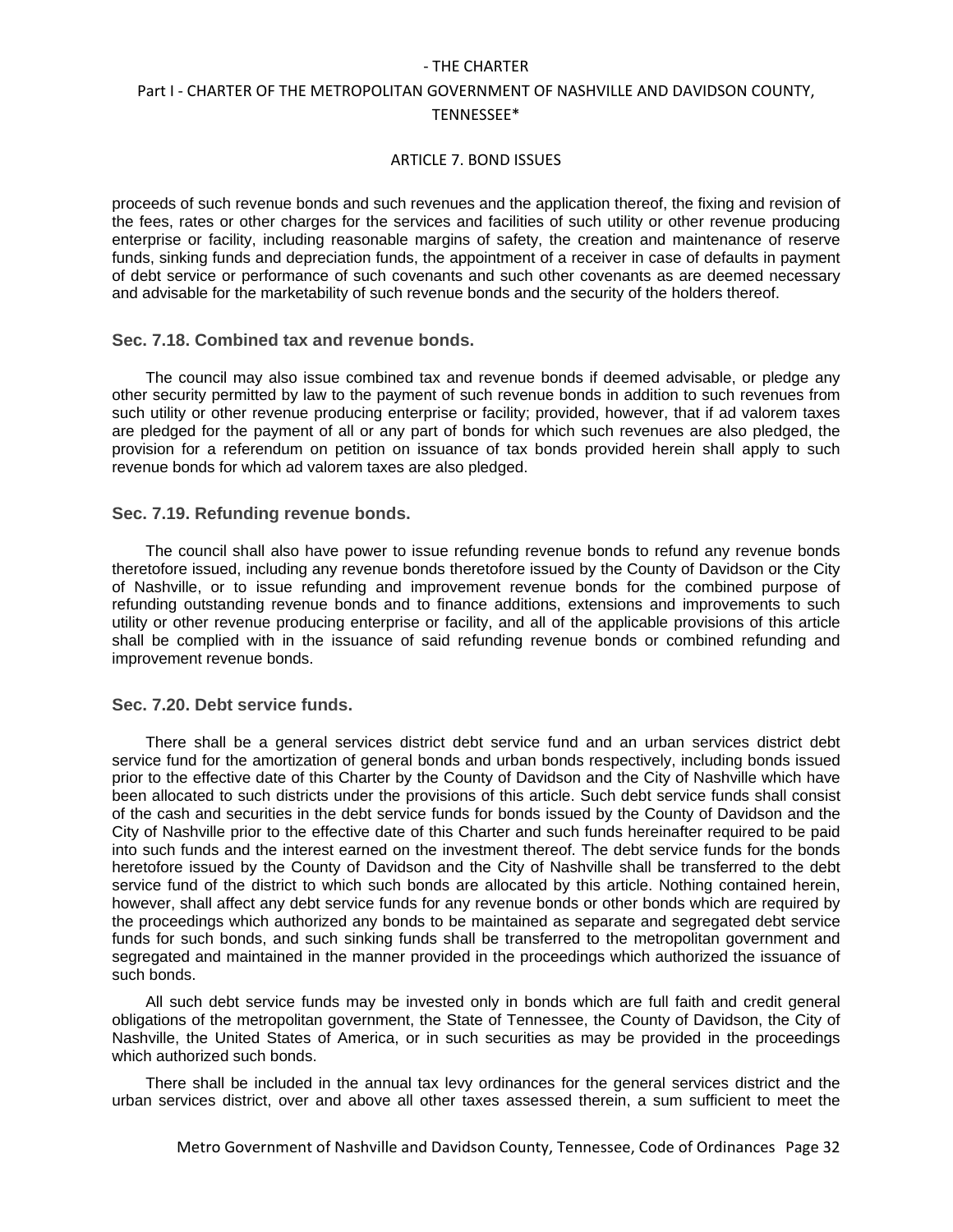proceeds of such revenue bonds and such revenues and the application thereof, the fixing and revision of the fees, rates or other charges for the services and facilities of such utility or other revenue producing enterprise or facility, including reasonable margins of safety, the creation and maintenance of reserve funds, sinking funds and depreciation funds, the appointment of a receiver in case of defaults in payment of debt service or performance of such covenants and such other covenants as are deemed necessary and advisable for the marketability of such revenue bonds and the security of the holders thereof.

### Sec. 7.18. Combined tax and revenue bonds.

The council may also issue combined tax and revenue bonds if deemed advisable, or pledge any other security permitted by law to the payment of such revenue bonds in addition to such revenues from such utility or other revenue producing enterprise or facility; provided, however, that if ad valorem taxes are pledged for the payment of all or any part of bonds for which such revenues are also pledged, the provision for a referendum on petition on issuance of tax bonds provided herein shall apply to such revenue bonds for which ad valorem taxes are also pledged.

### Sec. 7.19. Refunding revenue bonds.

The council shall also have power to issue refunding revenue bonds to refund any revenue bonds theretofore issued, including any revenue bonds theretofore issued by the County of Davidson or the City of Nashville, or to issue refunding and improvement revenue bonds for the combined purpose of refunding outstanding revenue bonds and to finance additions, extensions and improvements to such utility or other revenue producing enterprise or facility, and all of the applicable provisions of this article shall be complied with in the issuance of said refunding revenue bonds or combined refunding and improvement revenue bonds.

### Sec. 7.20. Debt service funds.

There shall be a general services district debt service fund and an urban services district debt service fund for the amortization of general bonds and urban bonds respectively, including bonds issued prior to the effective date of this Charter by the County of Davidson and the City of Nashville which have been allocated to such districts under the provisions of this article. Such debt service funds shall consist of the cash and securities in the debt service funds for bonds issued by the County of Davidson and the City of Nashville prior to the effective date of this Charter and such funds hereinafter required to be paid into such funds and the interest earned on the investment thereof. The debt service funds for the bonds heretofore issued by the County of Davidson and the City of Nashville shall be transferred to the debt service fund of the district to which such bonds are allocated by this article. Nothing contained herein, however, shall affect any debt service funds for any revenue bonds or other bonds which are required by the proceedings which authorized any bonds to be maintained as separate and segregated debt service funds for such bonds, and such sinking funds shall be transferred to the metropolitan government and segregated and maintained in the manner provided in the proceedings which authorized the issuance of such bonds.

All such debt service funds may be invested only in bonds which are full faith and credit general obligations of the metropolitan government, the State of Tennessee, the County of Davidson, the City of Nashville, the United States of America, or in such securities as may be provided in the proceedings which authorized such bonds.

There shall be included in the annual tax levy ordinances for the general services district and the urban services district, over and above all other taxes assessed therein, a sum sufficient to meet the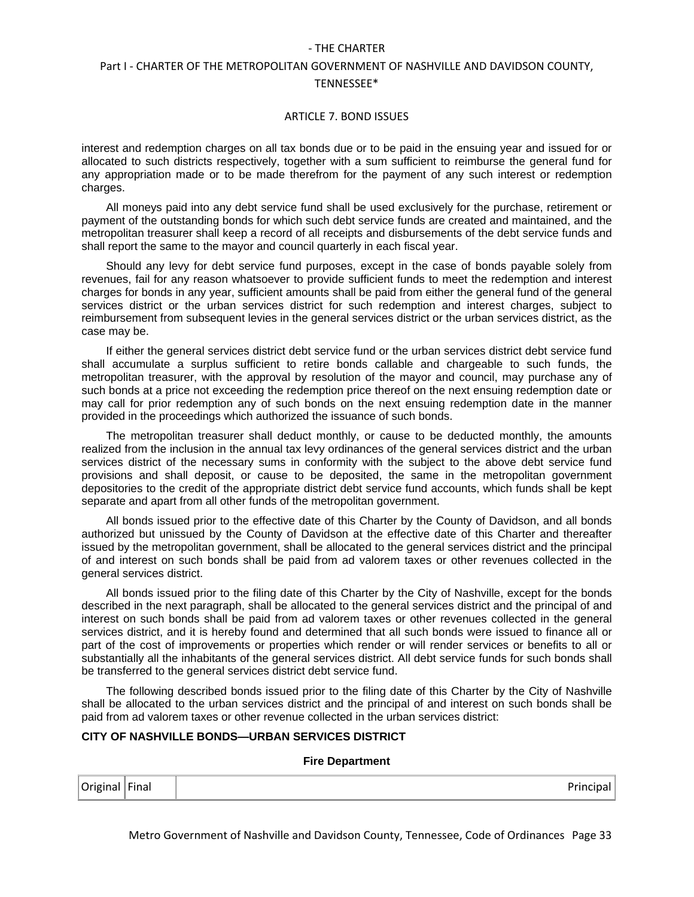interest and redemption charges on all tax bonds due or to be paid in the ensuing year and issued for or allocated to such districts respectively, together with a sum sufficient to reimburse the general fund for any appropriation made or to be made therefrom for the payment of any such interest or redemption charges.

All moneys paid into any debt service fund shall be used exclusively for the purchase, retirement or payment of the outstanding bonds for which such debt service funds are created and maintained, and the metropolitan treasurer shall keep a record of all receipts and disbursements of the debt service funds and shall report the same to the mayor and council quarterly in each fiscal year.

Should any levy for debt service fund purposes, except in the case of bonds payable solely from revenues, fail for any reason whatsoever to provide sufficient funds to meet the redemption and interest charges for bonds in any year, sufficient amounts shall be paid from either the general fund of the general services district or the urban services district for such redemption and interest charges, subject to reimbursement from subsequent levies in the general services district or the urban services district, as the case may be.

If either the general services district debt service fund or the urban services district debt service fund shall accumulate a surplus sufficient to retire bonds callable and chargeable to such funds, the metropolitan treasurer, with the approval by resolution of the mayor and council, may purchase any of such bonds at a price not exceeding the redemption price thereof on the next ensuing redemption date or may call for prior redemption any of such bonds on the next ensuing redemption date in the manner provided in the proceedings which authorized the issuance of such bonds.

The metropolitan treasurer shall deduct monthly, or cause to be deducted monthly, the amounts realized from the inclusion in the annual tax levy ordinances of the general services district and the urban services district of the necessary sums in conformity with the subject to the above debt service fund provisions and shall deposit, or cause to be deposited, the same in the metropolitan government depositories to the credit of the appropriate district debt service fund accounts, which funds shall be kept separate and apart from all other funds of the metropolitan government.

All bonds issued prior to the effective date of this Charter by the County of Davidson, and all bonds authorized but unissued by the County of Davidson at the effective date of this Charter and thereafter issued by the metropolitan government, shall be allocated to the general services district and the principal of and interest on such bonds shall be paid from ad valorem taxes or other revenues collected in the general services district.

All bonds issued prior to the filing date of this Charter by the City of Nashville, except for the bonds described in the next paragraph, shall be allocated to the general services district and the principal of and interest on such bonds shall be paid from ad valorem taxes or other revenues collected in the general services district, and it is hereby found and determined that all such bonds were issued to finance all or part of the cost of improvements or properties which render or will render services or benefits to all or substantially all the inhabitants of the general services district. All debt service funds for such bonds shall be transferred to the general services district debt service fund.

The following described bonds issued prior to the filing date of this Charter by the City of Nashville shall be allocated to the urban services district and the principal of and interest on such bonds shall be paid from ad valorem taxes or other revenue collected in the urban services district:

**CITY OF NASHVILLE BONDS—URBAN SERVICES DISTRICT**

**Fire Department**

| Original | Final | Principal |
|---|---|---|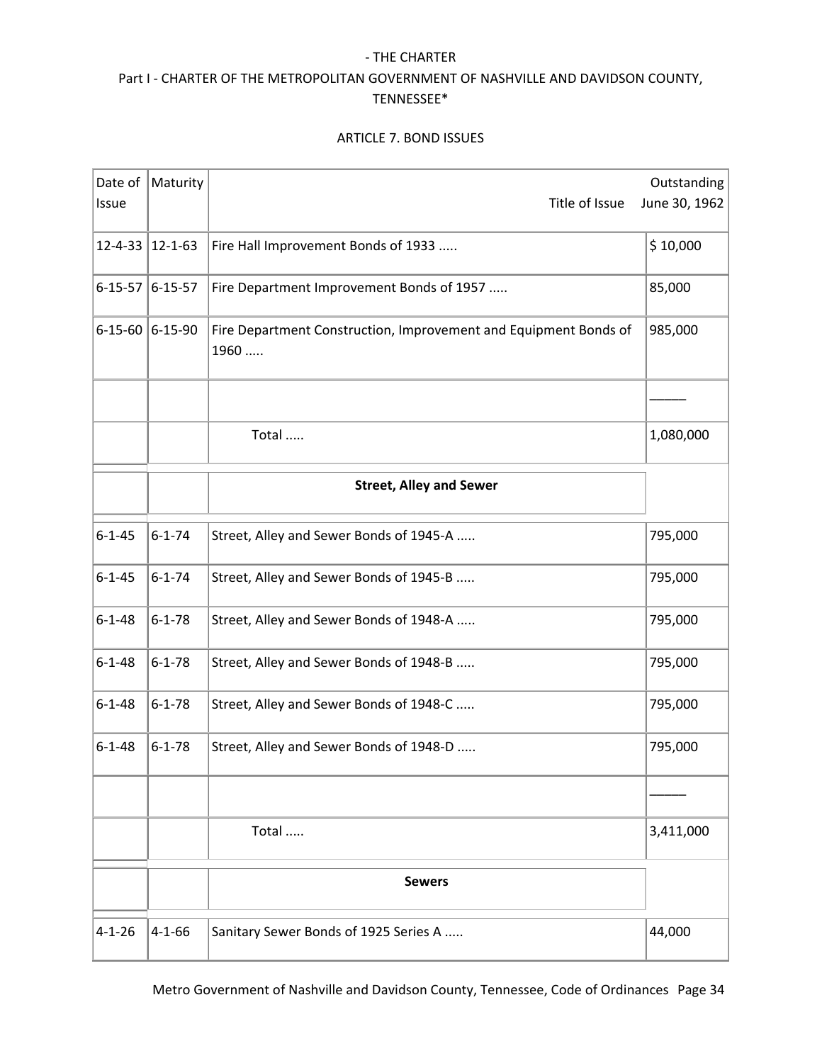ARTICLE 7. BOND ISSUES

| Date of Issue | Maturity | Title of Issue | Outstanding June 30, 1962 |
|---|---|---|---|
| 12-4-33 | 12-1-63 | Fire Hall Improvement Bonds of 1933 ..... | $ 10,000 |
| 6-15-57 | 6-15-57 | Fire Department Improvement Bonds of 1957 ..... | 85,000 |
| 6-15-60 | 6-15-90 | Fire Department Construction, Improvement and Equipment Bonds of 1960 ..... | 985,000 |
| | | | ______ |
| | | Total ..... | 1,080,000 |
| | | **Street, Alley and Sewer** | |
| 6-1-45 | 6-1-74 | Street, Alley and Sewer Bonds of 1945-A ..... | 795,000 |
| 6-1-45 | 6-1-74 | Street, Alley and Sewer Bonds of 1945-B ..... | 795,000 |
| 6-1-48 | 6-1-78 | Street, Alley and Sewer Bonds of 1948-A ..... | 795,000 |
| 6-1-48 | 6-1-78 | Street, Alley and Sewer Bonds of 1948-B ..... | 795,000 |
| 6-1-48 | 6-1-78 | Street, Alley and Sewer Bonds of 1948-C ..... | 795,000 |
| 6-1-48 | 6-1-78 | Street, Alley and Sewer Bonds of 1948-D ..... | 795,000 |
| | | | ______ |
| | | Total ..... | 3,411,000 |
| | | **Sewers** | |
| 4-1-26 | 4-1-66 | Sanitary Sewer Bonds of 1925 Series A ..... | 44,000 |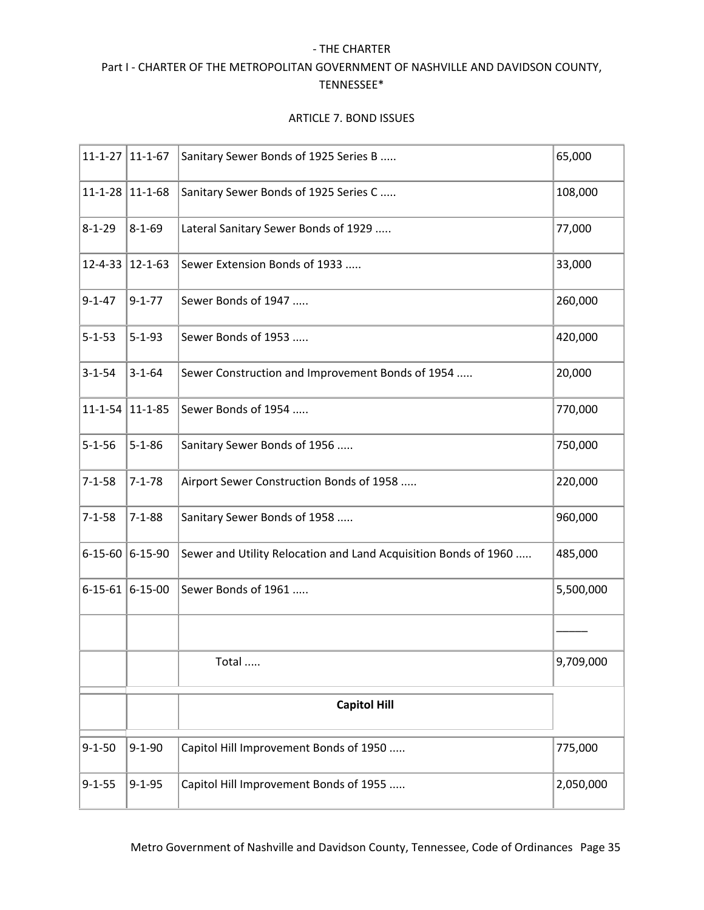| | | | |
|---|---|---|---|
| 11-1-27 | 11-1-67 | Sanitary Sewer Bonds of 1925 Series B ..... | 65,000 |
| 11-1-28 | 11-1-68 | Sanitary Sewer Bonds of 1925 Series C ..... | 108,000 |
| 8-1-29 | 8-1-69 | Lateral Sanitary Sewer Bonds of 1929 ..... | 77,000 |
| 12-4-33 | 12-1-63 | Sewer Extension Bonds of 1933 ..... | 33,000 |
| 9-1-47 | 9-1-77 | Sewer Bonds of 1947 ..... | 260,000 |
| 5-1-53 | 5-1-93 | Sewer Bonds of 1953 ..... | 420,000 |
| 3-1-54 | 3-1-64 | Sewer Construction and Improvement Bonds of 1954 ..... | 20,000 |
| 11-1-54 | 11-1-85 | Sewer Bonds of 1954 ..... | 770,000 |
| 5-1-56 | 5-1-86 | Sanitary Sewer Bonds of 1956 ..... | 750,000 |
| 7-1-58 | 7-1-78 | Airport Sewer Construction Bonds of 1958 ..... | 220,000 |
| 7-1-58 | 7-1-88 | Sanitary Sewer Bonds of 1958 ..... | 960,000 |
| 6-15-60 | 6-15-90 | Sewer and Utility Relocation and Land Acquisition Bonds of 1960 ..... | 485,000 |
| 6-15-61 | 6-15-00 | Sewer Bonds of 1961 ..... | 5,500,000 |
| | | | _____ |
| | | Total ..... | 9,709,000 |
| | | **Capitol Hill** | |
| 9-1-50 | 9-1-90 | Capitol Hill Improvement Bonds of 1950 ..... | 775,000 |
| 9-1-55 | 9-1-95 | Capitol Hill Improvement Bonds of 1955 ..... | 2,050,000 |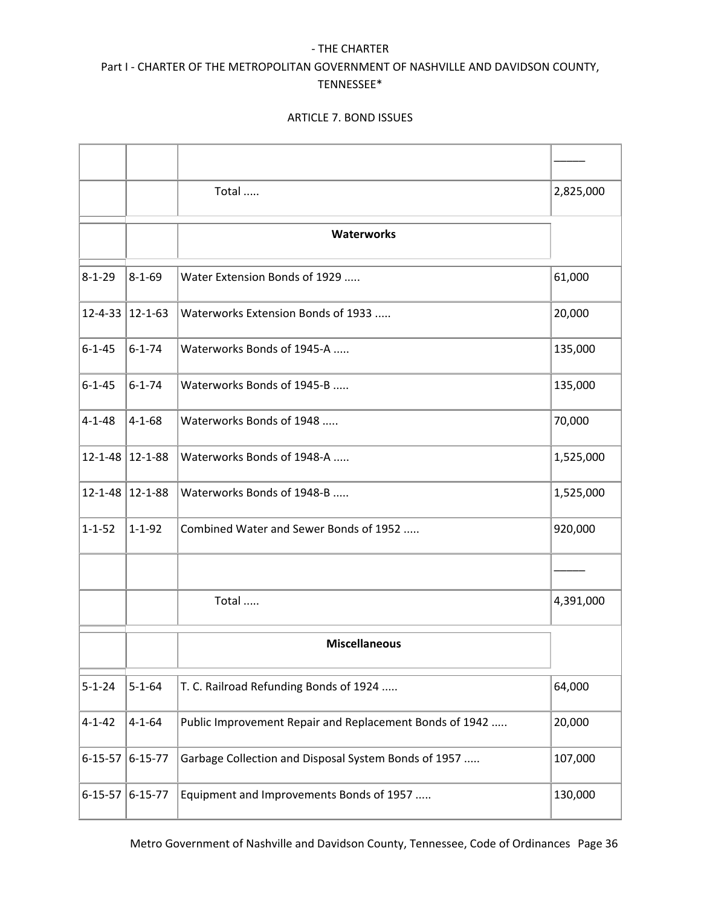| | | | |
|---|---|---|---|
| | | | _____ |
| | | Total ..... | 2,825,000 |
| | | **Waterworks** | |
| 8-1-29 | 8-1-69 | Water Extension Bonds of 1929 ..... | 61,000 |
| 12-4-33 | 12-1-63 | Waterworks Extension Bonds of 1933 ..... | 20,000 |
| 6-1-45 | 6-1-74 | Waterworks Bonds of 1945-A ..... | 135,000 |
| 6-1-45 | 6-1-74 | Waterworks Bonds of 1945-B ..... | 135,000 |
| 4-1-48 | 4-1-68 | Waterworks Bonds of 1948 ..... | 70,000 |
| 12-1-48 | 12-1-88 | Waterworks Bonds of 1948-A ..... | 1,525,000 |
| 12-1-48 | 12-1-88 | Waterworks Bonds of 1948-B ..... | 1,525,000 |
| 1-1-52 | 1-1-92 | Combined Water and Sewer Bonds of 1952 ..... | 920,000 |
| | | | _____ |
| | | Total ..... | 4,391,000 |
| | | **Miscellaneous** | |
| 5-1-24 | 5-1-64 | T. C. Railroad Refunding Bonds of 1924 ..... | 64,000 |
| 4-1-42 | 4-1-64 | Public Improvement Repair and Replacement Bonds of 1942 ..... | 20,000 |
| 6-15-57 | 6-15-77 | Garbage Collection and Disposal System Bonds of 1957 ..... | 107,000 |
| 6-15-57 | 6-15-77 | Equipment and Improvements Bonds of 1957 ..... | 130,000 |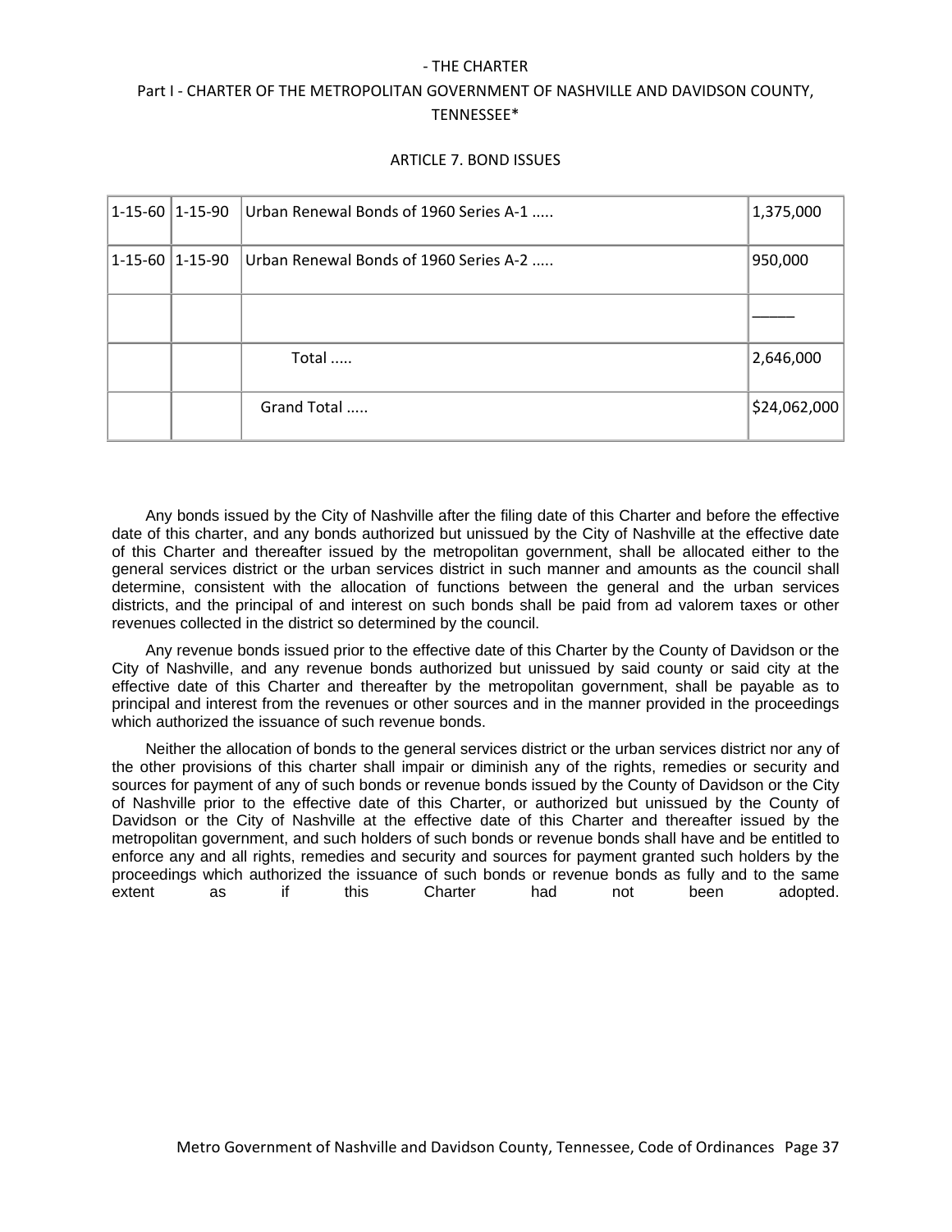| | | | |
|---|---|---|---|
| 1-15-60 | 1-15-90 | Urban Renewal Bonds of 1960 Series A-1 ..... | 1,375,000 |
| 1-15-60 | 1-15-90 | Urban Renewal Bonds of 1960 Series A-2 ..... | 950,000 |
| | | | _____ |
| | | Total ..... | 2,646,000 |
| | | Grand Total ..... | $24,062,000 |

Any bonds issued by the City of Nashville after the filing date of this Charter and before the effective date of this charter, and any bonds authorized but unissued by the City of Nashville at the effective date of this Charter and thereafter issued by the metropolitan government, shall be allocated either to the general services district or the urban services district in such manner and amounts as the council shall determine, consistent with the allocation of functions between the general and the urban services districts, and the principal of and interest on such bonds shall be paid from ad valorem taxes or other revenues collected in the district so determined by the council.

Any revenue bonds issued prior to the effective date of this Charter by the County of Davidson or the City of Nashville, and any revenue bonds authorized but unissued by said county or said city at the effective date of this Charter and thereafter by the metropolitan government, shall be payable as to principal and interest from the revenues or other sources and in the manner provided in the proceedings which authorized the issuance of such revenue bonds.

Neither the allocation of bonds to the general services district or the urban services district nor any of the other provisions of this charter shall impair or diminish any of the rights, remedies or security and sources for payment of any of such bonds or revenue bonds issued by the County of Davidson or the City of Nashville prior to the effective date of this Charter, or authorized but unissued by the County of Davidson or the City of Nashville at the effective date of this Charter and thereafter issued by the metropolitan government, and such holders of such bonds or revenue bonds shall have and be entitled to enforce any and all rights, remedies and security and sources for payment granted such holders by the proceedings which authorized the issuance of such bonds or revenue bonds as fully and to the same extent as if this Charter had not been adopted.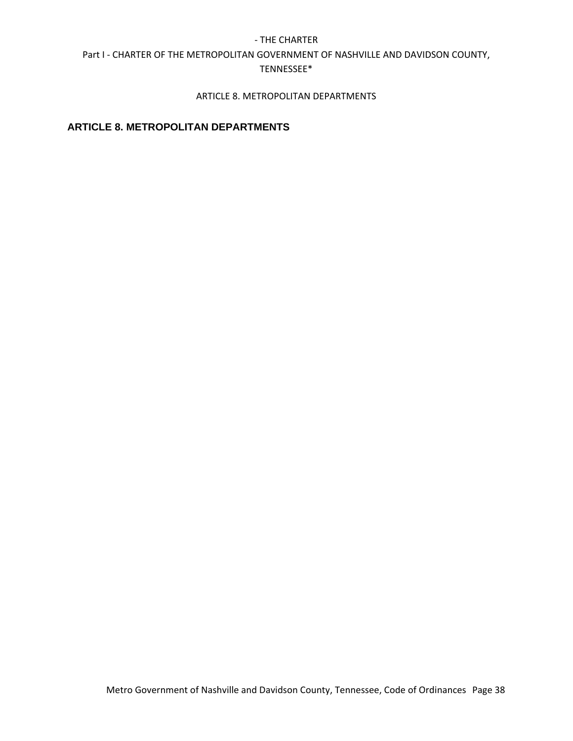## ARTICLE 8. METROPOLITAN DEPARTMENTS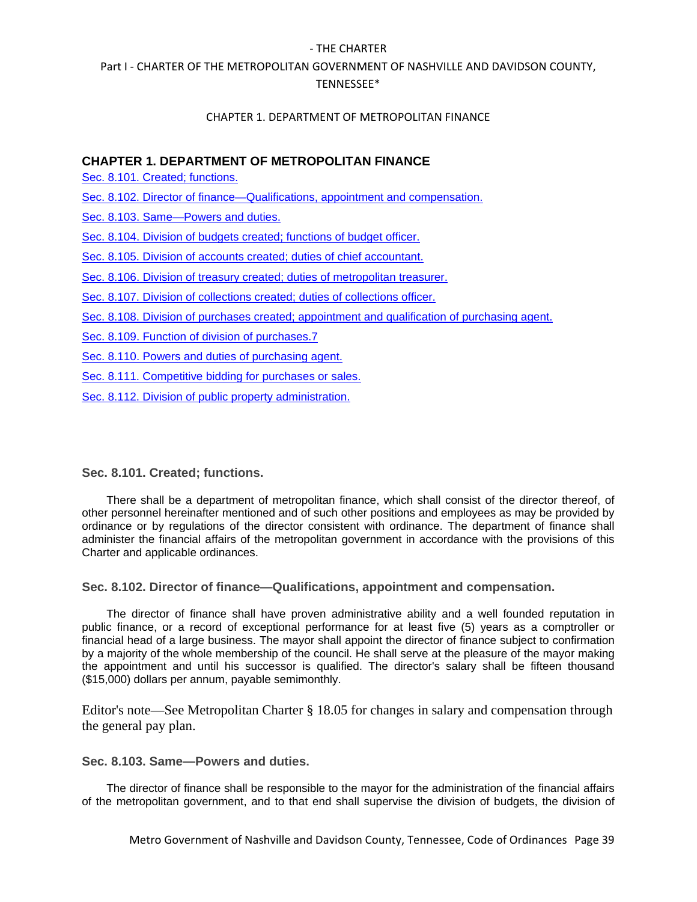## CHAPTER 1. DEPARTMENT OF METROPOLITAN FINANCE

Sec. 8.101. Created; functions.

Sec. 8.102. Director of finance—Qualifications, appointment and compensation.

Sec. 8.103. Same—Powers and duties.

Sec. 8.104. Division of budgets created; functions of budget officer.

Sec. 8.105. Division of accounts created; duties of chief accountant.

Sec. 8.106. Division of treasury created; duties of metropolitan treasurer.

Sec. 8.107. Division of collections created; duties of collections officer.

Sec. 8.108. Division of purchases created; appointment and qualification of purchasing agent.

Sec. 8.109. Function of division of purchases.7

Sec. 8.110. Powers and duties of purchasing agent.

Sec. 8.111. Competitive bidding for purchases or sales.

Sec. 8.112. Division of public property administration.

### Sec. 8.101. Created; functions.

There shall be a department of metropolitan finance, which shall consist of the director thereof, of other personnel hereinafter mentioned and of such other positions and employees as may be provided by ordinance or by regulations of the director consistent with ordinance. The department of finance shall administer the financial affairs of the metropolitan government in accordance with the provisions of this Charter and applicable ordinances.

### Sec. 8.102. Director of finance—Qualifications, appointment and compensation.

The director of finance shall have proven administrative ability and a well founded reputation in public finance, or a record of exceptional performance for at least five (5) years as a comptroller or financial head of a large business. The mayor shall appoint the director of finance subject to confirmation by a majority of the whole membership of the council. He shall serve at the pleasure of the mayor making the appointment and until his successor is qualified. The director's salary shall be fifteen thousand ($15,000) dollars per annum, payable semimonthly.

Editor's note—See Metropolitan Charter § 18.05 for changes in salary and compensation through the general pay plan.

### Sec. 8.103. Same—Powers and duties.

The director of finance shall be responsible to the mayor for the administration of the financial affairs of the metropolitan government, and to that end shall supervise the division of budgets, the division of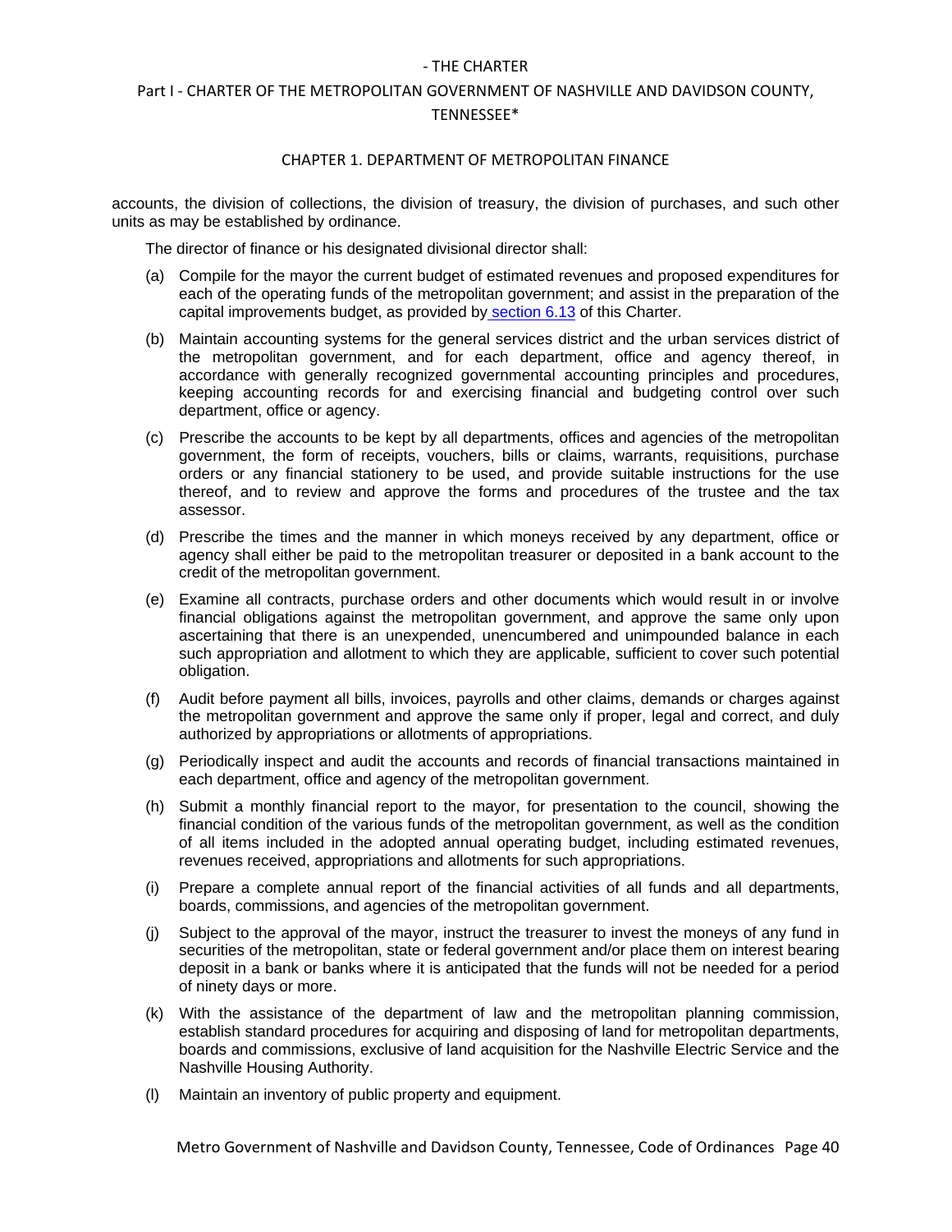accounts, the division of collections, the division of treasury, the division of purchases, and such other units as may be established by ordinance.

The director of finance or his designated divisional director shall:

(a) Compile for the mayor the current budget of estimated revenues and proposed expenditures for each of the operating funds of the metropolitan government; and assist in the preparation of the capital improvements budget, as provided by section 6.13 of this Charter.

(b) Maintain accounting systems for the general services district and the urban services district of the metropolitan government, and for each department, office and agency thereof, in accordance with generally recognized governmental accounting principles and procedures, keeping accounting records for and exercising financial and budgeting control over such department, office or agency.

(c) Prescribe the accounts to be kept by all departments, offices and agencies of the metropolitan government, the form of receipts, vouchers, bills or claims, warrants, requisitions, purchase orders or any financial stationery to be used, and provide suitable instructions for the use thereof, and to review and approve the forms and procedures of the trustee and the tax assessor.

(d) Prescribe the times and the manner in which moneys received by any department, office or agency shall either be paid to the metropolitan treasurer or deposited in a bank account to the credit of the metropolitan government.

(e) Examine all contracts, purchase orders and other documents which would result in or involve financial obligations against the metropolitan government, and approve the same only upon ascertaining that there is an unexpended, unencumbered and unimpounded balance in each such appropriation and allotment to which they are applicable, sufficient to cover such potential obligation.

(f) Audit before payment all bills, invoices, payrolls and other claims, demands or charges against the metropolitan government and approve the same only if proper, legal and correct, and duly authorized by appropriations or allotments of appropriations.

(g) Periodically inspect and audit the accounts and records of financial transactions maintained in each department, office and agency of the metropolitan government.

(h) Submit a monthly financial report to the mayor, for presentation to the council, showing the financial condition of the various funds of the metropolitan government, as well as the condition of all items included in the adopted annual operating budget, including estimated revenues, revenues received, appropriations and allotments for such appropriations.

(i) Prepare a complete annual report of the financial activities of all funds and all departments, boards, commissions, and agencies of the metropolitan government.

(j) Subject to the approval of the mayor, instruct the treasurer to invest the moneys of any fund in securities of the metropolitan, state or federal government and/or place them on interest bearing deposit in a bank or banks where it is anticipated that the funds will not be needed for a period of ninety days or more.

(k) With the assistance of the department of law and the metropolitan planning commission, establish standard procedures for acquiring and disposing of land for metropolitan departments, boards and commissions, exclusive of land acquisition for the Nashville Electric Service and the Nashville Housing Authority.

(l) Maintain an inventory of public property and equipment.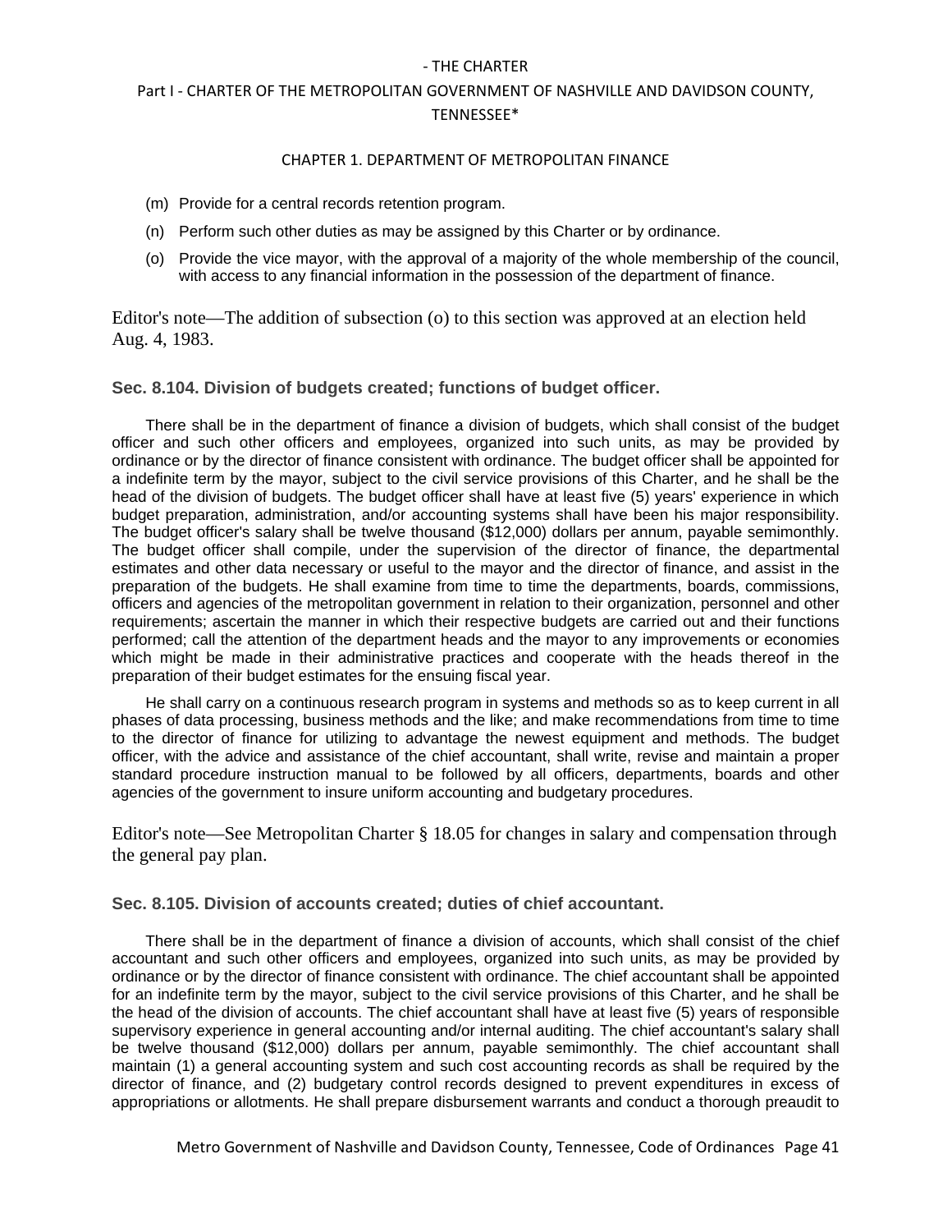(m) Provide for a central records retention program.

(n) Perform such other duties as may be assigned by this Charter or by ordinance.

(o) Provide the vice mayor, with the approval of a majority of the whole membership of the council, with access to any financial information in the possession of the department of finance.

Editor's note—The addition of subsection (o) to this section was approved at an election held Aug. 4, 1983.

### Sec. 8.104. Division of budgets created; functions of budget officer.

There shall be in the department of finance a division of budgets, which shall consist of the budget officer and such other officers and employees, organized into such units, as may be provided by ordinance or by the director of finance consistent with ordinance. The budget officer shall be appointed for a indefinite term by the mayor, subject to the civil service provisions of this Charter, and he shall be the head of the division of budgets. The budget officer shall have at least five (5) years' experience in which budget preparation, administration, and/or accounting systems shall have been his major responsibility. The budget officer's salary shall be twelve thousand ($12,000) dollars per annum, payable semimonthly. The budget officer shall compile, under the supervision of the director of finance, the departmental estimates and other data necessary or useful to the mayor and the director of finance, and assist in the preparation of the budgets. He shall examine from time to time the departments, boards, commissions, officers and agencies of the metropolitan government in relation to their organization, personnel and other requirements; ascertain the manner in which their respective budgets are carried out and their functions performed; call the attention of the department heads and the mayor to any improvements or economies which might be made in their administrative practices and cooperate with the heads thereof in the preparation of their budget estimates for the ensuing fiscal year.

He shall carry on a continuous research program in systems and methods so as to keep current in all phases of data processing, business methods and the like; and make recommendations from time to time to the director of finance for utilizing to advantage the newest equipment and methods. The budget officer, with the advice and assistance of the chief accountant, shall write, revise and maintain a proper standard procedure instruction manual to be followed by all officers, departments, boards and other agencies of the government to insure uniform accounting and budgetary procedures.

Editor's note—See Metropolitan Charter § 18.05 for changes in salary and compensation through the general pay plan.

### Sec. 8.105. Division of accounts created; duties of chief accountant.

There shall be in the department of finance a division of accounts, which shall consist of the chief accountant and such other officers and employees, organized into such units, as may be provided by ordinance or by the director of finance consistent with ordinance. The chief accountant shall be appointed for an indefinite term by the mayor, subject to the civil service provisions of this Charter, and he shall be the head of the division of accounts. The chief accountant shall have at least five (5) years of responsible supervisory experience in general accounting and/or internal auditing. The chief accountant's salary shall be twelve thousand ($12,000) dollars per annum, payable semimonthly. The chief accountant shall maintain (1) a general accounting system and such cost accounting records as shall be required by the director of finance, and (2) budgetary control records designed to prevent expenditures in excess of appropriations or allotments. He shall prepare disbursement warrants and conduct a thorough preaudit to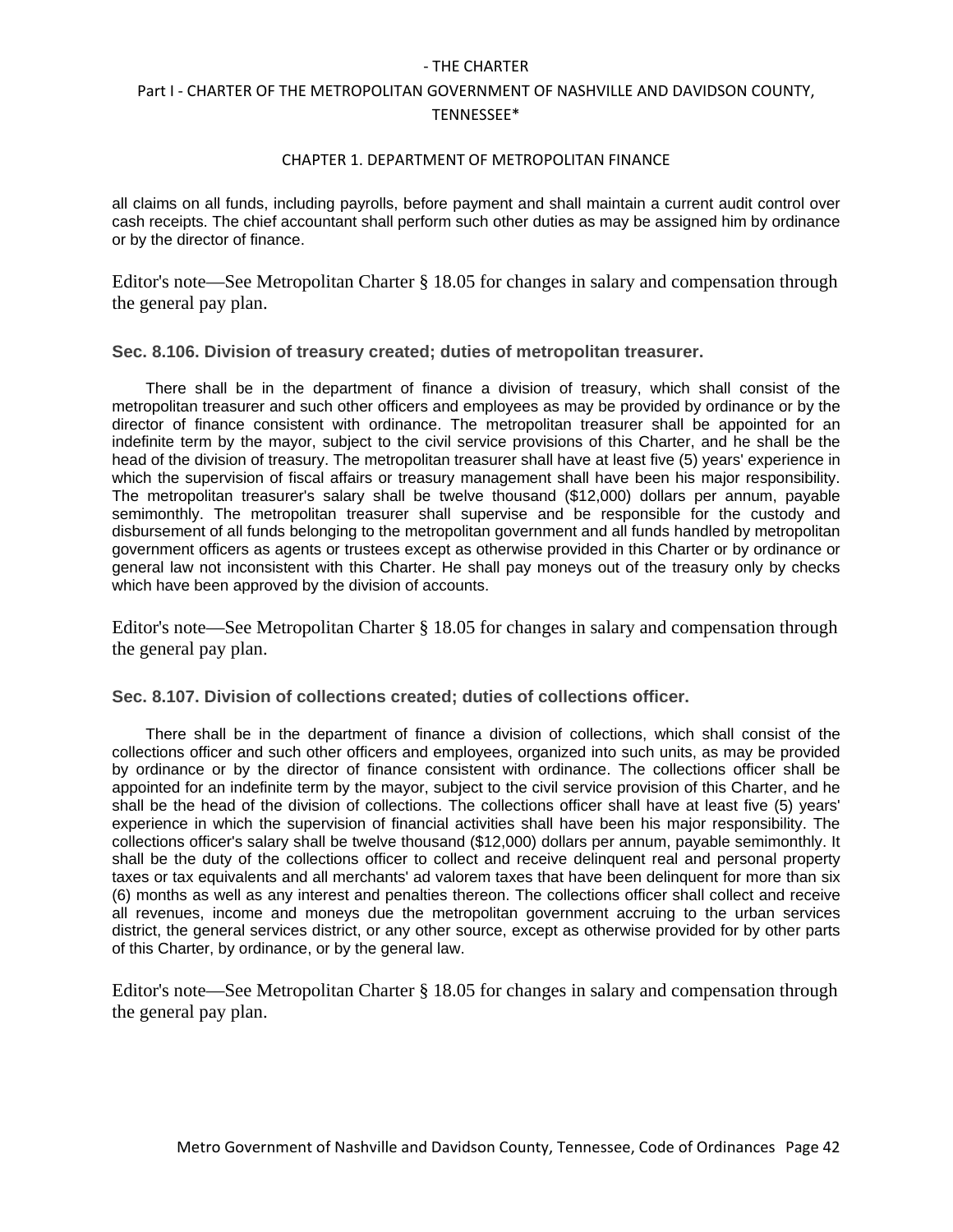all claims on all funds, including payrolls, before payment and shall maintain a current audit control over cash receipts. The chief accountant shall perform such other duties as may be assigned him by ordinance or by the director of finance.

Editor's note—See Metropolitan Charter § 18.05 for changes in salary and compensation through the general pay plan.

### Sec. 8.106. Division of treasury created; duties of metropolitan treasurer.

There shall be in the department of finance a division of treasury, which shall consist of the metropolitan treasurer and such other officers and employees as may be provided by ordinance or by the director of finance consistent with ordinance. The metropolitan treasurer shall be appointed for an indefinite term by the mayor, subject to the civil service provisions of this Charter, and he shall be the head of the division of treasury. The metropolitan treasurer shall have at least five (5) years' experience in which the supervision of fiscal affairs or treasury management shall have been his major responsibility. The metropolitan treasurer's salary shall be twelve thousand ($12,000) dollars per annum, payable semimonthly. The metropolitan treasurer shall supervise and be responsible for the custody and disbursement of all funds belonging to the metropolitan government and all funds handled by metropolitan government officers as agents or trustees except as otherwise provided in this Charter or by ordinance or general law not inconsistent with this Charter. He shall pay moneys out of the treasury only by checks which have been approved by the division of accounts.

Editor's note—See Metropolitan Charter § 18.05 for changes in salary and compensation through the general pay plan.

### Sec. 8.107. Division of collections created; duties of collections officer.

There shall be in the department of finance a division of collections, which shall consist of the collections officer and such other officers and employees, organized into such units, as may be provided by ordinance or by the director of finance consistent with ordinance. The collections officer shall be appointed for an indefinite term by the mayor, subject to the civil service provision of this Charter, and he shall be the head of the division of collections. The collections officer shall have at least five (5) years' experience in which the supervision of financial activities shall have been his major responsibility. The collections officer's salary shall be twelve thousand ($12,000) dollars per annum, payable semimonthly. It shall be the duty of the collections officer to collect and receive delinquent real and personal property taxes or tax equivalents and all merchants' ad valorem taxes that have been delinquent for more than six (6) months as well as any interest and penalties thereon. The collections officer shall collect and receive all revenues, income and moneys due the metropolitan government accruing to the urban services district, the general services district, or any other source, except as otherwise provided for by other parts of this Charter, by ordinance, or by the general law.

Editor's note—See Metropolitan Charter § 18.05 for changes in salary and compensation through the general pay plan.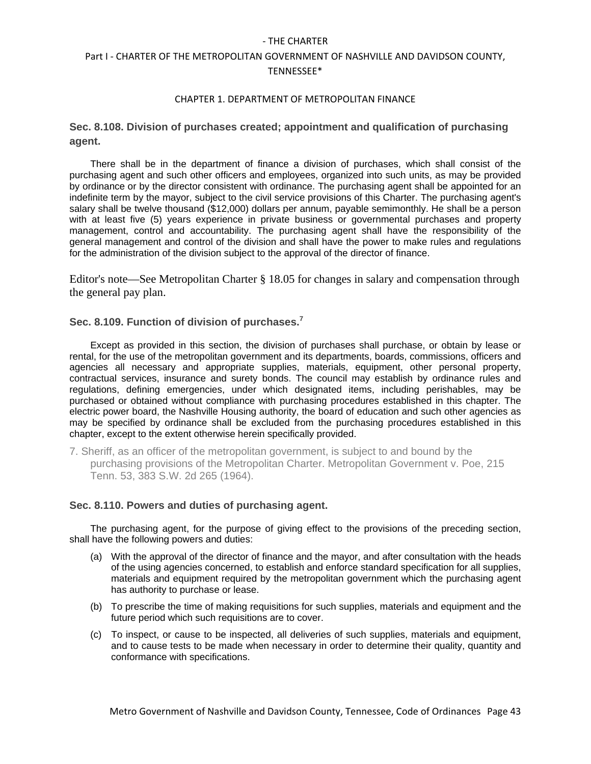### Sec. 8.108. Division of purchases created; appointment and qualification of purchasing agent.

There shall be in the department of finance a division of purchases, which shall consist of the purchasing agent and such other officers and employees, organized into such units, as may be provided by ordinance or by the director consistent with ordinance. The purchasing agent shall be appointed for an indefinite term by the mayor, subject to the civil service provisions of this Charter. The purchasing agent's salary shall be twelve thousand ($12,000) dollars per annum, payable semimonthly. He shall be a person with at least five (5) years experience in private business or governmental purchases and property management, control and accountability. The purchasing agent shall have the responsibility of the general management and control of the division and shall have the power to make rules and regulations for the administration of the division subject to the approval of the director of finance.

Editor's note—See Metropolitan Charter § 18.05 for changes in salary and compensation through the general pay plan.

### Sec. 8.109. Function of division of purchases.[7]

Except as provided in this section, the division of purchases shall purchase, or obtain by lease or rental, for the use of the metropolitan government and its departments, boards, commissions, officers and agencies all necessary and appropriate supplies, materials, equipment, other personal property, contractual services, insurance and surety bonds. The council may establish by ordinance rules and regulations, defining emergencies, under which designated items, including perishables, may be purchased or obtained without compliance with purchasing procedures established in this chapter. The electric power board, the Nashville Housing authority, the board of education and such other agencies as may be specified by ordinance shall be excluded from the purchasing procedures established in this chapter, except to the extent otherwise herein specifically provided.

7. Sheriff, as an officer of the metropolitan government, is subject to and bound by the purchasing provisions of the Metropolitan Charter. Metropolitan Government v. Poe, 215 Tenn. 53, 383 S.W. 2d 265 (1964).

### Sec. 8.110. Powers and duties of purchasing agent.

The purchasing agent, for the purpose of giving effect to the provisions of the preceding section, shall have the following powers and duties:

(a) With the approval of the director of finance and the mayor, and after consultation with the heads of the using agencies concerned, to establish and enforce standard specification for all supplies, materials and equipment required by the metropolitan government which the purchasing agent has authority to purchase or lease.

(b) To prescribe the time of making requisitions for such supplies, materials and equipment and the future period which such requisitions are to cover.

(c) To inspect, or cause to be inspected, all deliveries of such supplies, materials and equipment, and to cause tests to be made when necessary in order to determine their quality, quantity and conformance with specifications.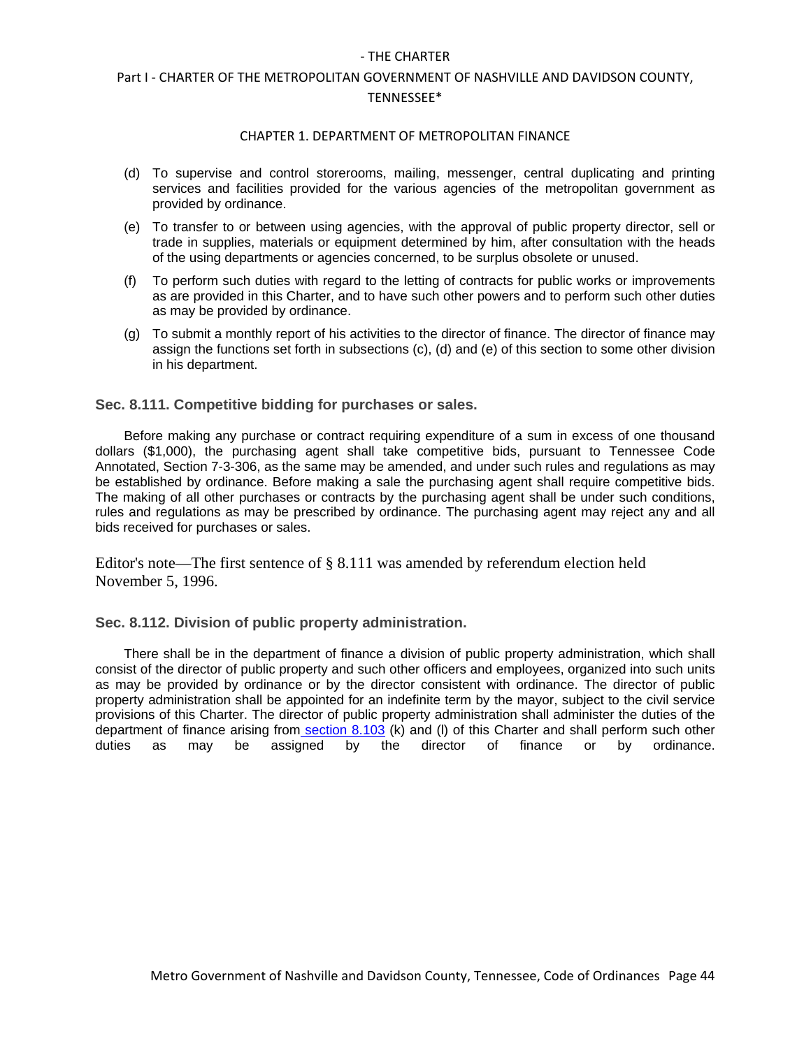(d) To supervise and control storerooms, mailing, messenger, central duplicating and printing services and facilities provided for the various agencies of the metropolitan government as provided by ordinance.

(e) To transfer to or between using agencies, with the approval of public property director, sell or trade in supplies, materials or equipment determined by him, after consultation with the heads of the using departments or agencies concerned, to be surplus obsolete or unused.

(f) To perform such duties with regard to the letting of contracts for public works or improvements as are provided in this Charter, and to have such other powers and to perform such other duties as may be provided by ordinance.

(g) To submit a monthly report of his activities to the director of finance. The director of finance may assign the functions set forth in subsections (c), (d) and (e) of this section to some other division in his department.

### Sec. 8.111. Competitive bidding for purchases or sales.

Before making any purchase or contract requiring expenditure of a sum in excess of one thousand dollars ($1,000), the purchasing agent shall take competitive bids, pursuant to Tennessee Code Annotated, Section 7-3-306, as the same may be amended, and under such rules and regulations as may be established by ordinance. Before making a sale the purchasing agent shall require competitive bids. The making of all other purchases or contracts by the purchasing agent shall be under such conditions, rules and regulations as may be prescribed by ordinance. The purchasing agent may reject any and all bids received for purchases or sales.

Editor's note—The first sentence of § 8.111 was amended by referendum election held November 5, 1996.

### Sec. 8.112. Division of public property administration.

There shall be in the department of finance a division of public property administration, which shall consist of the director of public property and such other officers and employees, organized into such units as may be provided by ordinance or by the director consistent with ordinance. The director of public property administration shall be appointed for an indefinite term by the mayor, subject to the civil service provisions of this Charter. The director of public property administration shall administer the duties of the department of finance arising from section 8.103 (k) and (l) of this Charter and shall perform such other duties as may be assigned by the director of finance or by ordinance.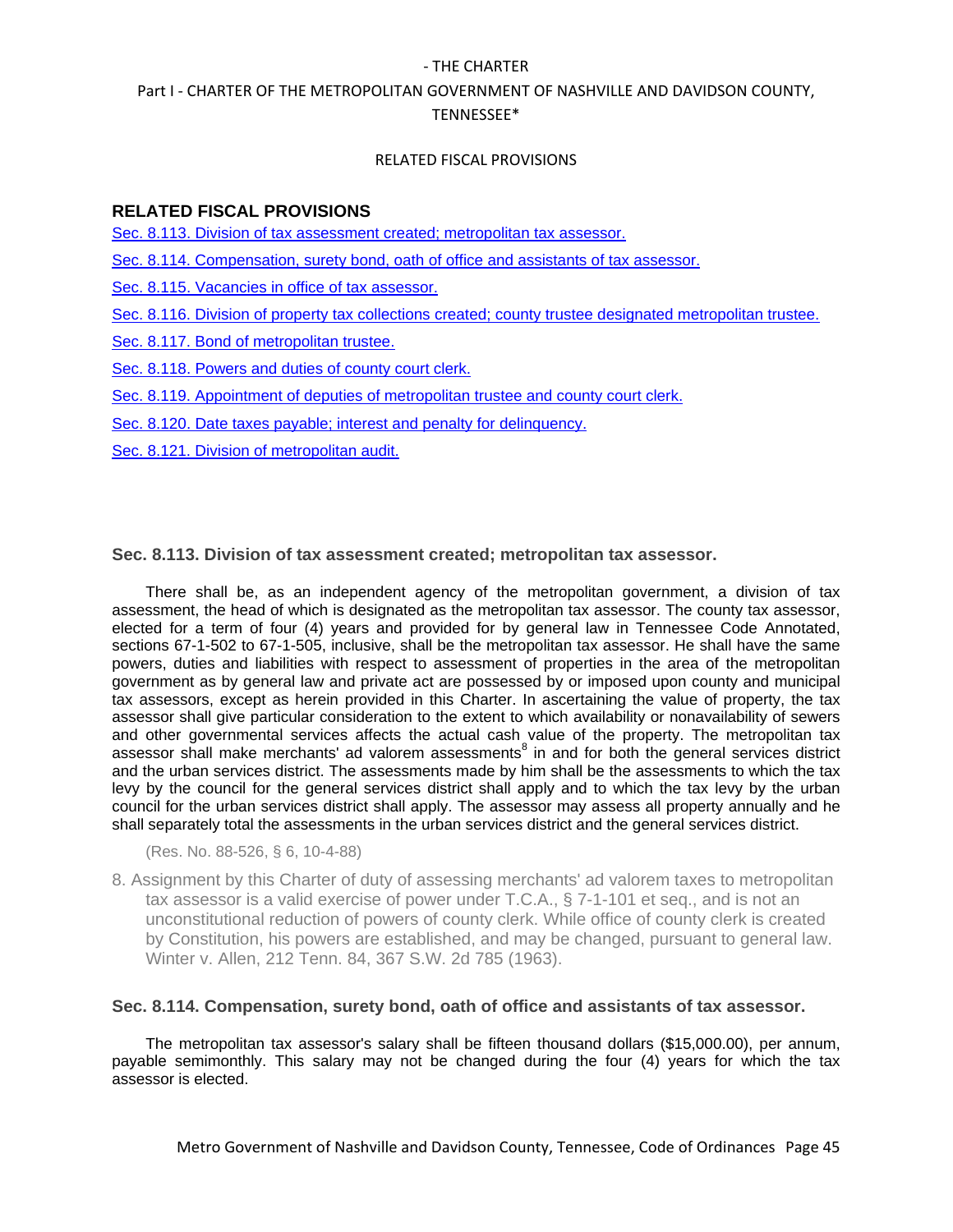## RELATED FISCAL PROVISIONS

Sec. 8.113. Division of tax assessment created; metropolitan tax assessor.

Sec. 8.114. Compensation, surety bond, oath of office and assistants of tax assessor.

Sec. 8.115. Vacancies in office of tax assessor.

Sec. 8.116. Division of property tax collections created; county trustee designated metropolitan trustee.

Sec. 8.117. Bond of metropolitan trustee.

Sec. 8.118. Powers and duties of county court clerk.

Sec. 8.119. Appointment of deputies of metropolitan trustee and county court clerk.

Sec. 8.120. Date taxes payable; interest and penalty for delinquency.

Sec. 8.121. Division of metropolitan audit.

### Sec. 8.113. Division of tax assessment created; metropolitan tax assessor.

There shall be, as an independent agency of the metropolitan government, a division of tax assessment, the head of which is designated as the metropolitan tax assessor. The county tax assessor, elected for a term of four (4) years and provided for by general law in Tennessee Code Annotated, sections 67-1-502 to 67-1-505, inclusive, shall be the metropolitan tax assessor. He shall have the same powers, duties and liabilities with respect to assessment of properties in the area of the metropolitan government as by general law and private act are possessed by or imposed upon county and municipal tax assessors, except as herein provided in this Charter. In ascertaining the value of property, the tax assessor shall give particular consideration to the extent to which availability or nonavailability of sewers and other governmental services affects the actual cash value of the property. The metropolitan tax assessor shall make merchants' ad valorem assessments[8] in and for both the general services district and the urban services district. The assessments made by him shall be the assessments to which the tax levy by the council for the general services district shall apply and to which the tax levy by the urban council for the urban services district shall apply. The assessor may assess all property annually and he shall separately total the assessments in the urban services district and the general services district.

(Res. No. 88-526, § 6, 10-4-88)

8. Assignment by this Charter of duty of assessing merchants' ad valorem taxes to metropolitan tax assessor is a valid exercise of power under T.C.A., § 7-1-101 et seq., and is not an unconstitutional reduction of powers of county clerk. While office of county clerk is created by Constitution, his powers are established, and may be changed, pursuant to general law. Winter v. Allen, 212 Tenn. 84, 367 S.W. 2d 785 (1963).

### Sec. 8.114. Compensation, surety bond, oath of office and assistants of tax assessor.

The metropolitan tax assessor's salary shall be fifteen thousand dollars ($15,000.00), per annum, payable semimonthly. This salary may not be changed during the four (4) years for which the tax assessor is elected.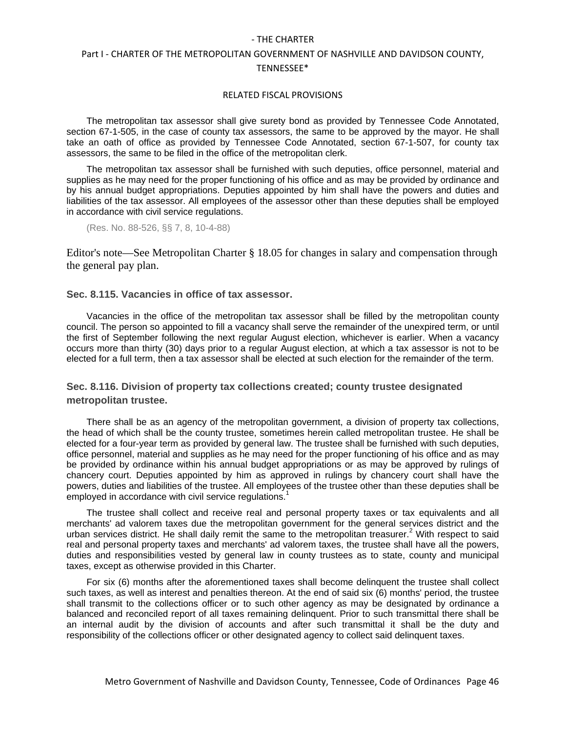The metropolitan tax assessor shall give surety bond as provided by Tennessee Code Annotated, section 67-1-505, in the case of county tax assessors, the same to be approved by the mayor. He shall take an oath of office as provided by Tennessee Code Annotated, section 67-1-507, for county tax assessors, the same to be filed in the office of the metropolitan clerk.

The metropolitan tax assessor shall be furnished with such deputies, office personnel, material and supplies as he may need for the proper functioning of his office and as may be provided by ordinance and by his annual budget appropriations. Deputies appointed by him shall have the powers and duties and liabilities of the tax assessor. All employees of the assessor other than these deputies shall be employed in accordance with civil service regulations.

(Res. No. 88-526, §§ 7, 8, 10-4-88)

Editor's note—See Metropolitan Charter § 18.05 for changes in salary and compensation through the general pay plan.

### Sec. 8.115. Vacancies in office of tax assessor.

Vacancies in the office of the metropolitan tax assessor shall be filled by the metropolitan county council. The person so appointed to fill a vacancy shall serve the remainder of the unexpired term, or until the first of September following the next regular August election, whichever is earlier. When a vacancy occurs more than thirty (30) days prior to a regular August election, at which a tax assessor is not to be elected for a full term, then a tax assessor shall be elected at such election for the remainder of the term.

### Sec. 8.116. Division of property tax collections created; county trustee designated metropolitan trustee.

There shall be as an agency of the metropolitan government, a division of property tax collections, the head of which shall be the county trustee, sometimes herein called metropolitan trustee. He shall be elected for a four-year term as provided by general law. The trustee shall be furnished with such deputies, office personnel, material and supplies as he may need for the proper functioning of his office and as may be provided by ordinance within his annual budget appropriations or as may be approved by rulings of chancery court. Deputies appointed by him as approved in rulings by chancery court shall have the powers, duties and liabilities of the trustee. All employees of the trustee other than these deputies shall be employed in accordance with civil service regulations.[1]

The trustee shall collect and receive real and personal property taxes or tax equivalents and all merchants' ad valorem taxes due the metropolitan government for the general services district and the urban services district. He shall daily remit the same to the metropolitan treasurer.[2] With respect to said real and personal property taxes and merchants' ad valorem taxes, the trustee shall have all the powers, duties and responsibilities vested by general law in county trustees as to state, county and municipal taxes, except as otherwise provided in this Charter.

For six (6) months after the aforementioned taxes shall become delinquent the trustee shall collect such taxes, as well as interest and penalties thereon. At the end of said six (6) months' period, the trustee shall transmit to the collections officer or to such other agency as may be designated by ordinance a balanced and reconciled report of all taxes remaining delinquent. Prior to such transmittal there shall be an internal audit by the division of accounts and after such transmittal it shall be the duty and responsibility of the collections officer or other designated agency to collect said delinquent taxes.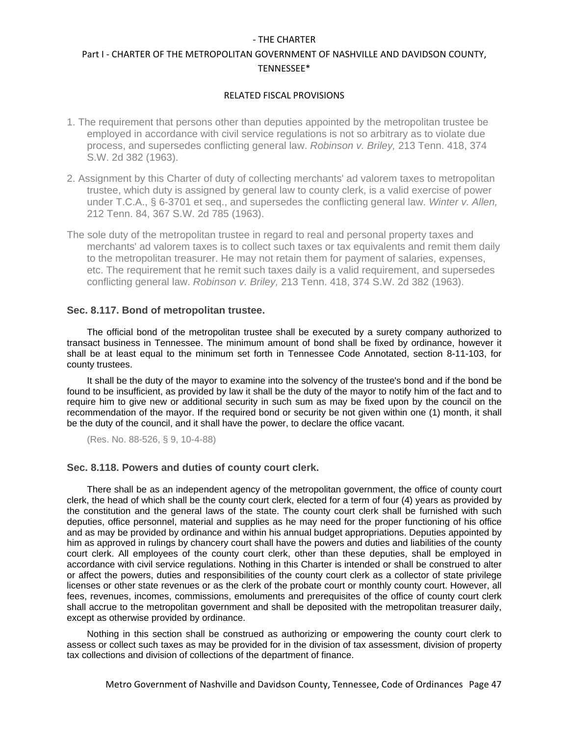- THE CHARTER

Part I - CHARTER OF THE METROPOLITAN GOVERNMENT OF NASHVILLE AND DAVIDSON COUNTY, TENNESSEE*

RELATED FISCAL PROVISIONS

1. The requirement that persons other than deputies appointed by the metropolitan trustee be employed in accordance with civil service regulations is not so arbitrary as to violate due process, and supersedes conflicting general law. *Robinson v. Briley,* 213 Tenn. 418, 374 S.W. 2d 382 (1963).

2. Assignment by this Charter of duty of collecting merchants' ad valorem taxes to metropolitan trustee, which duty is assigned by general law to county clerk, is a valid exercise of power under T.C.A., § 6-3701 et seq., and supersedes the conflicting general law. *Winter v. Allen,* 212 Tenn. 84, 367 S.W. 2d 785 (1963).

The sole duty of the metropolitan trustee in regard to real and personal property taxes and merchants' ad valorem taxes is to collect such taxes or tax equivalents and remit them daily to the metropolitan treasurer. He may not retain them for payment of salaries, expenses, etc. The requirement that he remit such taxes daily is a valid requirement, and supersedes conflicting general law. *Robinson v. Briley,* 213 Tenn. 418, 374 S.W. 2d 382 (1963).

### Sec. 8.117. Bond of metropolitan trustee.

The official bond of the metropolitan trustee shall be executed by a surety company authorized to transact business in Tennessee. The minimum amount of bond shall be fixed by ordinance, however it shall be at least equal to the minimum set forth in Tennessee Code Annotated, section 8-11-103, for county trustees.

It shall be the duty of the mayor to examine into the solvency of the trustee's bond and if the bond be found to be insufficient, as provided by law it shall be the duty of the mayor to notify him of the fact and to require him to give new or additional security in such sum as may be fixed upon by the council on the recommendation of the mayor. If the required bond or security be not given within one (1) month, it shall be the duty of the council, and it shall have the power, to declare the office vacant.

(Res. No. 88-526, § 9, 10-4-88)

### Sec. 8.118. Powers and duties of county court clerk.

There shall be as an independent agency of the metropolitan government, the office of county court clerk, the head of which shall be the county court clerk, elected for a term of four (4) years as provided by the constitution and the general laws of the state. The county court clerk shall be furnished with such deputies, office personnel, material and supplies as he may need for the proper functioning of his office and as may be provided by ordinance and within his annual budget appropriations. Deputies appointed by him as approved in rulings by chancery court shall have the powers and duties and liabilities of the county court clerk. All employees of the county court clerk, other than these deputies, shall be employed in accordance with civil service regulations. Nothing in this Charter is intended or shall be construed to alter or affect the powers, duties and responsibilities of the county court clerk as a collector of state privilege licenses or other state revenues or as the clerk of the probate court or monthly county court. However, all fees, revenues, incomes, commissions, emoluments and prerequisites of the office of county court clerk shall accrue to the metropolitan government and shall be deposited with the metropolitan treasurer daily, except as otherwise provided by ordinance.

Nothing in this section shall be construed as authorizing or empowering the county court clerk to assess or collect such taxes as may be provided for in the division of tax assessment, division of property tax collections and division of collections of the department of finance.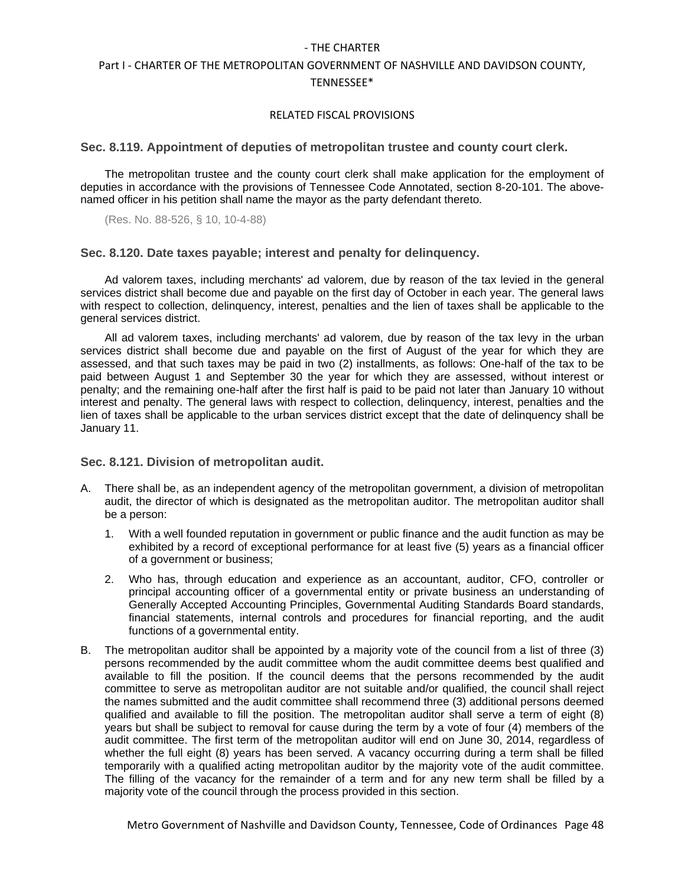## Sec. 8.119. Appointment of deputies of metropolitan trustee and county court clerk.

The metropolitan trustee and the county court clerk shall make application for the employment of deputies in accordance with the provisions of Tennessee Code Annotated, section 8-20-101. The above-named officer in his petition shall name the mayor as the party defendant thereto.

(Res. No. 88-526, § 10, 10-4-88)

## Sec. 8.120. Date taxes payable; interest and penalty for delinquency.

Ad valorem taxes, including merchants' ad valorem, due by reason of the tax levied in the general services district shall become due and payable on the first day of October in each year. The general laws with respect to collection, delinquency, interest, penalties and the lien of taxes shall be applicable to the general services district.

All ad valorem taxes, including merchants' ad valorem, due by reason of the tax levy in the urban services district shall become due and payable on the first of August of the year for which they are assessed, and that such taxes may be paid in two (2) installments, as follows: One-half of the tax to be paid between August 1 and September 30 the year for which they are assessed, without interest or penalty; and the remaining one-half after the first half is paid to be paid not later than January 10 without interest and penalty. The general laws with respect to collection, delinquency, interest, penalties and the lien of taxes shall be applicable to the urban services district except that the date of delinquency shall be January 11.

## Sec. 8.121. Division of metropolitan audit.

A. There shall be, as an independent agency of the metropolitan government, a division of metropolitan audit, the director of which is designated as the metropolitan auditor. The metropolitan auditor shall be a person:

   1. With a well founded reputation in government or public finance and the audit function as may be exhibited by a record of exceptional performance for at least five (5) years as a financial officer of a government or business;

   2. Who has, through education and experience as an accountant, auditor, CFO, controller or principal accounting officer of a governmental entity or private business an understanding of Generally Accepted Accounting Principles, Governmental Auditing Standards Board standards, financial statements, internal controls and procedures for financial reporting, and the audit functions of a governmental entity.

B. The metropolitan auditor shall be appointed by a majority vote of the council from a list of three (3) persons recommended by the audit committee whom the audit committee deems best qualified and available to fill the position. If the council deems that the persons recommended by the audit committee to serve as metropolitan auditor are not suitable and/or qualified, the council shall reject the names submitted and the audit committee shall recommend three (3) additional persons deemed qualified and available to fill the position. The metropolitan auditor shall serve a term of eight (8) years but shall be subject to removal for cause during the term by a vote of four (4) members of the audit committee. The first term of the metropolitan auditor will end on June 30, 2014, regardless of whether the full eight (8) years has been served. A vacancy occurring during a term shall be filled temporarily with a qualified acting metropolitan auditor by the majority vote of the audit committee. The filling of the vacancy for the remainder of a term and for any new term shall be filled by a majority vote of the council through the process provided in this section.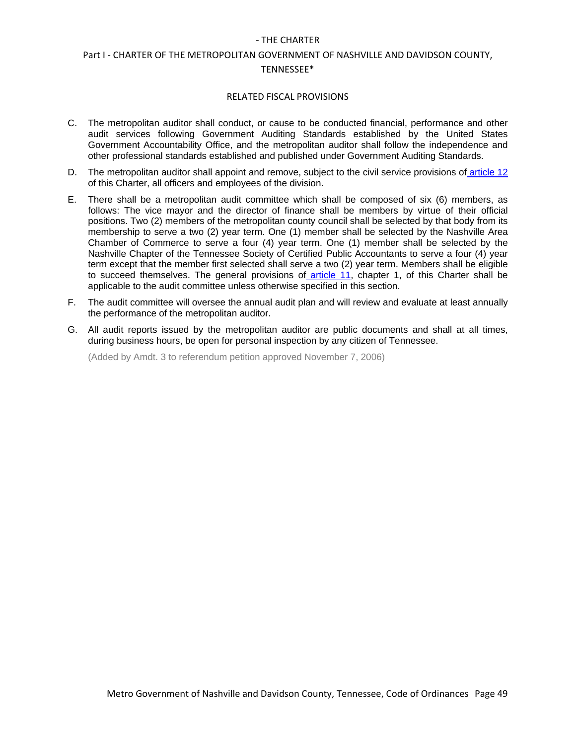C. The metropolitan auditor shall conduct, or cause to be conducted financial, performance and other audit services following Government Auditing Standards established by the United States Government Accountability Office, and the metropolitan auditor shall follow the independence and other professional standards established and published under Government Auditing Standards.

D. The metropolitan auditor shall appoint and remove, subject to the civil service provisions of article 12 of this Charter, all officers and employees of the division.

E. There shall be a metropolitan audit committee which shall be composed of six (6) members, as follows: The vice mayor and the director of finance shall be members by virtue of their official positions. Two (2) members of the metropolitan county council shall be selected by that body from its membership to serve a two (2) year term. One (1) member shall be selected by the Nashville Area Chamber of Commerce to serve a four (4) year term. One (1) member shall be selected by the Nashville Chapter of the Tennessee Society of Certified Public Accountants to serve a four (4) year term except that the member first selected shall serve a two (2) year term. Members shall be eligible to succeed themselves. The general provisions of article 11, chapter 1, of this Charter shall be applicable to the audit committee unless otherwise specified in this section.

F. The audit committee will oversee the annual audit plan and will review and evaluate at least annually the performance of the metropolitan auditor.

G. All audit reports issued by the metropolitan auditor are public documents and shall at all times, during business hours, be open for personal inspection by any citizen of Tennessee.

(Added by Amdt. 3 to referendum petition approved November 7, 2006)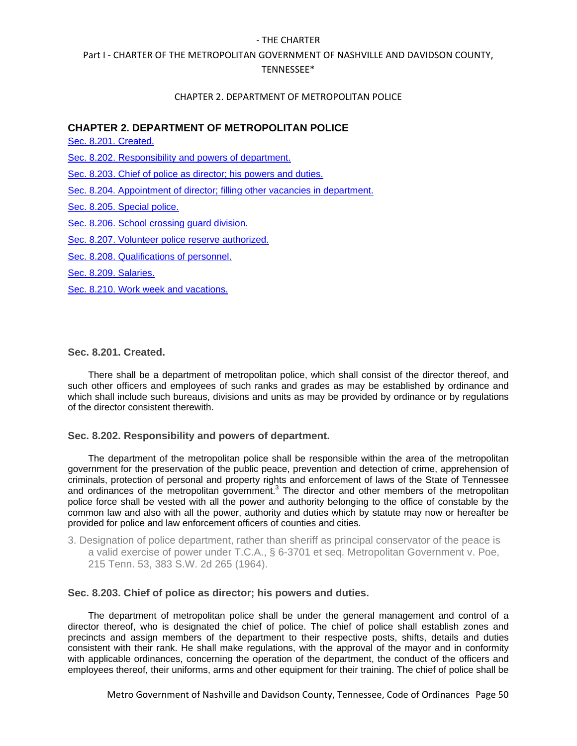## CHAPTER 2. DEPARTMENT OF METROPOLITAN POLICE

Sec. 8.201. Created.

Sec. 8.202. Responsibility and powers of department.

Sec. 8.203. Chief of police as director; his powers and duties.

Sec. 8.204. Appointment of director; filling other vacancies in department.

Sec. 8.205. Special police.

Sec. 8.206. School crossing guard division.

Sec. 8.207. Volunteer police reserve authorized.

Sec. 8.208. Qualifications of personnel.

Sec. 8.209. Salaries.

Sec. 8.210. Work week and vacations.

### Sec. 8.201. Created.

There shall be a department of metropolitan police, which shall consist of the director thereof, and such other officers and employees of such ranks and grades as may be established by ordinance and which shall include such bureaus, divisions and units as may be provided by ordinance or by regulations of the director consistent therewith.

### Sec. 8.202. Responsibility and powers of department.

The department of the metropolitan police shall be responsible within the area of the metropolitan government for the preservation of the public peace, prevention and detection of crime, apprehension of criminals, protection of personal and property rights and enforcement of laws of the State of Tennessee and ordinances of the metropolitan government.[3] The director and other members of the metropolitan police force shall be vested with all the power and authority belonging to the office of constable by the common law and also with all the power, authority and duties which by statute may now or hereafter be provided for police and law enforcement officers of counties and cities.

3. Designation of police department, rather than sheriff as principal conservator of the peace is a valid exercise of power under T.C.A., § 6-3701 et seq. Metropolitan Government v. Poe, 215 Tenn. 53, 383 S.W. 2d 265 (1964).

### Sec. 8.203. Chief of police as director; his powers and duties.

The department of metropolitan police shall be under the general management and control of a director thereof, who is designated the chief of police. The chief of police shall establish zones and precincts and assign members of the department to their respective posts, shifts, details and duties consistent with their rank. He shall make regulations, with the approval of the mayor and in conformity with applicable ordinances, concerning the operation of the department, the conduct of the officers and employees thereof, their uniforms, arms and other equipment for their training. The chief of police shall be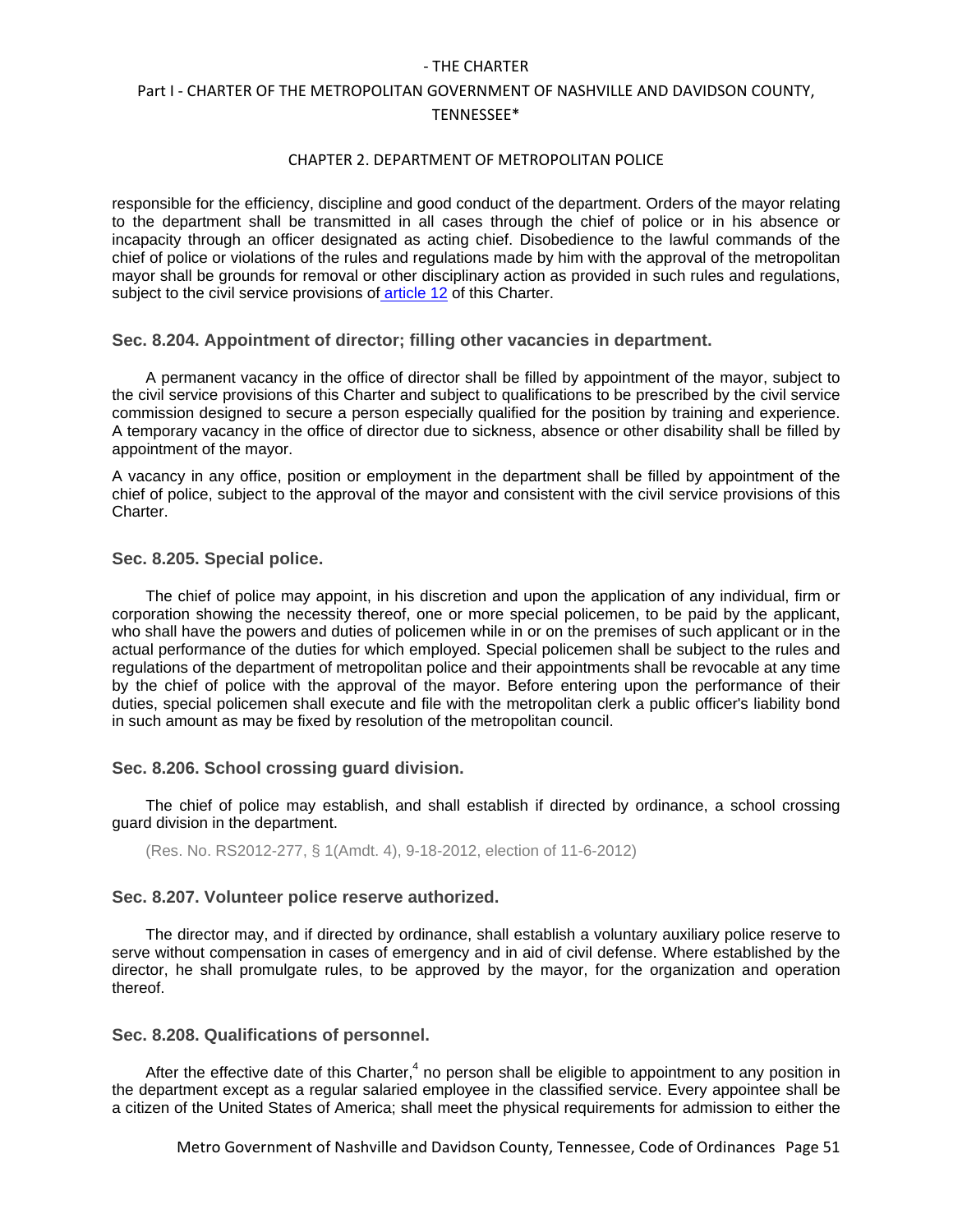responsible for the efficiency, discipline and good conduct of the department. Orders of the mayor relating to the department shall be transmitted in all cases through the chief of police or in his absence or incapacity through an officer designated as acting chief. Disobedience to the lawful commands of the chief of police or violations of the rules and regulations made by him with the approval of the metropolitan mayor shall be grounds for removal or other disciplinary action as provided in such rules and regulations, subject to the civil service provisions of article 12 of this Charter.

### Sec. 8.204. Appointment of director; filling other vacancies in department.

A permanent vacancy in the office of director shall be filled by appointment of the mayor, subject to the civil service provisions of this Charter and subject to qualifications to be prescribed by the civil service commission designed to secure a person especially qualified for the position by training and experience. A temporary vacancy in the office of director due to sickness, absence or other disability shall be filled by appointment of the mayor.

A vacancy in any office, position or employment in the department shall be filled by appointment of the chief of police, subject to the approval of the mayor and consistent with the civil service provisions of this Charter.

### Sec. 8.205. Special police.

The chief of police may appoint, in his discretion and upon the application of any individual, firm or corporation showing the necessity thereof, one or more special policemen, to be paid by the applicant, who shall have the powers and duties of policemen while in or on the premises of such applicant or in the actual performance of the duties for which employed. Special policemen shall be subject to the rules and regulations of the department of metropolitan police and their appointments shall be revocable at any time by the chief of police with the approval of the mayor. Before entering upon the performance of their duties, special policemen shall execute and file with the metropolitan clerk a public officer's liability bond in such amount as may be fixed by resolution of the metropolitan council.

### Sec. 8.206. School crossing guard division.

The chief of police may establish, and shall establish if directed by ordinance, a school crossing guard division in the department.

(Res. No. RS2012-277, § 1(Amdt. 4), 9-18-2012, election of 11-6-2012)

### Sec. 8.207. Volunteer police reserve authorized.

The director may, and if directed by ordinance, shall establish a voluntary auxiliary police reserve to serve without compensation in cases of emergency and in aid of civil defense. Where established by the director, he shall promulgate rules, to be approved by the mayor, for the organization and operation thereof.

### Sec. 8.208. Qualifications of personnel.

After the effective date of this Charter,[4] no person shall be eligible to appointment to any position in the department except as a regular salaried employee in the classified service. Every appointee shall be a citizen of the United States of America; shall meet the physical requirements for admission to either the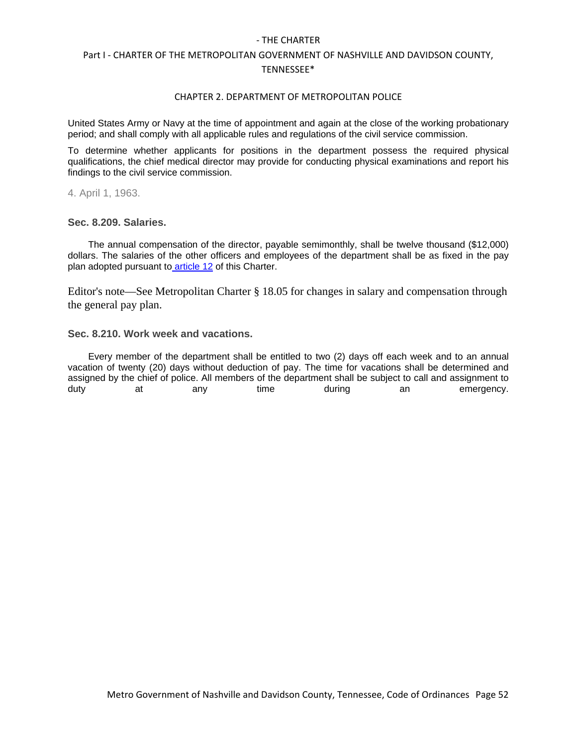United States Army or Navy at the time of appointment and again at the close of the working probationary period; and shall comply with all applicable rules and regulations of the civil service commission.

To determine whether applicants for positions in the department possess the required physical qualifications, the chief medical director may provide for conducting physical examinations and report his findings to the civil service commission.

4. April 1, 1963.

### Sec. 8.209. Salaries.

The annual compensation of the director, payable semimonthly, shall be twelve thousand ($12,000) dollars. The salaries of the other officers and employees of the department shall be as fixed in the pay plan adopted pursuant to article 12 of this Charter.

Editor's note—See Metropolitan Charter § 18.05 for changes in salary and compensation through the general pay plan.

### Sec. 8.210. Work week and vacations.

Every member of the department shall be entitled to two (2) days off each week and to an annual vacation of twenty (20) days without deduction of pay. The time for vacations shall be determined and assigned by the chief of police. All members of the department shall be subject to call and assignment to duty at any time during an emergency.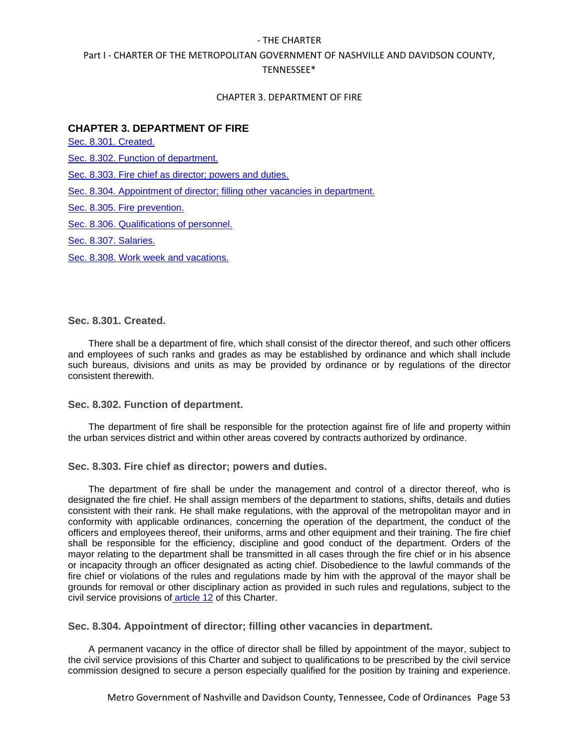## CHAPTER 3. DEPARTMENT OF FIRE

Sec. 8.301. Created.

Sec. 8.302. Function of department.

Sec. 8.303. Fire chief as director; powers and duties.

Sec. 8.304. Appointment of director; filling other vacancies in department.

Sec. 8.305. Fire prevention.

Sec. 8.306. Qualifications of personnel.

Sec. 8.307. Salaries.

Sec. 8.308. Work week and vacations.

### Sec. 8.301. Created.

There shall be a department of fire, which shall consist of the director thereof, and such other officers and employees of such ranks and grades as may be established by ordinance and which shall include such bureaus, divisions and units as may be provided by ordinance or by regulations of the director consistent therewith.

### Sec. 8.302. Function of department.

The department of fire shall be responsible for the protection against fire of life and property within the urban services district and within other areas covered by contracts authorized by ordinance.

### Sec. 8.303. Fire chief as director; powers and duties.

The department of fire shall be under the management and control of a director thereof, who is designated the fire chief. He shall assign members of the department to stations, shifts, details and duties consistent with their rank. He shall make regulations, with the approval of the metropolitan mayor and in conformity with applicable ordinances, concerning the operation of the department, the conduct of the officers and employees thereof, their uniforms, arms and other equipment and their training. The fire chief shall be responsible for the efficiency, discipline and good conduct of the department. Orders of the mayor relating to the department shall be transmitted in all cases through the fire chief or in his absence or incapacity through an officer designated as acting chief. Disobedience to the lawful commands of the fire chief or violations of the rules and regulations made by him with the approval of the mayor shall be grounds for removal or other disciplinary action as provided in such rules and regulations, subject to the civil service provisions of article 12 of this Charter.

### Sec. 8.304. Appointment of director; filling other vacancies in department.

A permanent vacancy in the office of director shall be filled by appointment of the mayor, subject to the civil service provisions of this Charter and subject to qualifications to be prescribed by the civil service commission designed to secure a person especially qualified for the position by training and experience.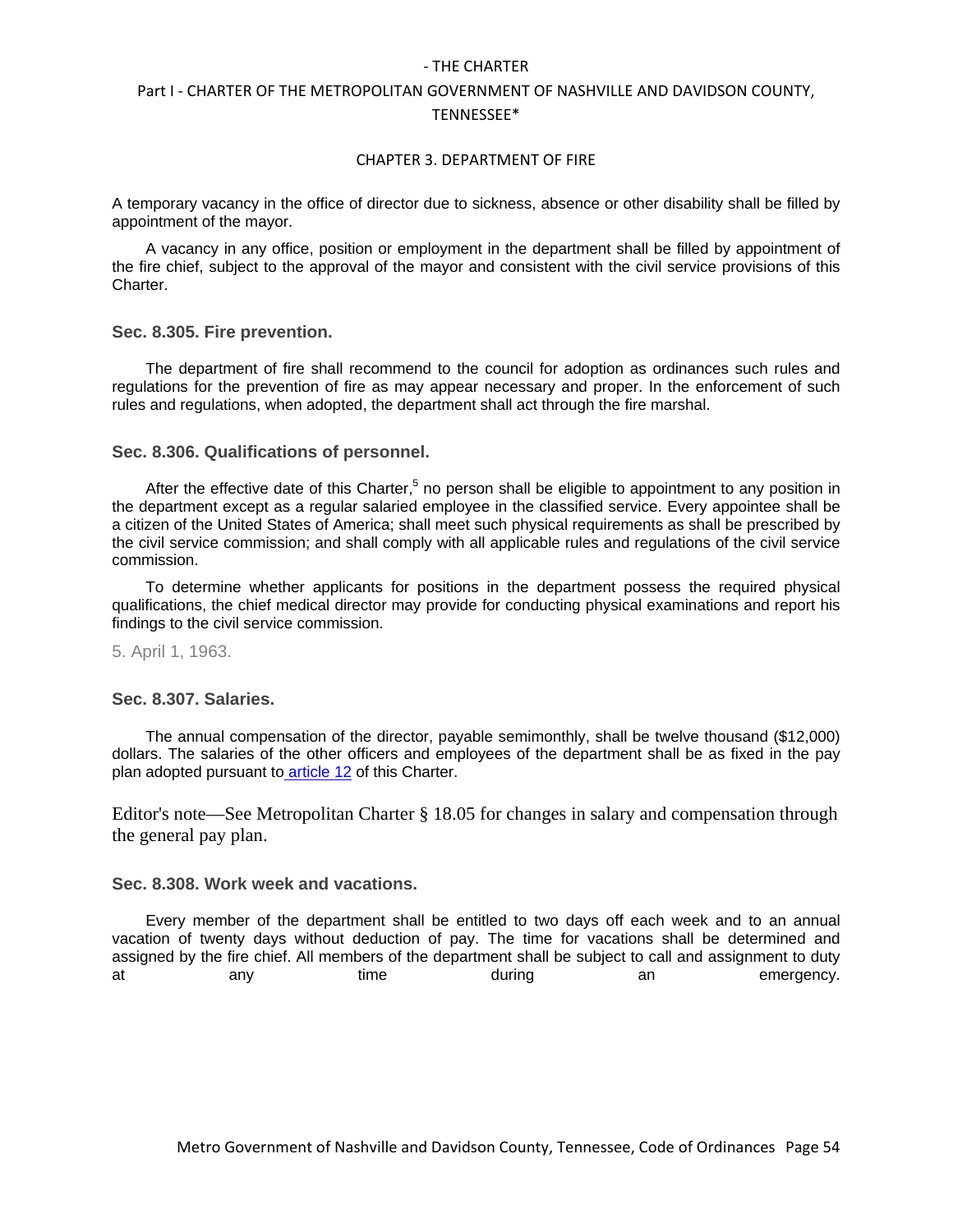A temporary vacancy in the office of director due to sickness, absence or other disability shall be filled by appointment of the mayor.

A vacancy in any office, position or employment in the department shall be filled by appointment of the fire chief, subject to the approval of the mayor and consistent with the civil service provisions of this Charter.

### Sec. 8.305. Fire prevention.

The department of fire shall recommend to the council for adoption as ordinances such rules and regulations for the prevention of fire as may appear necessary and proper. In the enforcement of such rules and regulations, when adopted, the department shall act through the fire marshal.

### Sec. 8.306. Qualifications of personnel.

After the effective date of this Charter,[5] no person shall be eligible to appointment to any position in the department except as a regular salaried employee in the classified service. Every appointee shall be a citizen of the United States of America; shall meet such physical requirements as shall be prescribed by the civil service commission; and shall comply with all applicable rules and regulations of the civil service commission.

To determine whether applicants for positions in the department possess the required physical qualifications, the chief medical director may provide for conducting physical examinations and report his findings to the civil service commission.

5. April 1, 1963.

### Sec. 8.307. Salaries.

The annual compensation of the director, payable semimonthly, shall be twelve thousand ($12,000) dollars. The salaries of the other officers and employees of the department shall be as fixed in the pay plan adopted pursuant to article 12 of this Charter.

Editor's note—See Metropolitan Charter § 18.05 for changes in salary and compensation through the general pay plan.

### Sec. 8.308. Work week and vacations.

Every member of the department shall be entitled to two days off each week and to an annual vacation of twenty days without deduction of pay. The time for vacations shall be determined and assigned by the fire chief. All members of the department shall be subject to call and assignment to duty at any time during an emergency.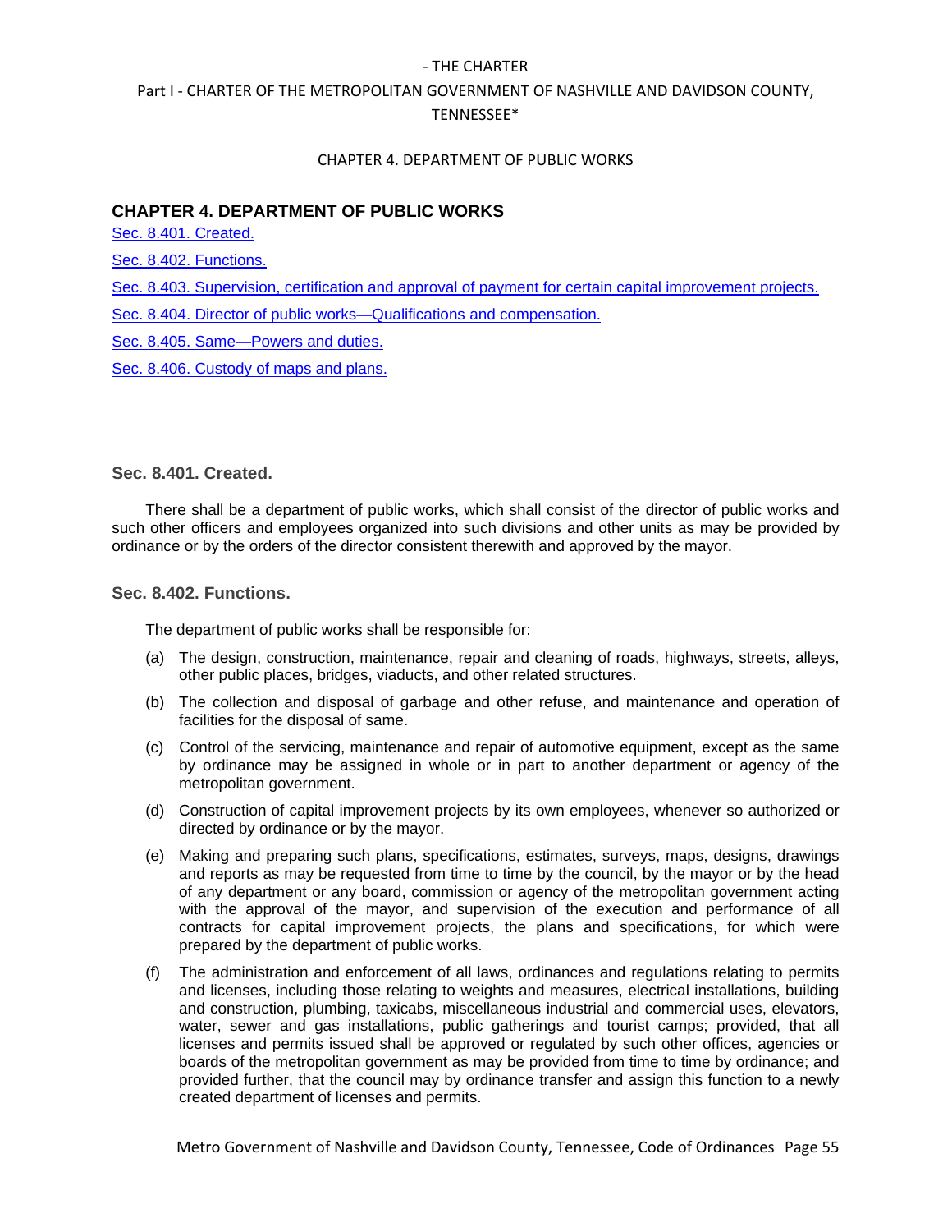## CHAPTER 4. DEPARTMENT OF PUBLIC WORKS

Sec. 8.401. Created.

Sec. 8.402. Functions.

Sec. 8.403. Supervision, certification and approval of payment for certain capital improvement projects.

Sec. 8.404. Director of public works—Qualifications and compensation.

Sec. 8.405. Same—Powers and duties.

Sec. 8.406. Custody of maps and plans.

### Sec. 8.401. Created.

There shall be a department of public works, which shall consist of the director of public works and such other officers and employees organized into such divisions and other units as may be provided by ordinance or by the orders of the director consistent therewith and approved by the mayor.

### Sec. 8.402. Functions.

The department of public works shall be responsible for:

(a) The design, construction, maintenance, repair and cleaning of roads, highways, streets, alleys, other public places, bridges, viaducts, and other related structures.

(b) The collection and disposal of garbage and other refuse, and maintenance and operation of facilities for the disposal of same.

(c) Control of the servicing, maintenance and repair of automotive equipment, except as the same by ordinance may be assigned in whole or in part to another department or agency of the metropolitan government.

(d) Construction of capital improvement projects by its own employees, whenever so authorized or directed by ordinance or by the mayor.

(e) Making and preparing such plans, specifications, estimates, surveys, maps, designs, drawings and reports as may be requested from time to time by the council, by the mayor or by the head of any department or any board, commission or agency of the metropolitan government acting with the approval of the mayor, and supervision of the execution and performance of all contracts for capital improvement projects, the plans and specifications, for which were prepared by the department of public works.

(f) The administration and enforcement of all laws, ordinances and regulations relating to permits and licenses, including those relating to weights and measures, electrical installations, building and construction, plumbing, taxicabs, miscellaneous industrial and commercial uses, elevators, water, sewer and gas installations, public gatherings and tourist camps; provided, that all licenses and permits issued shall be approved or regulated by such other offices, agencies or boards of the metropolitan government as may be provided from time to time by ordinance; and provided further, that the council may by ordinance transfer and assign this function to a newly created department of licenses and permits.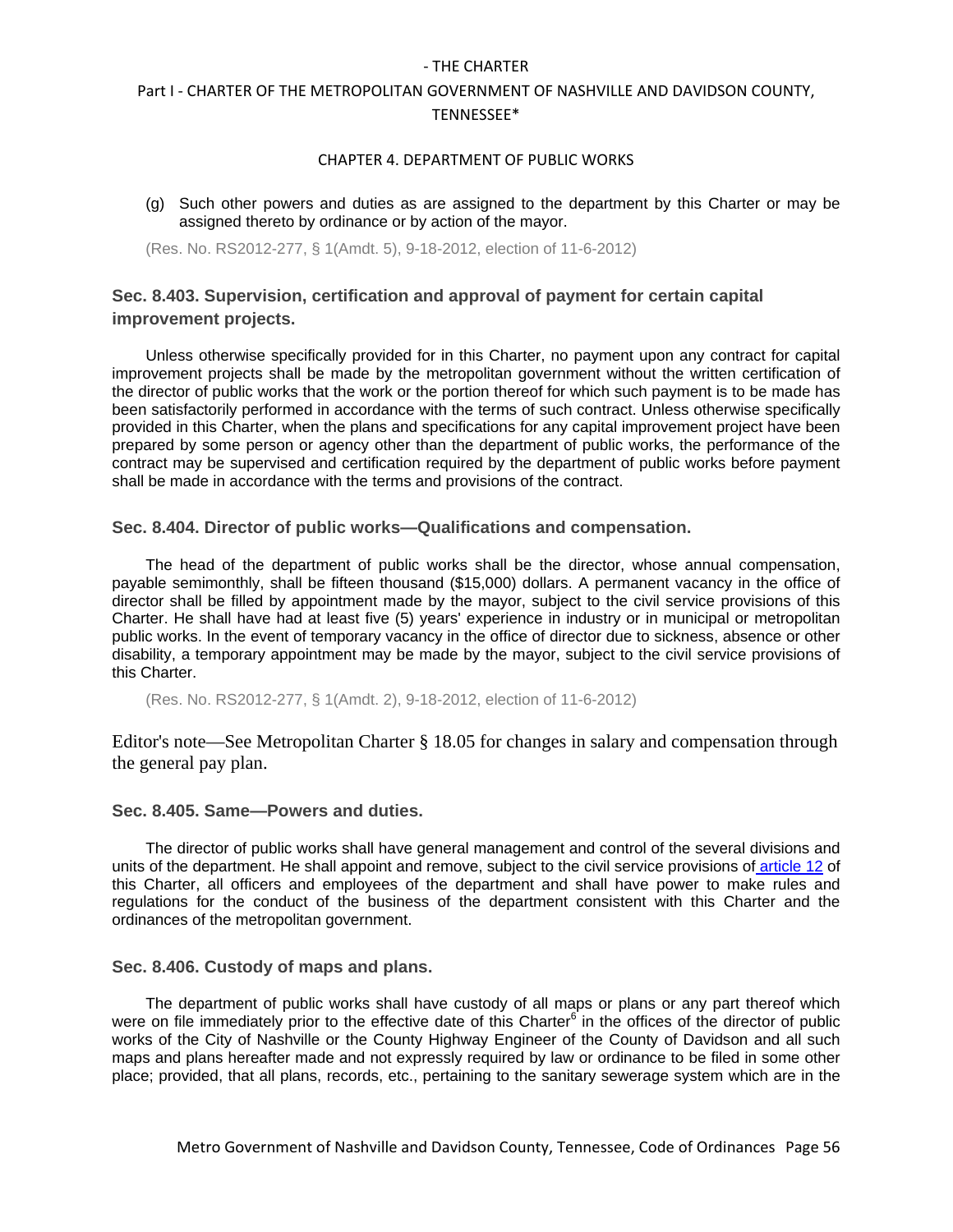(g) Such other powers and duties as are assigned to the department by this Charter or may be assigned thereto by ordinance or by action of the mayor.

(Res. No. RS2012-277, § 1(Amdt. 5), 9-18-2012, election of 11-6-2012)

### Sec. 8.403. Supervision, certification and approval of payment for certain capital improvement projects.

Unless otherwise specifically provided for in this Charter, no payment upon any contract for capital improvement projects shall be made by the metropolitan government without the written certification of the director of public works that the work or the portion thereof for which such payment is to be made has been satisfactorily performed in accordance with the terms of such contract. Unless otherwise specifically provided in this Charter, when the plans and specifications for any capital improvement project have been prepared by some person or agency other than the department of public works, the performance of the contract may be supervised and certification required by the department of public works before payment shall be made in accordance with the terms and provisions of the contract.

### Sec. 8.404. Director of public works—Qualifications and compensation.

The head of the department of public works shall be the director, whose annual compensation, payable semimonthly, shall be fifteen thousand ($15,000) dollars. A permanent vacancy in the office of director shall be filled by appointment made by the mayor, subject to the civil service provisions of this Charter. He shall have had at least five (5) years' experience in industry or in municipal or metropolitan public works. In the event of temporary vacancy in the office of director due to sickness, absence or other disability, a temporary appointment may be made by the mayor, subject to the civil service provisions of this Charter.

(Res. No. RS2012-277, § 1(Amdt. 2), 9-18-2012, election of 11-6-2012)

Editor's note—See Metropolitan Charter § 18.05 for changes in salary and compensation through the general pay plan.

### Sec. 8.405. Same—Powers and duties.

The director of public works shall have general management and control of the several divisions and units of the department. He shall appoint and remove, subject to the civil service provisions of article 12 of this Charter, all officers and employees of the department and shall have power to make rules and regulations for the conduct of the business of the department consistent with this Charter and the ordinances of the metropolitan government.

### Sec. 8.406. Custody of maps and plans.

The department of public works shall have custody of all maps or plans or any part thereof which were on file immediately prior to the effective date of this Charter[6] in the offices of the director of public works of the City of Nashville or the County Highway Engineer of the County of Davidson and all such maps and plans hereafter made and not expressly required by law or ordinance to be filed in some other place; provided, that all plans, records, etc., pertaining to the sanitary sewerage system which are in the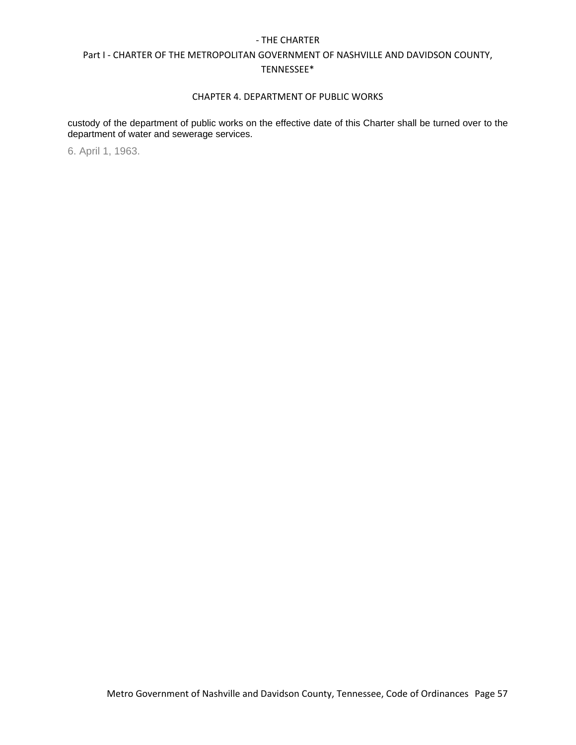custody of the department of public works on the effective date of this Charter shall be turned over to the department of water and sewerage services.

6. April 1, 1963.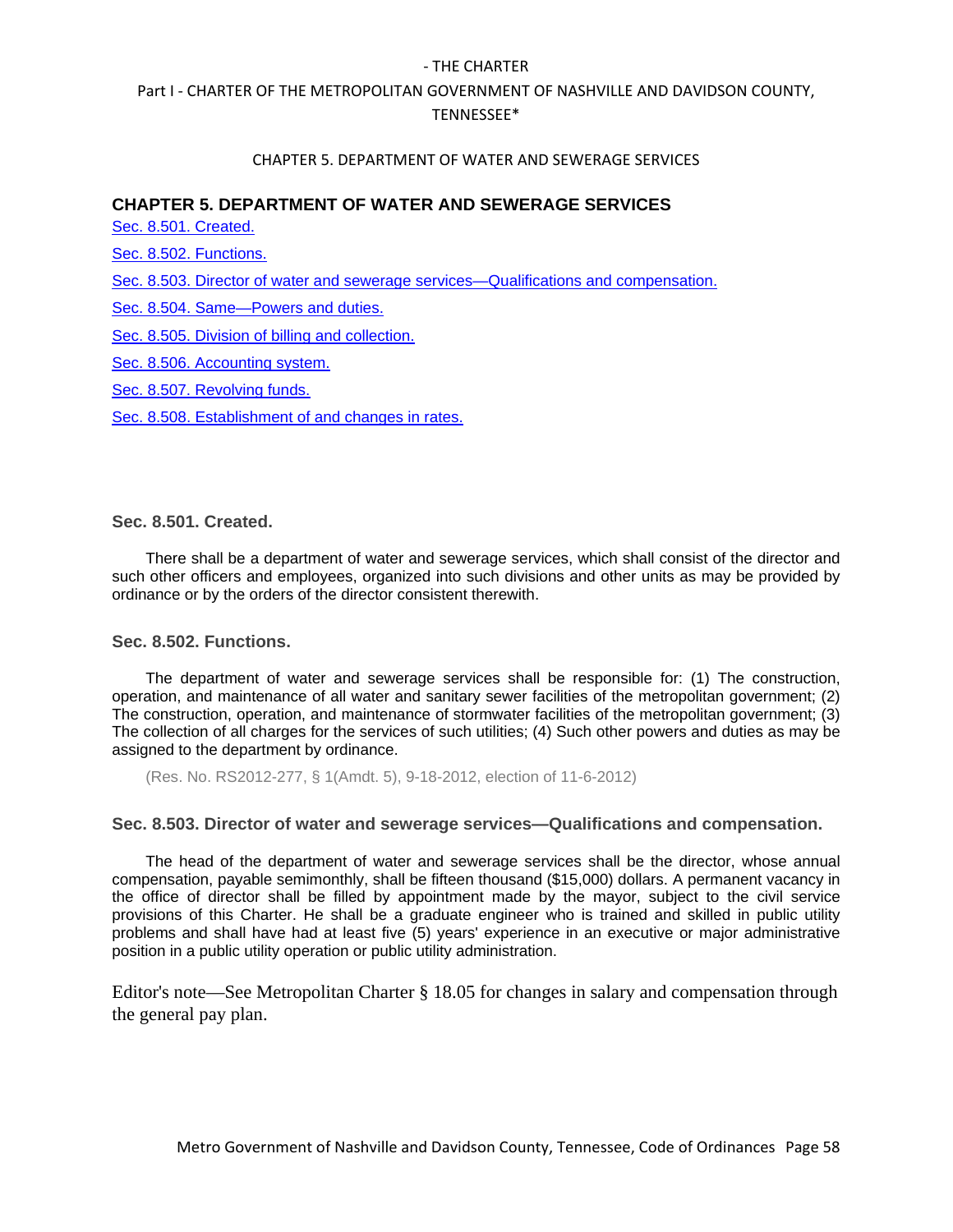## CHAPTER 5. DEPARTMENT OF WATER AND SEWERAGE SERVICES

Sec. 8.501. Created.

Sec. 8.502. Functions.

Sec. 8.503. Director of water and sewerage services—Qualifications and compensation.

Sec. 8.504. Same—Powers and duties.

Sec. 8.505. Division of billing and collection.

Sec. 8.506. Accounting system.

Sec. 8.507. Revolving funds.

Sec. 8.508. Establishment of and changes in rates.

### Sec. 8.501. Created.

There shall be a department of water and sewerage services, which shall consist of the director and such other officers and employees, organized into such divisions and other units as may be provided by ordinance or by the orders of the director consistent therewith.

### Sec. 8.502. Functions.

The department of water and sewerage services shall be responsible for: (1) The construction, operation, and maintenance of all water and sanitary sewer facilities of the metropolitan government; (2) The construction, operation, and maintenance of stormwater facilities of the metropolitan government; (3) The collection of all charges for the services of such utilities; (4) Such other powers and duties as may be assigned to the department by ordinance.

(Res. No. RS2012-277, § 1(Amdt. 5), 9-18-2012, election of 11-6-2012)

### Sec. 8.503. Director of water and sewerage services—Qualifications and compensation.

The head of the department of water and sewerage services shall be the director, whose annual compensation, payable semimonthly, shall be fifteen thousand ($15,000) dollars. A permanent vacancy in the office of director shall be filled by appointment made by the mayor, subject to the civil service provisions of this Charter. He shall be a graduate engineer who is trained and skilled in public utility problems and shall have had at least five (5) years' experience in an executive or major administrative position in a public utility operation or public utility administration.

Editor's note—See Metropolitan Charter § 18.05 for changes in salary and compensation through the general pay plan.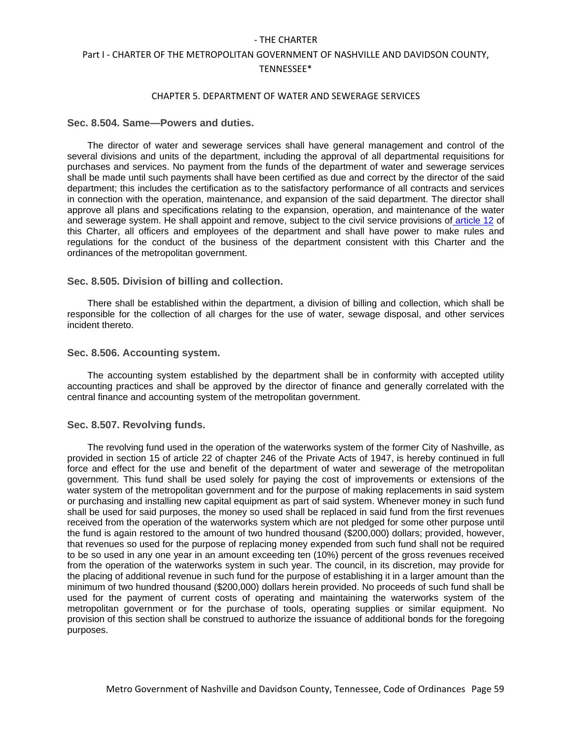### Sec. 8.504. Same—Powers and duties.

The director of water and sewerage services shall have general management and control of the several divisions and units of the department, including the approval of all departmental requisitions for purchases and services. No payment from the funds of the department of water and sewerage services shall be made until such payments shall have been certified as due and correct by the director of the said department; this includes the certification as to the satisfactory performance of all contracts and services in connection with the operation, maintenance, and expansion of the said department. The director shall approve all plans and specifications relating to the expansion, operation, and maintenance of the water and sewerage system. He shall appoint and remove, subject to the civil service provisions of article 12 of this Charter, all officers and employees of the department and shall have power to make rules and regulations for the conduct of the business of the department consistent with this Charter and the ordinances of the metropolitan government.

### Sec. 8.505. Division of billing and collection.

There shall be established within the department, a division of billing and collection, which shall be responsible for the collection of all charges for the use of water, sewage disposal, and other services incident thereto.

### Sec. 8.506. Accounting system.

The accounting system established by the department shall be in conformity with accepted utility accounting practices and shall be approved by the director of finance and generally correlated with the central finance and accounting system of the metropolitan government.

### Sec. 8.507. Revolving funds.

The revolving fund used in the operation of the waterworks system of the former City of Nashville, as provided in section 15 of article 22 of chapter 246 of the Private Acts of 1947, is hereby continued in full force and effect for the use and benefit of the department of water and sewerage of the metropolitan government. This fund shall be used solely for paying the cost of improvements or extensions of the water system of the metropolitan government and for the purpose of making replacements in said system or purchasing and installing new capital equipment as part of said system. Whenever money in such fund shall be used for said purposes, the money so used shall be replaced in said fund from the first revenues received from the operation of the waterworks system which are not pledged for some other purpose until the fund is again restored to the amount of two hundred thousand ($200,000) dollars; provided, however, that revenues so used for the purpose of replacing money expended from such fund shall not be required to be so used in any one year in an amount exceeding ten (10%) percent of the gross revenues received from the operation of the waterworks system in such year. The council, in its discretion, may provide for the placing of additional revenue in such fund for the purpose of establishing it in a larger amount than the minimum of two hundred thousand ($200,000) dollars herein provided. No proceeds of such fund shall be used for the payment of current costs of operating and maintaining the waterworks system of the metropolitan government or for the purchase of tools, operating supplies or similar equipment. No provision of this section shall be construed to authorize the issuance of additional bonds for the foregoing purposes.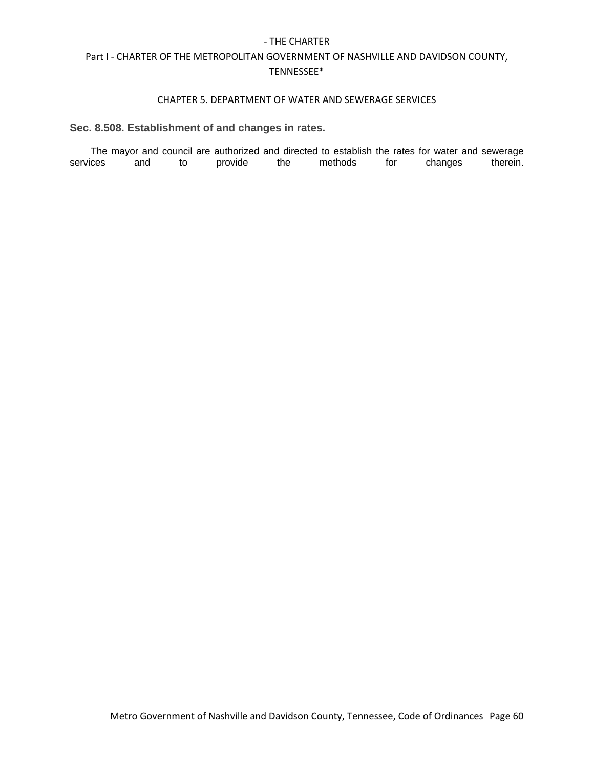### Sec. 8.508. Establishment of and changes in rates.

The mayor and council are authorized and directed to establish the rates for water and sewerage services and to provide the methods for changes therein.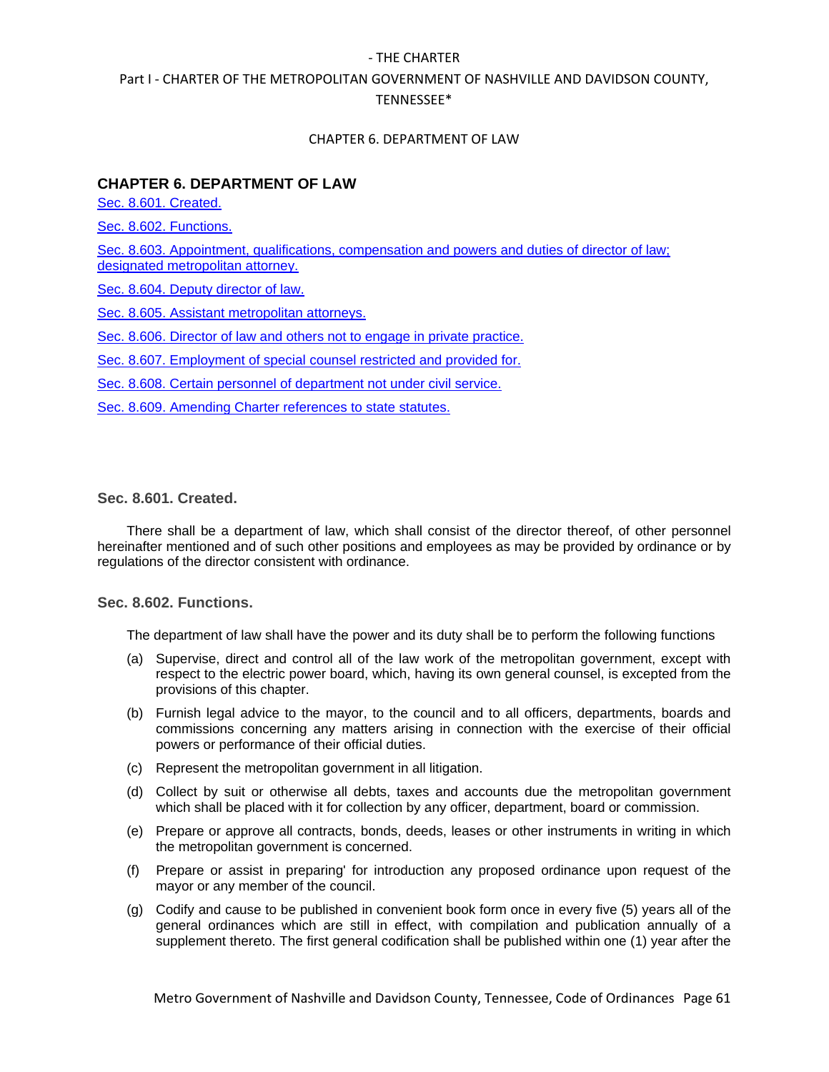## CHAPTER 6. DEPARTMENT OF LAW

Sec. 8.601. Created.

Sec. 8.602. Functions.

Sec. 8.603. Appointment, qualifications, compensation and powers and duties of director of law; designated metropolitan attorney.

Sec. 8.604. Deputy director of law.

Sec. 8.605. Assistant metropolitan attorneys.

Sec. 8.606. Director of law and others not to engage in private practice.

Sec. 8.607. Employment of special counsel restricted and provided for.

Sec. 8.608. Certain personnel of department not under civil service.

Sec. 8.609. Amending Charter references to state statutes.

### Sec. 8.601. Created.

There shall be a department of law, which shall consist of the director thereof, of other personnel hereinafter mentioned and of such other positions and employees as may be provided by ordinance or by regulations of the director consistent with ordinance.

### Sec. 8.602. Functions.

The department of law shall have the power and its duty shall be to perform the following functions

(a) Supervise, direct and control all of the law work of the metropolitan government, except with respect to the electric power board, which, having its own general counsel, is excepted from the provisions of this chapter.

(b) Furnish legal advice to the mayor, to the council and to all officers, departments, boards and commissions concerning any matters arising in connection with the exercise of their official powers or performance of their official duties.

(c) Represent the metropolitan government in all litigation.

(d) Collect by suit or otherwise all debts, taxes and accounts due the metropolitan government which shall be placed with it for collection by any officer, department, board or commission.

(e) Prepare or approve all contracts, bonds, deeds, leases or other instruments in writing in which the metropolitan government is concerned.

(f) Prepare or assist in preparing' for introduction any proposed ordinance upon request of the mayor or any member of the council.

(g) Codify and cause to be published in convenient book form once in every five (5) years all of the general ordinances which are still in effect, with compilation and publication annually of a supplement thereto. The first general codification shall be published within one (1) year after the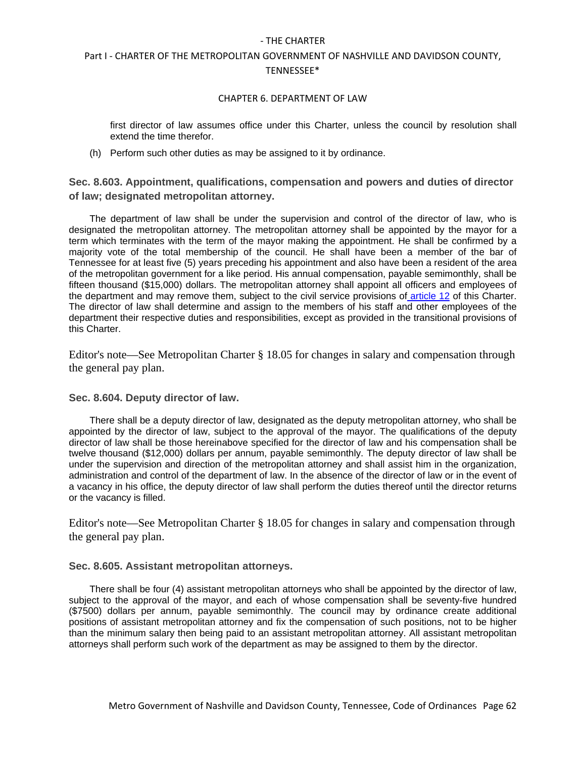first director of law assumes office under this Charter, unless the council by resolution shall extend the time therefor.

(h) Perform such other duties as may be assigned to it by ordinance.

### Sec. 8.603. Appointment, qualifications, compensation and powers and duties of director of law; designated metropolitan attorney.

The department of law shall be under the supervision and control of the director of law, who is designated the metropolitan attorney. The metropolitan attorney shall be appointed by the mayor for a term which terminates with the term of the mayor making the appointment. He shall be confirmed by a majority vote of the total membership of the council. He shall have been a member of the bar of Tennessee for at least five (5) years preceding his appointment and also have been a resident of the area of the metropolitan government for a like period. His annual compensation, payable semimonthly, shall be fifteen thousand ($15,000) dollars. The metropolitan attorney shall appoint all officers and employees of the department and may remove them, subject to the civil service provisions of article 12 of this Charter. The director of law shall determine and assign to the members of his staff and other employees of the department their respective duties and responsibilities, except as provided in the transitional provisions of this Charter.

Editor's note—See Metropolitan Charter § 18.05 for changes in salary and compensation through the general pay plan.

### Sec. 8.604. Deputy director of law.

There shall be a deputy director of law, designated as the deputy metropolitan attorney, who shall be appointed by the director of law, subject to the approval of the mayor. The qualifications of the deputy director of law shall be those hereinabove specified for the director of law and his compensation shall be twelve thousand ($12,000) dollars per annum, payable semimonthly. The deputy director of law shall be under the supervision and direction of the metropolitan attorney and shall assist him in the organization, administration and control of the department of law. In the absence of the director of law or in the event of a vacancy in his office, the deputy director of law shall perform the duties thereof until the director returns or the vacancy is filled.

Editor's note—See Metropolitan Charter § 18.05 for changes in salary and compensation through the general pay plan.

### Sec. 8.605. Assistant metropolitan attorneys.

There shall be four (4) assistant metropolitan attorneys who shall be appointed by the director of law, subject to the approval of the mayor, and each of whose compensation shall be seventy-five hundred ($7500) dollars per annum, payable semimonthly. The council may by ordinance create additional positions of assistant metropolitan attorney and fix the compensation of such positions, not to be higher than the minimum salary then being paid to an assistant metropolitan attorney. All assistant metropolitan attorneys shall perform such work of the department as may be assigned to them by the director.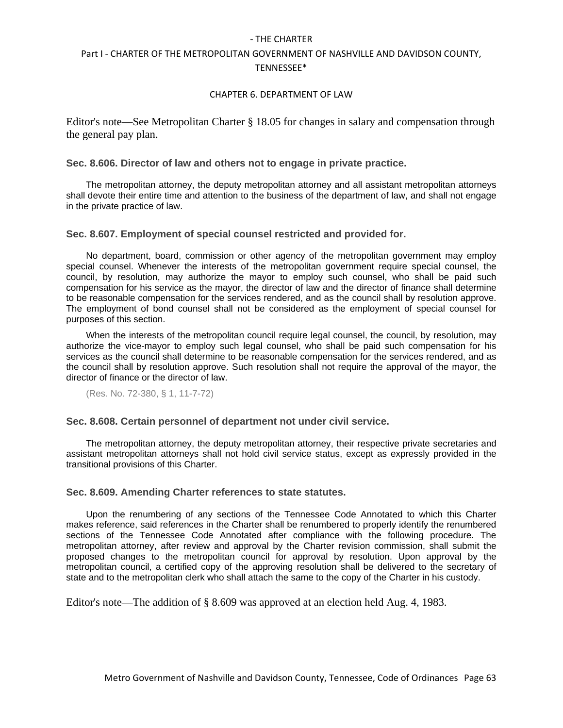CHAPTER 6. DEPARTMENT OF LAW

Editor's note—See Metropolitan Charter § 18.05 for changes in salary and compensation through the general pay plan.

### Sec. 8.606. Director of law and others not to engage in private practice.

The metropolitan attorney, the deputy metropolitan attorney and all assistant metropolitan attorneys shall devote their entire time and attention to the business of the department of law, and shall not engage in the private practice of law.

### Sec. 8.607. Employment of special counsel restricted and provided for.

No department, board, commission or other agency of the metropolitan government may employ special counsel. Whenever the interests of the metropolitan government require special counsel, the council, by resolution, may authorize the mayor to employ such counsel, who shall be paid such compensation for his service as the mayor, the director of law and the director of finance shall determine to be reasonable compensation for the services rendered, and as the council shall by resolution approve. The employment of bond counsel shall not be considered as the employment of special counsel for purposes of this section.

When the interests of the metropolitan council require legal counsel, the council, by resolution, may authorize the vice-mayor to employ such legal counsel, who shall be paid such compensation for his services as the council shall determine to be reasonable compensation for the services rendered, and as the council shall by resolution approve. Such resolution shall not require the approval of the mayor, the director of finance or the director of law.

(Res. No. 72-380, § 1, 11-7-72)

### Sec. 8.608. Certain personnel of department not under civil service.

The metropolitan attorney, the deputy metropolitan attorney, their respective private secretaries and assistant metropolitan attorneys shall not hold civil service status, except as expressly provided in the transitional provisions of this Charter.

### Sec. 8.609. Amending Charter references to state statutes.

Upon the renumbering of any sections of the Tennessee Code Annotated to which this Charter makes reference, said references in the Charter shall be renumbered to properly identify the renumbered sections of the Tennessee Code Annotated after compliance with the following procedure. The metropolitan attorney, after review and approval by the Charter revision commission, shall submit the proposed changes to the metropolitan council for approval by resolution. Upon approval by the metropolitan council, a certified copy of the approving resolution shall be delivered to the secretary of state and to the metropolitan clerk who shall attach the same to the copy of the Charter in his custody.

Editor's note—The addition of § 8.609 was approved at an election held Aug. 4, 1983.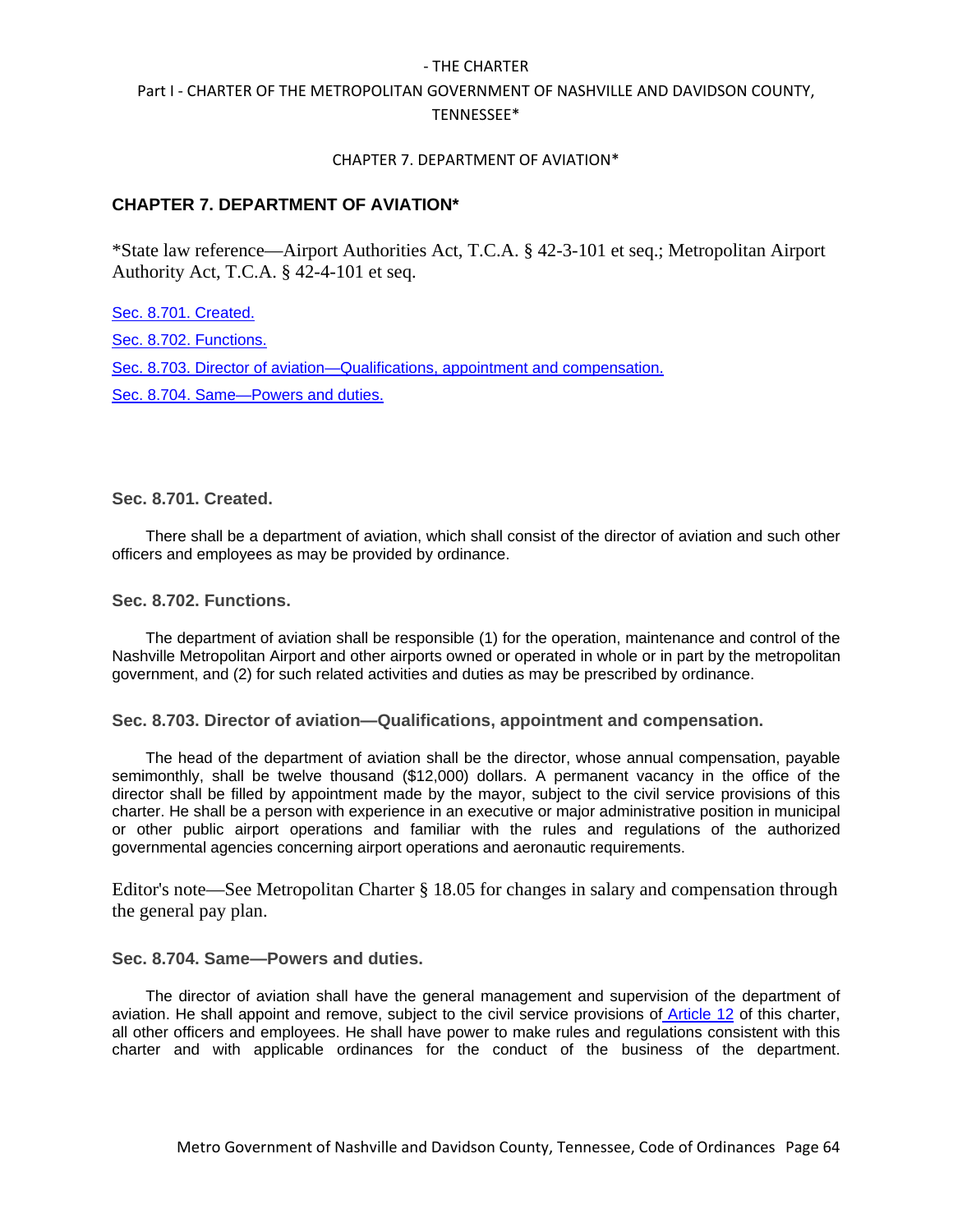## CHAPTER 7. DEPARTMENT OF AVIATION*

*State law reference—Airport Authorities Act, T.C.A. § 42-3-101 et seq.; Metropolitan Airport Authority Act, T.C.A. § 42-4-101 et seq.

Sec. 8.701. Created.

Sec. 8.702. Functions.

Sec. 8.703. Director of aviation—Qualifications, appointment and compensation.

Sec. 8.704. Same—Powers and duties.

### Sec. 8.701. Created.

There shall be a department of aviation, which shall consist of the director of aviation and such other officers and employees as may be provided by ordinance.

### Sec. 8.702. Functions.

The department of aviation shall be responsible (1) for the operation, maintenance and control of the Nashville Metropolitan Airport and other airports owned or operated in whole or in part by the metropolitan government, and (2) for such related activities and duties as may be prescribed by ordinance.

### Sec. 8.703. Director of aviation—Qualifications, appointment and compensation.

The head of the department of aviation shall be the director, whose annual compensation, payable semimonthly, shall be twelve thousand ($12,000) dollars. A permanent vacancy in the office of the director shall be filled by appointment made by the mayor, subject to the civil service provisions of this charter. He shall be a person with experience in an executive or major administrative position in municipal or other public airport operations and familiar with the rules and regulations of the authorized governmental agencies concerning airport operations and aeronautic requirements.

Editor's note—See Metropolitan Charter § 18.05 for changes in salary and compensation through the general pay plan.

### Sec. 8.704. Same—Powers and duties.

The director of aviation shall have the general management and supervision of the department of aviation. He shall appoint and remove, subject to the civil service provisions of Article 12 of this charter, all other officers and employees. He shall have power to make rules and regulations consistent with this charter and with applicable ordinances for the conduct of the business of the department.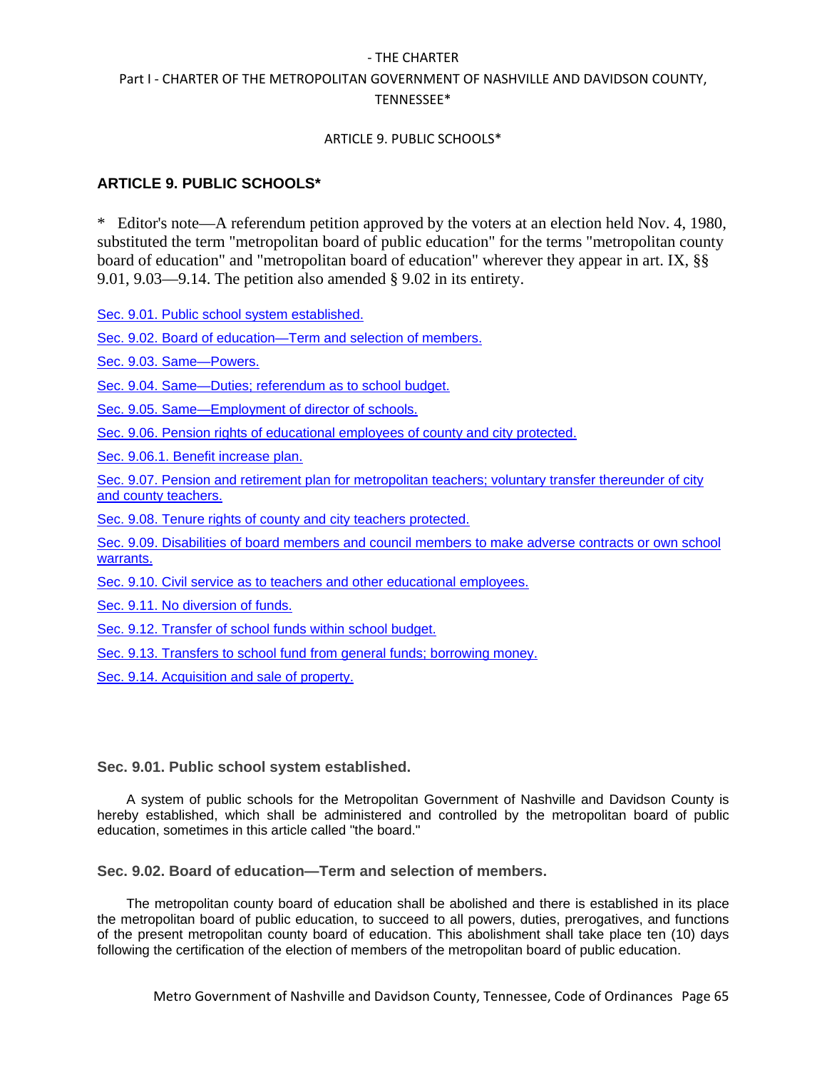## ARTICLE 9. PUBLIC SCHOOLS*

\* Editor's note—A referendum petition approved by the voters at an election held Nov. 4, 1980, substituted the term "metropolitan board of public education" for the terms "metropolitan county board of education" and "metropolitan board of education" wherever they appear in art. IX, §§ 9.01, 9.03—9.14. The petition also amended § 9.02 in its entirety.

- Sec. 9.01. Public school system established.
- Sec. 9.02. Board of education—Term and selection of members.
- Sec. 9.03. Same—Powers.
- Sec. 9.04. Same—Duties; referendum as to school budget.
- Sec. 9.05. Same—Employment of director of schools.
- Sec. 9.06. Pension rights of educational employees of county and city protected.
- Sec. 9.06.1. Benefit increase plan.
- Sec. 9.07. Pension and retirement plan for metropolitan teachers; voluntary transfer thereunder of city and county teachers.
- Sec. 9.08. Tenure rights of county and city teachers protected.
- Sec. 9.09. Disabilities of board members and council members to make adverse contracts or own school warrants.
- Sec. 9.10. Civil service as to teachers and other educational employees.
- Sec. 9.11. No diversion of funds.
- Sec. 9.12. Transfer of school funds within school budget.
- Sec. 9.13. Transfers to school fund from general funds; borrowing money.
- Sec. 9.14. Acquisition and sale of property.

### Sec. 9.01. Public school system established.

A system of public schools for the Metropolitan Government of Nashville and Davidson County is hereby established, which shall be administered and controlled by the metropolitan board of public education, sometimes in this article called "the board."

### Sec. 9.02. Board of education—Term and selection of members.

The metropolitan county board of education shall be abolished and there is established in its place the metropolitan board of public education, to succeed to all powers, duties, prerogatives, and functions of the present metropolitan county board of education. This abolishment shall take place ten (10) days following the certification of the election of members of the metropolitan board of public education.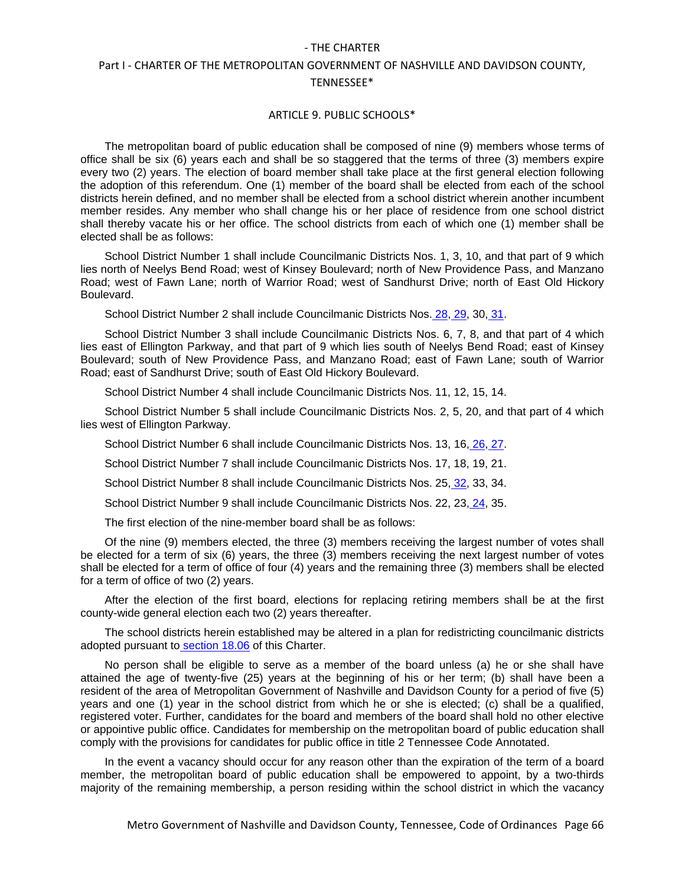## ARTICLE 9. PUBLIC SCHOOLS*

The metropolitan board of public education shall be composed of nine (9) members whose terms of office shall be six (6) years each and shall be so staggered that the terms of three (3) members expire every two (2) years. The election of board member shall take place at the first general election following the adoption of this referendum. One (1) member of the board shall be elected from each of the school districts herein defined, and no member shall be elected from a school district wherein another incumbent member resides. Any member who shall change his or her place of residence from one school district shall thereby vacate his or her office. The school districts from each of which one (1) member shall be elected shall be as follows:

School District Number 1 shall include Councilmanic Districts Nos. 1, 3, 10, and that part of 9 which lies north of Neelys Bend Road; west of Kinsey Boulevard; north of New Providence Pass, and Manzano Road; west of Fawn Lane; north of Warrior Road; west of Sandhurst Drive; north of East Old Hickory Boulevard.

School District Number 2 shall include Councilmanic Districts Nos. 28, 29, 30, 31.

School District Number 3 shall include Councilmanic Districts Nos. 6, 7, 8, and that part of 4 which lies east of Ellington Parkway, and that part of 9 which lies south of Neelys Bend Road; east of Kinsey Boulevard; south of New Providence Pass, and Manzano Road; east of Fawn Lane; south of Warrior Road; east of Sandhurst Drive; south of East Old Hickory Boulevard.

School District Number 4 shall include Councilmanic Districts Nos. 11, 12, 15, 14.

School District Number 5 shall include Councilmanic Districts Nos. 2, 5, 20, and that part of 4 which lies west of Ellington Parkway.

School District Number 6 shall include Councilmanic Districts Nos. 13, 16, 26, 27.

School District Number 7 shall include Councilmanic Districts Nos. 17, 18, 19, 21.

School District Number 8 shall include Councilmanic Districts Nos. 25, 32, 33, 34.

School District Number 9 shall include Councilmanic Districts Nos. 22, 23, 24, 35.

The first election of the nine-member board shall be as follows:

Of the nine (9) members elected, the three (3) members receiving the largest number of votes shall be elected for a term of six (6) years, the three (3) members receiving the next largest number of votes shall be elected for a term of office of four (4) years and the remaining three (3) members shall be elected for a term of office of two (2) years.

After the election of the first board, elections for replacing retiring members shall be at the first county-wide general election each two (2) years thereafter.

The school districts herein established may be altered in a plan for redistricting councilmanic districts adopted pursuant to section 18.06 of this Charter.

No person shall be eligible to serve as a member of the board unless (a) he or she shall have attained the age of twenty-five (25) years at the beginning of his or her term; (b) shall have been a resident of the area of Metropolitan Government of Nashville and Davidson County for a period of five (5) years and one (1) year in the school district from which he or she is elected; (c) shall be a qualified, registered voter. Further, candidates for the board and members of the board shall hold no other elective or appointive public office. Candidates for membership on the metropolitan board of public education shall comply with the provisions for candidates for public office in title 2 Tennessee Code Annotated.

In the event a vacancy should occur for any reason other than the expiration of the term of a board member, the metropolitan board of public education shall be empowered to appoint, by a two-thirds majority of the remaining membership, a person residing within the school district in which the vacancy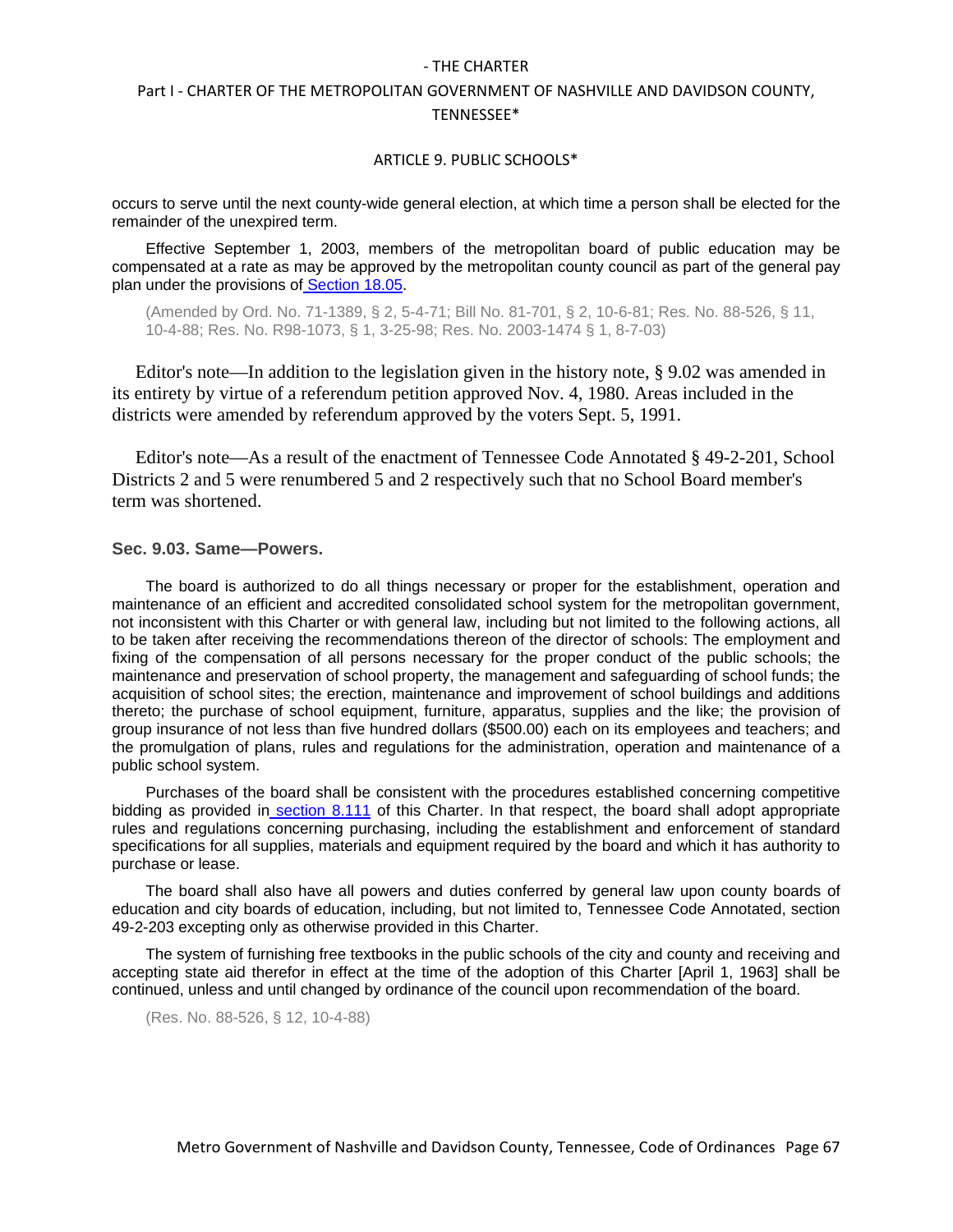occurs to serve until the next county-wide general election, at which time a person shall be elected for the remainder of the unexpired term.

Effective September 1, 2003, members of the metropolitan board of public education may be compensated at a rate as may be approved by the metropolitan county council as part of the general pay plan under the provisions of Section 18.05.

(Amended by Ord. No. 71-1389, § 2, 5-4-71; Bill No. 81-701, § 2, 10-6-81; Res. No. 88-526, § 11, 10-4-88; Res. No. R98-1073, § 1, 3-25-98; Res. No. 2003-1474 § 1, 8-7-03)

Editor's note—In addition to the legislation given in the history note, § 9.02 was amended in its entirety by virtue of a referendum petition approved Nov. 4, 1980. Areas included in the districts were amended by referendum approved by the voters Sept. 5, 1991.

Editor's note—As a result of the enactment of Tennessee Code Annotated § 49-2-201, School Districts 2 and 5 were renumbered 5 and 2 respectively such that no School Board member's term was shortened.

### Sec. 9.03. Same—Powers.

The board is authorized to do all things necessary or proper for the establishment, operation and maintenance of an efficient and accredited consolidated school system for the metropolitan government, not inconsistent with this Charter or with general law, including but not limited to the following actions, all to be taken after receiving the recommendations thereon of the director of schools: The employment and fixing of the compensation of all persons necessary for the proper conduct of the public schools; the maintenance and preservation of school property, the management and safeguarding of school funds; the acquisition of school sites; the erection, maintenance and improvement of school buildings and additions thereto; the purchase of school equipment, furniture, apparatus, supplies and the like; the provision of group insurance of not less than five hundred dollars ($500.00) each on its employees and teachers; and the promulgation of plans, rules and regulations for the administration, operation and maintenance of a public school system.

Purchases of the board shall be consistent with the procedures established concerning competitive bidding as provided in section 8.111 of this Charter. In that respect, the board shall adopt appropriate rules and regulations concerning purchasing, including the establishment and enforcement of standard specifications for all supplies, materials and equipment required by the board and which it has authority to purchase or lease.

The board shall also have all powers and duties conferred by general law upon county boards of education and city boards of education, including, but not limited to, Tennessee Code Annotated, section 49-2-203 excepting only as otherwise provided in this Charter.

The system of furnishing free textbooks in the public schools of the city and county and receiving and accepting state aid therefor in effect at the time of the adoption of this Charter [April 1, 1963] shall be continued, unless and until changed by ordinance of the council upon recommendation of the board.

(Res. No. 88-526, § 12, 10-4-88)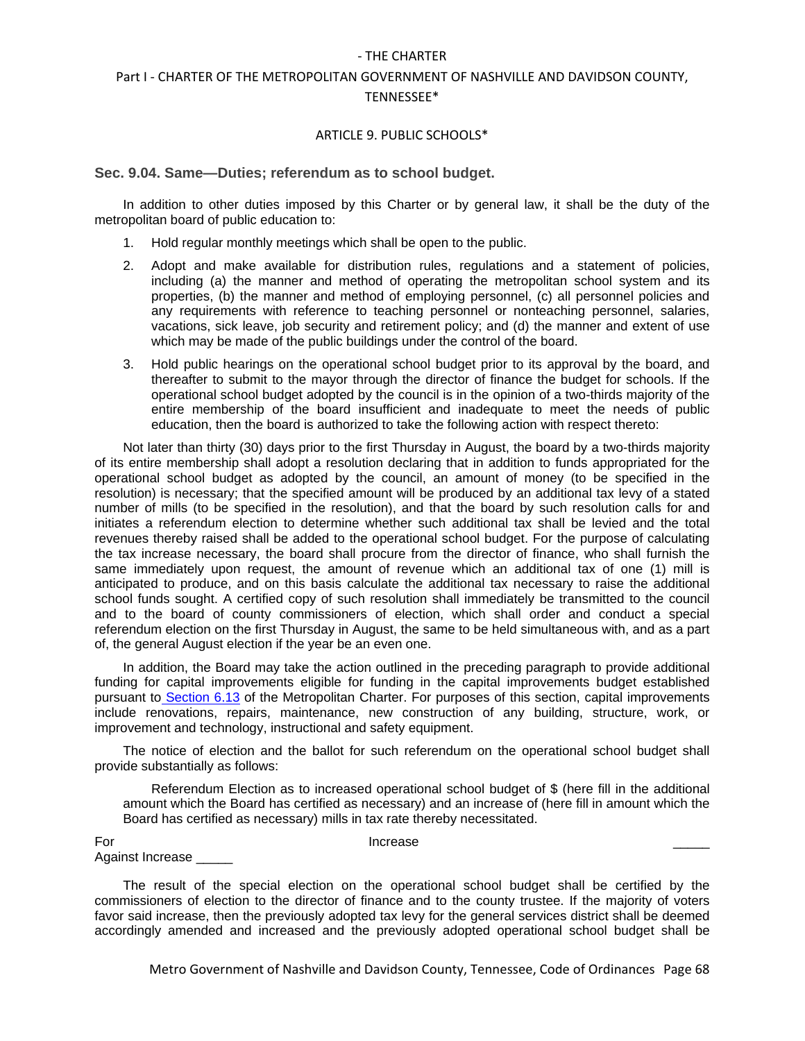## Sec. 9.04. Same—Duties; referendum as to school budget.

In addition to other duties imposed by this Charter or by general law, it shall be the duty of the metropolitan board of public education to:

1. Hold regular monthly meetings which shall be open to the public.

2. Adopt and make available for distribution rules, regulations and a statement of policies, including (a) the manner and method of operating the metropolitan school system and its properties, (b) the manner and method of employing personnel, (c) all personnel policies and any requirements with reference to teaching personnel or nonteaching personnel, salaries, vacations, sick leave, job security and retirement policy; and (d) the manner and extent of use which may be made of the public buildings under the control of the board.

3. Hold public hearings on the operational school budget prior to its approval by the board, and thereafter to submit to the mayor through the director of finance the budget for schools. If the operational school budget adopted by the council is in the opinion of a two-thirds majority of the entire membership of the board insufficient and inadequate to meet the needs of public education, then the board is authorized to take the following action with respect thereto:

Not later than thirty (30) days prior to the first Thursday in August, the board by a two-thirds majority of its entire membership shall adopt a resolution declaring that in addition to funds appropriated for the operational school budget as adopted by the council, an amount of money (to be specified in the resolution) is necessary; that the specified amount will be produced by an additional tax levy of a stated number of mills (to be specified in the resolution), and that the board by such resolution calls for and initiates a referendum election to determine whether such additional tax shall be levied and the total revenues thereby raised shall be added to the operational school budget. For the purpose of calculating the tax increase necessary, the board shall procure from the director of finance, who shall furnish the same immediately upon request, the amount of revenue which an additional tax of one (1) mill is anticipated to produce, and on this basis calculate the additional tax necessary to raise the additional school funds sought. A certified copy of such resolution shall immediately be transmitted to the council and to the board of county commissioners of election, which shall order and conduct a special referendum election on the first Thursday in August, the same to be held simultaneous with, and as a part of, the general August election if the year be an even one.

In addition, the Board may take the action outlined in the preceding paragraph to provide additional funding for capital improvements eligible for funding in the capital improvements budget established pursuant to Section 6.13 of the Metropolitan Charter. For purposes of this section, capital improvements include renovations, repairs, maintenance, new construction of any building, structure, work, or improvement and technology, instructional and safety equipment.

The notice of election and the ballot for such referendum on the operational school budget shall provide substantially as follows:

> Referendum Election as to increased operational school budget of $ (here fill in the additional amount which the Board has certified as necessary) and an increase of (here fill in amount which the Board has certified as necessary) mills in tax rate thereby necessitated.

For Increase _____
Against Increase _____

The result of the special election on the operational school budget shall be certified by the commissioners of election to the director of finance and to the county trustee. If the majority of voters favor said increase, then the previously adopted tax levy for the general services district shall be deemed accordingly amended and increased and the previously adopted operational school budget shall be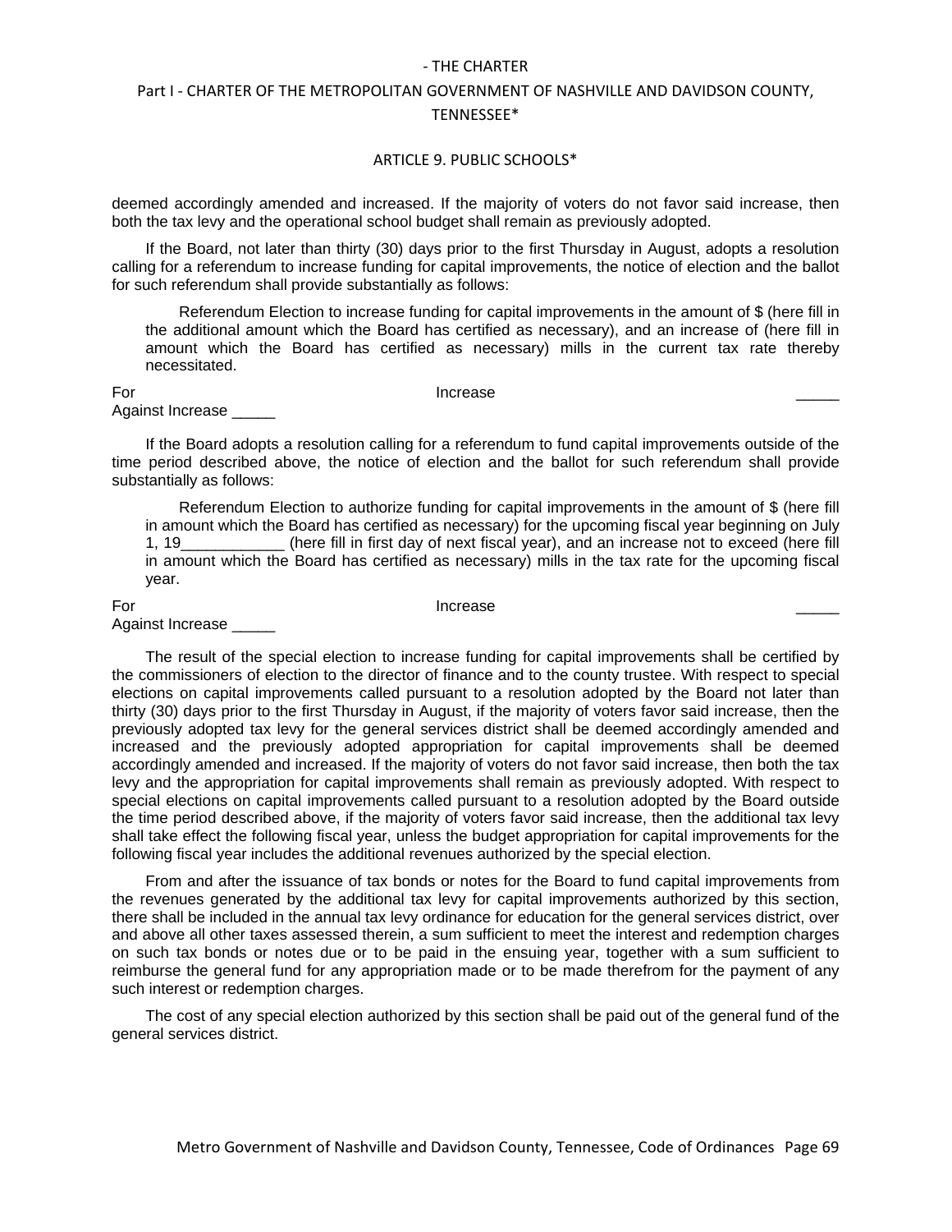deemed accordingly amended and increased. If the majority of voters do not favor said increase, then both the tax levy and the operational school budget shall remain as previously adopted.

If the Board, not later than thirty (30) days prior to the first Thursday in August, adopts a resolution calling for a referendum to increase funding for capital improvements, the notice of election and the ballot for such referendum shall provide substantially as follows:

> Referendum Election to increase funding for capital improvements in the amount of $ (here fill in the additional amount which the Board has certified as necessary), and an increase of (here fill in amount which the Board has certified as necessary) mills in the current tax rate thereby necessitated.

For Increase _____
Against Increase _____

If the Board adopts a resolution calling for a referendum to fund capital improvements outside of the time period described above, the notice of election and the ballot for such referendum shall provide substantially as follows:

> Referendum Election to authorize funding for capital improvements in the amount of $ (here fill in amount which the Board has certified as necessary) for the upcoming fiscal year beginning on July 1, 19____________ (here fill in first day of next fiscal year), and an increase not to exceed (here fill in amount which the Board has certified as necessary) mills in the tax rate for the upcoming fiscal year.

For Increase _____
Against Increase _____

The result of the special election to increase funding for capital improvements shall be certified by the commissioners of election to the director of finance and to the county trustee. With respect to special elections on capital improvements called pursuant to a resolution adopted by the Board not later than thirty (30) days prior to the first Thursday in August, if the majority of voters favor said increase, then the previously adopted tax levy for the general services district shall be deemed accordingly amended and increased and the previously adopted appropriation for capital improvements shall be deemed accordingly amended and increased. If the majority of voters do not favor said increase, then both the tax levy and the appropriation for capital improvements shall remain as previously adopted. With respect to special elections on capital improvements called pursuant to a resolution adopted by the Board outside the time period described above, if the majority of voters favor said increase, then the additional tax levy shall take effect the following fiscal year, unless the budget appropriation for capital improvements for the following fiscal year includes the additional revenues authorized by the special election.

From and after the issuance of tax bonds or notes for the Board to fund capital improvements from the revenues generated by the additional tax levy for capital improvements authorized by this section, there shall be included in the annual tax levy ordinance for education for the general services district, over and above all other taxes assessed therein, a sum sufficient to meet the interest and redemption charges on such tax bonds or notes due or to be paid in the ensuing year, together with a sum sufficient to reimburse the general fund for any appropriation made or to be made therefrom for the payment of any such interest or redemption charges.

The cost of any special election authorized by this section shall be paid out of the general fund of the general services district.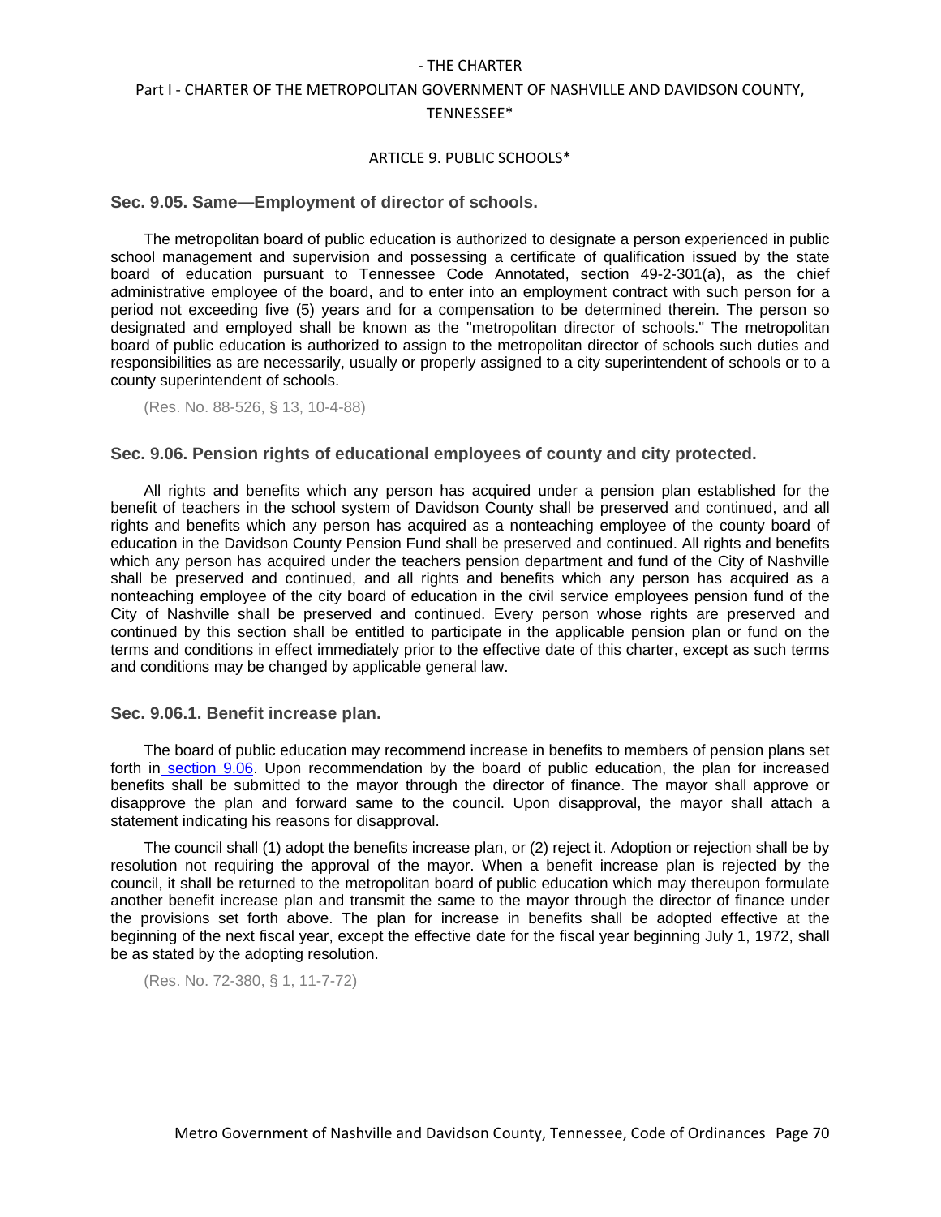### Sec. 9.05. Same—Employment of director of schools.

The metropolitan board of public education is authorized to designate a person experienced in public school management and supervision and possessing a certificate of qualification issued by the state board of education pursuant to Tennessee Code Annotated, section 49-2-301(a), as the chief administrative employee of the board, and to enter into an employment contract with such person for a period not exceeding five (5) years and for a compensation to be determined therein. The person so designated and employed shall be known as the "metropolitan director of schools." The metropolitan board of public education is authorized to assign to the metropolitan director of schools such duties and responsibilities as are necessarily, usually or properly assigned to a city superintendent of schools or to a county superintendent of schools.

(Res. No. 88-526, § 13, 10-4-88)

### Sec. 9.06. Pension rights of educational employees of county and city protected.

All rights and benefits which any person has acquired under a pension plan established for the benefit of teachers in the school system of Davidson County shall be preserved and continued, and all rights and benefits which any person has acquired as a nonteaching employee of the county board of education in the Davidson County Pension Fund shall be preserved and continued. All rights and benefits which any person has acquired under the teachers pension department and fund of the City of Nashville shall be preserved and continued, and all rights and benefits which any person has acquired as a nonteaching employee of the city board of education in the civil service employees pension fund of the City of Nashville shall be preserved and continued. Every person whose rights are preserved and continued by this section shall be entitled to participate in the applicable pension plan or fund on the terms and conditions in effect immediately prior to the effective date of this charter, except as such terms and conditions may be changed by applicable general law.

### Sec. 9.06.1. Benefit increase plan.

The board of public education may recommend increase in benefits to members of pension plans set forth in section 9.06. Upon recommendation by the board of public education, the plan for increased benefits shall be submitted to the mayor through the director of finance. The mayor shall approve or disapprove the plan and forward same to the council. Upon disapproval, the mayor shall attach a statement indicating his reasons for disapproval.

The council shall (1) adopt the benefits increase plan, or (2) reject it. Adoption or rejection shall be by resolution not requiring the approval of the mayor. When a benefit increase plan is rejected by the council, it shall be returned to the metropolitan board of public education which may thereupon formulate another benefit increase plan and transmit the same to the mayor through the director of finance under the provisions set forth above. The plan for increase in benefits shall be adopted effective at the beginning of the next fiscal year, except the effective date for the fiscal year beginning July 1, 1972, shall be as stated by the adopting resolution.

(Res. No. 72-380, § 1, 11-7-72)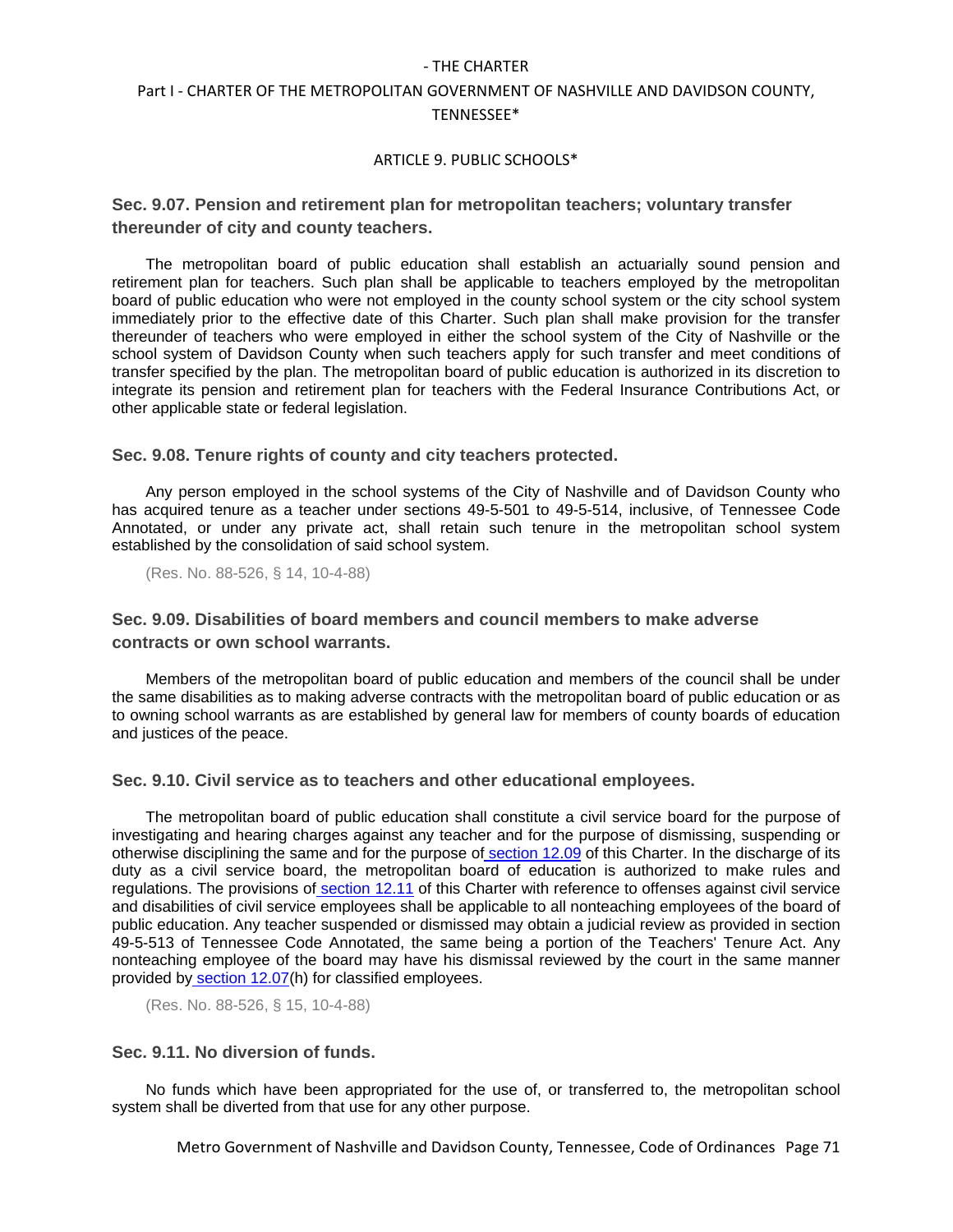### Sec. 9.07. Pension and retirement plan for metropolitan teachers; voluntary transfer thereunder of city and county teachers.

The metropolitan board of public education shall establish an actuarially sound pension and retirement plan for teachers. Such plan shall be applicable to teachers employed by the metropolitan board of public education who were not employed in the county school system or the city school system immediately prior to the effective date of this Charter. Such plan shall make provision for the transfer thereunder of teachers who were employed in either the school system of the City of Nashville or the school system of Davidson County when such teachers apply for such transfer and meet conditions of transfer specified by the plan. The metropolitan board of public education is authorized in its discretion to integrate its pension and retirement plan for teachers with the Federal Insurance Contributions Act, or other applicable state or federal legislation.

### Sec. 9.08. Tenure rights of county and city teachers protected.

Any person employed in the school systems of the City of Nashville and of Davidson County who has acquired tenure as a teacher under sections 49-5-501 to 49-5-514, inclusive, of Tennessee Code Annotated, or under any private act, shall retain such tenure in the metropolitan school system established by the consolidation of said school system.

(Res. No. 88-526, § 14, 10-4-88)

### Sec. 9.09. Disabilities of board members and council members to make adverse contracts or own school warrants.

Members of the metropolitan board of public education and members of the council shall be under the same disabilities as to making adverse contracts with the metropolitan board of public education or as to owning school warrants as are established by general law for members of county boards of education and justices of the peace.

### Sec. 9.10. Civil service as to teachers and other educational employees.

The metropolitan board of public education shall constitute a civil service board for the purpose of investigating and hearing charges against any teacher and for the purpose of dismissing, suspending or otherwise disciplining the same and for the purpose of section 12.09 of this Charter. In the discharge of its duty as a civil service board, the metropolitan board of education is authorized to make rules and regulations. The provisions of section 12.11 of this Charter with reference to offenses against civil service and disabilities of civil service employees shall be applicable to all nonteaching employees of the board of public education. Any teacher suspended or dismissed may obtain a judicial review as provided in section 49-5-513 of Tennessee Code Annotated, the same being a portion of the Teachers' Tenure Act. Any nonteaching employee of the board may have his dismissal reviewed by the court in the same manner provided by section 12.07(h) for classified employees.

(Res. No. 88-526, § 15, 10-4-88)

### Sec. 9.11. No diversion of funds.

No funds which have been appropriated for the use of, or transferred to, the metropolitan school system shall be diverted from that use for any other purpose.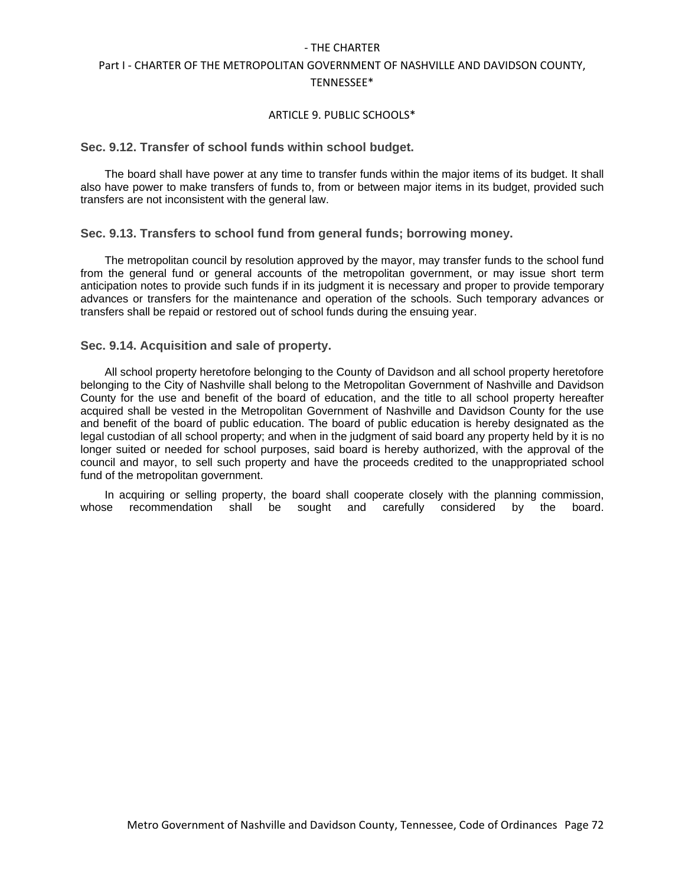### Sec. 9.12. Transfer of school funds within school budget.

The board shall have power at any time to transfer funds within the major items of its budget. It shall also have power to make transfers of funds to, from or between major items in its budget, provided such transfers are not inconsistent with the general law.

### Sec. 9.13. Transfers to school fund from general funds; borrowing money.

The metropolitan council by resolution approved by the mayor, may transfer funds to the school fund from the general fund or general accounts of the metropolitan government, or may issue short term anticipation notes to provide such funds if in its judgment it is necessary and proper to provide temporary advances or transfers for the maintenance and operation of the schools. Such temporary advances or transfers shall be repaid or restored out of school funds during the ensuing year.

### Sec. 9.14. Acquisition and sale of property.

All school property heretofore belonging to the County of Davidson and all school property heretofore belonging to the City of Nashville shall belong to the Metropolitan Government of Nashville and Davidson County for the use and benefit of the board of education, and the title to all school property hereafter acquired shall be vested in the Metropolitan Government of Nashville and Davidson County for the use and benefit of the board of public education. The board of public education is hereby designated as the legal custodian of all school property; and when in the judgment of said board any property held by it is no longer suited or needed for school purposes, said board is hereby authorized, with the approval of the council and mayor, to sell such property and have the proceeds credited to the unappropriated school fund of the metropolitan government.

In acquiring or selling property, the board shall cooperate closely with the planning commission, whose recommendation shall be sought and carefully considered by the board.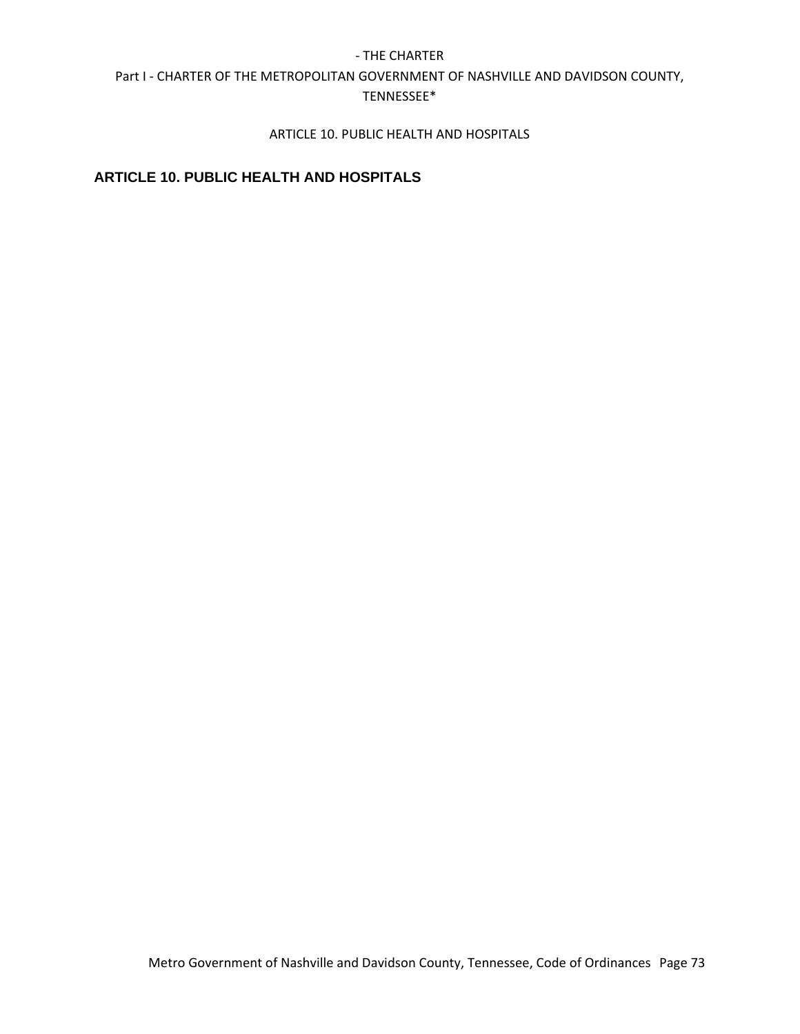# ARTICLE 10. PUBLIC HEALTH AND HOSPITALS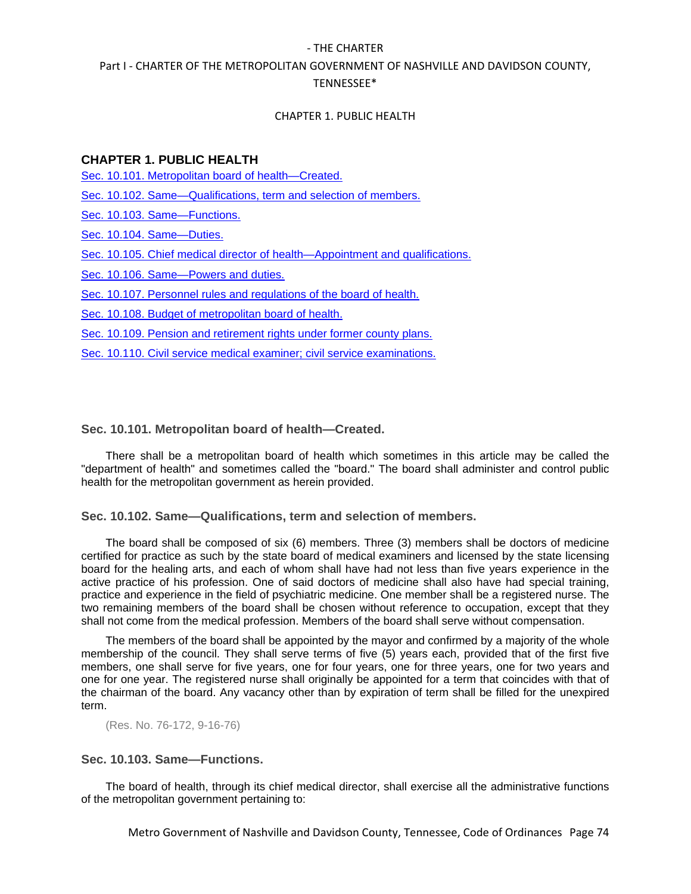## CHAPTER 1. PUBLIC HEALTH

Sec. 10.101. Metropolitan board of health—Created.

Sec. 10.102. Same—Qualifications, term and selection of members.

Sec. 10.103. Same—Functions.

Sec. 10.104. Same—Duties.

Sec. 10.105. Chief medical director of health—Appointment and qualifications.

Sec. 10.106. Same—Powers and duties.

Sec. 10.107. Personnel rules and regulations of the board of health.

Sec. 10.108. Budget of metropolitan board of health.

Sec. 10.109. Pension and retirement rights under former county plans.

Sec. 10.110. Civil service medical examiner; civil service examinations.

### Sec. 10.101. Metropolitan board of health—Created.

There shall be a metropolitan board of health which sometimes in this article may be called the "department of health" and sometimes called the "board." The board shall administer and control public health for the metropolitan government as herein provided.

### Sec. 10.102. Same—Qualifications, term and selection of members.

The board shall be composed of six (6) members. Three (3) members shall be doctors of medicine certified for practice as such by the state board of medical examiners and licensed by the state licensing board for the healing arts, and each of whom shall have had not less than five years experience in the active practice of his profession. One of said doctors of medicine shall also have had special training, practice and experience in the field of psychiatric medicine. One member shall be a registered nurse. The two remaining members of the board shall be chosen without reference to occupation, except that they shall not come from the medical profession. Members of the board shall serve without compensation.

The members of the board shall be appointed by the mayor and confirmed by a majority of the whole membership of the council. They shall serve terms of five (5) years each, provided that of the first five members, one shall serve for five years, one for four years, one for three years, one for two years and one for one year. The registered nurse shall originally be appointed for a term that coincides with that of the chairman of the board. Any vacancy other than by expiration of term shall be filled for the unexpired term.

(Res. No. 76-172, 9-16-76)

### Sec. 10.103. Same—Functions.

The board of health, through its chief medical director, shall exercise all the administrative functions of the metropolitan government pertaining to: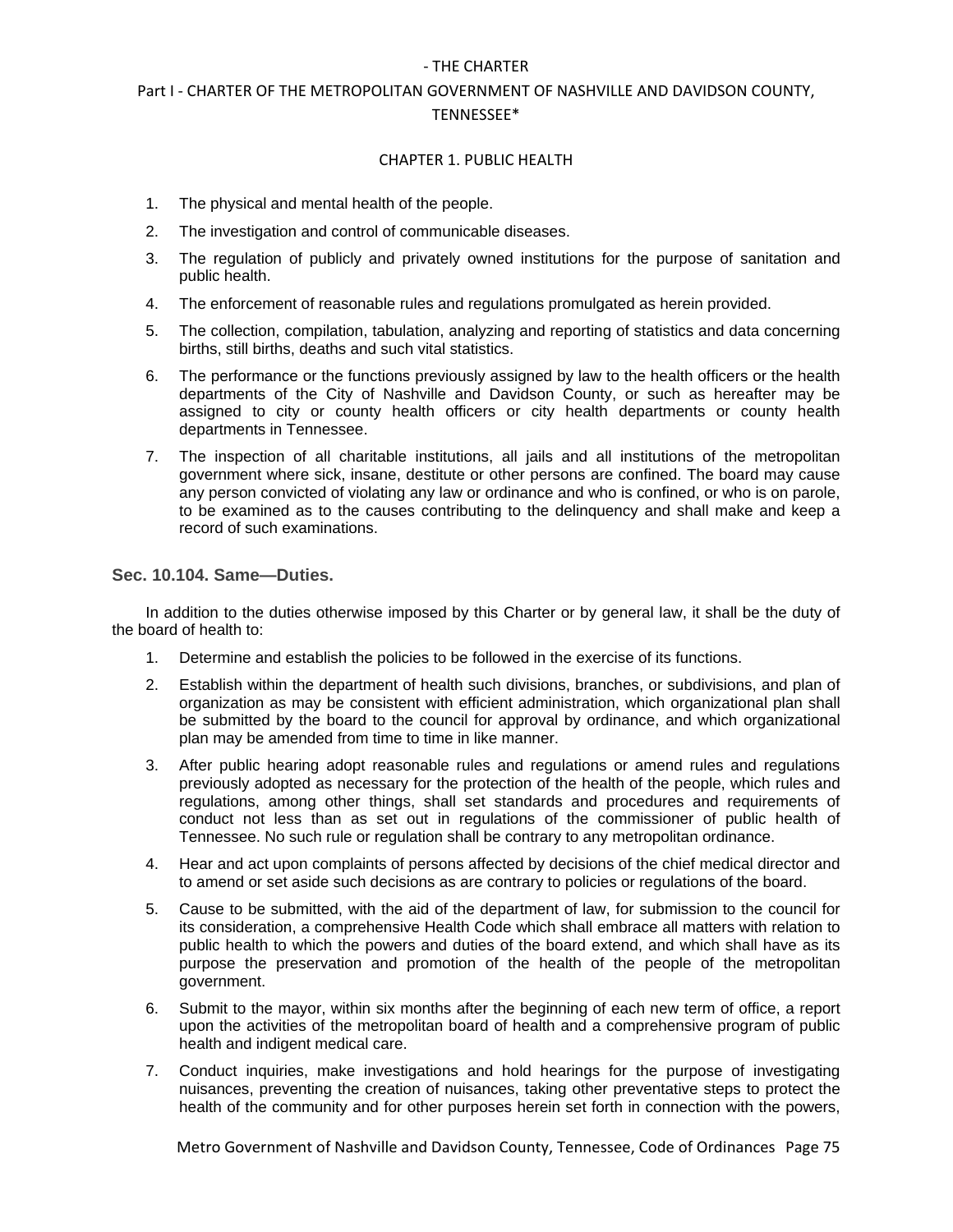1. The physical and mental health of the people.
2. The investigation and control of communicable diseases.
3. The regulation of publicly and privately owned institutions for the purpose of sanitation and public health.
4. The enforcement of reasonable rules and regulations promulgated as herein provided.
5. The collection, compilation, tabulation, analyzing and reporting of statistics and data concerning births, still births, deaths and such vital statistics.
6. The performance or the functions previously assigned by law to the health officers or the health departments of the City of Nashville and Davidson County, or such as hereafter may be assigned to city or county health officers or city health departments or county health departments in Tennessee.
7. The inspection of all charitable institutions, all jails and all institutions of the metropolitan government where sick, insane, destitute or other persons are confined. The board may cause any person convicted of violating any law or ordinance and who is confined, or who is on parole, to be examined as to the causes contributing to the delinquency and shall make and keep a record of such examinations.

### Sec. 10.104. Same—Duties.

In addition to the duties otherwise imposed by this Charter or by general law, it shall be the duty of the board of health to:

1. Determine and establish the policies to be followed in the exercise of its functions.
2. Establish within the department of health such divisions, branches, or subdivisions, and plan of organization as may be consistent with efficient administration, which organizational plan shall be submitted by the board to the council for approval by ordinance, and which organizational plan may be amended from time to time in like manner.
3. After public hearing adopt reasonable rules and regulations or amend rules and regulations previously adopted as necessary for the protection of the health of the people, which rules and regulations, among other things, shall set standards and procedures and requirements of conduct not less than as set out in regulations of the commissioner of public health of Tennessee. No such rule or regulation shall be contrary to any metropolitan ordinance.
4. Hear and act upon complaints of persons affected by decisions of the chief medical director and to amend or set aside such decisions as are contrary to policies or regulations of the board.
5. Cause to be submitted, with the aid of the department of law, for submission to the council for its consideration, a comprehensive Health Code which shall embrace all matters with relation to public health to which the powers and duties of the board extend, and which shall have as its purpose the preservation and promotion of the health of the people of the metropolitan government.
6. Submit to the mayor, within six months after the beginning of each new term of office, a report upon the activities of the metropolitan board of health and a comprehensive program of public health and indigent medical care.
7. Conduct inquiries, make investigations and hold hearings for the purpose of investigating nuisances, preventing the creation of nuisances, taking other preventative steps to protect the health of the community and for other purposes herein set forth in connection with the powers,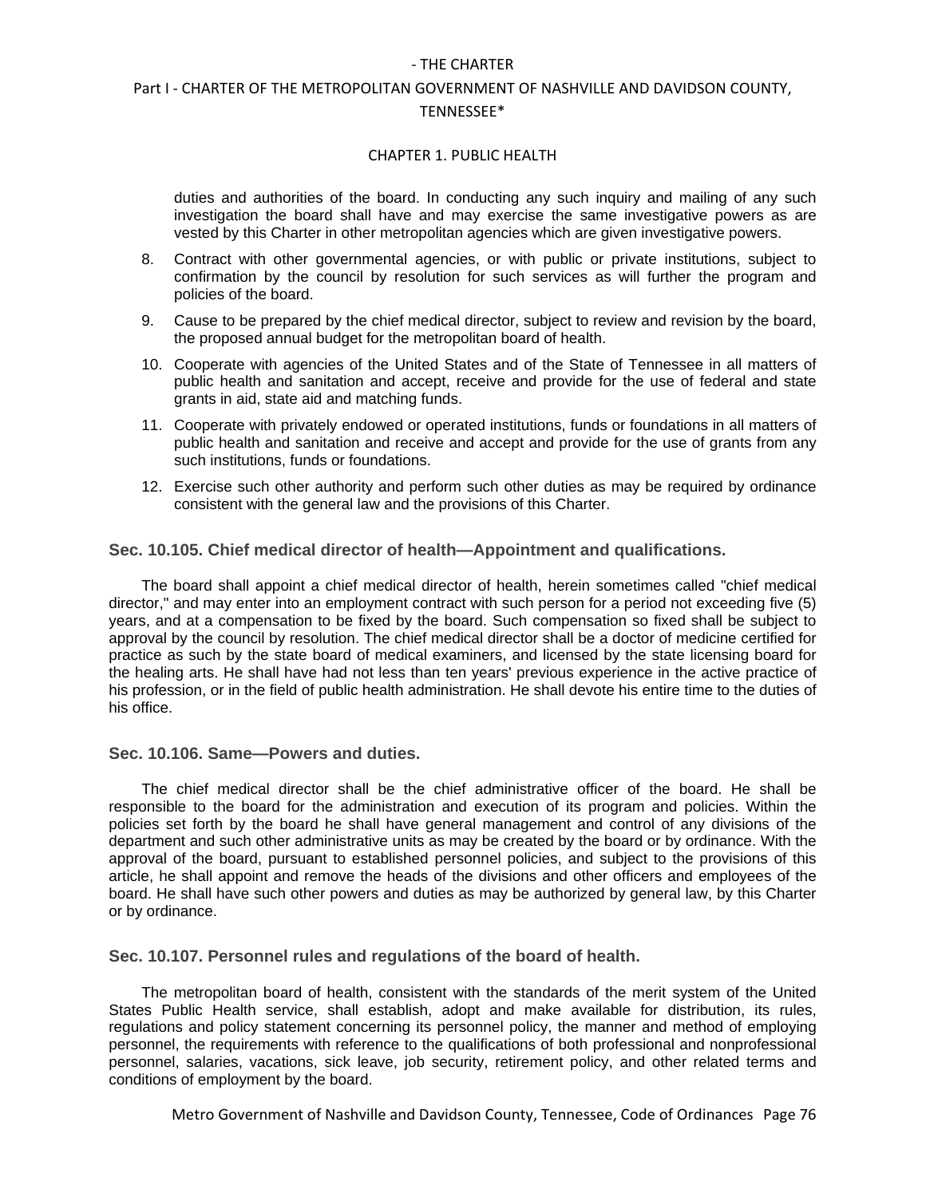duties and authorities of the board. In conducting any such inquiry and mailing of any such investigation the board shall have and may exercise the same investigative powers as are vested by this Charter in other metropolitan agencies which are given investigative powers.

8. Contract with other governmental agencies, or with public or private institutions, subject to confirmation by the council by resolution for such services as will further the program and policies of the board.
9. Cause to be prepared by the chief medical director, subject to review and revision by the board, the proposed annual budget for the metropolitan board of health.
10. Cooperate with agencies of the United States and of the State of Tennessee in all matters of public health and sanitation and accept, receive and provide for the use of federal and state grants in aid, state aid and matching funds.
11. Cooperate with privately endowed or operated institutions, funds or foundations in all matters of public health and sanitation and receive and accept and provide for the use of grants from any such institutions, funds or foundations.
12. Exercise such other authority and perform such other duties as may be required by ordinance consistent with the general law and the provisions of this Charter.

### Sec. 10.105. Chief medical director of health—Appointment and qualifications.

The board shall appoint a chief medical director of health, herein sometimes called "chief medical director," and may enter into an employment contract with such person for a period not exceeding five (5) years, and at a compensation to be fixed by the board. Such compensation so fixed shall be subject to approval by the council by resolution. The chief medical director shall be a doctor of medicine certified for practice as such by the state board of medical examiners, and licensed by the state licensing board for the healing arts. He shall have had not less than ten years' previous experience in the active practice of his profession, or in the field of public health administration. He shall devote his entire time to the duties of his office.

### Sec. 10.106. Same—Powers and duties.

The chief medical director shall be the chief administrative officer of the board. He shall be responsible to the board for the administration and execution of its program and policies. Within the policies set forth by the board he shall have general management and control of any divisions of the department and such other administrative units as may be created by the board or by ordinance. With the approval of the board, pursuant to established personnel policies, and subject to the provisions of this article, he shall appoint and remove the heads of the divisions and other officers and employees of the board. He shall have such other powers and duties as may be authorized by general law, by this Charter or by ordinance.

### Sec. 10.107. Personnel rules and regulations of the board of health.

The metropolitan board of health, consistent with the standards of the merit system of the United States Public Health service, shall establish, adopt and make available for distribution, its rules, regulations and policy statement concerning its personnel policy, the manner and method of employing personnel, the requirements with reference to the qualifications of both professional and nonprofessional personnel, salaries, vacations, sick leave, job security, retirement policy, and other related terms and conditions of employment by the board.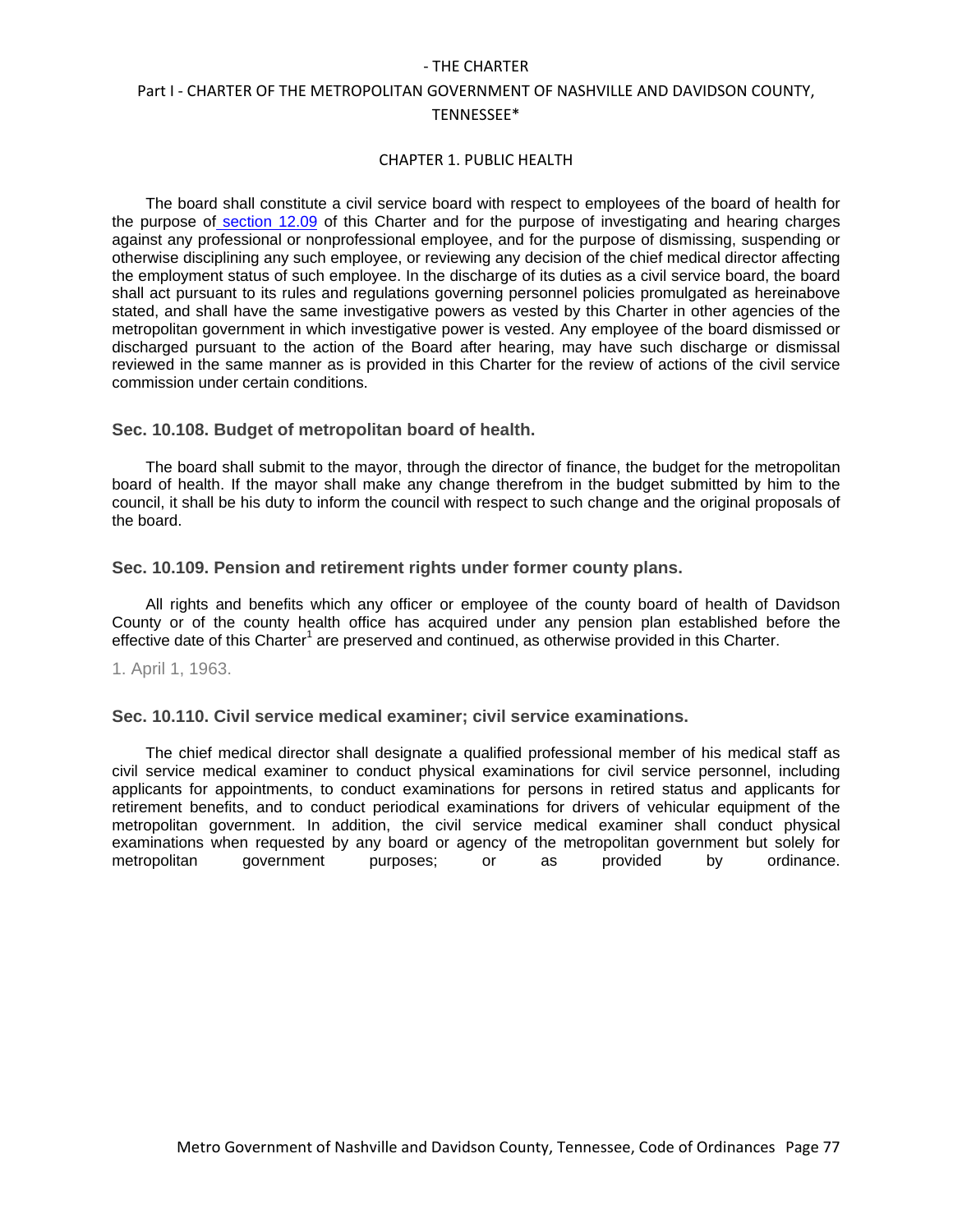The board shall constitute a civil service board with respect to employees of the board of health for the purpose of section 12.09 of this Charter and for the purpose of investigating and hearing charges against any professional or nonprofessional employee, and for the purpose of dismissing, suspending or otherwise disciplining any such employee, or reviewing any decision of the chief medical director affecting the employment status of such employee. In the discharge of its duties as a civil service board, the board shall act pursuant to its rules and regulations governing personnel policies promulgated as hereinabove stated, and shall have the same investigative powers as vested by this Charter in other agencies of the metropolitan government in which investigative power is vested. Any employee of the board dismissed or discharged pursuant to the action of the Board after hearing, may have such discharge or dismissal reviewed in the same manner as is provided in this Charter for the review of actions of the civil service commission under certain conditions.

### Sec. 10.108. Budget of metropolitan board of health.

The board shall submit to the mayor, through the director of finance, the budget for the metropolitan board of health. If the mayor shall make any change therefrom in the budget submitted by him to the council, it shall be his duty to inform the council with respect to such change and the original proposals of the board.

### Sec. 10.109. Pension and retirement rights under former county plans.

All rights and benefits which any officer or employee of the county board of health of Davidson County or of the county health office has acquired under any pension plan established before the effective date of this Charter[1] are preserved and continued, as otherwise provided in this Charter.

1. April 1, 1963.

### Sec. 10.110. Civil service medical examiner; civil service examinations.

The chief medical director shall designate a qualified professional member of his medical staff as civil service medical examiner to conduct physical examinations for civil service personnel, including applicants for appointments, to conduct examinations for persons in retired status and applicants for retirement benefits, and to conduct periodical examinations for drivers of vehicular equipment of the metropolitan government. In addition, the civil service medical examiner shall conduct physical examinations when requested by any board or agency of the metropolitan government but solely for metropolitan government purposes; or as provided by ordinance.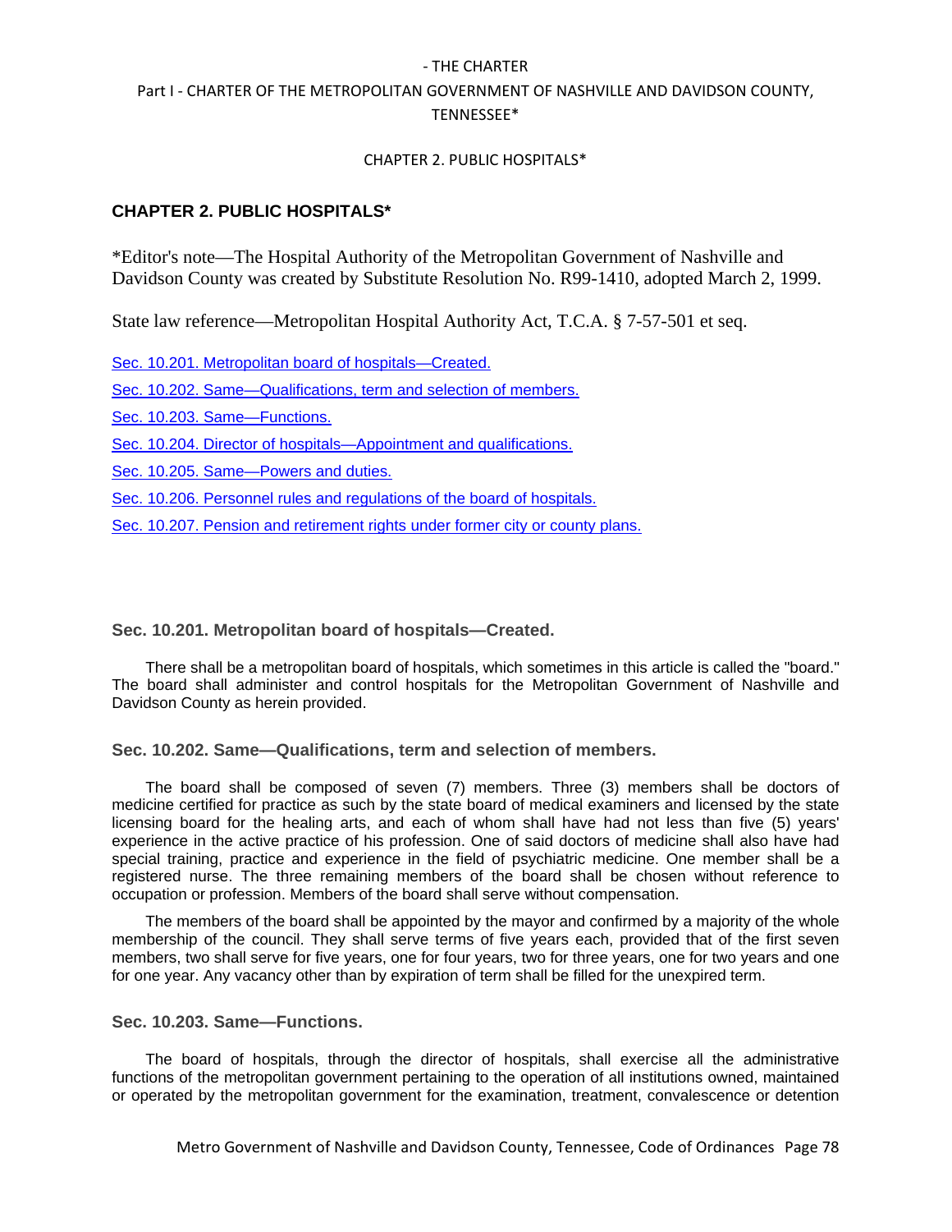## CHAPTER 2. PUBLIC HOSPITALS*

*Editor's note—The Hospital Authority of the Metropolitan Government of Nashville and Davidson County was created by Substitute Resolution No. R99-1410, adopted March 2, 1999.

State law reference—Metropolitan Hospital Authority Act, T.C.A. § 7-57-501 et seq.

Sec. 10.201. Metropolitan board of hospitals—Created.

Sec. 10.202. Same—Qualifications, term and selection of members.

Sec. 10.203. Same—Functions.

Sec. 10.204. Director of hospitals—Appointment and qualifications.

Sec. 10.205. Same—Powers and duties.

Sec. 10.206. Personnel rules and regulations of the board of hospitals.

Sec. 10.207. Pension and retirement rights under former city or county plans.

### Sec. 10.201. Metropolitan board of hospitals—Created.

There shall be a metropolitan board of hospitals, which sometimes in this article is called the "board." The board shall administer and control hospitals for the Metropolitan Government of Nashville and Davidson County as herein provided.

### Sec. 10.202. Same—Qualifications, term and selection of members.

The board shall be composed of seven (7) members. Three (3) members shall be doctors of medicine certified for practice as such by the state board of medical examiners and licensed by the state licensing board for the healing arts, and each of whom shall have had not less than five (5) years' experience in the active practice of his profession. One of said doctors of medicine shall also have had special training, practice and experience in the field of psychiatric medicine. One member shall be a registered nurse. The three remaining members of the board shall be chosen without reference to occupation or profession. Members of the board shall serve without compensation.

The members of the board shall be appointed by the mayor and confirmed by a majority of the whole membership of the council. They shall serve terms of five years each, provided that of the first seven members, two shall serve for five years, one for four years, two for three years, one for two years and one for one year. Any vacancy other than by expiration of term shall be filled for the unexpired term.

### Sec. 10.203. Same—Functions.

The board of hospitals, through the director of hospitals, shall exercise all the administrative functions of the metropolitan government pertaining to the operation of all institutions owned, maintained or operated by the metropolitan government for the examination, treatment, convalescence or detention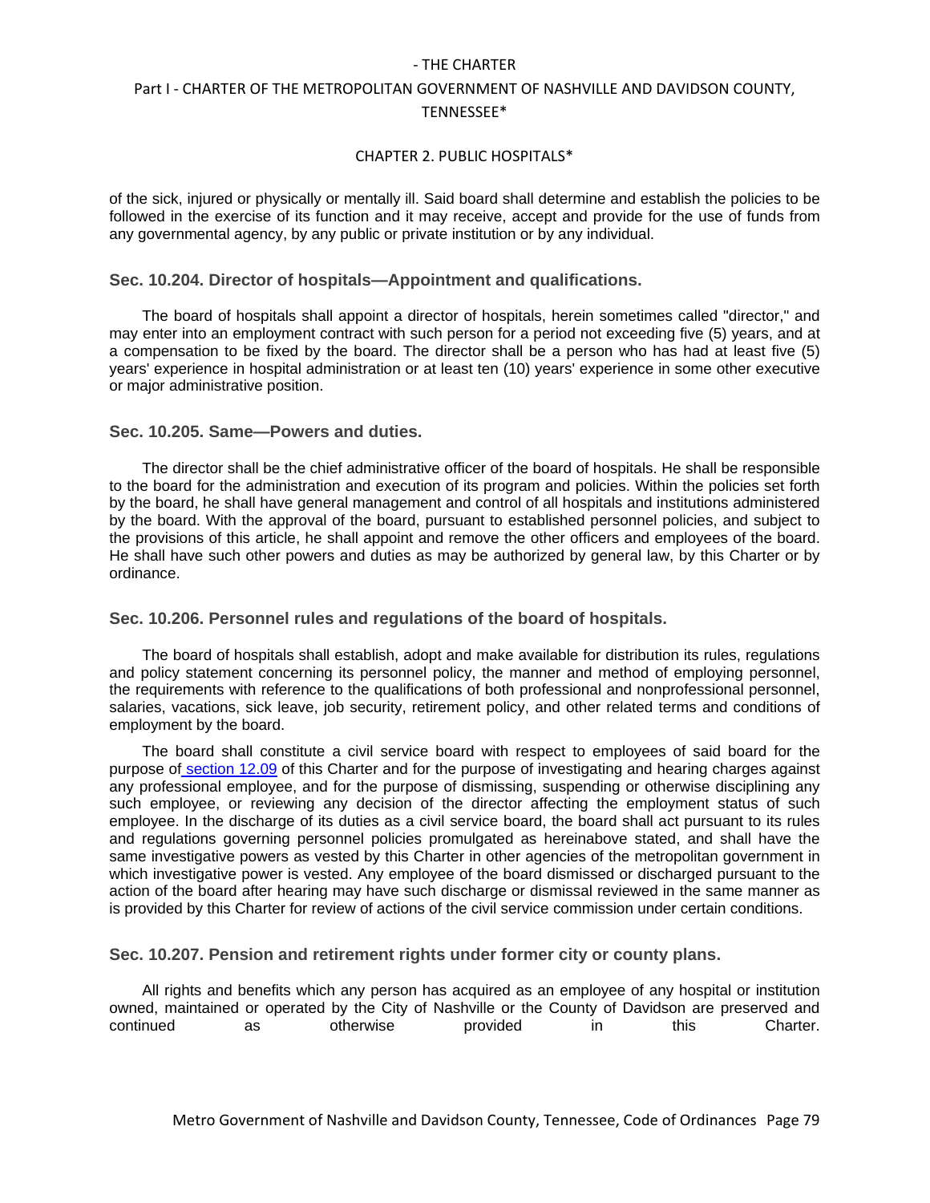of the sick, injured or physically or mentally ill. Said board shall determine and establish the policies to be followed in the exercise of its function and it may receive, accept and provide for the use of funds from any governmental agency, by any public or private institution or by any individual.

### Sec. 10.204. Director of hospitals—Appointment and qualifications.

The board of hospitals shall appoint a director of hospitals, herein sometimes called "director," and may enter into an employment contract with such person for a period not exceeding five (5) years, and at a compensation to be fixed by the board. The director shall be a person who has had at least five (5) years' experience in hospital administration or at least ten (10) years' experience in some other executive or major administrative position.

### Sec. 10.205. Same—Powers and duties.

The director shall be the chief administrative officer of the board of hospitals. He shall be responsible to the board for the administration and execution of its program and policies. Within the policies set forth by the board, he shall have general management and control of all hospitals and institutions administered by the board. With the approval of the board, pursuant to established personnel policies, and subject to the provisions of this article, he shall appoint and remove the other officers and employees of the board. He shall have such other powers and duties as may be authorized by general law, by this Charter or by ordinance.

### Sec. 10.206. Personnel rules and regulations of the board of hospitals.

The board of hospitals shall establish, adopt and make available for distribution its rules, regulations and policy statement concerning its personnel policy, the manner and method of employing personnel, the requirements with reference to the qualifications of both professional and nonprofessional personnel, salaries, vacations, sick leave, job security, retirement policy, and other related terms and conditions of employment by the board.

The board shall constitute a civil service board with respect to employees of said board for the purpose of section 12.09 of this Charter and for the purpose of investigating and hearing charges against any professional employee, and for the purpose of dismissing, suspending or otherwise disciplining any such employee, or reviewing any decision of the director affecting the employment status of such employee. In the discharge of its duties as a civil service board, the board shall act pursuant to its rules and regulations governing personnel policies promulgated as hereinabove stated, and shall have the same investigative powers as vested by this Charter in other agencies of the metropolitan government in which investigative power is vested. Any employee of the board dismissed or discharged pursuant to the action of the board after hearing may have such discharge or dismissal reviewed in the same manner as is provided by this Charter for review of actions of the civil service commission under certain conditions.

### Sec. 10.207. Pension and retirement rights under former city or county plans.

All rights and benefits which any person has acquired as an employee of any hospital or institution owned, maintained or operated by the City of Nashville or the County of Davidson are preserved and continued as otherwise provided in this Charter.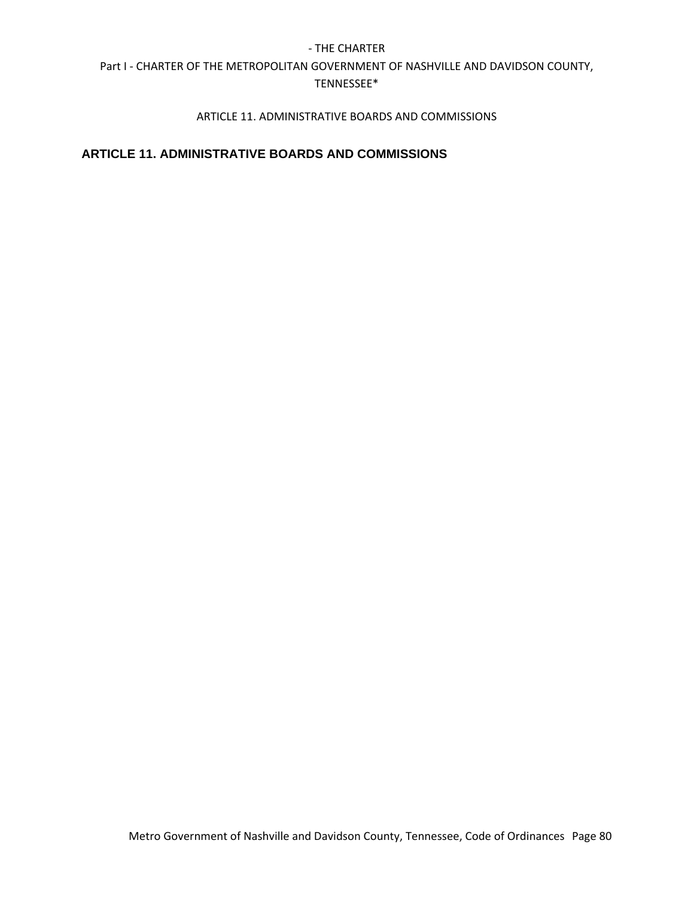## ARTICLE 11. ADMINISTRATIVE BOARDS AND COMMISSIONS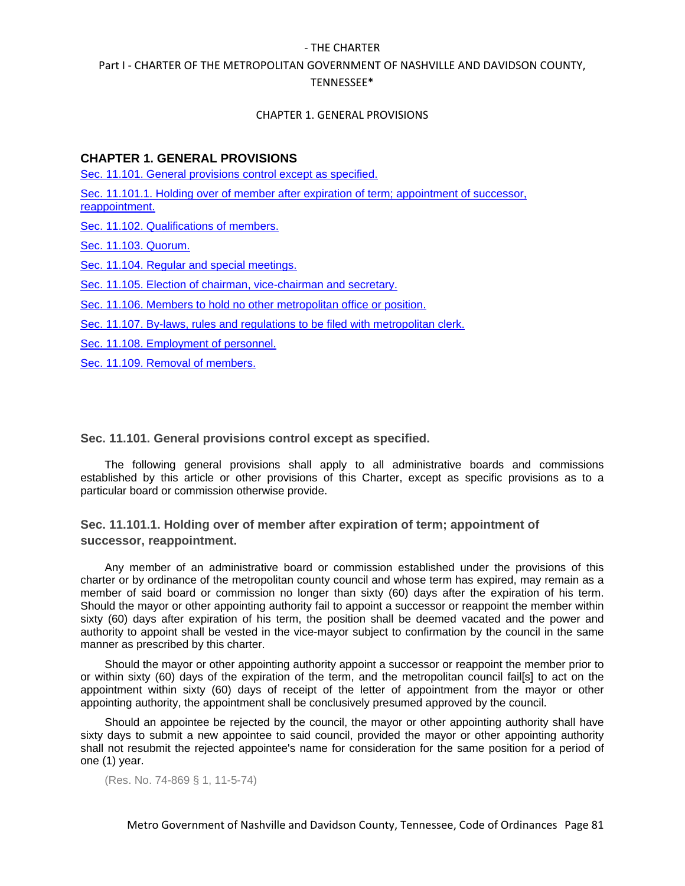## CHAPTER 1. GENERAL PROVISIONS

Sec. 11.101. General provisions control except as specified.

Sec. 11.101.1. Holding over of member after expiration of term; appointment of successor, reappointment.

Sec. 11.102. Qualifications of members.

Sec. 11.103. Quorum.

Sec. 11.104. Regular and special meetings.

Sec. 11.105. Election of chairman, vice-chairman and secretary.

Sec. 11.106. Members to hold no other metropolitan office or position.

Sec. 11.107. By-laws, rules and regulations to be filed with metropolitan clerk.

Sec. 11.108. Employment of personnel.

Sec. 11.109. Removal of members.

### Sec. 11.101. General provisions control except as specified.

The following general provisions shall apply to all administrative boards and commissions established by this article or other provisions of this Charter, except as specific provisions as to a particular board or commission otherwise provide.

### Sec. 11.101.1. Holding over of member after expiration of term; appointment of successor, reappointment.

Any member of an administrative board or commission established under the provisions of this charter or by ordinance of the metropolitan county council and whose term has expired, may remain as a member of said board or commission no longer than sixty (60) days after the expiration of his term. Should the mayor or other appointing authority fail to appoint a successor or reappoint the member within sixty (60) days after expiration of his term, the position shall be deemed vacated and the power and authority to appoint shall be vested in the vice-mayor subject to confirmation by the council in the same manner as prescribed by this charter.

Should the mayor or other appointing authority appoint a successor or reappoint the member prior to or within sixty (60) days of the expiration of the term, and the metropolitan council fail[s] to act on the appointment within sixty (60) days of receipt of the letter of appointment from the mayor or other appointing authority, the appointment shall be conclusively presumed approved by the council.

Should an appointee be rejected by the council, the mayor or other appointing authority shall have sixty days to submit a new appointee to said council, provided the mayor or other appointing authority shall not resubmit the rejected appointee's name for consideration for the same position for a period of one (1) year.

(Res. No. 74-869 § 1, 11-5-74)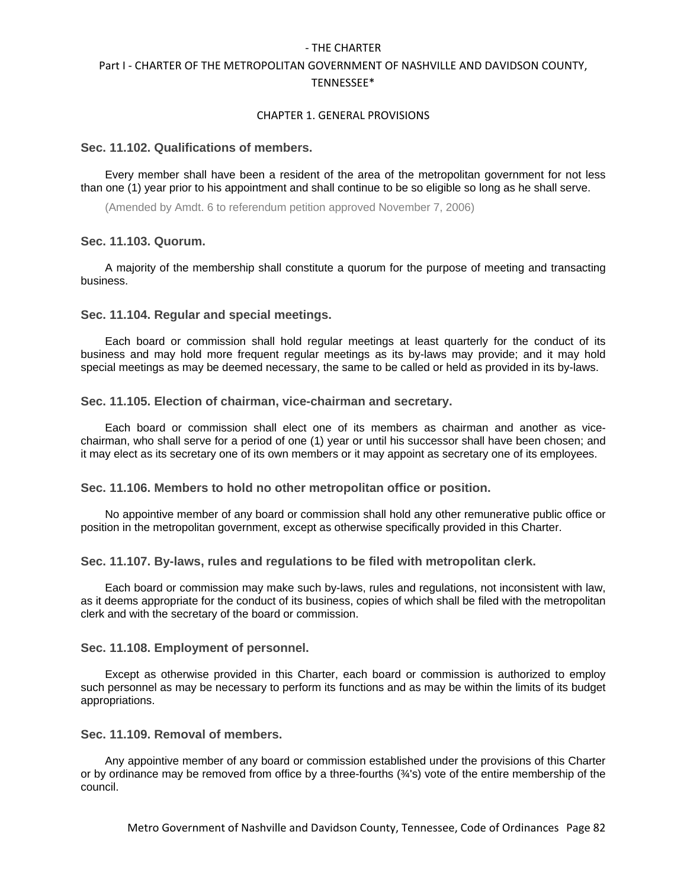### Sec. 11.102. Qualifications of members.

Every member shall have been a resident of the area of the metropolitan government for not less than one (1) year prior to his appointment and shall continue to be so eligible so long as he shall serve.

(Amended by Amdt. 6 to referendum petition approved November 7, 2006)

### Sec. 11.103. Quorum.

A majority of the membership shall constitute a quorum for the purpose of meeting and transacting business.

### Sec. 11.104. Regular and special meetings.

Each board or commission shall hold regular meetings at least quarterly for the conduct of its business and may hold more frequent regular meetings as its by-laws may provide; and it may hold special meetings as may be deemed necessary, the same to be called or held as provided in its by-laws.

### Sec. 11.105. Election of chairman, vice-chairman and secretary.

Each board or commission shall elect one of its members as chairman and another as vice-chairman, who shall serve for a period of one (1) year or until his successor shall have been chosen; and it may elect as its secretary one of its own members or it may appoint as secretary one of its employees.

### Sec. 11.106. Members to hold no other metropolitan office or position.

No appointive member of any board or commission shall hold any other remunerative public office or position in the metropolitan government, except as otherwise specifically provided in this Charter.

### Sec. 11.107. By-laws, rules and regulations to be filed with metropolitan clerk.

Each board or commission may make such by-laws, rules and regulations, not inconsistent with law, as it deems appropriate for the conduct of its business, copies of which shall be filed with the metropolitan clerk and with the secretary of the board or commission.

### Sec. 11.108. Employment of personnel.

Except as otherwise provided in this Charter, each board or commission is authorized to employ such personnel as may be necessary to perform its functions and as may be within the limits of its budget appropriations.

### Sec. 11.109. Removal of members.

Any appointive member of any board or commission established under the provisions of this Charter or by ordinance may be removed from office by a three-fourths (¾'s) vote of the entire membership of the council.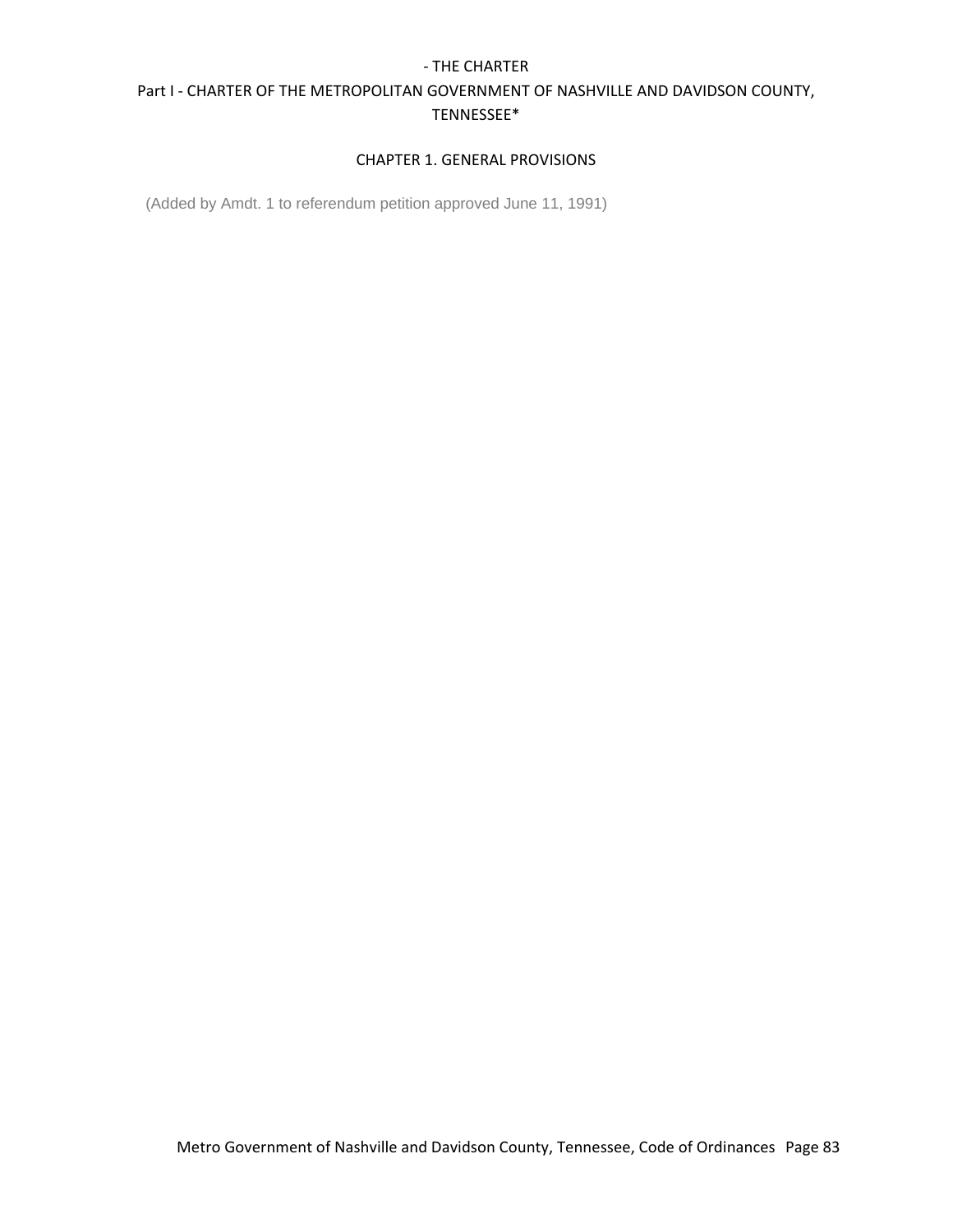- THE CHARTER

Part I - CHARTER OF THE METROPOLITAN GOVERNMENT OF NASHVILLE AND DAVIDSON COUNTY, TENNESSEE*

## CHAPTER 1. GENERAL PROVISIONS

(Added by Amdt. 1 to referendum petition approved June 11, 1991)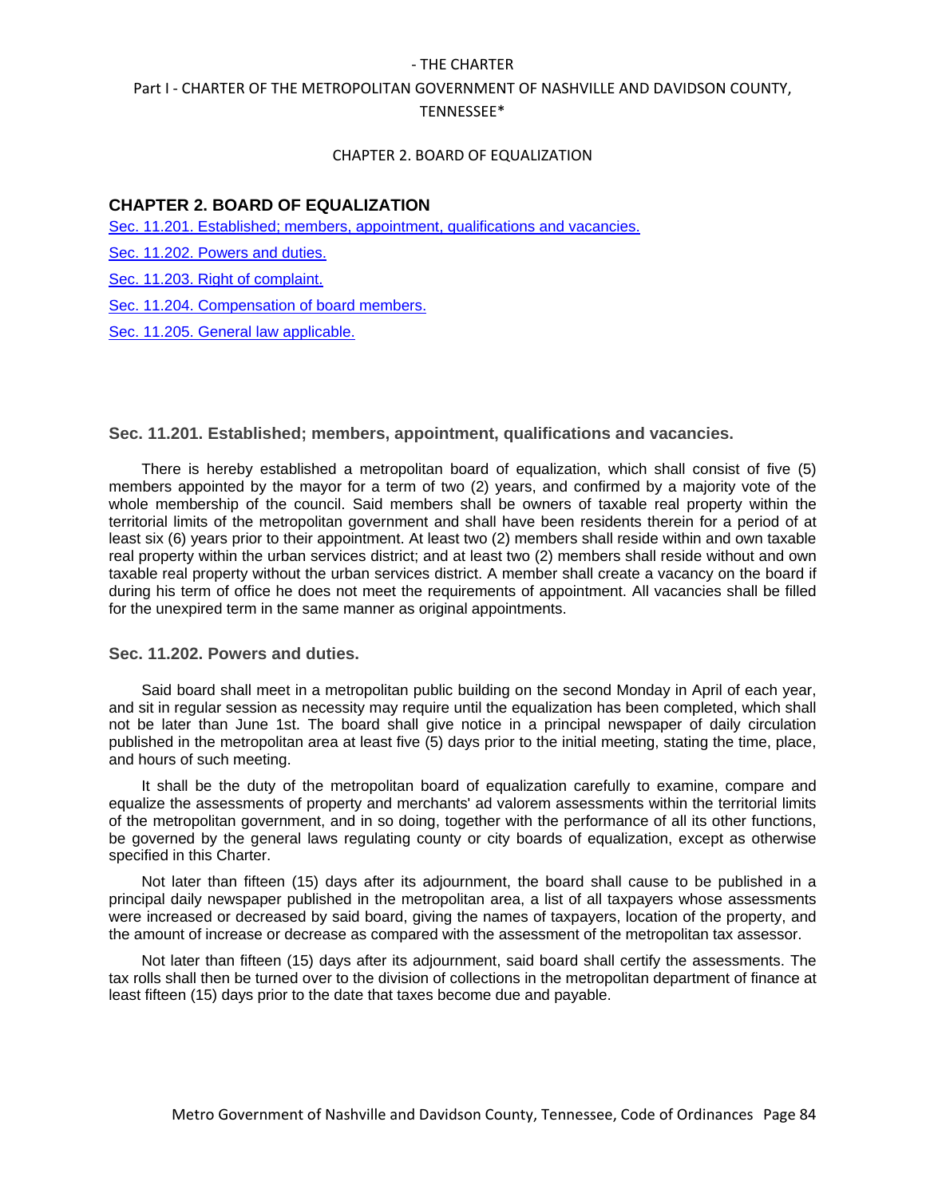## CHAPTER 2. BOARD OF EQUALIZATION

Sec. 11.201. Established; members, appointment, qualifications and vacancies.

Sec. 11.202. Powers and duties.

Sec. 11.203. Right of complaint.

Sec. 11.204. Compensation of board members.

Sec. 11.205. General law applicable.

### Sec. 11.201. Established; members, appointment, qualifications and vacancies.

There is hereby established a metropolitan board of equalization, which shall consist of five (5) members appointed by the mayor for a term of two (2) years, and confirmed by a majority vote of the whole membership of the council. Said members shall be owners of taxable real property within the territorial limits of the metropolitan government and shall have been residents therein for a period of at least six (6) years prior to their appointment. At least two (2) members shall reside within and own taxable real property within the urban services district; and at least two (2) members shall reside without and own taxable real property without the urban services district. A member shall create a vacancy on the board if during his term of office he does not meet the requirements of appointment. All vacancies shall be filled for the unexpired term in the same manner as original appointments.

### Sec. 11.202. Powers and duties.

Said board shall meet in a metropolitan public building on the second Monday in April of each year, and sit in regular session as necessity may require until the equalization has been completed, which shall not be later than June 1st. The board shall give notice in a principal newspaper of daily circulation published in the metropolitan area at least five (5) days prior to the initial meeting, stating the time, place, and hours of such meeting.

It shall be the duty of the metropolitan board of equalization carefully to examine, compare and equalize the assessments of property and merchants' ad valorem assessments within the territorial limits of the metropolitan government, and in so doing, together with the performance of all its other functions, be governed by the general laws regulating county or city boards of equalization, except as otherwise specified in this Charter.

Not later than fifteen (15) days after its adjournment, the board shall cause to be published in a principal daily newspaper published in the metropolitan area, a list of all taxpayers whose assessments were increased or decreased by said board, giving the names of taxpayers, location of the property, and the amount of increase or decrease as compared with the assessment of the metropolitan tax assessor.

Not later than fifteen (15) days after its adjournment, said board shall certify the assessments. The tax rolls shall then be turned over to the division of collections in the metropolitan department of finance at least fifteen (15) days prior to the date that taxes become due and payable.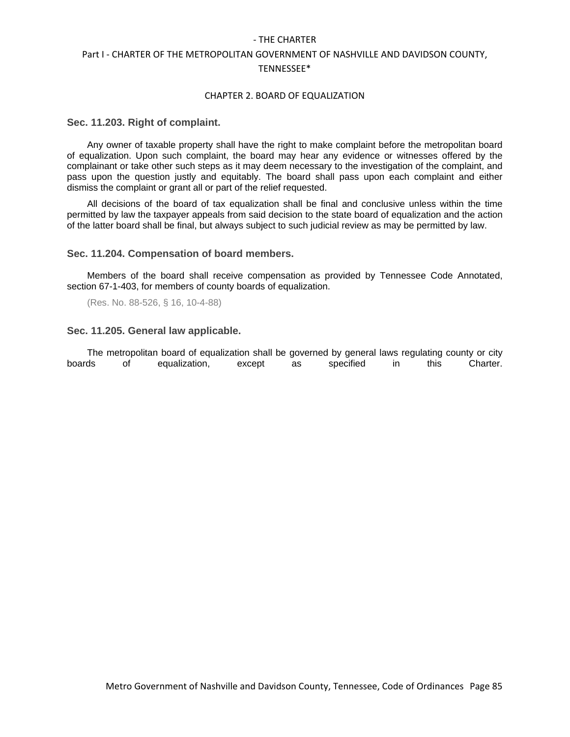### Sec. 11.203. Right of complaint.

Any owner of taxable property shall have the right to make complaint before the metropolitan board of equalization. Upon such complaint, the board may hear any evidence or witnesses offered by the complainant or take other such steps as it may deem necessary to the investigation of the complaint, and pass upon the question justly and equitably. The board shall pass upon each complaint and either dismiss the complaint or grant all or part of the relief requested.

All decisions of the board of tax equalization shall be final and conclusive unless within the time permitted by law the taxpayer appeals from said decision to the state board of equalization and the action of the latter board shall be final, but always subject to such judicial review as may be permitted by law.

### Sec. 11.204. Compensation of board members.

Members of the board shall receive compensation as provided by Tennessee Code Annotated, section 67-1-403, for members of county boards of equalization.

(Res. No. 88-526, § 16, 10-4-88)

### Sec. 11.205. General law applicable.

The metropolitan board of equalization shall be governed by general laws regulating county or city boards of equalization, except as specified in this Charter.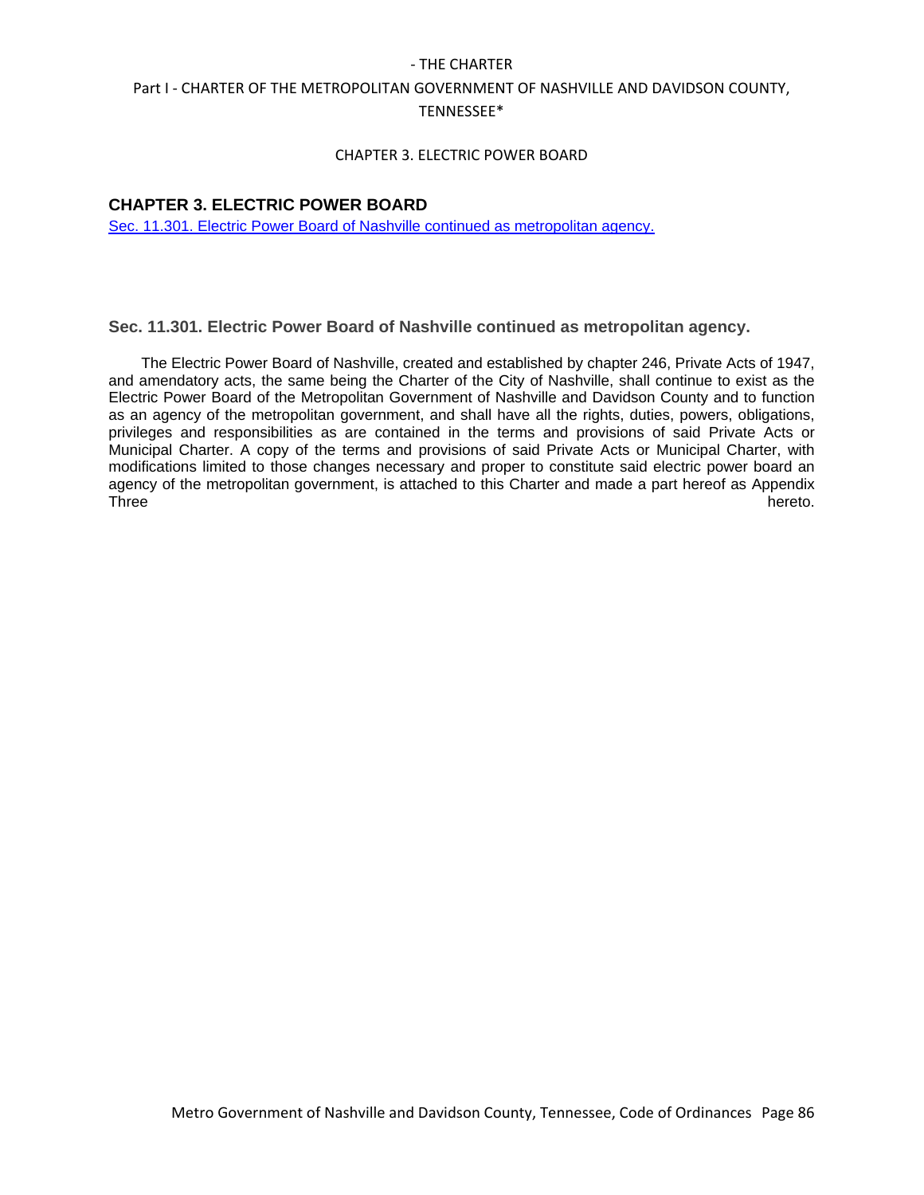## CHAPTER 3. ELECTRIC POWER BOARD

Sec. 11.301. Electric Power Board of Nashville continued as metropolitan agency.

### Sec. 11.301. Electric Power Board of Nashville continued as metropolitan agency.

The Electric Power Board of Nashville, created and established by chapter 246, Private Acts of 1947, and amendatory acts, the same being the Charter of the City of Nashville, shall continue to exist as the Electric Power Board of the Metropolitan Government of Nashville and Davidson County and to function as an agency of the metropolitan government, and shall have all the rights, duties, powers, obligations, privileges and responsibilities as are contained in the terms and provisions of said Private Acts or Municipal Charter. A copy of the terms and provisions of said Private Acts or Municipal Charter, with modifications limited to those changes necessary and proper to constitute said electric power board an agency of the metropolitan government, is attached to this Charter and made a part hereof as Appendix Three hereto.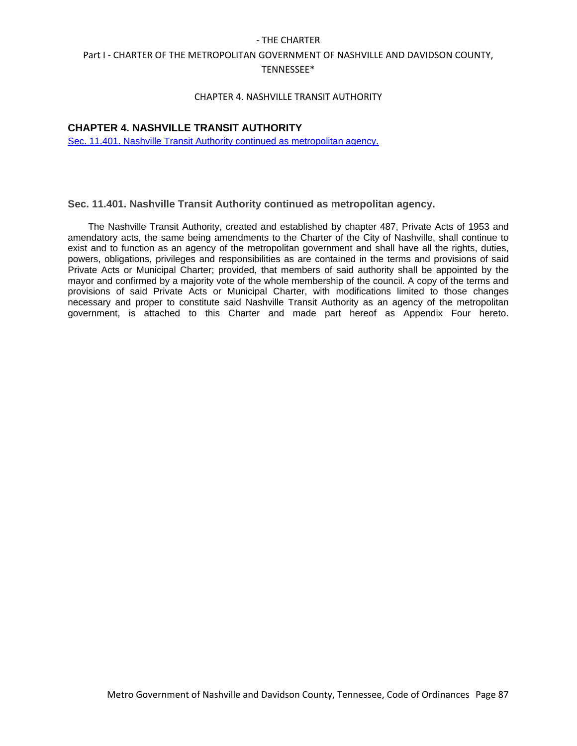## CHAPTER 4. NASHVILLE TRANSIT AUTHORITY

Sec. 11.401. Nashville Transit Authority continued as metropolitan agency.

### Sec. 11.401. Nashville Transit Authority continued as metropolitan agency.

The Nashville Transit Authority, created and established by chapter 487, Private Acts of 1953 and amendatory acts, the same being amendments to the Charter of the City of Nashville, shall continue to exist and to function as an agency of the metropolitan government and shall have all the rights, duties, powers, obligations, privileges and responsibilities as are contained in the terms and provisions of said Private Acts or Municipal Charter; provided, that members of said authority shall be appointed by the mayor and confirmed by a majority vote of the whole membership of the council. A copy of the terms and provisions of said Private Acts or Municipal Charter, with modifications limited to those changes necessary and proper to constitute said Nashville Transit Authority as an agency of the metropolitan government, is attached to this Charter and made part hereof as Appendix Four hereto.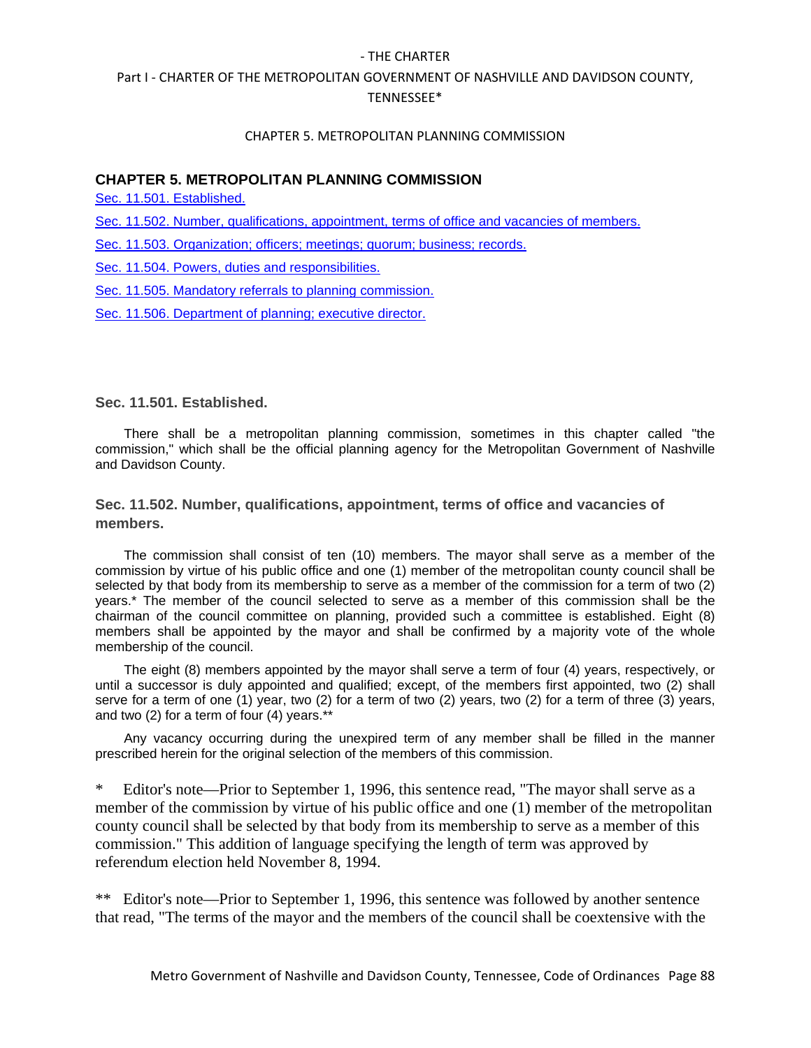## CHAPTER 5. METROPOLITAN PLANNING COMMISSION

Sec. 11.501. Established.

Sec. 11.502. Number, qualifications, appointment, terms of office and vacancies of members.

Sec. 11.503. Organization; officers; meetings; quorum; business; records.

Sec. 11.504. Powers, duties and responsibilities.

Sec. 11.505. Mandatory referrals to planning commission.

Sec. 11.506. Department of planning; executive director.

### Sec. 11.501. Established.

There shall be a metropolitan planning commission, sometimes in this chapter called "the commission," which shall be the official planning agency for the Metropolitan Government of Nashville and Davidson County.

### Sec. 11.502. Number, qualifications, appointment, terms of office and vacancies of members.

The commission shall consist of ten (10) members. The mayor shall serve as a member of the commission by virtue of his public office and one (1) member of the metropolitan county council shall be selected by that body from its membership to serve as a member of the commission for a term of two (2) years.* The member of the council selected to serve as a member of this commission shall be the chairman of the council committee on planning, provided such a committee is established. Eight (8) members shall be appointed by the mayor and shall be confirmed by a majority vote of the whole membership of the council.

The eight (8) members appointed by the mayor shall serve a term of four (4) years, respectively, or until a successor is duly appointed and qualified; except, of the members first appointed, two (2) shall serve for a term of one (1) year, two (2) for a term of two (2) years, two (2) for a term of three (3) years, and two (2) for a term of four (4) years.**

Any vacancy occurring during the unexpired term of any member shall be filled in the manner prescribed herein for the original selection of the members of this commission.

\* Editor's note—Prior to September 1, 1996, this sentence read, "The mayor shall serve as a member of the commission by virtue of his public office and one (1) member of the metropolitan county council shall be selected by that body from its membership to serve as a member of this commission." This addition of language specifying the length of term was approved by referendum election held November 8, 1994.

\*\* Editor's note—Prior to September 1, 1996, this sentence was followed by another sentence that read, "The terms of the mayor and the members of the council shall be coextensive with the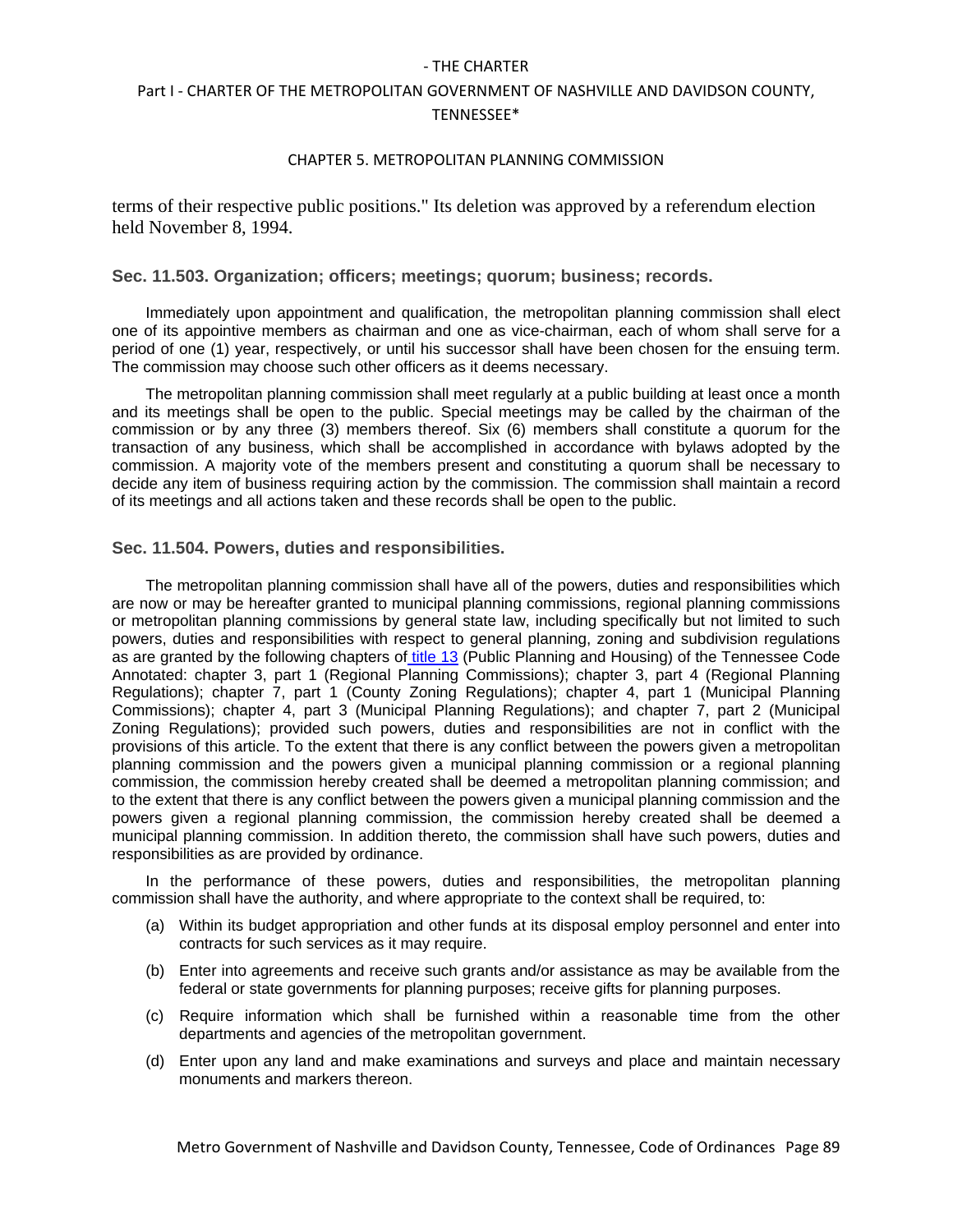terms of their respective public positions." Its deletion was approved by a referendum election held November 8, 1994.

### Sec. 11.503. Organization; officers; meetings; quorum; business; records.

Immediately upon appointment and qualification, the metropolitan planning commission shall elect one of its appointive members as chairman and one as vice-chairman, each of whom shall serve for a period of one (1) year, respectively, or until his successor shall have been chosen for the ensuing term. The commission may choose such other officers as it deems necessary.

The metropolitan planning commission shall meet regularly at a public building at least once a month and its meetings shall be open to the public. Special meetings may be called by the chairman of the commission or by any three (3) members thereof. Six (6) members shall constitute a quorum for the transaction of any business, which shall be accomplished in accordance with bylaws adopted by the commission. A majority vote of the members present and constituting a quorum shall be necessary to decide any item of business requiring action by the commission. The commission shall maintain a record of its meetings and all actions taken and these records shall be open to the public.

### Sec. 11.504. Powers, duties and responsibilities.

The metropolitan planning commission shall have all of the powers, duties and responsibilities which are now or may be hereafter granted to municipal planning commissions, regional planning commissions or metropolitan planning commissions by general state law, including specifically but not limited to such powers, duties and responsibilities with respect to general planning, zoning and subdivision regulations as are granted by the following chapters of title 13 (Public Planning and Housing) of the Tennessee Code Annotated: chapter 3, part 1 (Regional Planning Commissions); chapter 3, part 4 (Regional Planning Regulations); chapter 7, part 1 (County Zoning Regulations); chapter 4, part 1 (Municipal Planning Commissions); chapter 4, part 3 (Municipal Planning Regulations); and chapter 7, part 2 (Municipal Zoning Regulations); provided such powers, duties and responsibilities are not in conflict with the provisions of this article. To the extent that there is any conflict between the powers given a metropolitan planning commission and the powers given a municipal planning commission or a regional planning commission, the commission hereby created shall be deemed a metropolitan planning commission; and to the extent that there is any conflict between the powers given a municipal planning commission and the powers given a regional planning commission, the commission hereby created shall be deemed a municipal planning commission. In addition thereto, the commission shall have such powers, duties and responsibilities as are provided by ordinance.

In the performance of these powers, duties and responsibilities, the metropolitan planning commission shall have the authority, and where appropriate to the context shall be required, to:

(a) Within its budget appropriation and other funds at its disposal employ personnel and enter into contracts for such services as it may require.

(b) Enter into agreements and receive such grants and/or assistance as may be available from the federal or state governments for planning purposes; receive gifts for planning purposes.

(c) Require information which shall be furnished within a reasonable time from the other departments and agencies of the metropolitan government.

(d) Enter upon any land and make examinations and surveys and place and maintain necessary monuments and markers thereon.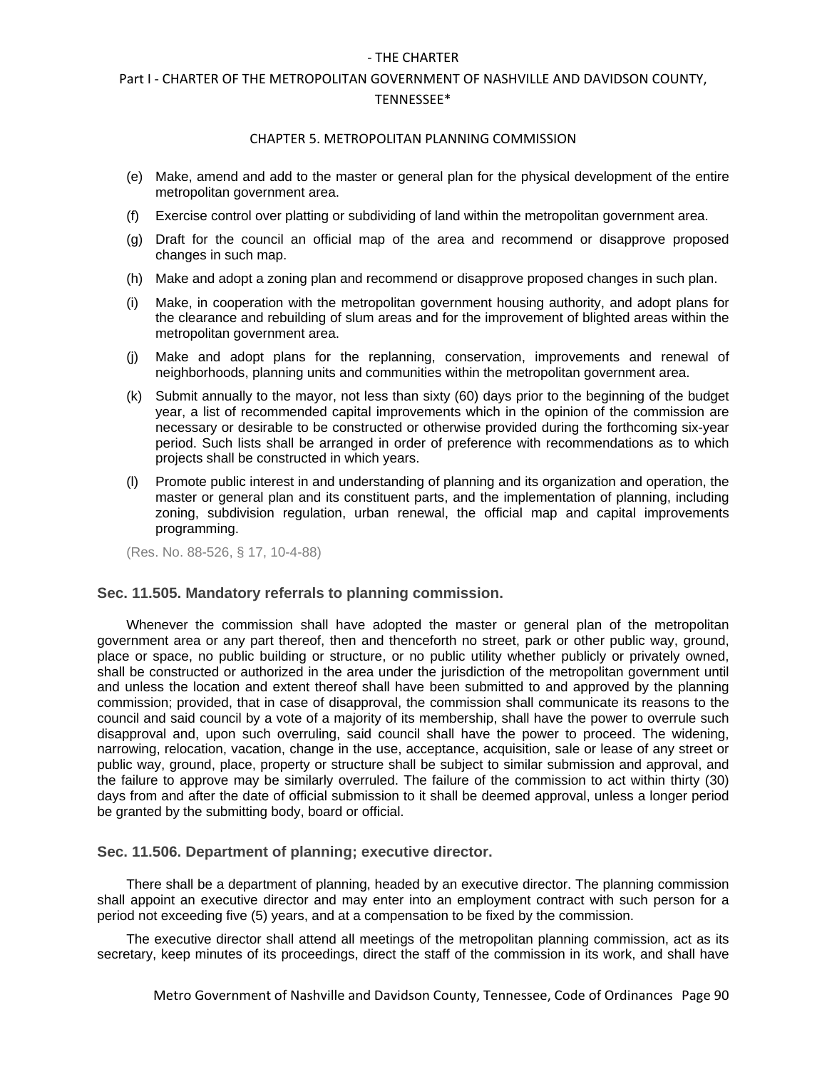(e) Make, amend and add to the master or general plan for the physical development of the entire metropolitan government area.

(f) Exercise control over platting or subdividing of land within the metropolitan government area.

(g) Draft for the council an official map of the area and recommend or disapprove proposed changes in such map.

(h) Make and adopt a zoning plan and recommend or disapprove proposed changes in such plan.

(i) Make, in cooperation with the metropolitan government housing authority, and adopt plans for the clearance and rebuilding of slum areas and for the improvement of blighted areas within the metropolitan government area.

(j) Make and adopt plans for the replanning, conservation, improvements and renewal of neighborhoods, planning units and communities within the metropolitan government area.

(k) Submit annually to the mayor, not less than sixty (60) days prior to the beginning of the budget year, a list of recommended capital improvements which in the opinion of the commission are necessary or desirable to be constructed or otherwise provided during the forthcoming six-year period. Such lists shall be arranged in order of preference with recommendations as to which projects shall be constructed in which years.

(l) Promote public interest in and understanding of planning and its organization and operation, the master or general plan and its constituent parts, and the implementation of planning, including zoning, subdivision regulation, urban renewal, the official map and capital improvements programming.

(Res. No. 88-526, § 17, 10-4-88)

### Sec. 11.505. Mandatory referrals to planning commission.

Whenever the commission shall have adopted the master or general plan of the metropolitan government area or any part thereof, then and thenceforth no street, park or other public way, ground, place or space, no public building or structure, or no public utility whether publicly or privately owned, shall be constructed or authorized in the area under the jurisdiction of the metropolitan government until and unless the location and extent thereof shall have been submitted to and approved by the planning commission; provided, that in case of disapproval, the commission shall communicate its reasons to the council and said council by a vote of a majority of its membership, shall have the power to overrule such disapproval and, upon such overruling, said council shall have the power to proceed. The widening, narrowing, relocation, vacation, change in the use, acceptance, acquisition, sale or lease of any street or public way, ground, place, property or structure shall be subject to similar submission and approval, and the failure to approve may be similarly overruled. The failure of the commission to act within thirty (30) days from and after the date of official submission to it shall be deemed approval, unless a longer period be granted by the submitting body, board or official.

### Sec. 11.506. Department of planning; executive director.

There shall be a department of planning, headed by an executive director. The planning commission shall appoint an executive director and may enter into an employment contract with such person for a period not exceeding five (5) years, and at a compensation to be fixed by the commission.

The executive director shall attend all meetings of the metropolitan planning commission, act as its secretary, keep minutes of its proceedings, direct the staff of the commission in its work, and shall have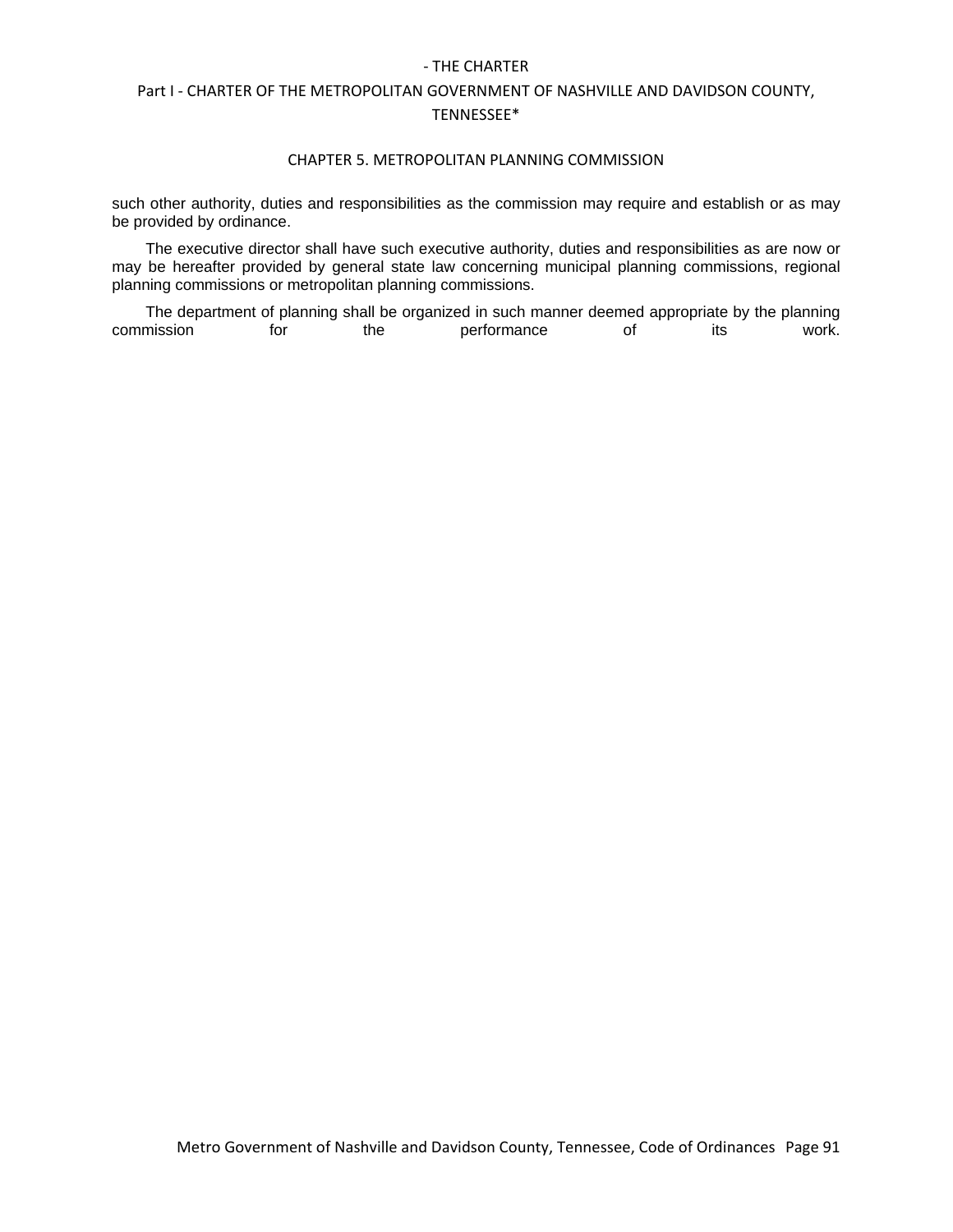such other authority, duties and responsibilities as the commission may require and establish or as may be provided by ordinance.

The executive director shall have such executive authority, duties and responsibilities as are now or may be hereafter provided by general state law concerning municipal planning commissions, regional planning commissions or metropolitan planning commissions.

The department of planning shall be organized in such manner deemed appropriate by the planning commission for the performance of its work.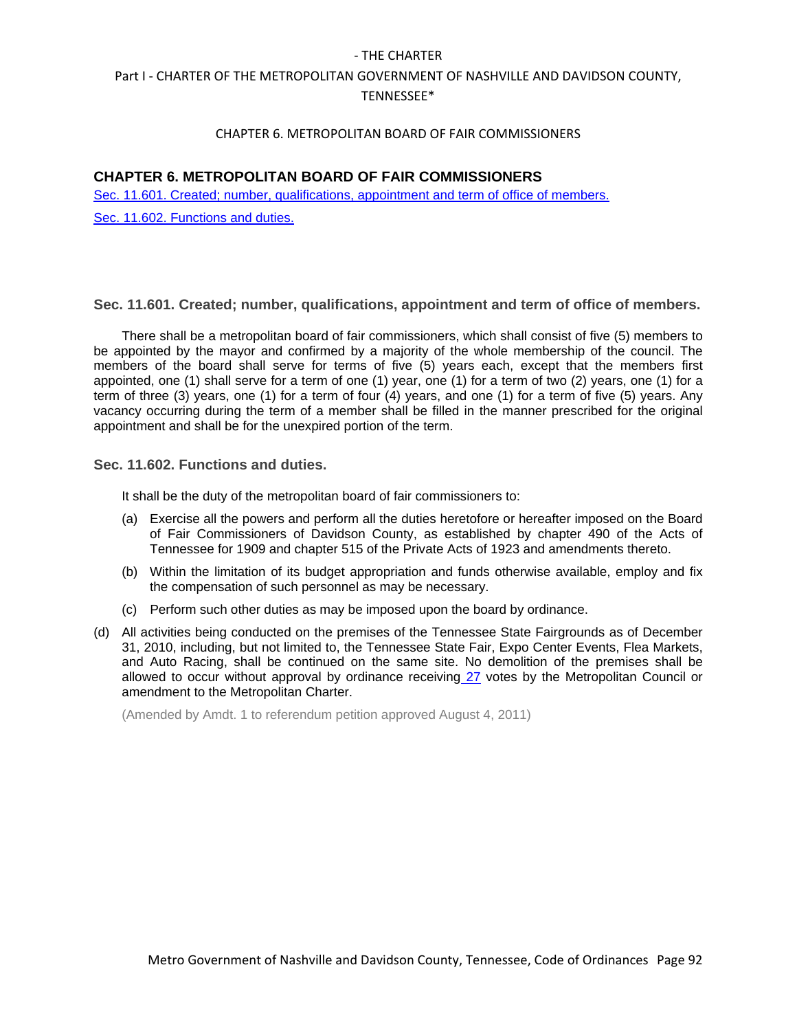## CHAPTER 6. METROPOLITAN BOARD OF FAIR COMMISSIONERS

Sec. 11.601. Created; number, qualifications, appointment and term of office of members.

Sec. 11.602. Functions and duties.

### Sec. 11.601. Created; number, qualifications, appointment and term of office of members.

There shall be a metropolitan board of fair commissioners, which shall consist of five (5) members to be appointed by the mayor and confirmed by a majority of the whole membership of the council. The members of the board shall serve for terms of five (5) years each, except that the members first appointed, one (1) shall serve for a term of one (1) year, one (1) for a term of two (2) years, one (1) for a term of three (3) years, one (1) for a term of four (4) years, and one (1) for a term of five (5) years. Any vacancy occurring during the term of a member shall be filled in the manner prescribed for the original appointment and shall be for the unexpired portion of the term.

### Sec. 11.602. Functions and duties.

It shall be the duty of the metropolitan board of fair commissioners to:

(a) Exercise all the powers and perform all the duties heretofore or hereafter imposed on the Board of Fair Commissioners of Davidson County, as established by chapter 490 of the Acts of Tennessee for 1909 and chapter 515 of the Private Acts of 1923 and amendments thereto.

(b) Within the limitation of its budget appropriation and funds otherwise available, employ and fix the compensation of such personnel as may be necessary.

(c) Perform such other duties as may be imposed upon the board by ordinance.

(d) All activities being conducted on the premises of the Tennessee State Fairgrounds as of December 31, 2010, including, but not limited to, the Tennessee State Fair, Expo Center Events, Flea Markets, and Auto Racing, shall be continued on the same site. No demolition of the premises shall be allowed to occur without approval by ordinance receiving 27 votes by the Metropolitan Council or amendment to the Metropolitan Charter.

(Amended by Amdt. 1 to referendum petition approved August 4, 2011)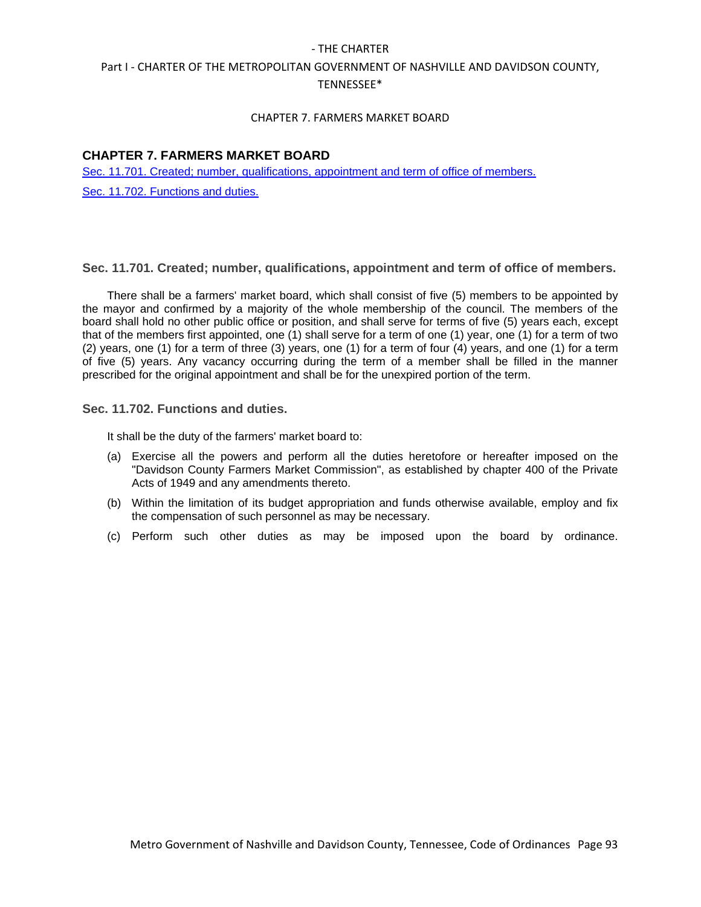## CHAPTER 7. FARMERS MARKET BOARD

Sec. 11.701. Created; number, qualifications, appointment and term of office of members.

Sec. 11.702. Functions and duties.

### Sec. 11.701. Created; number, qualifications, appointment and term of office of members.

There shall be a farmers' market board, which shall consist of five (5) members to be appointed by the mayor and confirmed by a majority of the whole membership of the council. The members of the board shall hold no other public office or position, and shall serve for terms of five (5) years each, except that of the members first appointed, one (1) shall serve for a term of one (1) year, one (1) for a term of two (2) years, one (1) for a term of three (3) years, one (1) for a term of four (4) years, and one (1) for a term of five (5) years. Any vacancy occurring during the term of a member shall be filled in the manner prescribed for the original appointment and shall be for the unexpired portion of the term.

### Sec. 11.702. Functions and duties.

It shall be the duty of the farmers' market board to:

(a) Exercise all the powers and perform all the duties heretofore or hereafter imposed on the "Davidson County Farmers Market Commission", as established by chapter 400 of the Private Acts of 1949 and any amendments thereto.

(b) Within the limitation of its budget appropriation and funds otherwise available, employ and fix the compensation of such personnel as may be necessary.

(c) Perform such other duties as may be imposed upon the board by ordinance.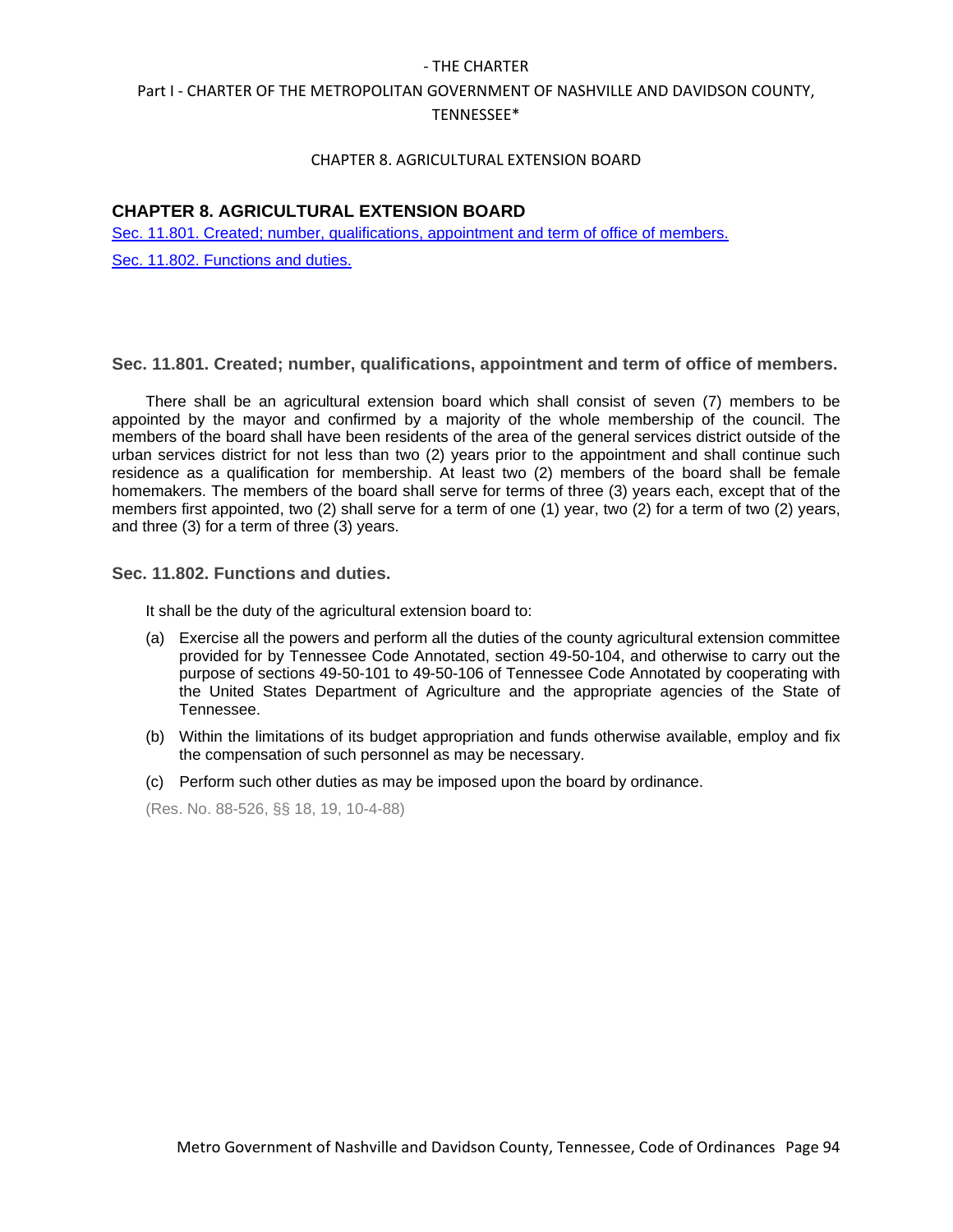## CHAPTER 8. AGRICULTURAL EXTENSION BOARD

Sec. 11.801. Created; number, qualifications, appointment and term of office of members.

Sec. 11.802. Functions and duties.

### Sec. 11.801. Created; number, qualifications, appointment and term of office of members.

There shall be an agricultural extension board which shall consist of seven (7) members to be appointed by the mayor and confirmed by a majority of the whole membership of the council. The members of the board shall have been residents of the area of the general services district outside of the urban services district for not less than two (2) years prior to the appointment and shall continue such residence as a qualification for membership. At least two (2) members of the board shall be female homemakers. The members of the board shall serve for terms of three (3) years each, except that of the members first appointed, two (2) shall serve for a term of one (1) year, two (2) for a term of two (2) years, and three (3) for a term of three (3) years.

### Sec. 11.802. Functions and duties.

It shall be the duty of the agricultural extension board to:

(a) Exercise all the powers and perform all the duties of the county agricultural extension committee provided for by Tennessee Code Annotated, section 49-50-104, and otherwise to carry out the purpose of sections 49-50-101 to 49-50-106 of Tennessee Code Annotated by cooperating with the United States Department of Agriculture and the appropriate agencies of the State of Tennessee.

(b) Within the limitations of its budget appropriation and funds otherwise available, employ and fix the compensation of such personnel as may be necessary.

(c) Perform such other duties as may be imposed upon the board by ordinance.

(Res. No. 88-526, §§ 18, 19, 10-4-88)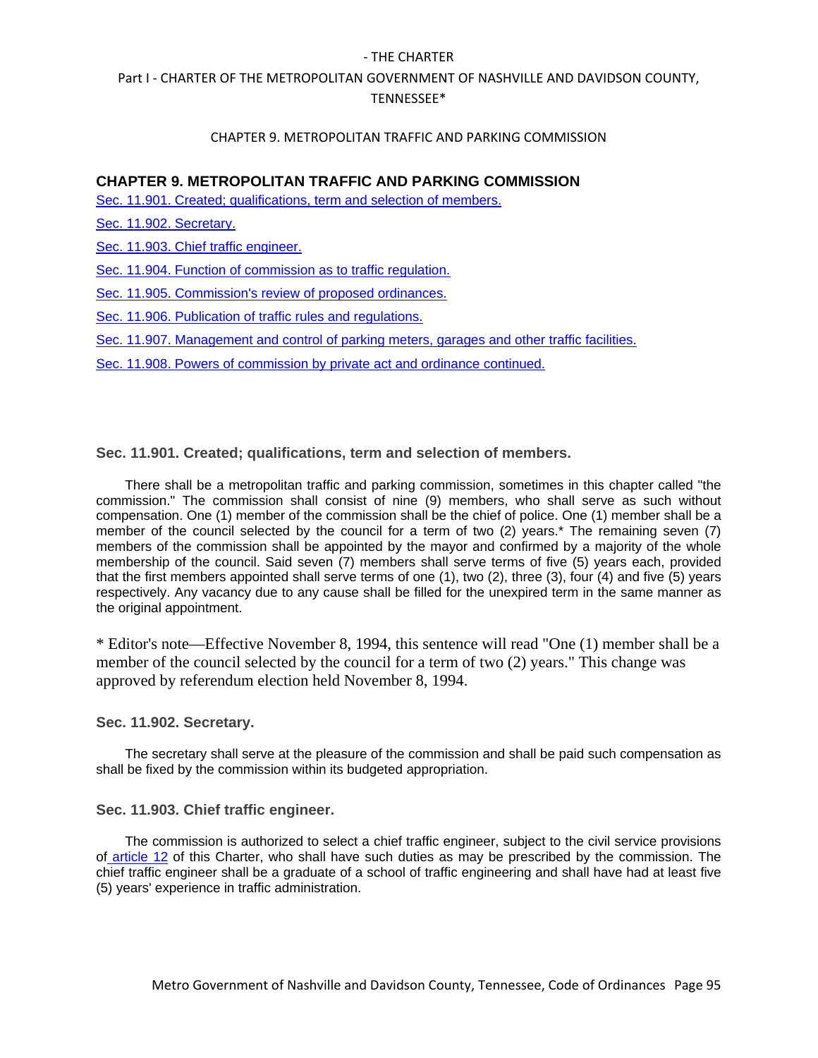## CHAPTER 9. METROPOLITAN TRAFFIC AND PARKING COMMISSION

Sec. 11.901. Created; qualifications, term and selection of members.

Sec. 11.902. Secretary.

Sec. 11.903. Chief traffic engineer.

Sec. 11.904. Function of commission as to traffic regulation.

Sec. 11.905. Commission's review of proposed ordinances.

Sec. 11.906. Publication of traffic rules and regulations.

Sec. 11.907. Management and control of parking meters, garages and other traffic facilities.

Sec. 11.908. Powers of commission by private act and ordinance continued.

### Sec. 11.901. Created; qualifications, term and selection of members.

There shall be a metropolitan traffic and parking commission, sometimes in this chapter called "the commission." The commission shall consist of nine (9) members, who shall serve as such without compensation. One (1) member of the commission shall be the chief of police. One (1) member shall be a member of the council selected by the council for a term of two (2) years.* The remaining seven (7) members of the commission shall be appointed by the mayor and confirmed by a majority of the whole membership of the council. Said seven (7) members shall serve terms of five (5) years each, provided that the first members appointed shall serve terms of one (1), two (2), three (3), four (4) and five (5) years respectively. Any vacancy due to any cause shall be filled for the unexpired term in the same manner as the original appointment.

* Editor's note—Effective November 8, 1994, this sentence will read "One (1) member shall be a member of the council selected by the council for a term of two (2) years." This change was approved by referendum election held November 8, 1994.

### Sec. 11.902. Secretary.

The secretary shall serve at the pleasure of the commission and shall be paid such compensation as shall be fixed by the commission within its budgeted appropriation.

### Sec. 11.903. Chief traffic engineer.

The commission is authorized to select a chief traffic engineer, subject to the civil service provisions of article 12 of this Charter, who shall have such duties as may be prescribed by the commission. The chief traffic engineer shall be a graduate of a school of traffic engineering and shall have had at least five (5) years' experience in traffic administration.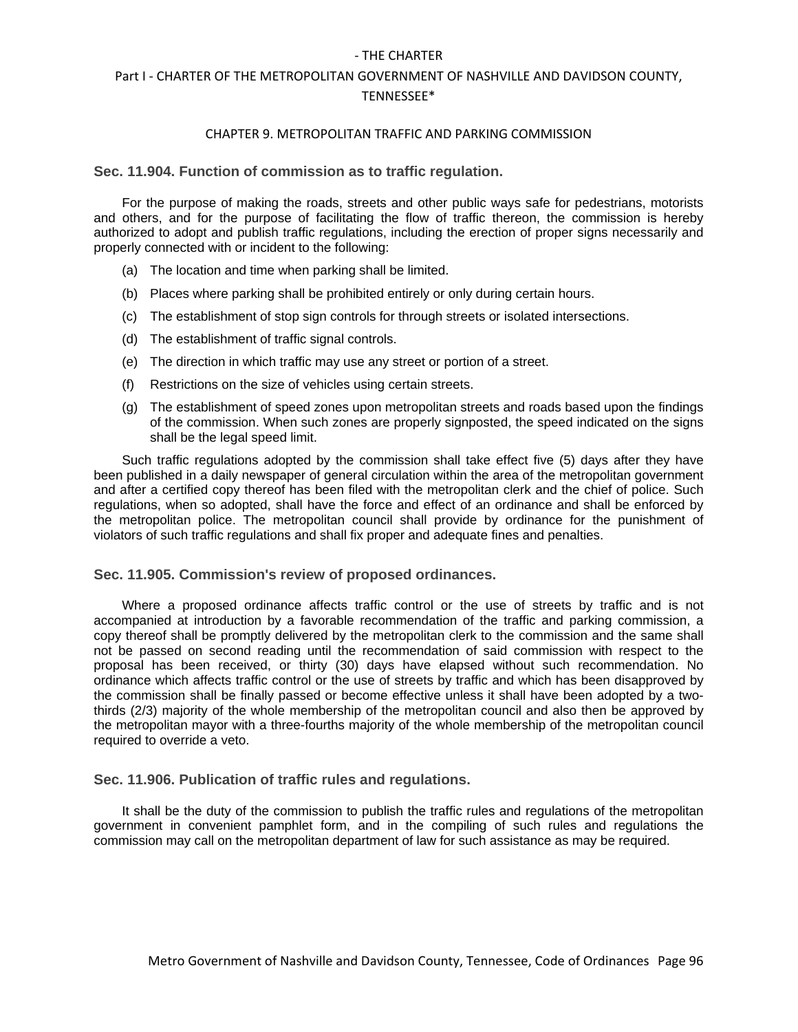CHAPTER 9. METROPOLITAN TRAFFIC AND PARKING COMMISSION

### Sec. 11.904. Function of commission as to traffic regulation.

For the purpose of making the roads, streets and other public ways safe for pedestrians, motorists and others, and for the purpose of facilitating the flow of traffic thereon, the commission is hereby authorized to adopt and publish traffic regulations, including the erection of proper signs necessarily and properly connected with or incident to the following:

(a) The location and time when parking shall be limited.

(b) Places where parking shall be prohibited entirely or only during certain hours.

(c) The establishment of stop sign controls for through streets or isolated intersections.

(d) The establishment of traffic signal controls.

(e) The direction in which traffic may use any street or portion of a street.

(f) Restrictions on the size of vehicles using certain streets.

(g) The establishment of speed zones upon metropolitan streets and roads based upon the findings of the commission. When such zones are properly signposted, the speed indicated on the signs shall be the legal speed limit.

Such traffic regulations adopted by the commission shall take effect five (5) days after they have been published in a daily newspaper of general circulation within the area of the metropolitan government and after a certified copy thereof has been filed with the metropolitan clerk and the chief of police. Such regulations, when so adopted, shall have the force and effect of an ordinance and shall be enforced by the metropolitan police. The metropolitan council shall provide by ordinance for the punishment of violators of such traffic regulations and shall fix proper and adequate fines and penalties.

### Sec. 11.905. Commission's review of proposed ordinances.

Where a proposed ordinance affects traffic control or the use of streets by traffic and is not accompanied at introduction by a favorable recommendation of the traffic and parking commission, a copy thereof shall be promptly delivered by the metropolitan clerk to the commission and the same shall not be passed on second reading until the recommendation of said commission with respect to the proposal has been received, or thirty (30) days have elapsed without such recommendation. No ordinance which affects traffic control or the use of streets by traffic and which has been disapproved by the commission shall be finally passed or become effective unless it shall have been adopted by a two-thirds (2/3) majority of the whole membership of the metropolitan council and also then be approved by the metropolitan mayor with a three-fourths majority of the whole membership of the metropolitan council required to override a veto.

### Sec. 11.906. Publication of traffic rules and regulations.

It shall be the duty of the commission to publish the traffic rules and regulations of the metropolitan government in convenient pamphlet form, and in the compiling of such rules and regulations the commission may call on the metropolitan department of law for such assistance as may be required.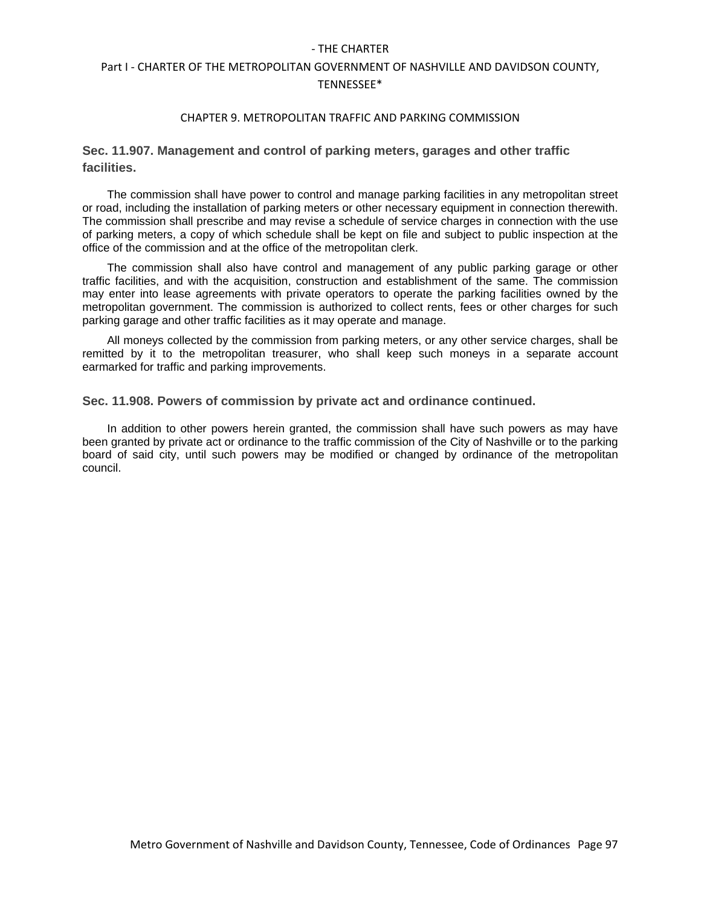## Sec. 11.907. Management and control of parking meters, garages and other traffic facilities.

The commission shall have power to control and manage parking facilities in any metropolitan street or road, including the installation of parking meters or other necessary equipment in connection therewith. The commission shall prescribe and may revise a schedule of service charges in connection with the use of parking meters, a copy of which schedule shall be kept on file and subject to public inspection at the office of the commission and at the office of the metropolitan clerk.

The commission shall also have control and management of any public parking garage or other traffic facilities, and with the acquisition, construction and establishment of the same. The commission may enter into lease agreements with private operators to operate the parking facilities owned by the metropolitan government. The commission is authorized to collect rents, fees or other charges for such parking garage and other traffic facilities as it may operate and manage.

All moneys collected by the commission from parking meters, or any other service charges, shall be remitted by it to the metropolitan treasurer, who shall keep such moneys in a separate account earmarked for traffic and parking improvements.

## Sec. 11.908. Powers of commission by private act and ordinance continued.

In addition to other powers herein granted, the commission shall have such powers as may have been granted by private act or ordinance to the traffic commission of the City of Nashville or to the parking board of said city, until such powers may be modified or changed by ordinance of the metropolitan council.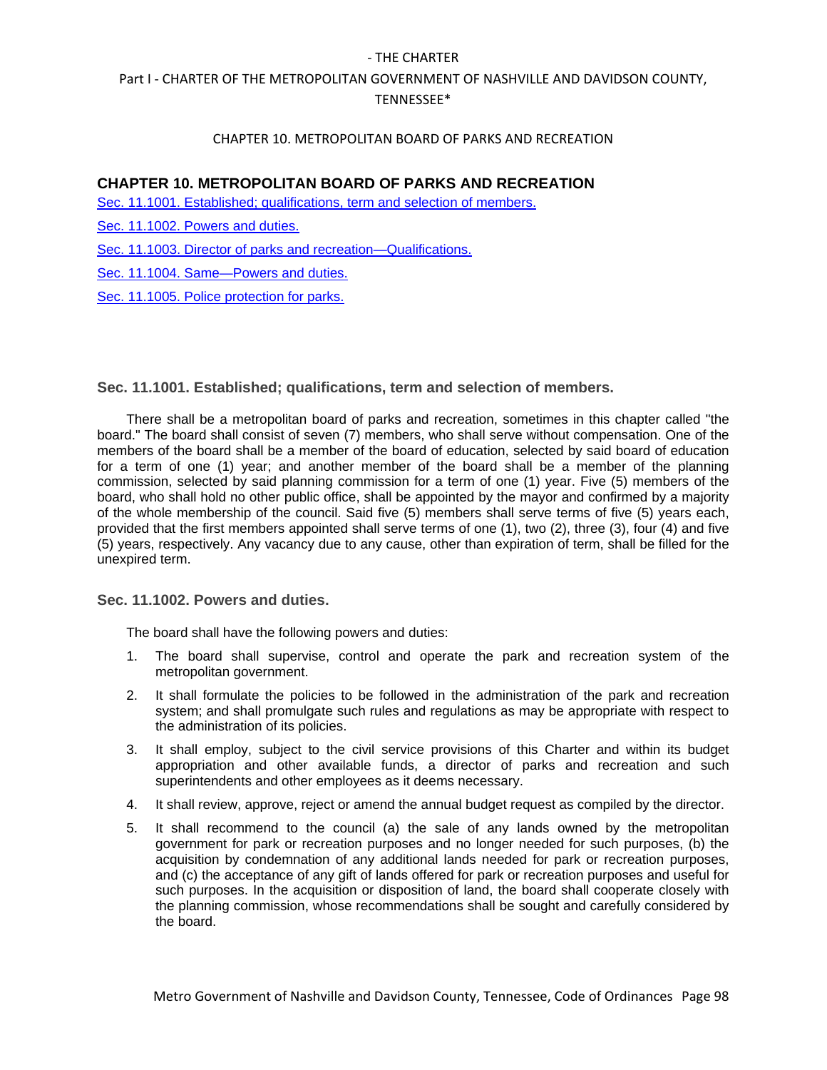## CHAPTER 10. METROPOLITAN BOARD OF PARKS AND RECREATION

Sec. 11.1001. Established; qualifications, term and selection of members.

Sec. 11.1002. Powers and duties.

Sec. 11.1003. Director of parks and recreation—Qualifications.

Sec. 11.1004. Same—Powers and duties.

Sec. 11.1005. Police protection for parks.

### Sec. 11.1001. Established; qualifications, term and selection of members.

There shall be a metropolitan board of parks and recreation, sometimes in this chapter called "the board." The board shall consist of seven (7) members, who shall serve without compensation. One of the members of the board shall be a member of the board of education, selected by said board of education for a term of one (1) year; and another member of the board shall be a member of the planning commission, selected by said planning commission for a term of one (1) year. Five (5) members of the board, who shall hold no other public office, shall be appointed by the mayor and confirmed by a majority of the whole membership of the council. Said five (5) members shall serve terms of five (5) years each, provided that the first members appointed shall serve terms of one (1), two (2), three (3), four (4) and five (5) years, respectively. Any vacancy due to any cause, other than expiration of term, shall be filled for the unexpired term.

### Sec. 11.1002. Powers and duties.

The board shall have the following powers and duties:

1. The board shall supervise, control and operate the park and recreation system of the metropolitan government.
2. It shall formulate the policies to be followed in the administration of the park and recreation system; and shall promulgate such rules and regulations as may be appropriate with respect to the administration of its policies.
3. It shall employ, subject to the civil service provisions of this Charter and within its budget appropriation and other available funds, a director of parks and recreation and such superintendents and other employees as it deems necessary.
4. It shall review, approve, reject or amend the annual budget request as compiled by the director.
5. It shall recommend to the council (a) the sale of any lands owned by the metropolitan government for park or recreation purposes and no longer needed for such purposes, (b) the acquisition by condemnation of any additional lands needed for park or recreation purposes, and (c) the acceptance of any gift of lands offered for park or recreation purposes and useful for such purposes. In the acquisition or disposition of land, the board shall cooperate closely with the planning commission, whose recommendations shall be sought and carefully considered by the board.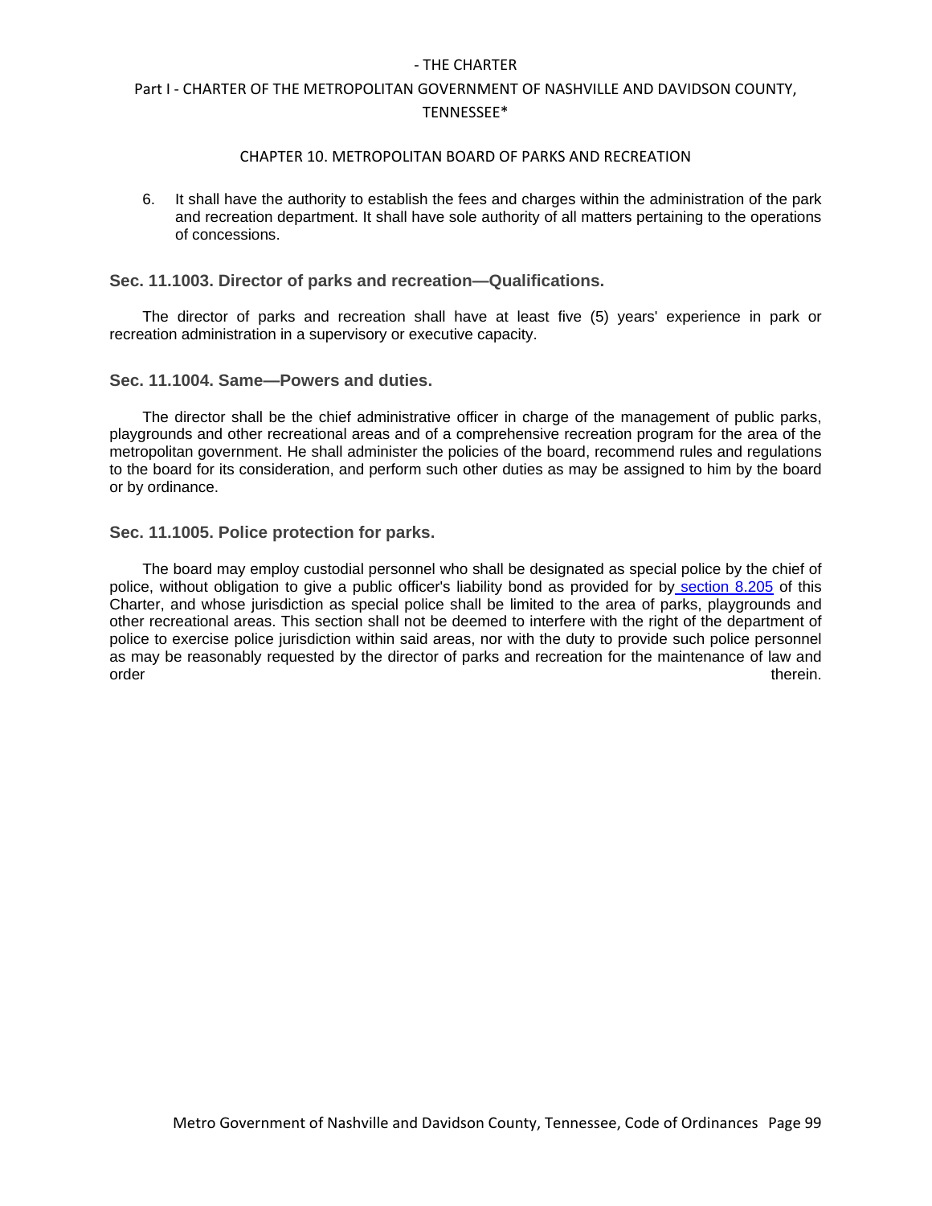6. It shall have the authority to establish the fees and charges within the administration of the park and recreation department. It shall have sole authority of all matters pertaining to the operations of concessions.

### Sec. 11.1003. Director of parks and recreation—Qualifications.

The director of parks and recreation shall have at least five (5) years' experience in park or recreation administration in a supervisory or executive capacity.

### Sec. 11.1004. Same—Powers and duties.

The director shall be the chief administrative officer in charge of the management of public parks, playgrounds and other recreational areas and of a comprehensive recreation program for the area of the metropolitan government. He shall administer the policies of the board, recommend rules and regulations to the board for its consideration, and perform such other duties as may be assigned to him by the board or by ordinance.

### Sec. 11.1005. Police protection for parks.

The board may employ custodial personnel who shall be designated as special police by the chief of police, without obligation to give a public officer's liability bond as provided for by section 8.205 of this Charter, and whose jurisdiction as special police shall be limited to the area of parks, playgrounds and other recreational areas. This section shall not be deemed to interfere with the right of the department of police to exercise police jurisdiction within said areas, nor with the duty to provide such police personnel as may be reasonably requested by the director of parks and recreation for the maintenance of law and order therein.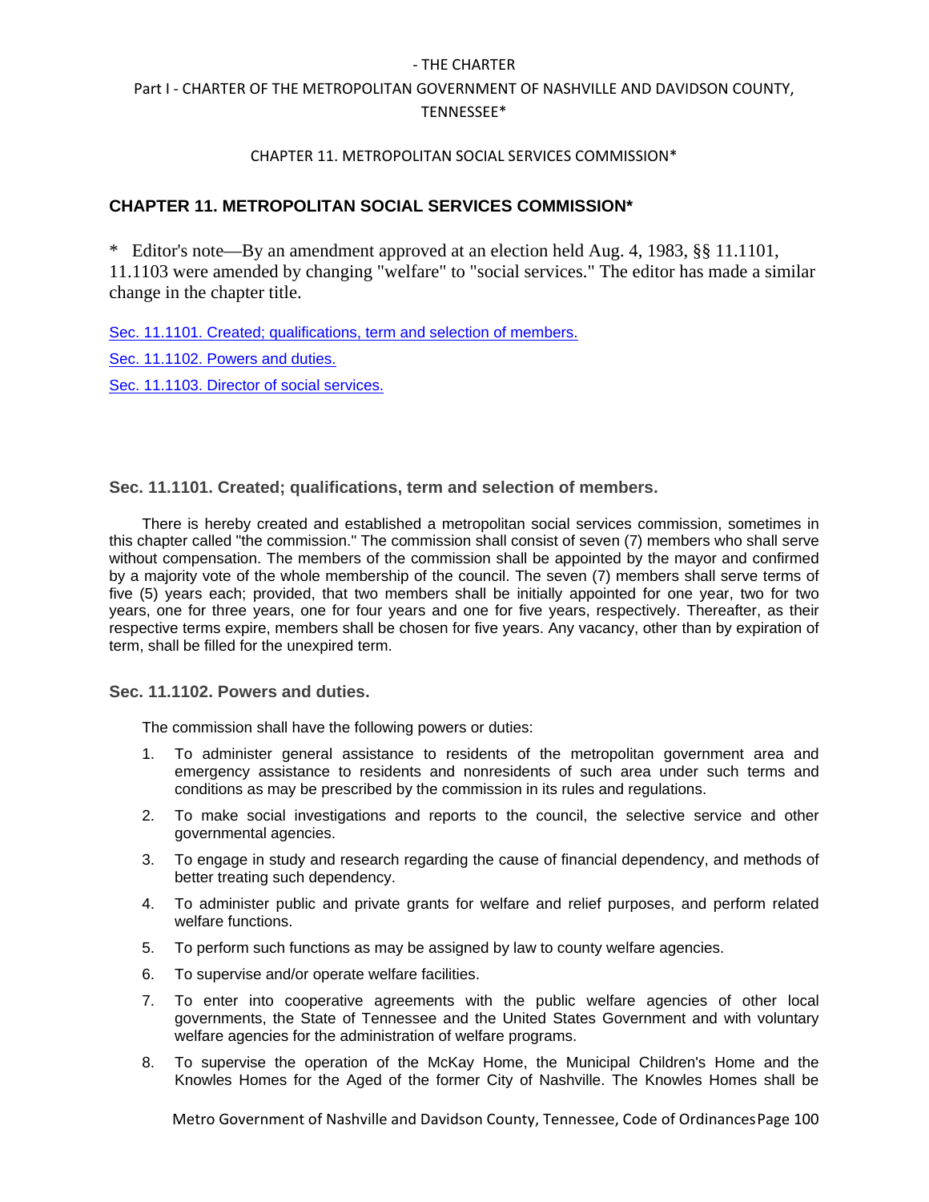# CHAPTER 11. METROPOLITAN SOCIAL SERVICES COMMISSION*

\* Editor's note—By an amendment approved at an election held Aug. 4, 1983, §§ 11.1101, 11.1103 were amended by changing "welfare" to "social services." The editor has made a similar change in the chapter title.

Sec. 11.1101. Created; qualifications, term and selection of members.

Sec. 11.1102. Powers and duties.

Sec. 11.1103. Director of social services.

## Sec. 11.1101. Created; qualifications, term and selection of members.

There is hereby created and established a metropolitan social services commission, sometimes in this chapter called "the commission." The commission shall consist of seven (7) members who shall serve without compensation. The members of the commission shall be appointed by the mayor and confirmed by a majority vote of the whole membership of the council. The seven (7) members shall serve terms of five (5) years each; provided, that two members shall be initially appointed for one year, two for two years, one for three years, one for four years and one for five years, respectively. Thereafter, as their respective terms expire, members shall be chosen for five years. Any vacancy, other than by expiration of term, shall be filled for the unexpired term.

## Sec. 11.1102. Powers and duties.

The commission shall have the following powers or duties:

1. To administer general assistance to residents of the metropolitan government area and emergency assistance to residents and nonresidents of such area under such terms and conditions as may be prescribed by the commission in its rules and regulations.
2. To make social investigations and reports to the council, the selective service and other governmental agencies.
3. To engage in study and research regarding the cause of financial dependency, and methods of better treating such dependency.
4. To administer public and private grants for welfare and relief purposes, and perform related welfare functions.
5. To perform such functions as may be assigned by law to county welfare agencies.
6. To supervise and/or operate welfare facilities.
7. To enter into cooperative agreements with the public welfare agencies of other local governments, the State of Tennessee and the United States Government and with voluntary welfare agencies for the administration of welfare programs.
8. To supervise the operation of the McKay Home, the Municipal Children's Home and the Knowles Homes for the Aged of the former City of Nashville. The Knowles Homes shall be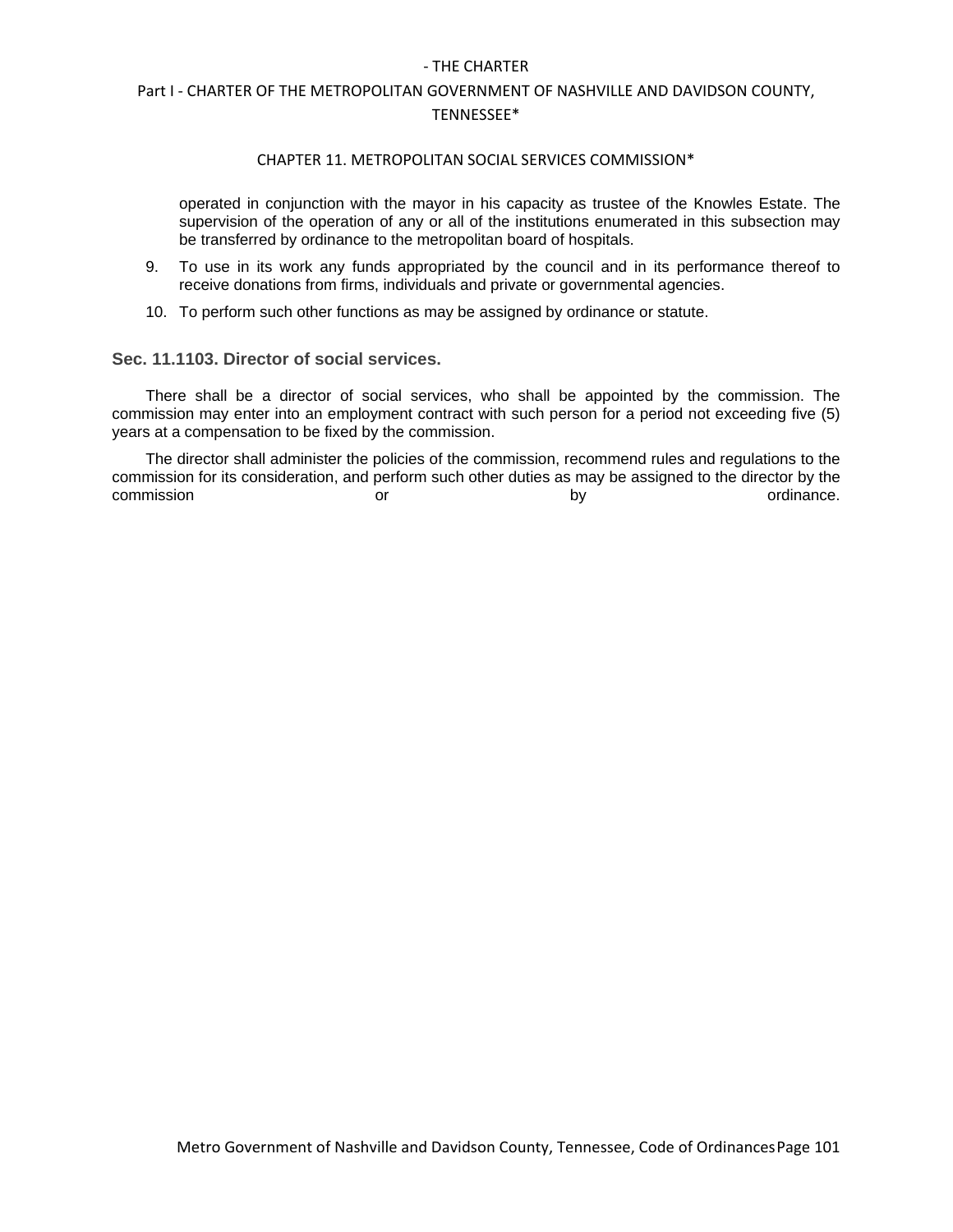operated in conjunction with the mayor in his capacity as trustee of the Knowles Estate. The supervision of the operation of any or all of the institutions enumerated in this subsection may be transferred by ordinance to the metropolitan board of hospitals.

9. To use in its work any funds appropriated by the council and in its performance thereof to receive donations from firms, individuals and private or governmental agencies.
10. To perform such other functions as may be assigned by ordinance or statute.

### Sec. 11.1103. Director of social services.

There shall be a director of social services, who shall be appointed by the commission. The commission may enter into an employment contract with such person for a period not exceeding five (5) years at a compensation to be fixed by the commission.

The director shall administer the policies of the commission, recommend rules and regulations to the commission for its consideration, and perform such other duties as may be assigned to the director by the commission or by ordinance.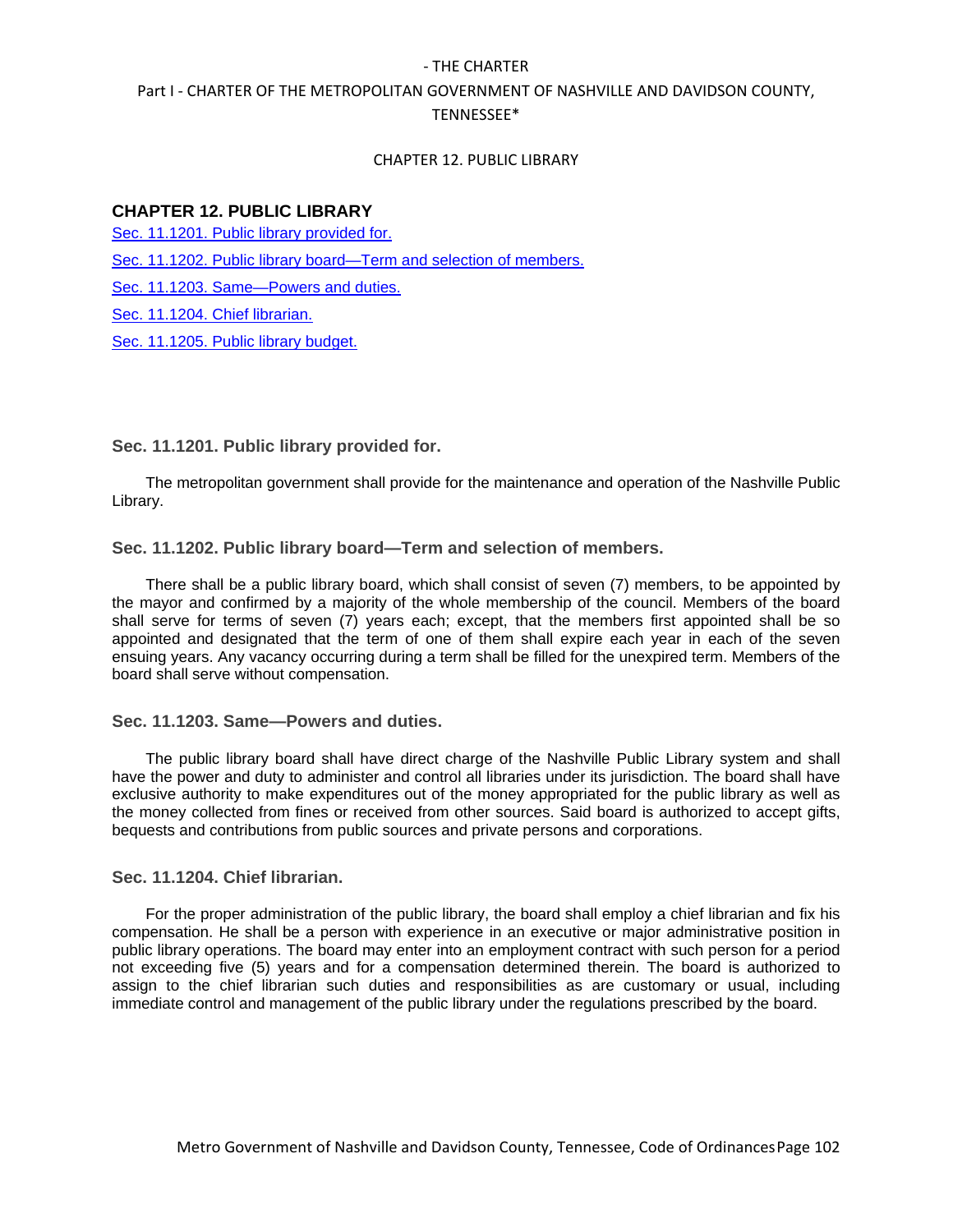## CHAPTER 12. PUBLIC LIBRARY

[Sec. 11.1201. Public library provided for.](#)

[Sec. 11.1202. Public library board—Term and selection of members.](#)

[Sec. 11.1203. Same—Powers and duties.](#)

[Sec. 11.1204. Chief librarian.](#)

[Sec. 11.1205. Public library budget.](#)

### Sec. 11.1201. Public library provided for.

The metropolitan government shall provide for the maintenance and operation of the Nashville Public Library.

### Sec. 11.1202. Public library board—Term and selection of members.

There shall be a public library board, which shall consist of seven (7) members, to be appointed by the mayor and confirmed by a majority of the whole membership of the council. Members of the board shall serve for terms of seven (7) years each; except, that the members first appointed shall be so appointed and designated that the term of one of them shall expire each year in each of the seven ensuing years. Any vacancy occurring during a term shall be filled for the unexpired term. Members of the board shall serve without compensation.

### Sec. 11.1203. Same—Powers and duties.

The public library board shall have direct charge of the Nashville Public Library system and shall have the power and duty to administer and control all libraries under its jurisdiction. The board shall have exclusive authority to make expenditures out of the money appropriated for the public library as well as the money collected from fines or received from other sources. Said board is authorized to accept gifts, bequests and contributions from public sources and private persons and corporations.

### Sec. 11.1204. Chief librarian.

For the proper administration of the public library, the board shall employ a chief librarian and fix his compensation. He shall be a person with experience in an executive or major administrative position in public library operations. The board may enter into an employment contract with such person for a period not exceeding five (5) years and for a compensation determined therein. The board is authorized to assign to the chief librarian such duties and responsibilities as are customary or usual, including immediate control and management of the public library under the regulations prescribed by the board.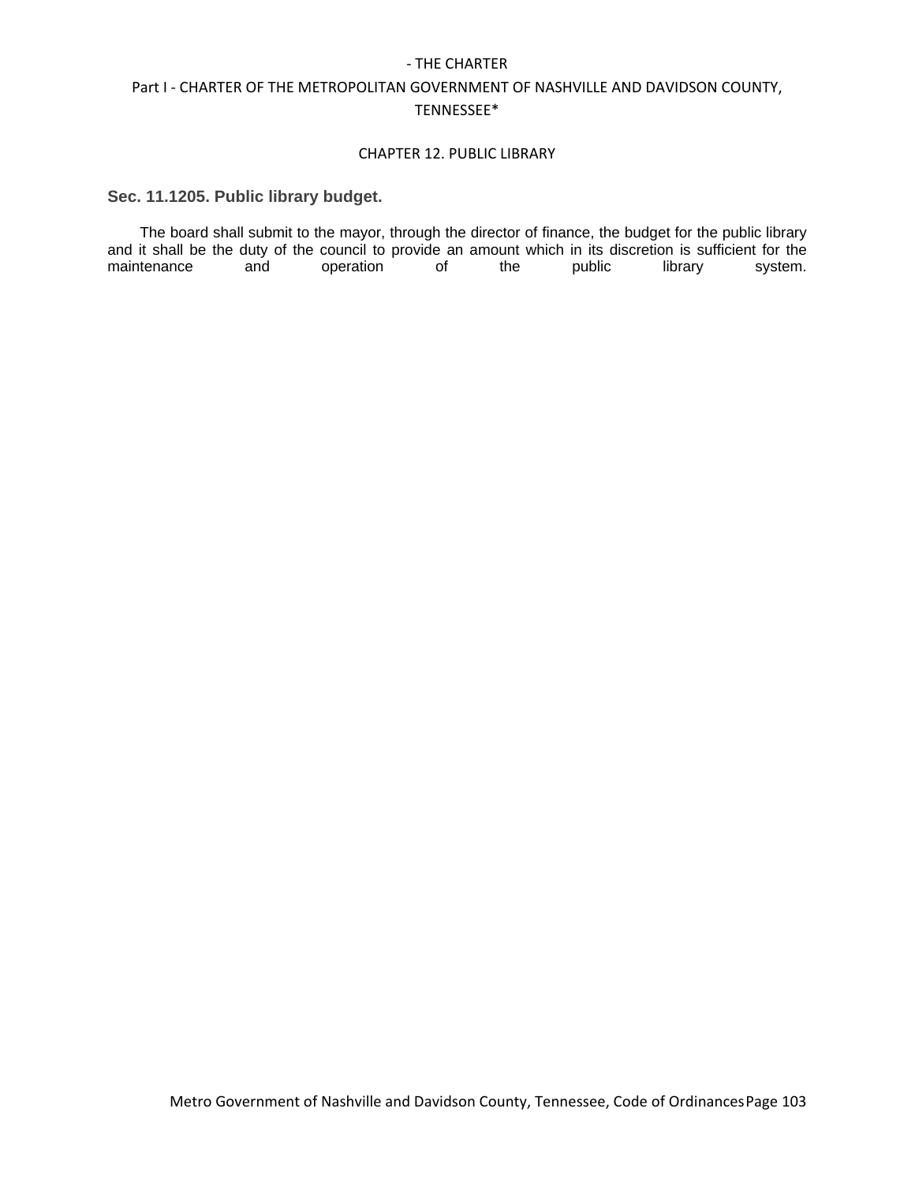## Sec. 11.1205. Public library budget.

The board shall submit to the mayor, through the director of finance, the budget for the public library and it shall be the duty of the council to provide an amount which in its discretion is sufficient for the maintenance and operation of the public library system.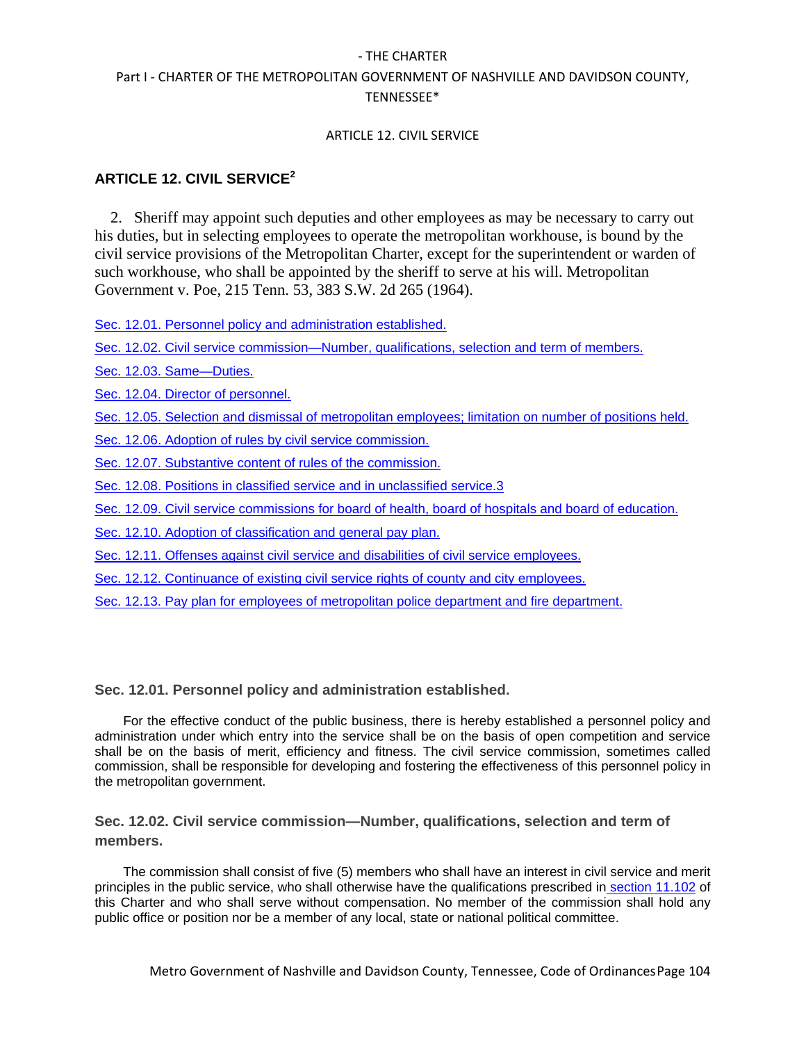## ARTICLE 12. CIVIL SERVICE[2]

2. Sheriff may appoint such deputies and other employees as may be necessary to carry out his duties, but in selecting employees to operate the metropolitan workhouse, is bound by the civil service provisions of the Metropolitan Charter, except for the superintendent or warden of such workhouse, who shall be appointed by the sheriff to serve at his will. Metropolitan Government v. Poe, 215 Tenn. 53, 383 S.W. 2d 265 (1964).

Sec. 12.01. Personnel policy and administration established.

Sec. 12.02. Civil service commission—Number, qualifications, selection and term of members.

Sec. 12.03. Same—Duties.

Sec. 12.04. Director of personnel.

Sec. 12.05. Selection and dismissal of metropolitan employees; limitation on number of positions held.

Sec. 12.06. Adoption of rules by civil service commission.

Sec. 12.07. Substantive content of rules of the commission.

Sec. 12.08. Positions in classified service and in unclassified service.3

Sec. 12.09. Civil service commissions for board of health, board of hospitals and board of education.

Sec. 12.10. Adoption of classification and general pay plan.

Sec. 12.11. Offenses against civil service and disabilities of civil service employees.

Sec. 12.12. Continuance of existing civil service rights of county and city employees.

Sec. 12.13. Pay plan for employees of metropolitan police department and fire department.

### Sec. 12.01. Personnel policy and administration established.

For the effective conduct of the public business, there is hereby established a personnel policy and administration under which entry into the service shall be on the basis of open competition and service shall be on the basis of merit, efficiency and fitness. The civil service commission, sometimes called commission, shall be responsible for developing and fostering the effectiveness of this personnel policy in the metropolitan government.

### Sec. 12.02. Civil service commission—Number, qualifications, selection and term of members.

The commission shall consist of five (5) members who shall have an interest in civil service and merit principles in the public service, who shall otherwise have the qualifications prescribed in section 11.102 of this Charter and who shall serve without compensation. No member of the commission shall hold any public office or position nor be a member of any local, state or national political committee.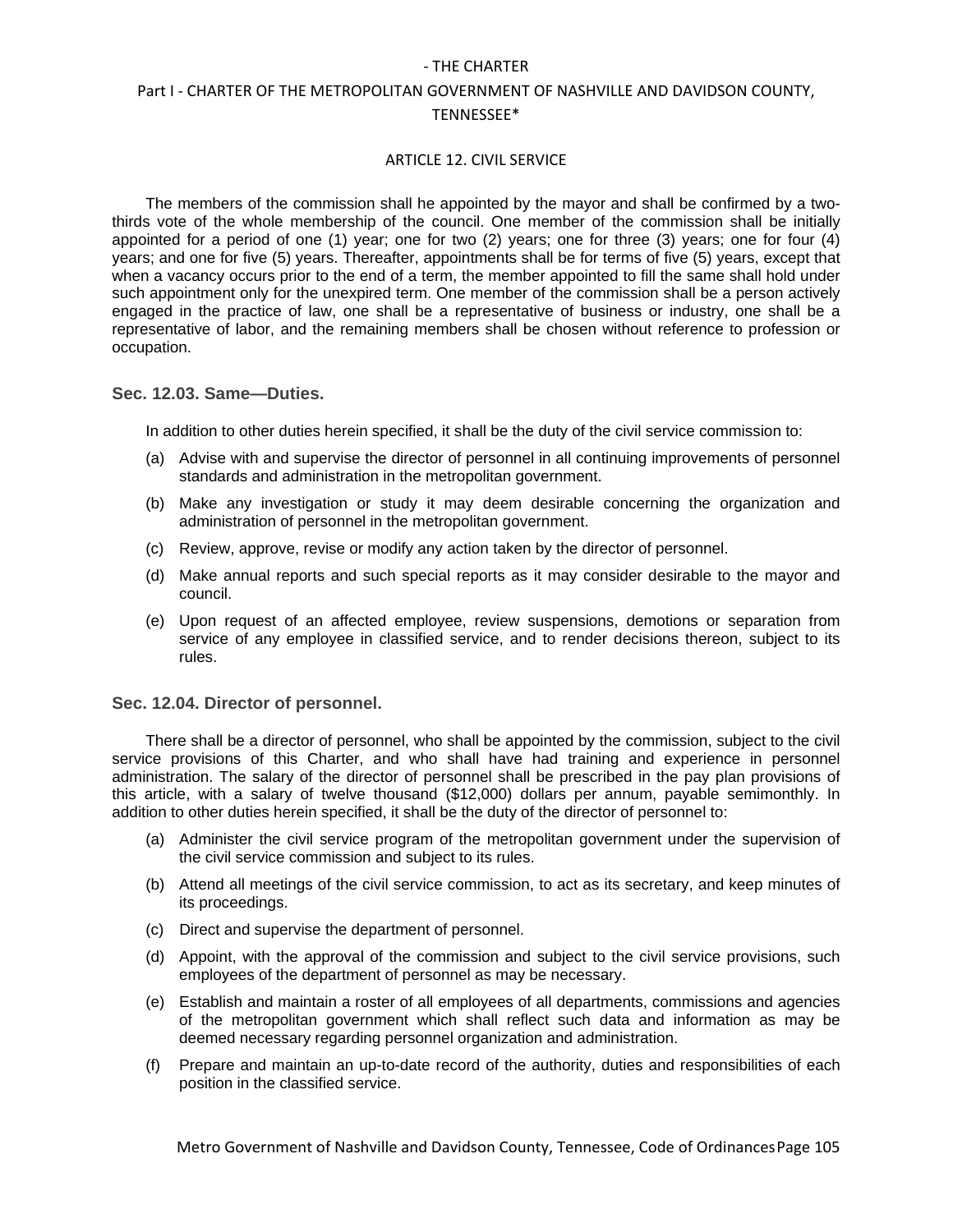The members of the commission shall he appointed by the mayor and shall be confirmed by a two-thirds vote of the whole membership of the council. One member of the commission shall be initially appointed for a period of one (1) year; one for two (2) years; one for three (3) years; one for four (4) years; and one for five (5) years. Thereafter, appointments shall be for terms of five (5) years, except that when a vacancy occurs prior to the end of a term, the member appointed to fill the same shall hold under such appointment only for the unexpired term. One member of the commission shall be a person actively engaged in the practice of law, one shall be a representative of business or industry, one shall be a representative of labor, and the remaining members shall be chosen without reference to profession or occupation.

### Sec. 12.03. Same—Duties.

In addition to other duties herein specified, it shall be the duty of the civil service commission to:

(a) Advise with and supervise the director of personnel in all continuing improvements of personnel standards and administration in the metropolitan government.

(b) Make any investigation or study it may deem desirable concerning the organization and administration of personnel in the metropolitan government.

(c) Review, approve, revise or modify any action taken by the director of personnel.

(d) Make annual reports and such special reports as it may consider desirable to the mayor and council.

(e) Upon request of an affected employee, review suspensions, demotions or separation from service of any employee in classified service, and to render decisions thereon, subject to its rules.

### Sec. 12.04. Director of personnel.

There shall be a director of personnel, who shall be appointed by the commission, subject to the civil service provisions of this Charter, and who shall have had training and experience in personnel administration. The salary of the director of personnel shall be prescribed in the pay plan provisions of this article, with a salary of twelve thousand ($12,000) dollars per annum, payable semimonthly. In addition to other duties herein specified, it shall be the duty of the director of personnel to:

(a) Administer the civil service program of the metropolitan government under the supervision of the civil service commission and subject to its rules.

(b) Attend all meetings of the civil service commission, to act as its secretary, and keep minutes of its proceedings.

(c) Direct and supervise the department of personnel.

(d) Appoint, with the approval of the commission and subject to the civil service provisions, such employees of the department of personnel as may be necessary.

(e) Establish and maintain a roster of all employees of all departments, commissions and agencies of the metropolitan government which shall reflect such data and information as may be deemed necessary regarding personnel organization and administration.

(f) Prepare and maintain an up-to-date record of the authority, duties and responsibilities of each position in the classified service.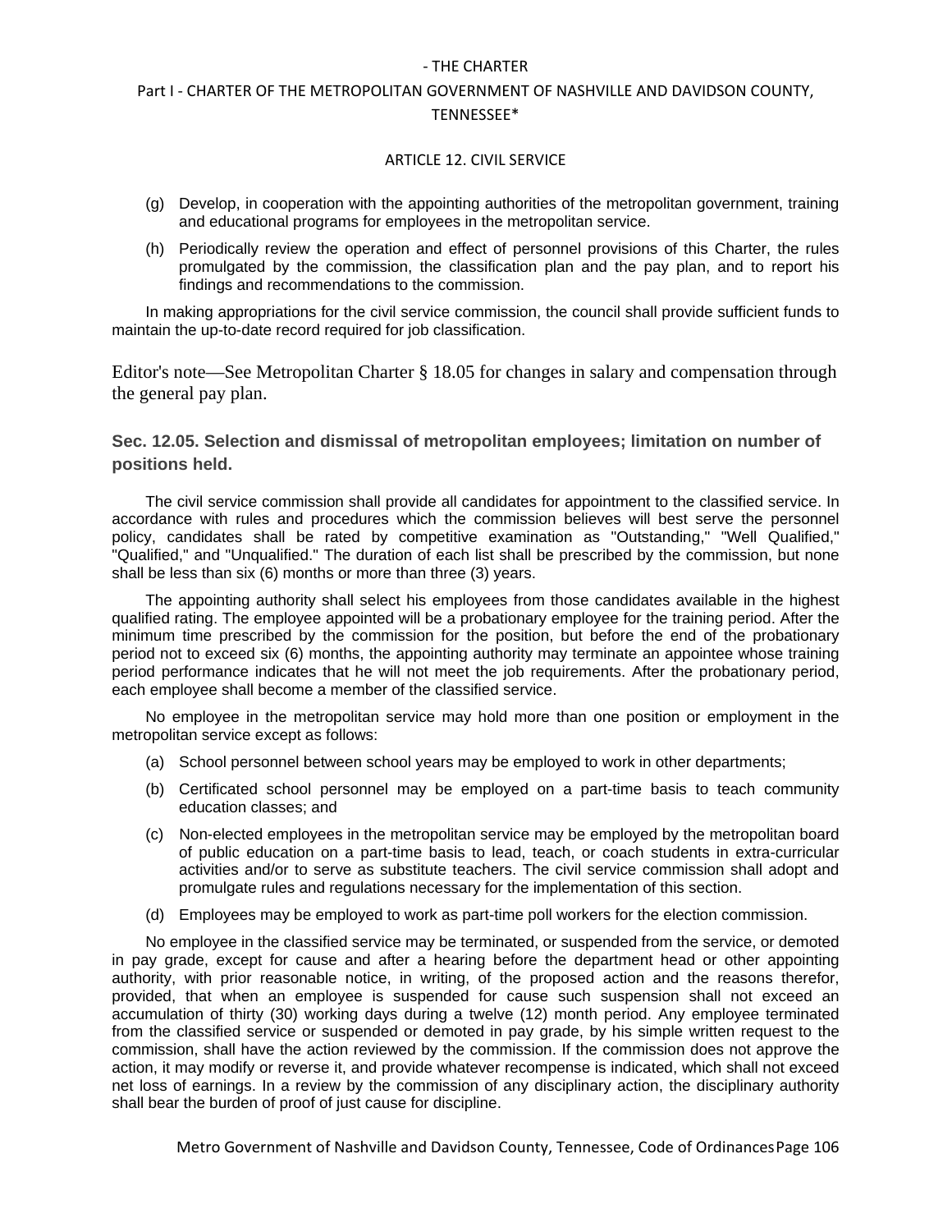(g) Develop, in cooperation with the appointing authorities of the metropolitan government, training and educational programs for employees in the metropolitan service.

(h) Periodically review the operation and effect of personnel provisions of this Charter, the rules promulgated by the commission, the classification plan and the pay plan, and to report his findings and recommendations to the commission.

In making appropriations for the civil service commission, the council shall provide sufficient funds to maintain the up-to-date record required for job classification.

Editor's note—See Metropolitan Charter § 18.05 for changes in salary and compensation through the general pay plan.

### Sec. 12.05. Selection and dismissal of metropolitan employees; limitation on number of positions held.

The civil service commission shall provide all candidates for appointment to the classified service. In accordance with rules and procedures which the commission believes will best serve the personnel policy, candidates shall be rated by competitive examination as "Outstanding," "Well Qualified," "Qualified," and "Unqualified." The duration of each list shall be prescribed by the commission, but none shall be less than six (6) months or more than three (3) years.

The appointing authority shall select his employees from those candidates available in the highest qualified rating. The employee appointed will be a probationary employee for the training period. After the minimum time prescribed by the commission for the position, but before the end of the probationary period not to exceed six (6) months, the appointing authority may terminate an appointee whose training period performance indicates that he will not meet the job requirements. After the probationary period, each employee shall become a member of the classified service.

No employee in the metropolitan service may hold more than one position or employment in the metropolitan service except as follows:

(a) School personnel between school years may be employed to work in other departments;

(b) Certificated school personnel may be employed on a part-time basis to teach community education classes; and

(c) Non-elected employees in the metropolitan service may be employed by the metropolitan board of public education on a part-time basis to lead, teach, or coach students in extra-curricular activities and/or to serve as substitute teachers. The civil service commission shall adopt and promulgate rules and regulations necessary for the implementation of this section.

(d) Employees may be employed to work as part-time poll workers for the election commission.

No employee in the classified service may be terminated, or suspended from the service, or demoted in pay grade, except for cause and after a hearing before the department head or other appointing authority, with prior reasonable notice, in writing, of the proposed action and the reasons therefor, provided, that when an employee is suspended for cause such suspension shall not exceed an accumulation of thirty (30) working days during a twelve (12) month period. Any employee terminated from the classified service or suspended or demoted in pay grade, by his simple written request to the commission, shall have the action reviewed by the commission. If the commission does not approve the action, it may modify or reverse it, and provide whatever recompense is indicated, which shall not exceed net loss of earnings. In a review by the commission of any disciplinary action, the disciplinary authority shall bear the burden of proof of just cause for discipline.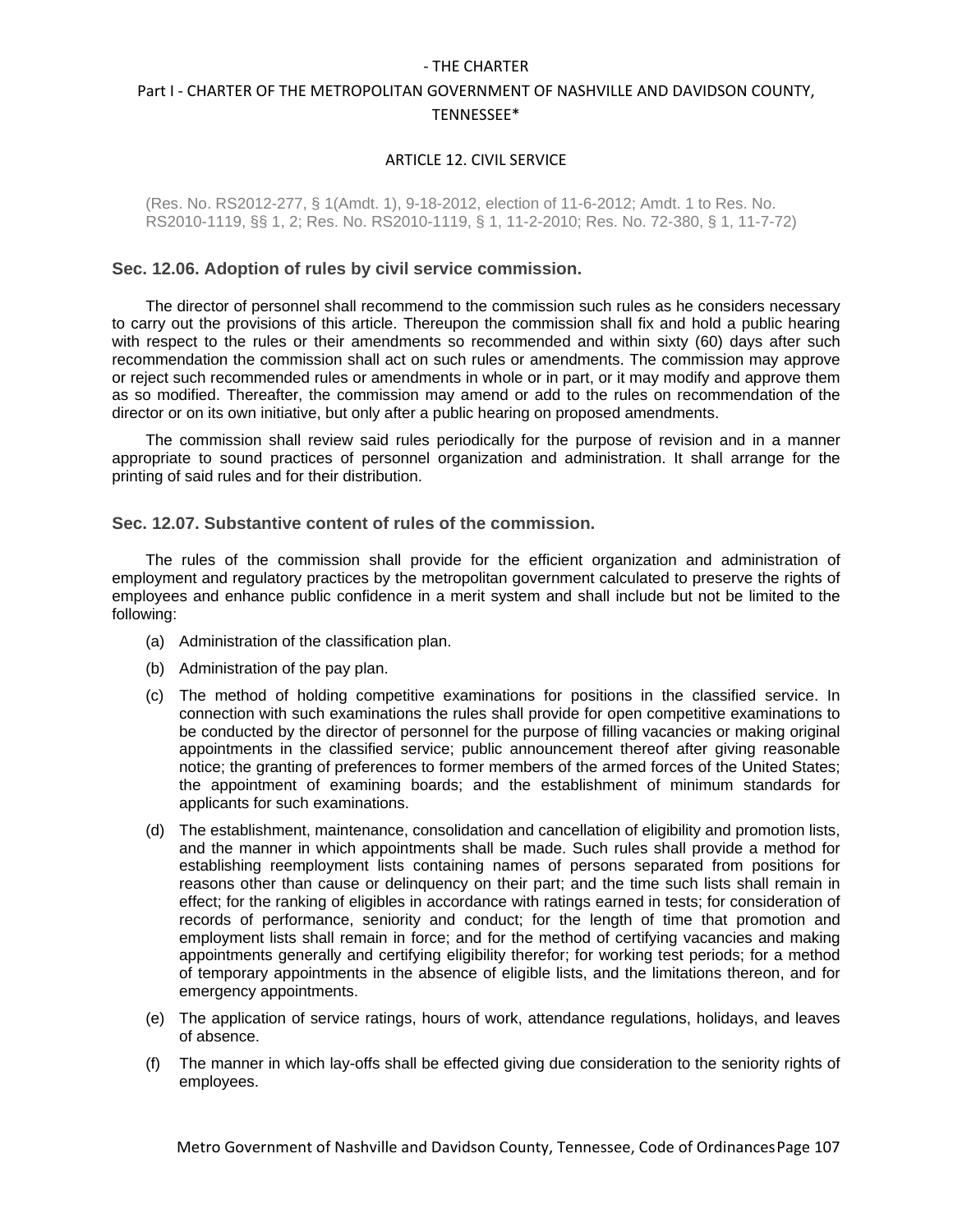## ARTICLE 12. CIVIL SERVICE

(Res. No. RS2012-277, § 1(Amdt. 1), 9-18-2012, election of 11-6-2012; Amdt. 1 to Res. No. RS2010-1119, §§ 1, 2; Res. No. RS2010-1119, § 1, 11-2-2010; Res. No. 72-380, § 1, 11-7-72)

### Sec. 12.06. Adoption of rules by civil service commission.

The director of personnel shall recommend to the commission such rules as he considers necessary to carry out the provisions of this article. Thereupon the commission shall fix and hold a public hearing with respect to the rules or their amendments so recommended and within sixty (60) days after such recommendation the commission shall act on such rules or amendments. The commission may approve or reject such recommended rules or amendments in whole or in part, or it may modify and approve them as so modified. Thereafter, the commission may amend or add to the rules on recommendation of the director or on its own initiative, but only after a public hearing on proposed amendments.

The commission shall review said rules periodically for the purpose of revision and in a manner appropriate to sound practices of personnel organization and administration. It shall arrange for the printing of said rules and for their distribution.

### Sec. 12.07. Substantive content of rules of the commission.

The rules of the commission shall provide for the efficient organization and administration of employment and regulatory practices by the metropolitan government calculated to preserve the rights of employees and enhance public confidence in a merit system and shall include but not be limited to the following:

(a) Administration of the classification plan.

(b) Administration of the pay plan.

(c) The method of holding competitive examinations for positions in the classified service. In connection with such examinations the rules shall provide for open competitive examinations to be conducted by the director of personnel for the purpose of filling vacancies or making original appointments in the classified service; public announcement thereof after giving reasonable notice; the granting of preferences to former members of the armed forces of the United States; the appointment of examining boards; and the establishment of minimum standards for applicants for such examinations.

(d) The establishment, maintenance, consolidation and cancellation of eligibility and promotion lists, and the manner in which appointments shall be made. Such rules shall provide a method for establishing reemployment lists containing names of persons separated from positions for reasons other than cause or delinquency on their part; and the time such lists shall remain in effect; for the ranking of eligibles in accordance with ratings earned in tests; for consideration of records of performance, seniority and conduct; for the length of time that promotion and employment lists shall remain in force; and for the method of certifying vacancies and making appointments generally and certifying eligibility therefor; for working test periods; for a method of temporary appointments in the absence of eligible lists, and the limitations thereon, and for emergency appointments.

(e) The application of service ratings, hours of work, attendance regulations, holidays, and leaves of absence.

(f) The manner in which lay-offs shall be effected giving due consideration to the seniority rights of employees.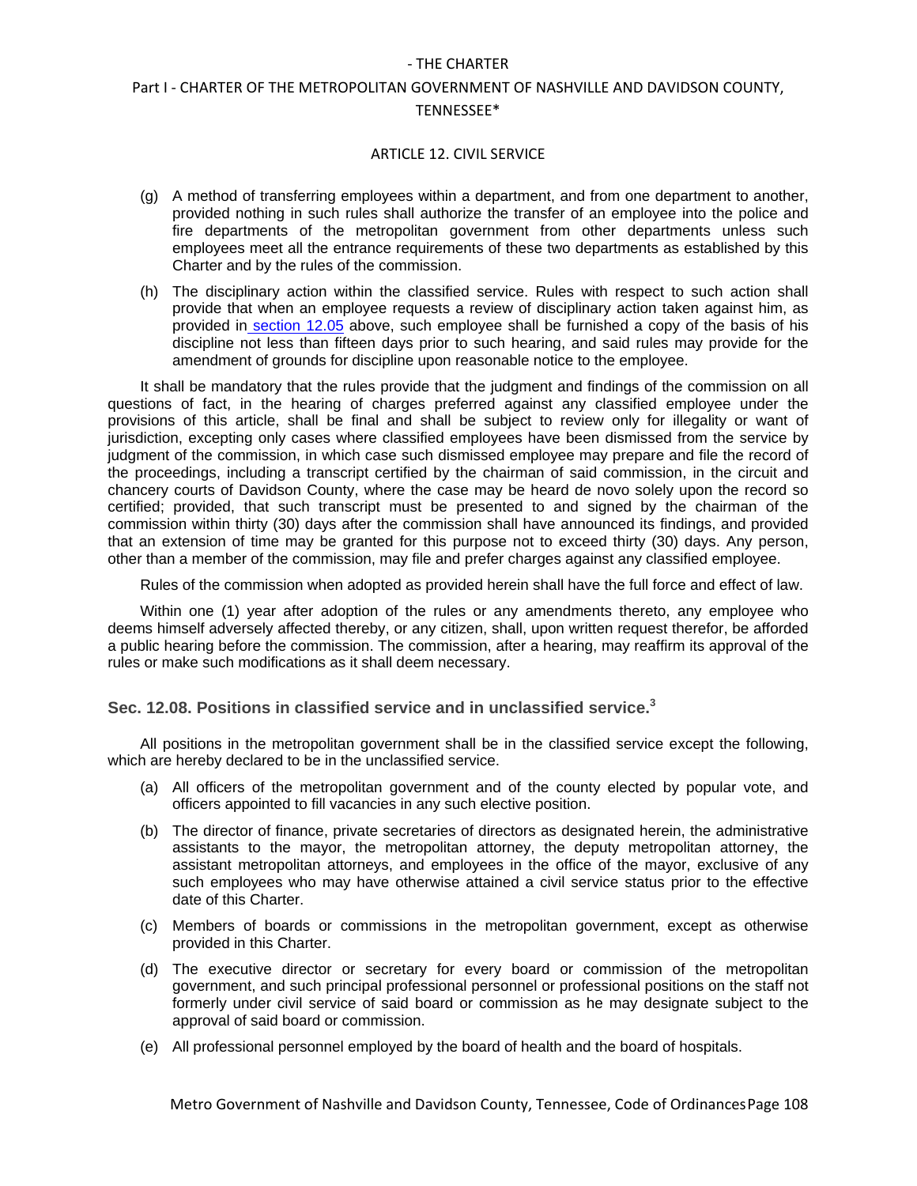(g) A method of transferring employees within a department, and from one department to another, provided nothing in such rules shall authorize the transfer of an employee into the police and fire departments of the metropolitan government from other departments unless such employees meet all the entrance requirements of these two departments as established by this Charter and by the rules of the commission.

(h) The disciplinary action within the classified service. Rules with respect to such action shall provide that when an employee requests a review of disciplinary action taken against him, as provided in section 12.05 above, such employee shall be furnished a copy of the basis of his discipline not less than fifteen days prior to such hearing, and said rules may provide for the amendment of grounds for discipline upon reasonable notice to the employee.

It shall be mandatory that the rules provide that the judgment and findings of the commission on all questions of fact, in the hearing of charges preferred against any classified employee under the provisions of this article, shall be final and shall be subject to review only for illegality or want of jurisdiction, excepting only cases where classified employees have been dismissed from the service by judgment of the commission, in which case such dismissed employee may prepare and file the record of the proceedings, including a transcript certified by the chairman of said commission, in the circuit and chancery courts of Davidson County, where the case may be heard de novo solely upon the record so certified; provided, that such transcript must be presented to and signed by the chairman of the commission within thirty (30) days after the commission shall have announced its findings, and provided that an extension of time may be granted for this purpose not to exceed thirty (30) days. Any person, other than a member of the commission, may file and prefer charges against any classified employee.

Rules of the commission when adopted as provided herein shall have the full force and effect of law.

Within one (1) year after adoption of the rules or any amendments thereto, any employee who deems himself adversely affected thereby, or any citizen, shall, upon written request therefor, be afforded a public hearing before the commission. The commission, after a hearing, may reaffirm its approval of the rules or make such modifications as it shall deem necessary.

### Sec. 12.08. Positions in classified service and in unclassified service.[3]

All positions in the metropolitan government shall be in the classified service except the following, which are hereby declared to be in the unclassified service.

(a) All officers of the metropolitan government and of the county elected by popular vote, and officers appointed to fill vacancies in any such elective position.

(b) The director of finance, private secretaries of directors as designated herein, the administrative assistants to the mayor, the metropolitan attorney, the deputy metropolitan attorney, the assistant metropolitan attorneys, and employees in the office of the mayor, exclusive of any such employees who may have otherwise attained a civil service status prior to the effective date of this Charter.

(c) Members of boards or commissions in the metropolitan government, except as otherwise provided in this Charter.

(d) The executive director or secretary for every board or commission of the metropolitan government, and such principal professional personnel or professional positions on the staff not formerly under civil service of said board or commission as he may designate subject to the approval of said board or commission.

(e) All professional personnel employed by the board of health and the board of hospitals.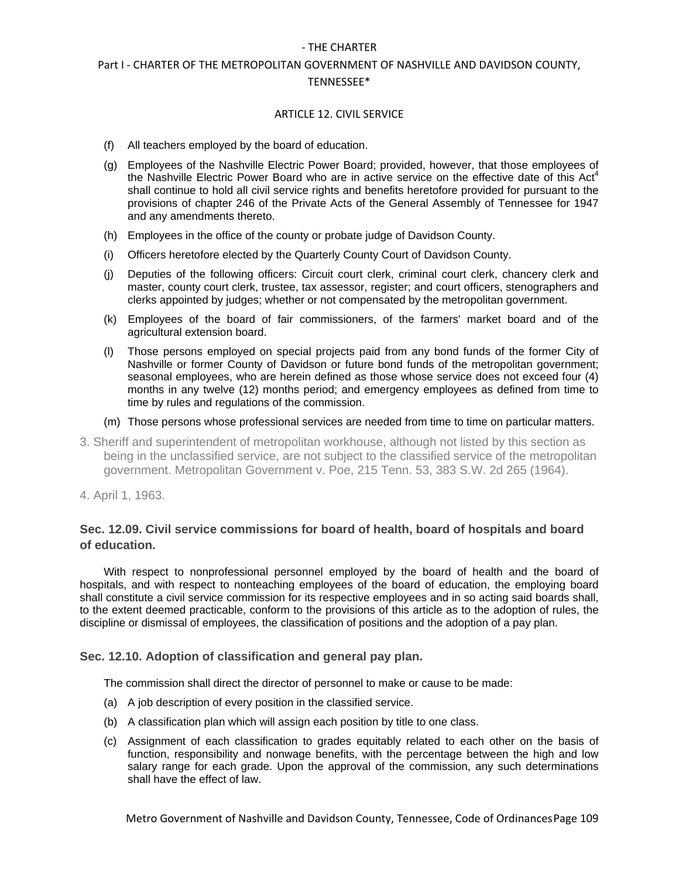(f) All teachers employed by the board of education.

(g) Employees of the Nashville Electric Power Board; provided, however, that those employees of the Nashville Electric Power Board who are in active service on the effective date of this Act[4] shall continue to hold all civil service rights and benefits heretofore provided for pursuant to the provisions of chapter 246 of the Private Acts of the General Assembly of Tennessee for 1947 and any amendments thereto.

(h) Employees in the office of the county or probate judge of Davidson County.

(i) Officers heretofore elected by the Quarterly County Court of Davidson County.

(j) Deputies of the following officers: Circuit court clerk, criminal court clerk, chancery clerk and master, county court clerk, trustee, tax assessor, register; and court officers, stenographers and clerks appointed by judges; whether or not compensated by the metropolitan government.

(k) Employees of the board of fair commissioners, of the farmers' market board and of the agricultural extension board.

(l) Those persons employed on special projects paid from any bond funds of the former City of Nashville or former County of Davidson or future bond funds of the metropolitan government; seasonal employees, who are herein defined as those whose service does not exceed four (4) months in any twelve (12) months period; and emergency employees as defined from time to time by rules and regulations of the commission.

(m) Those persons whose professional services are needed from time to time on particular matters.

3. Sheriff and superintendent of metropolitan workhouse, although not listed by this section as being in the unclassified service, are not subject to the classified service of the metropolitan government. Metropolitan Government v. Poe, 215 Tenn. 53, 383 S.W. 2d 265 (1964).

4. April 1, 1963.

### Sec. 12.09. Civil service commissions for board of health, board of hospitals and board of education.

With respect to nonprofessional personnel employed by the board of health and the board of hospitals, and with respect to nonteaching employees of the board of education, the employing board shall constitute a civil service commission for its respective employees and in so acting said boards shall, to the extent deemed practicable, conform to the provisions of this article as to the adoption of rules, the discipline or dismissal of employees, the classification of positions and the adoption of a pay plan.

### Sec. 12.10. Adoption of classification and general pay plan.

The commission shall direct the director of personnel to make or cause to be made:

(a) A job description of every position in the classified service.

(b) A classification plan which will assign each position by title to one class.

(c) Assignment of each classification to grades equitably related to each other on the basis of function, responsibility and nonwage benefits, with the percentage between the high and low salary range for each grade. Upon the approval of the commission, any such determinations shall have the effect of law.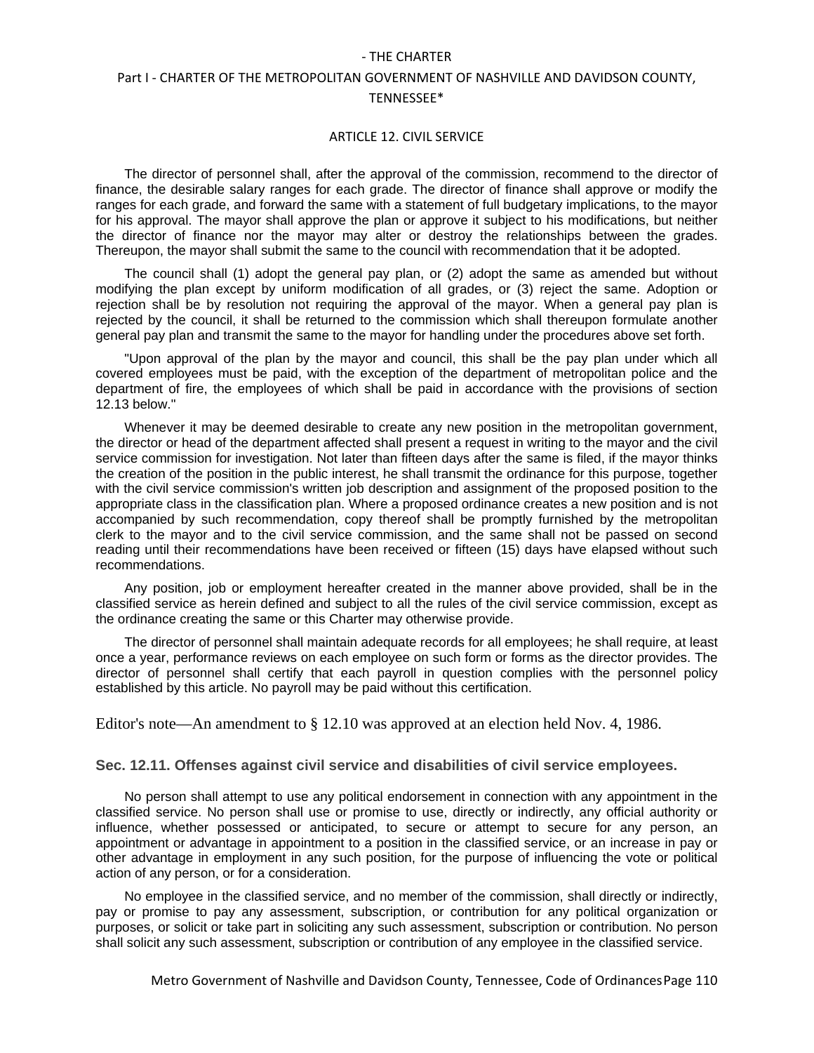The director of personnel shall, after the approval of the commission, recommend to the director of finance, the desirable salary ranges for each grade. The director of finance shall approve or modify the ranges for each grade, and forward the same with a statement of full budgetary implications, to the mayor for his approval. The mayor shall approve the plan or approve it subject to his modifications, but neither the director of finance nor the mayor may alter or destroy the relationships between the grades. Thereupon, the mayor shall submit the same to the council with recommendation that it be adopted.

The council shall (1) adopt the general pay plan, or (2) adopt the same as amended but without modifying the plan except by uniform modification of all grades, or (3) reject the same. Adoption or rejection shall be by resolution not requiring the approval of the mayor. When a general pay plan is rejected by the council, it shall be returned to the commission which shall thereupon formulate another general pay plan and transmit the same to the mayor for handling under the procedures above set forth.

"Upon approval of the plan by the mayor and council, this shall be the pay plan under which all covered employees must be paid, with the exception of the department of metropolitan police and the department of fire, the employees of which shall be paid in accordance with the provisions of section 12.13 below."

Whenever it may be deemed desirable to create any new position in the metropolitan government, the director or head of the department affected shall present a request in writing to the mayor and the civil service commission for investigation. Not later than fifteen days after the same is filed, if the mayor thinks the creation of the position in the public interest, he shall transmit the ordinance for this purpose, together with the civil service commission's written job description and assignment of the proposed position to the appropriate class in the classification plan. Where a proposed ordinance creates a new position and is not accompanied by such recommendation, copy thereof shall be promptly furnished by the metropolitan clerk to the mayor and to the civil service commission, and the same shall not be passed on second reading until their recommendations have been received or fifteen (15) days have elapsed without such recommendations.

Any position, job or employment hereafter created in the manner above provided, shall be in the classified service as herein defined and subject to all the rules of the civil service commission, except as the ordinance creating the same or this Charter may otherwise provide.

The director of personnel shall maintain adequate records for all employees; he shall require, at least once a year, performance reviews on each employee on such form or forms as the director provides. The director of personnel shall certify that each payroll in question complies with the personnel policy established by this article. No payroll may be paid without this certification.

Editor's note—An amendment to § 12.10 was approved at an election held Nov. 4, 1986.

### Sec. 12.11. Offenses against civil service and disabilities of civil service employees.

No person shall attempt to use any political endorsement in connection with any appointment in the classified service. No person shall use or promise to use, directly or indirectly, any official authority or influence, whether possessed or anticipated, to secure or attempt to secure for any person, an appointment or advantage in appointment to a position in the classified service, or an increase in pay or other advantage in employment in any such position, for the purpose of influencing the vote or political action of any person, or for a consideration.

No employee in the classified service, and no member of the commission, shall directly or indirectly, pay or promise to pay any assessment, subscription, or contribution for any political organization or purposes, or solicit or take part in soliciting any such assessment, subscription or contribution. No person shall solicit any such assessment, subscription or contribution of any employee in the classified service.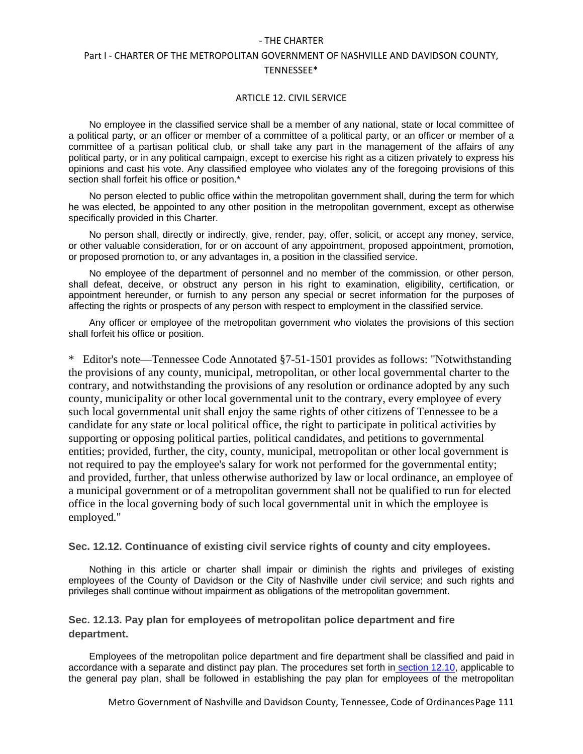No employee in the classified service shall be a member of any national, state or local committee of a political party, or an officer or member of a committee of a political party, or an officer or member of a committee of a partisan political club, or shall take any part in the management of the affairs of any political party, or in any political campaign, except to exercise his right as a citizen privately to express his opinions and cast his vote. Any classified employee who violates any of the foregoing provisions of this section shall forfeit his office or position.*

No person elected to public office within the metropolitan government shall, during the term for which he was elected, be appointed to any other position in the metropolitan government, except as otherwise specifically provided in this Charter.

No person shall, directly or indirectly, give, render, pay, offer, solicit, or accept any money, service, or other valuable consideration, for or on account of any appointment, proposed appointment, promotion, or proposed promotion to, or any advantages in, a position in the classified service.

No employee of the department of personnel and no member of the commission, or other person, shall defeat, deceive, or obstruct any person in his right to examination, eligibility, certification, or appointment hereunder, or furnish to any person any special or secret information for the purposes of affecting the rights or prospects of any person with respect to employment in the classified service.

Any officer or employee of the metropolitan government who violates the provisions of this section shall forfeit his office or position.

\* Editor's note—Tennessee Code Annotated §7-51-1501 provides as follows: "Notwithstanding the provisions of any county, municipal, metropolitan, or other local governmental charter to the contrary, and notwithstanding the provisions of any resolution or ordinance adopted by any such county, municipality or other local governmental unit to the contrary, every employee of every such local governmental unit shall enjoy the same rights of other citizens of Tennessee to be a candidate for any state or local political office, the right to participate in political activities by supporting or opposing political parties, political candidates, and petitions to governmental entities; provided, further, the city, county, municipal, metropolitan or other local government is not required to pay the employee's salary for work not performed for the governmental entity; and provided, further, that unless otherwise authorized by law or local ordinance, an employee of a municipal government or of a metropolitan government shall not be qualified to run for elected office in the local governing body of such local governmental unit in which the employee is employed."

### Sec. 12.12. Continuance of existing civil service rights of county and city employees.

Nothing in this article or charter shall impair or diminish the rights and privileges of existing employees of the County of Davidson or the City of Nashville under civil service; and such rights and privileges shall continue without impairment as obligations of the metropolitan government.

### Sec. 12.13. Pay plan for employees of metropolitan police department and fire department.

Employees of the metropolitan police department and fire department shall be classified and paid in accordance with a separate and distinct pay plan. The procedures set forth in section 12.10, applicable to the general pay plan, shall be followed in establishing the pay plan for employees of the metropolitan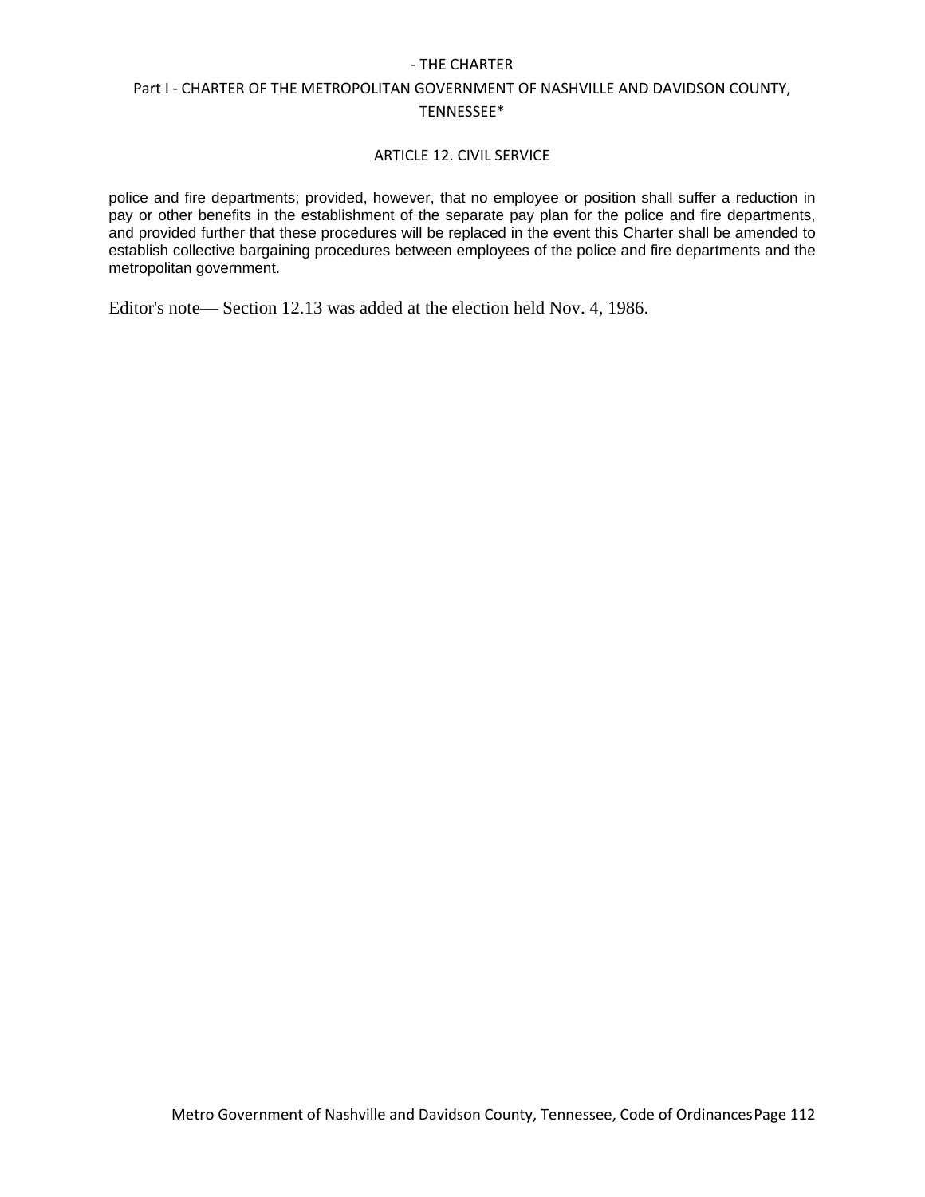police and fire departments; provided, however, that no employee or position shall suffer a reduction in pay or other benefits in the establishment of the separate pay plan for the police and fire departments, and provided further that these procedures will be replaced in the event this Charter shall be amended to establish collective bargaining procedures between employees of the police and fire departments and the metropolitan government.

Editor's note— Section 12.13 was added at the election held Nov. 4, 1986.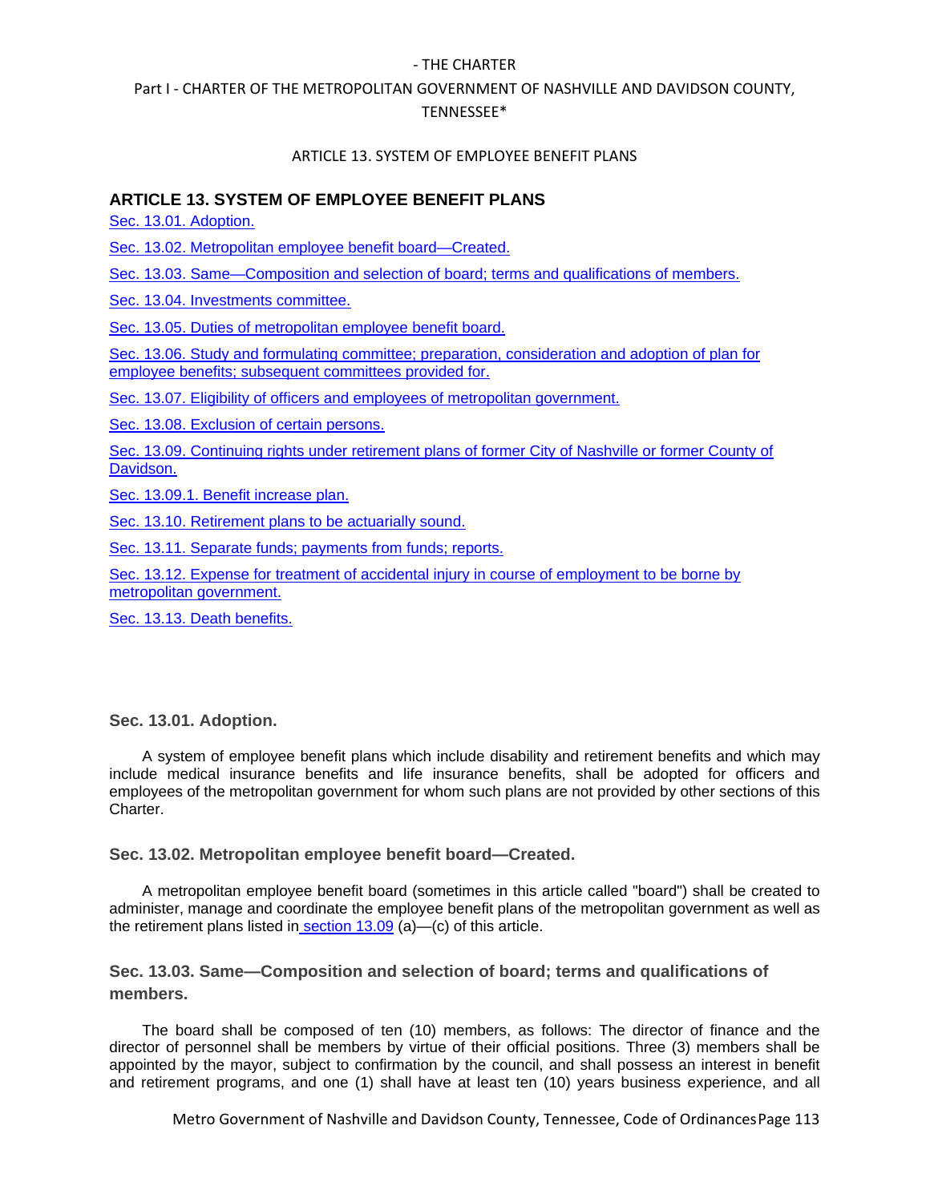## ARTICLE 13. SYSTEM OF EMPLOYEE BENEFIT PLANS

Sec. 13.01. Adoption.

Sec. 13.02. Metropolitan employee benefit board—Created.

Sec. 13.03. Same—Composition and selection of board; terms and qualifications of members.

Sec. 13.04. Investments committee.

Sec. 13.05. Duties of metropolitan employee benefit board.

Sec. 13.06. Study and formulating committee; preparation, consideration and adoption of plan for employee benefits; subsequent committees provided for.

Sec. 13.07. Eligibility of officers and employees of metropolitan government.

Sec. 13.08. Exclusion of certain persons.

Sec. 13.09. Continuing rights under retirement plans of former City of Nashville or former County of Davidson.

Sec. 13.09.1. Benefit increase plan.

Sec. 13.10. Retirement plans to be actuarially sound.

Sec. 13.11. Separate funds; payments from funds; reports.

Sec. 13.12. Expense for treatment of accidental injury in course of employment to be borne by metropolitan government.

Sec. 13.13. Death benefits.

### Sec. 13.01. Adoption.

A system of employee benefit plans which include disability and retirement benefits and which may include medical insurance benefits and life insurance benefits, shall be adopted for officers and employees of the metropolitan government for whom such plans are not provided by other sections of this Charter.

### Sec. 13.02. Metropolitan employee benefit board—Created.

A metropolitan employee benefit board (sometimes in this article called "board") shall be created to administer, manage and coordinate the employee benefit plans of the metropolitan government as well as the retirement plans listed in section 13.09 (a)—(c) of this article.

### Sec. 13.03. Same—Composition and selection of board; terms and qualifications of members.

The board shall be composed of ten (10) members, as follows: The director of finance and the director of personnel shall be members by virtue of their official positions. Three (3) members shall be appointed by the mayor, subject to confirmation by the council, and shall possess an interest in benefit and retirement programs, and one (1) shall have at least ten (10) years business experience, and all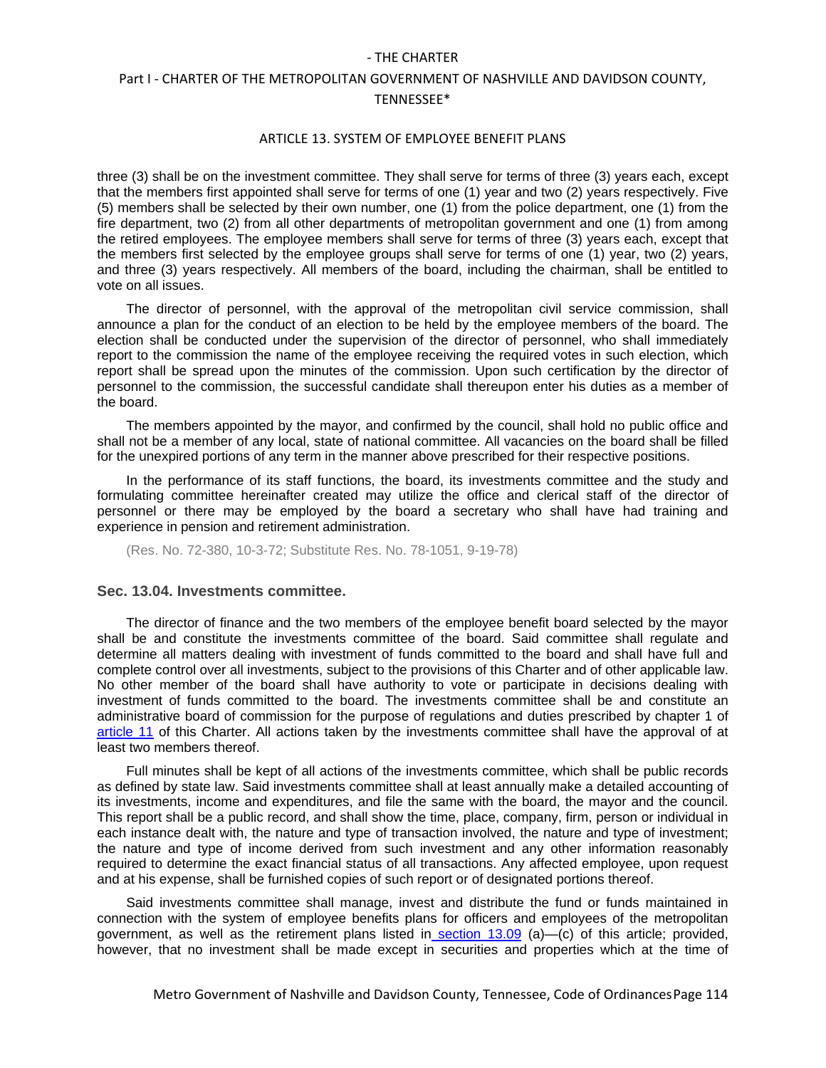three (3) shall be on the investment committee. They shall serve for terms of three (3) years each, except that the members first appointed shall serve for terms of one (1) year and two (2) years respectively. Five (5) members shall be selected by their own number, one (1) from the police department, one (1) from the fire department, two (2) from all other departments of metropolitan government and one (1) from among the retired employees. The employee members shall serve for terms of three (3) years each, except that the members first selected by the employee groups shall serve for terms of one (1) year, two (2) years, and three (3) years respectively. All members of the board, including the chairman, shall be entitled to vote on all issues.

The director of personnel, with the approval of the metropolitan civil service commission, shall announce a plan for the conduct of an election to be held by the employee members of the board. The election shall be conducted under the supervision of the director of personnel, who shall immediately report to the commission the name of the employee receiving the required votes in such election, which report shall be spread upon the minutes of the commission. Upon such certification by the director of personnel to the commission, the successful candidate shall thereupon enter his duties as a member of the board.

The members appointed by the mayor, and confirmed by the council, shall hold no public office and shall not be a member of any local, state of national committee. All vacancies on the board shall be filled for the unexpired portions of any term in the manner above prescribed for their respective positions.

In the performance of its staff functions, the board, its investments committee and the study and formulating committee hereinafter created may utilize the office and clerical staff of the director of personnel or there may be employed by the board a secretary who shall have had training and experience in pension and retirement administration.

(Res. No. 72-380, 10-3-72; Substitute Res. No. 78-1051, 9-19-78)

### Sec. 13.04. Investments committee.

The director of finance and the two members of the employee benefit board selected by the mayor shall be and constitute the investments committee of the board. Said committee shall regulate and determine all matters dealing with investment of funds committed to the board and shall have full and complete control over all investments, subject to the provisions of this Charter and of other applicable law. No other member of the board shall have authority to vote or participate in decisions dealing with investment of funds committed to the board. The investments committee shall be and constitute an administrative board of commission for the purpose of regulations and duties prescribed by chapter 1 of article 11 of this Charter. All actions taken by the investments committee shall have the approval of at least two members thereof.

Full minutes shall be kept of all actions of the investments committee, which shall be public records as defined by state law. Said investments committee shall at least annually make a detailed accounting of its investments, income and expenditures, and file the same with the board, the mayor and the council. This report shall be a public record, and shall show the time, place, company, firm, person or individual in each instance dealt with, the nature and type of transaction involved, the nature and type of investment; the nature and type of income derived from such investment and any other information reasonably required to determine the exact financial status of all transactions. Any affected employee, upon request and at his expense, shall be furnished copies of such report or of designated portions thereof.

Said investments committee shall manage, invest and distribute the fund or funds maintained in connection with the system of employee benefits plans for officers and employees of the metropolitan government, as well as the retirement plans listed in section 13.09 (a)—(c) of this article; provided, however, that no investment shall be made except in securities and properties which at the time of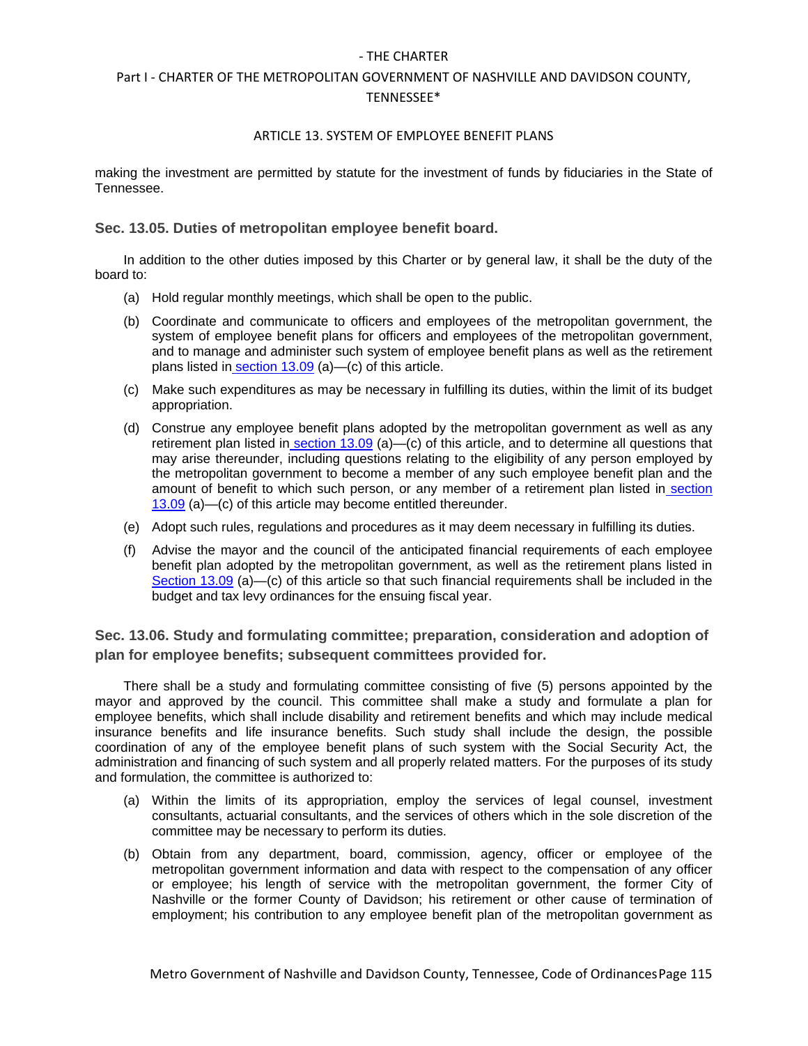making the investment are permitted by statute for the investment of funds by fiduciaries in the State of Tennessee.

### Sec. 13.05. Duties of metropolitan employee benefit board.

In addition to the other duties imposed by this Charter or by general law, it shall be the duty of the board to:

(a) Hold regular monthly meetings, which shall be open to the public.

(b) Coordinate and communicate to officers and employees of the metropolitan government, the system of employee benefit plans for officers and employees of the metropolitan government, and to manage and administer such system of employee benefit plans as well as the retirement plans listed in section 13.09 (a)—(c) of this article.

(c) Make such expenditures as may be necessary in fulfilling its duties, within the limit of its budget appropriation.

(d) Construe any employee benefit plans adopted by the metropolitan government as well as any retirement plan listed in section 13.09 (a)—(c) of this article, and to determine all questions that may arise thereunder, including questions relating to the eligibility of any person employed by the metropolitan government to become a member of any such employee benefit plan and the amount of benefit to which such person, or any member of a retirement plan listed in section 13.09 (a)—(c) of this article may become entitled thereunder.

(e) Adopt such rules, regulations and procedures as it may deem necessary in fulfilling its duties.

(f) Advise the mayor and the council of the anticipated financial requirements of each employee benefit plan adopted by the metropolitan government, as well as the retirement plans listed in Section 13.09 (a)—(c) of this article so that such financial requirements shall be included in the budget and tax levy ordinances for the ensuing fiscal year.

### Sec. 13.06. Study and formulating committee; preparation, consideration and adoption of plan for employee benefits; subsequent committees provided for.

There shall be a study and formulating committee consisting of five (5) persons appointed by the mayor and approved by the council. This committee shall make a study and formulate a plan for employee benefits, which shall include disability and retirement benefits and which may include medical insurance benefits and life insurance benefits. Such study shall include the design, the possible coordination of any of the employee benefit plans of such system with the Social Security Act, the administration and financing of such system and all properly related matters. For the purposes of its study and formulation, the committee is authorized to:

(a) Within the limits of its appropriation, employ the services of legal counsel, investment consultants, actuarial consultants, and the services of others which in the sole discretion of the committee may be necessary to perform its duties.

(b) Obtain from any department, board, commission, agency, officer or employee of the metropolitan government information and data with respect to the compensation of any officer or employee; his length of service with the metropolitan government, the former City of Nashville or the former County of Davidson; his retirement or other cause of termination of employment; his contribution to any employee benefit plan of the metropolitan government as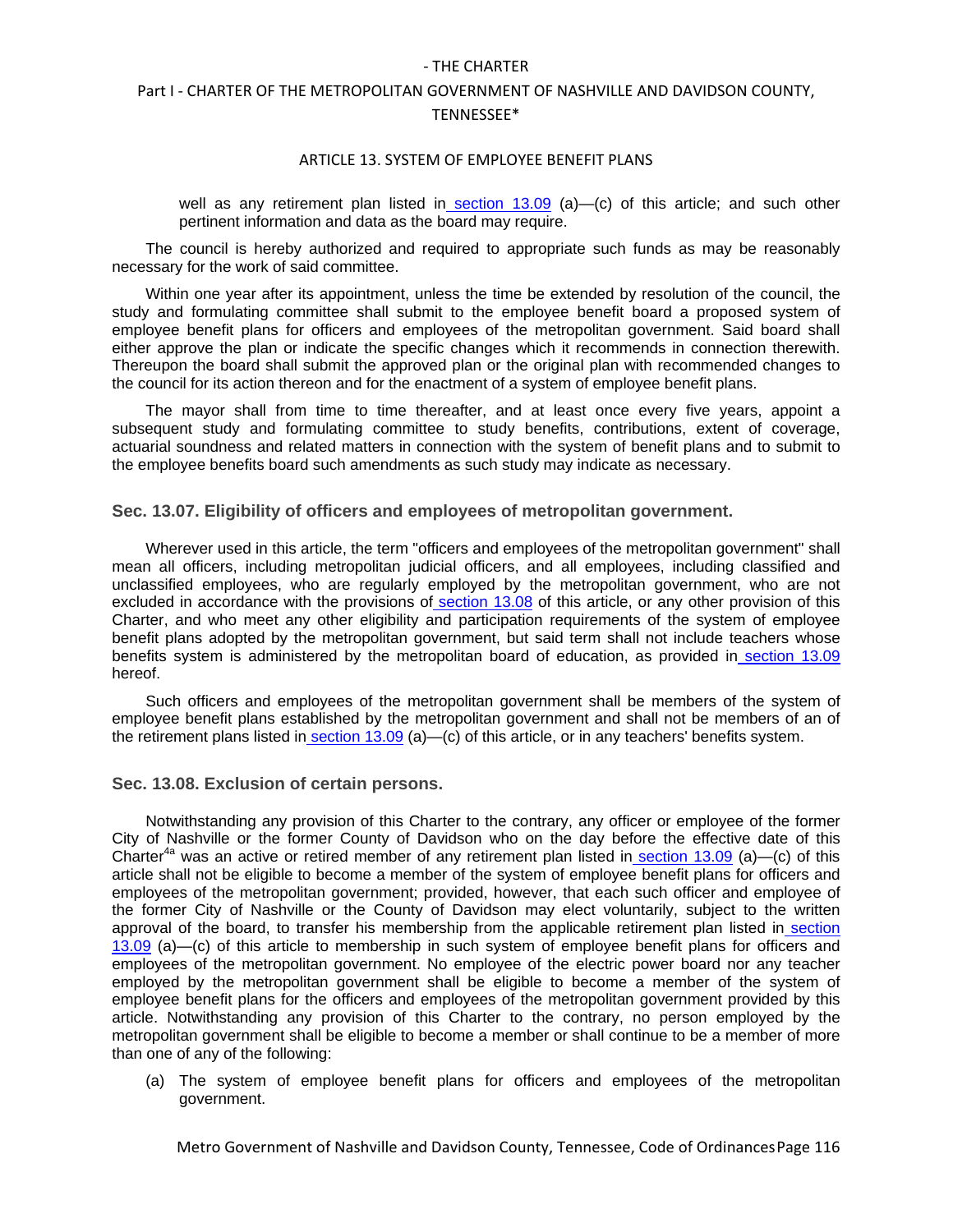well as any retirement plan listed in section 13.09 (a)—(c) of this article; and such other pertinent information and data as the board may require.

The council is hereby authorized and required to appropriate such funds as may be reasonably necessary for the work of said committee.

Within one year after its appointment, unless the time be extended by resolution of the council, the study and formulating committee shall submit to the employee benefit board a proposed system of employee benefit plans for officers and employees of the metropolitan government. Said board shall either approve the plan or indicate the specific changes which it recommends in connection therewith. Thereupon the board shall submit the approved plan or the original plan with recommended changes to the council for its action thereon and for the enactment of a system of employee benefit plans.

The mayor shall from time to time thereafter, and at least once every five years, appoint a subsequent study and formulating committee to study benefits, contributions, extent of coverage, actuarial soundness and related matters in connection with the system of benefit plans and to submit to the employee benefits board such amendments as such study may indicate as necessary.

### Sec. 13.07. Eligibility of officers and employees of metropolitan government.

Wherever used in this article, the term "officers and employees of the metropolitan government" shall mean all officers, including metropolitan judicial officers, and all employees, including classified and unclassified employees, who are regularly employed by the metropolitan government, who are not excluded in accordance with the provisions of section 13.08 of this article, or any other provision of this Charter, and who meet any other eligibility and participation requirements of the system of employee benefit plans adopted by the metropolitan government, but said term shall not include teachers whose benefits system is administered by the metropolitan board of education, as provided in section 13.09 hereof.

Such officers and employees of the metropolitan government shall be members of the system of employee benefit plans established by the metropolitan government and shall not be members of an of the retirement plans listed in section 13.09 (a)—(c) of this article, or in any teachers' benefits system.

### Sec. 13.08. Exclusion of certain persons.

Notwithstanding any provision of this Charter to the contrary, any officer or employee of the former City of Nashville or the former County of Davidson who on the day before the effective date of this Charter[4a] was an active or retired member of any retirement plan listed in section 13.09 (a)—(c) of this article shall not be eligible to become a member of the system of employee benefit plans for officers and employees of the metropolitan government; provided, however, that each such officer and employee of the former City of Nashville or the County of Davidson may elect voluntarily, subject to the written approval of the board, to transfer his membership from the applicable retirement plan listed in section 13.09 (a)—(c) of this article to membership in such system of employee benefit plans for officers and employees of the metropolitan government. No employee of the electric power board nor any teacher employed by the metropolitan government shall be eligible to become a member of the system of employee benefit plans for the officers and employees of the metropolitan government provided by this article. Notwithstanding any provision of this Charter to the contrary, no person employed by the metropolitan government shall be eligible to become a member or shall continue to be a member of more than one of any of the following:

(a) The system of employee benefit plans for officers and employees of the metropolitan government.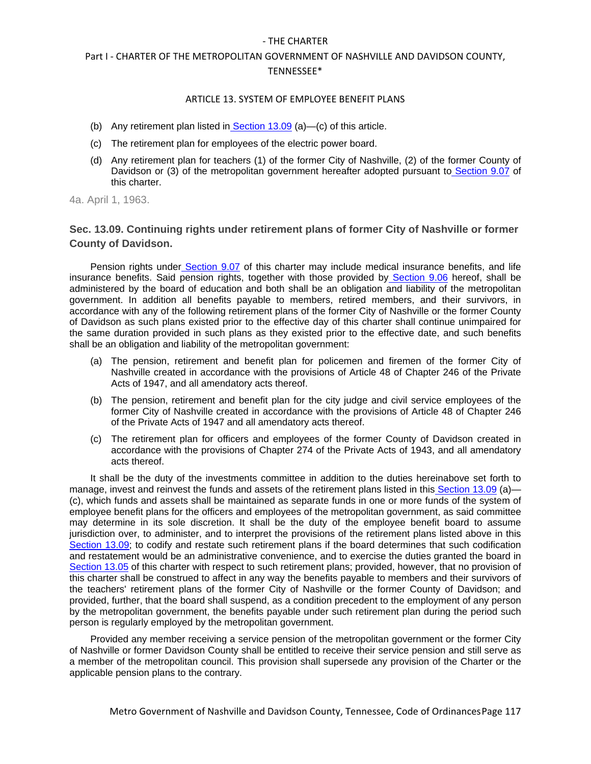(b) Any retirement plan listed in Section 13.09 (a)—(c) of this article.

(c) The retirement plan for employees of the electric power board.

(d) Any retirement plan for teachers (1) of the former City of Nashville, (2) of the former County of Davidson or (3) of the metropolitan government hereafter adopted pursuant to Section 9.07 of this charter.

4a. April 1, 1963.

### Sec. 13.09. Continuing rights under retirement plans of former City of Nashville or former County of Davidson.

Pension rights under Section 9.07 of this charter may include medical insurance benefits, and life insurance benefits. Said pension rights, together with those provided by Section 9.06 hereof, shall be administered by the board of education and both shall be an obligation and liability of the metropolitan government. In addition all benefits payable to members, retired members, and their survivors, in accordance with any of the following retirement plans of the former City of Nashville or the former County of Davidson as such plans existed prior to the effective day of this charter shall continue unimpaired for the same duration provided in such plans as they existed prior to the effective date, and such benefits shall be an obligation and liability of the metropolitan government:

(a) The pension, retirement and benefit plan for policemen and firemen of the former City of Nashville created in accordance with the provisions of Article 48 of Chapter 246 of the Private Acts of 1947, and all amendatory acts thereof.

(b) The pension, retirement and benefit plan for the city judge and civil service employees of the former City of Nashville created in accordance with the provisions of Article 48 of Chapter 246 of the Private Acts of 1947 and all amendatory acts thereof.

(c) The retirement plan for officers and employees of the former County of Davidson created in accordance with the provisions of Chapter 274 of the Private Acts of 1943, and all amendatory acts thereof.

It shall be the duty of the investments committee in addition to the duties hereinabove set forth to manage, invest and reinvest the funds and assets of the retirement plans listed in this Section 13.09 (a)—(c), which funds and assets shall be maintained as separate funds in one or more funds of the system of employee benefit plans for the officers and employees of the metropolitan government, as said committee may determine in its sole discretion. It shall be the duty of the employee benefit board to assume jurisdiction over, to administer, and to interpret the provisions of the retirement plans listed above in this Section 13.09; to codify and restate such retirement plans if the board determines that such codification and restatement would be an administrative convenience, and to exercise the duties granted the board in Section 13.05 of this charter with respect to such retirement plans; provided, however, that no provision of this charter shall be construed to affect in any way the benefits payable to members and their survivors of the teachers' retirement plans of the former City of Nashville or the former County of Davidson; and provided, further, that the board shall suspend, as a condition precedent to the employment of any person by the metropolitan government, the benefits payable under such retirement plan during the period such person is regularly employed by the metropolitan government.

Provided any member receiving a service pension of the metropolitan government or the former City of Nashville or former Davidson County shall be entitled to receive their service pension and still serve as a member of the metropolitan council. This provision shall supersede any provision of the Charter or the applicable pension plans to the contrary.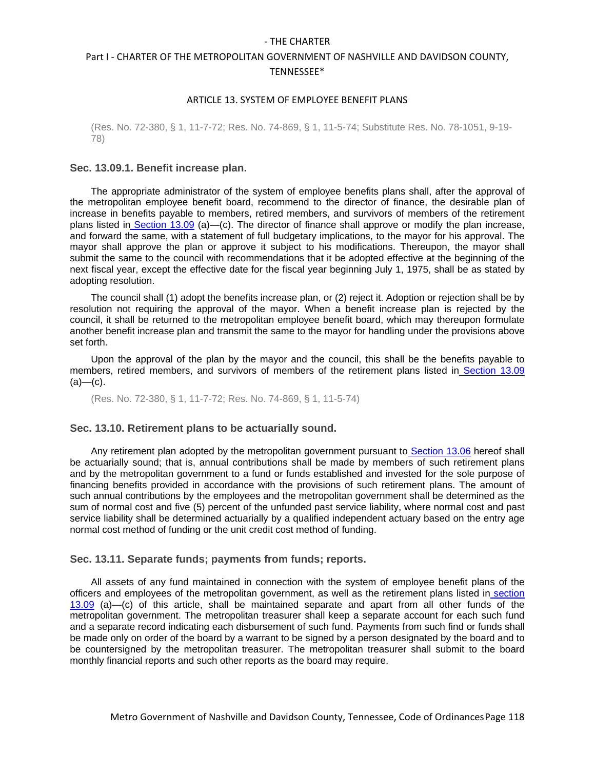(Res. No. 72-380, § 1, 11-7-72; Res. No. 74-869, § 1, 11-5-74; Substitute Res. No. 78-1051, 9-19-78)

### Sec. 13.09.1. Benefit increase plan.

The appropriate administrator of the system of employee benefits plans shall, after the approval of the metropolitan employee benefit board, recommend to the director of finance, the desirable plan of increase in benefits payable to members, retired members, and survivors of members of the retirement plans listed in Section 13.09 (a)—(c). The director of finance shall approve or modify the plan increase, and forward the same, with a statement of full budgetary implications, to the mayor for his approval. The mayor shall approve the plan or approve it subject to his modifications. Thereupon, the mayor shall submit the same to the council with recommendations that it be adopted effective at the beginning of the next fiscal year, except the effective date for the fiscal year beginning July 1, 1975, shall be as stated by adopting resolution.

The council shall (1) adopt the benefits increase plan, or (2) reject it. Adoption or rejection shall be by resolution not requiring the approval of the mayor. When a benefit increase plan is rejected by the council, it shall be returned to the metropolitan employee benefit board, which may thereupon formulate another benefit increase plan and transmit the same to the mayor for handling under the provisions above set forth.

Upon the approval of the plan by the mayor and the council, this shall be the benefits payable to members, retired members, and survivors of members of the retirement plans listed in Section 13.09 (a)—(c).

(Res. No. 72-380, § 1, 11-7-72; Res. No. 74-869, § 1, 11-5-74)

### Sec. 13.10. Retirement plans to be actuarially sound.

Any retirement plan adopted by the metropolitan government pursuant to Section 13.06 hereof shall be actuarially sound; that is, annual contributions shall be made by members of such retirement plans and by the metropolitan government to a fund or funds established and invested for the sole purpose of financing benefits provided in accordance with the provisions of such retirement plans. The amount of such annual contributions by the employees and the metropolitan government shall be determined as the sum of normal cost and five (5) percent of the unfunded past service liability, where normal cost and past service liability shall be determined actuarially by a qualified independent actuary based on the entry age normal cost method of funding or the unit credit cost method of funding.

### Sec. 13.11. Separate funds; payments from funds; reports.

All assets of any fund maintained in connection with the system of employee benefit plans of the officers and employees of the metropolitan government, as well as the retirement plans listed in section 13.09 (a)—(c) of this article, shall be maintained separate and apart from all other funds of the metropolitan government. The metropolitan treasurer shall keep a separate account for each such fund and a separate record indicating each disbursement of such fund. Payments from such find or funds shall be made only on order of the board by a warrant to be signed by a person designated by the board and to be countersigned by the metropolitan treasurer. The metropolitan treasurer shall submit to the board monthly financial reports and such other reports as the board may require.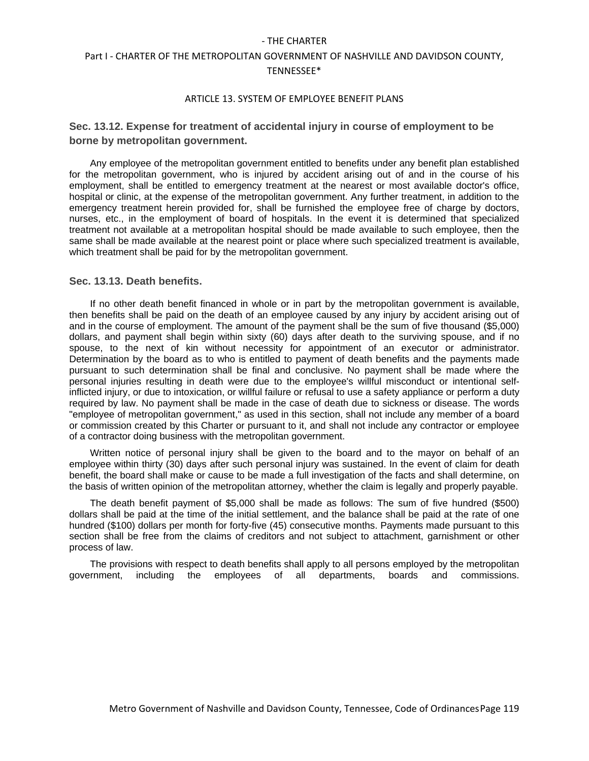## Sec. 13.12. Expense for treatment of accidental injury in course of employment to be borne by metropolitan government.

Any employee of the metropolitan government entitled to benefits under any benefit plan established for the metropolitan government, who is injured by accident arising out of and in the course of his employment, shall be entitled to emergency treatment at the nearest or most available doctor's office, hospital or clinic, at the expense of the metropolitan government. Any further treatment, in addition to the emergency treatment herein provided for, shall be furnished the employee free of charge by doctors, nurses, etc., in the employment of board of hospitals. In the event it is determined that specialized treatment not available at a metropolitan hospital should be made available to such employee, then the same shall be made available at the nearest point or place where such specialized treatment is available, which treatment shall be paid for by the metropolitan government.

## Sec. 13.13. Death benefits.

If no other death benefit financed in whole or in part by the metropolitan government is available, then benefits shall be paid on the death of an employee caused by any injury by accident arising out of and in the course of employment. The amount of the payment shall be the sum of five thousand ($5,000) dollars, and payment shall begin within sixty (60) days after death to the surviving spouse, and if no spouse, to the next of kin without necessity for appointment of an executor or administrator. Determination by the board as to who is entitled to payment of death benefits and the payments made pursuant to such determination shall be final and conclusive. No payment shall be made where the personal injuries resulting in death were due to the employee's willful misconduct or intentional self-inflicted injury, or due to intoxication, or willful failure or refusal to use a safety appliance or perform a duty required by law. No payment shall be made in the case of death due to sickness or disease. The words "employee of metropolitan government," as used in this section, shall not include any member of a board or commission created by this Charter or pursuant to it, and shall not include any contractor or employee of a contractor doing business with the metropolitan government.

Written notice of personal injury shall be given to the board and to the mayor on behalf of an employee within thirty (30) days after such personal injury was sustained. In the event of claim for death benefit, the board shall make or cause to be made a full investigation of the facts and shall determine, on the basis of written opinion of the metropolitan attorney, whether the claim is legally and properly payable.

The death benefit payment of $5,000 shall be made as follows: The sum of five hundred ($500) dollars shall be paid at the time of the initial settlement, and the balance shall be paid at the rate of one hundred ($100) dollars per month for forty-five (45) consecutive months. Payments made pursuant to this section shall be free from the claims of creditors and not subject to attachment, garnishment or other process of law.

The provisions with respect to death benefits shall apply to all persons employed by the metropolitan government, including the employees of all departments, boards and commissions.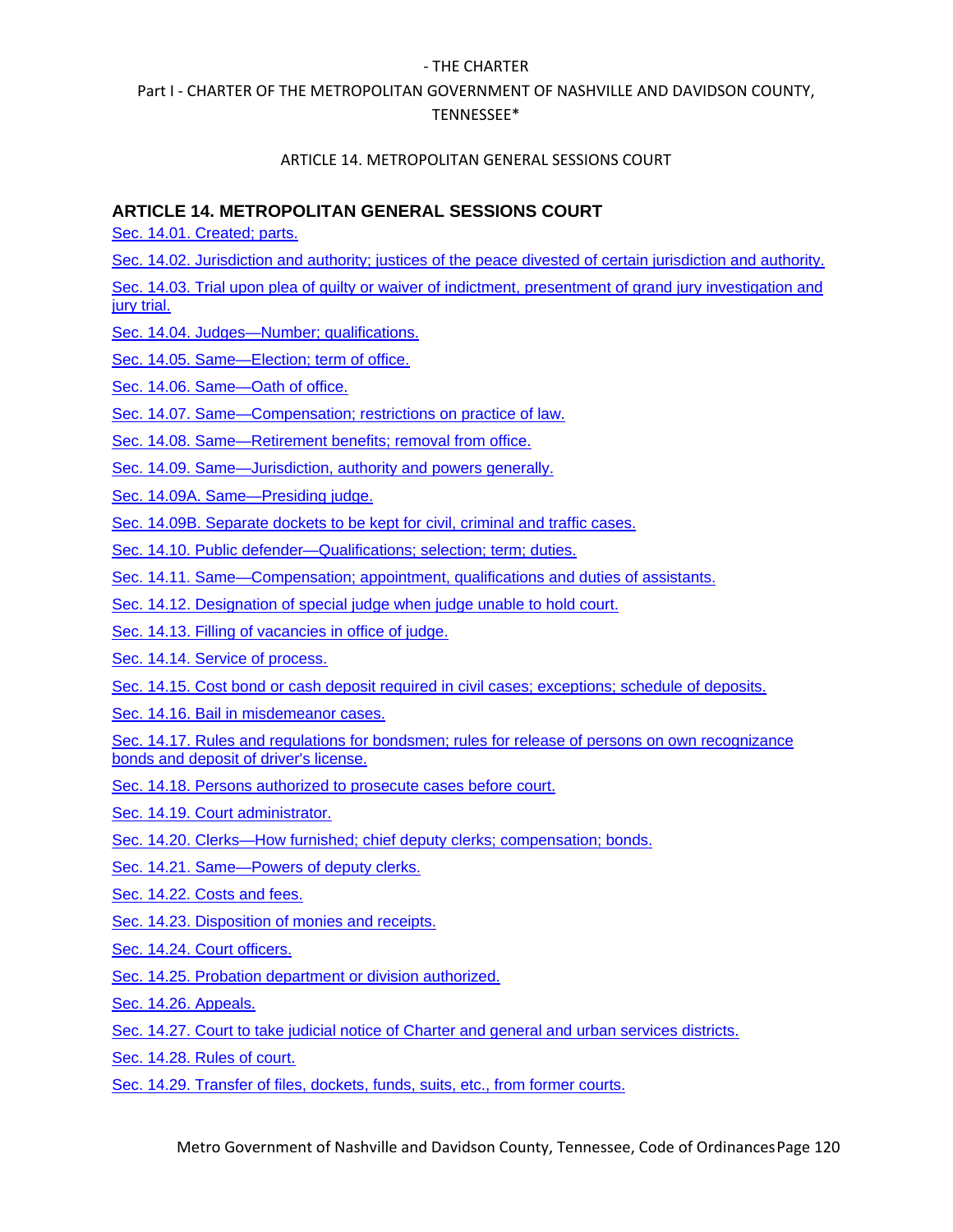## ARTICLE 14. METROPOLITAN GENERAL SESSIONS COURT

Sec. 14.01. Created; parts.

Sec. 14.02. Jurisdiction and authority; justices of the peace divested of certain jurisdiction and authority.

Sec. 14.03. Trial upon plea of guilty or waiver of indictment, presentment of grand jury investigation and jury trial.

Sec. 14.04. Judges—Number; qualifications.

Sec. 14.05. Same—Election; term of office.

Sec. 14.06. Same—Oath of office.

Sec. 14.07. Same—Compensation; restrictions on practice of law.

Sec. 14.08. Same—Retirement benefits; removal from office.

Sec. 14.09. Same—Jurisdiction, authority and powers generally.

Sec. 14.09A. Same—Presiding judge.

Sec. 14.09B. Separate dockets to be kept for civil, criminal and traffic cases.

Sec. 14.10. Public defender—Qualifications; selection; term; duties.

Sec. 14.11. Same—Compensation; appointment, qualifications and duties of assistants.

Sec. 14.12. Designation of special judge when judge unable to hold court.

Sec. 14.13. Filling of vacancies in office of judge.

Sec. 14.14. Service of process.

Sec. 14.15. Cost bond or cash deposit required in civil cases; exceptions; schedule of deposits.

Sec. 14.16. Bail in misdemeanor cases.

Sec. 14.17. Rules and regulations for bondsmen; rules for release of persons on own recognizance bonds and deposit of driver's license.

Sec. 14.18. Persons authorized to prosecute cases before court.

Sec. 14.19. Court administrator.

Sec. 14.20. Clerks—How furnished; chief deputy clerks; compensation; bonds.

Sec. 14.21. Same—Powers of deputy clerks.

Sec. 14.22. Costs and fees.

Sec. 14.23. Disposition of monies and receipts.

Sec. 14.24. Court officers.

Sec. 14.25. Probation department or division authorized.

Sec. 14.26. Appeals.

Sec. 14.27. Court to take judicial notice of Charter and general and urban services districts.

Sec. 14.28. Rules of court.

Sec. 14.29. Transfer of files, dockets, funds, suits, etc., from former courts.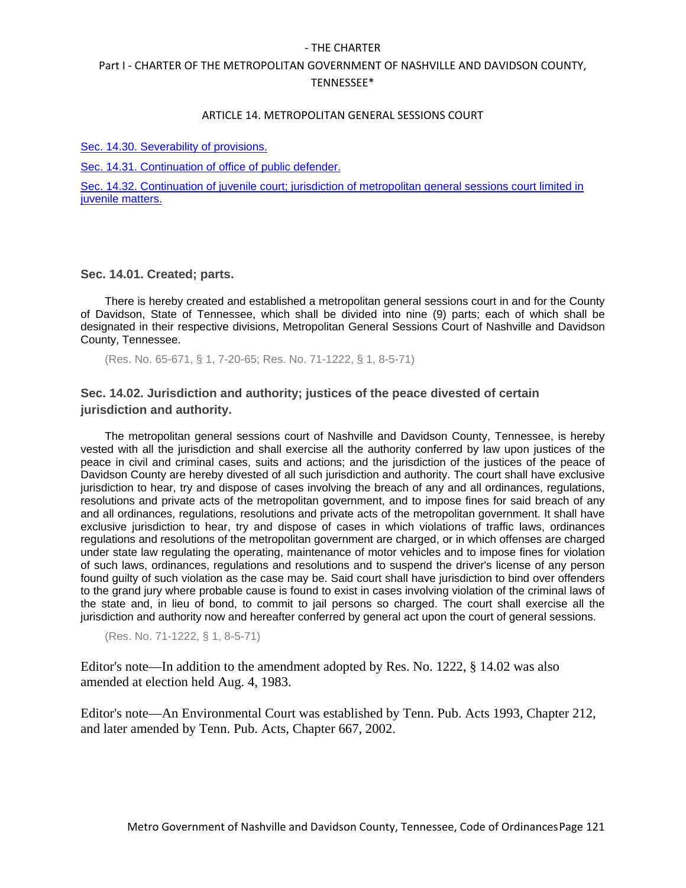Sec. 14.30. Severability of provisions.

Sec. 14.31. Continuation of office of public defender.

Sec. 14.32. Continuation of juvenile court; jurisdiction of metropolitan general sessions court limited in juvenile matters.

### Sec. 14.01. Created; parts.

There is hereby created and established a metropolitan general sessions court in and for the County of Davidson, State of Tennessee, which shall be divided into nine (9) parts; each of which shall be designated in their respective divisions, Metropolitan General Sessions Court of Nashville and Davidson County, Tennessee.

(Res. No. 65-671, § 1, 7-20-65; Res. No. 71-1222, § 1, 8-5-71)

### Sec. 14.02. Jurisdiction and authority; justices of the peace divested of certain jurisdiction and authority.

The metropolitan general sessions court of Nashville and Davidson County, Tennessee, is hereby vested with all the jurisdiction and shall exercise all the authority conferred by law upon justices of the peace in civil and criminal cases, suits and actions; and the jurisdiction of the justices of the peace of Davidson County are hereby divested of all such jurisdiction and authority. The court shall have exclusive jurisdiction to hear, try and dispose of cases involving the breach of any and all ordinances, regulations, resolutions and private acts of the metropolitan government, and to impose fines for said breach of any and all ordinances, regulations, resolutions and private acts of the metropolitan government. It shall have exclusive jurisdiction to hear, try and dispose of cases in which violations of traffic laws, ordinances regulations and resolutions of the metropolitan government are charged, or in which offenses are charged under state law regulating the operating, maintenance of motor vehicles and to impose fines for violation of such laws, ordinances, regulations and resolutions and to suspend the driver's license of any person found guilty of such violation as the case may be. Said court shall have jurisdiction to bind over offenders to the grand jury where probable cause is found to exist in cases involving violation of the criminal laws of the state and, in lieu of bond, to commit to jail persons so charged. The court shall exercise all the jurisdiction and authority now and hereafter conferred by general act upon the court of general sessions.

(Res. No. 71-1222, § 1, 8-5-71)

Editor's note—In addition to the amendment adopted by Res. No. 1222, § 14.02 was also amended at election held Aug. 4, 1983.

Editor's note—An Environmental Court was established by Tenn. Pub. Acts 1993, Chapter 212, and later amended by Tenn. Pub. Acts, Chapter 667, 2002.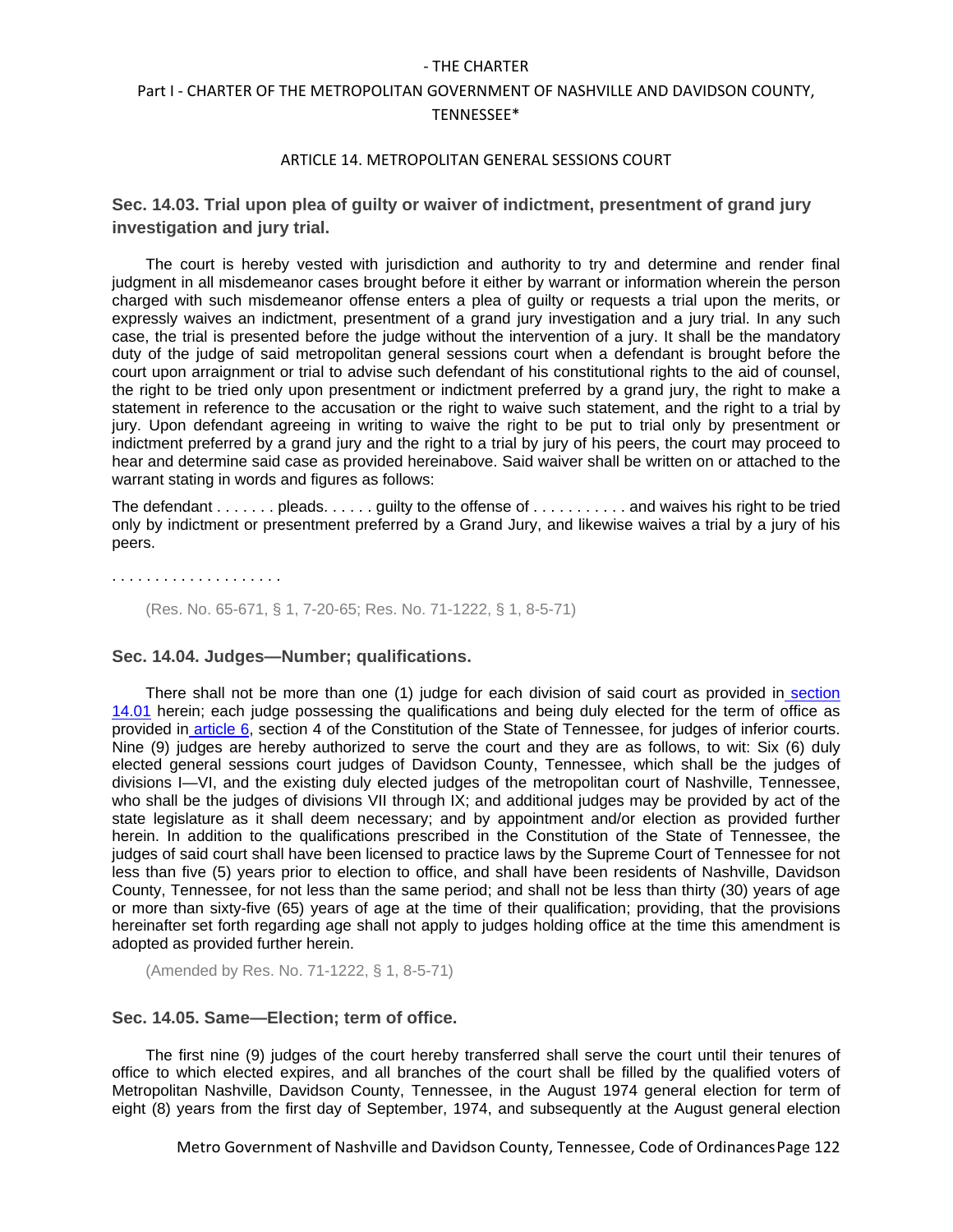### Sec. 14.03. Trial upon plea of guilty or waiver of indictment, presentment of grand jury investigation and jury trial.

The court is hereby vested with jurisdiction and authority to try and determine and render final judgment in all misdemeanor cases brought before it either by warrant or information wherein the person charged with such misdemeanor offense enters a plea of guilty or requests a trial upon the merits, or expressly waives an indictment, presentment of a grand jury investigation and a jury trial. In any such case, the trial is presented before the judge without the intervention of a jury. It shall be the mandatory duty of the judge of said metropolitan general sessions court when a defendant is brought before the court upon arraignment or trial to advise such defendant of his constitutional rights to the aid of counsel, the right to be tried only upon presentment or indictment preferred by a grand jury, the right to make a statement in reference to the accusation or the right to waive such statement, and the right to a trial by jury. Upon defendant agreeing in writing to waive the right to be put to trial only by presentment or indictment preferred by a grand jury and the right to a trial by jury of his peers, the court may proceed to hear and determine said case as provided hereinabove. Said waiver shall be written on or attached to the warrant stating in words and figures as follows:

The defendant . . . . . . . pleads. . . . . . guilty to the offense of . . . . . . . . . . . and waives his right to be tried only by indictment or presentment preferred by a Grand Jury, and likewise waives a trial by a jury of his peers.

. . . . . . . . . . . . . . . . . . . .

(Res. No. 65-671, § 1, 7-20-65; Res. No. 71-1222, § 1, 8-5-71)

### Sec. 14.04. Judges—Number; qualifications.

There shall not be more than one (1) judge for each division of said court as provided in section 14.01 herein; each judge possessing the qualifications and being duly elected for the term of office as provided in article 6, section 4 of the Constitution of the State of Tennessee, for judges of inferior courts. Nine (9) judges are hereby authorized to serve the court and they are as follows, to wit: Six (6) duly elected general sessions court judges of Davidson County, Tennessee, which shall be the judges of divisions I—VI, and the existing duly elected judges of the metropolitan court of Nashville, Tennessee, who shall be the judges of divisions VII through IX; and additional judges may be provided by act of the state legislature as it shall deem necessary; and by appointment and/or election as provided further herein. In addition to the qualifications prescribed in the Constitution of the State of Tennessee, the judges of said court shall have been licensed to practice laws by the Supreme Court of Tennessee for not less than five (5) years prior to election to office, and shall have been residents of Nashville, Davidson County, Tennessee, for not less than the same period; and shall not be less than thirty (30) years of age or more than sixty-five (65) years of age at the time of their qualification; providing, that the provisions hereinafter set forth regarding age shall not apply to judges holding office at the time this amendment is adopted as provided further herein.

(Amended by Res. No. 71-1222, § 1, 8-5-71)

### Sec. 14.05. Same—Election; term of office.

The first nine (9) judges of the court hereby transferred shall serve the court until their tenures of office to which elected expires, and all branches of the court shall be filled by the qualified voters of Metropolitan Nashville, Davidson County, Tennessee, in the August 1974 general election for term of eight (8) years from the first day of September, 1974, and subsequently at the August general election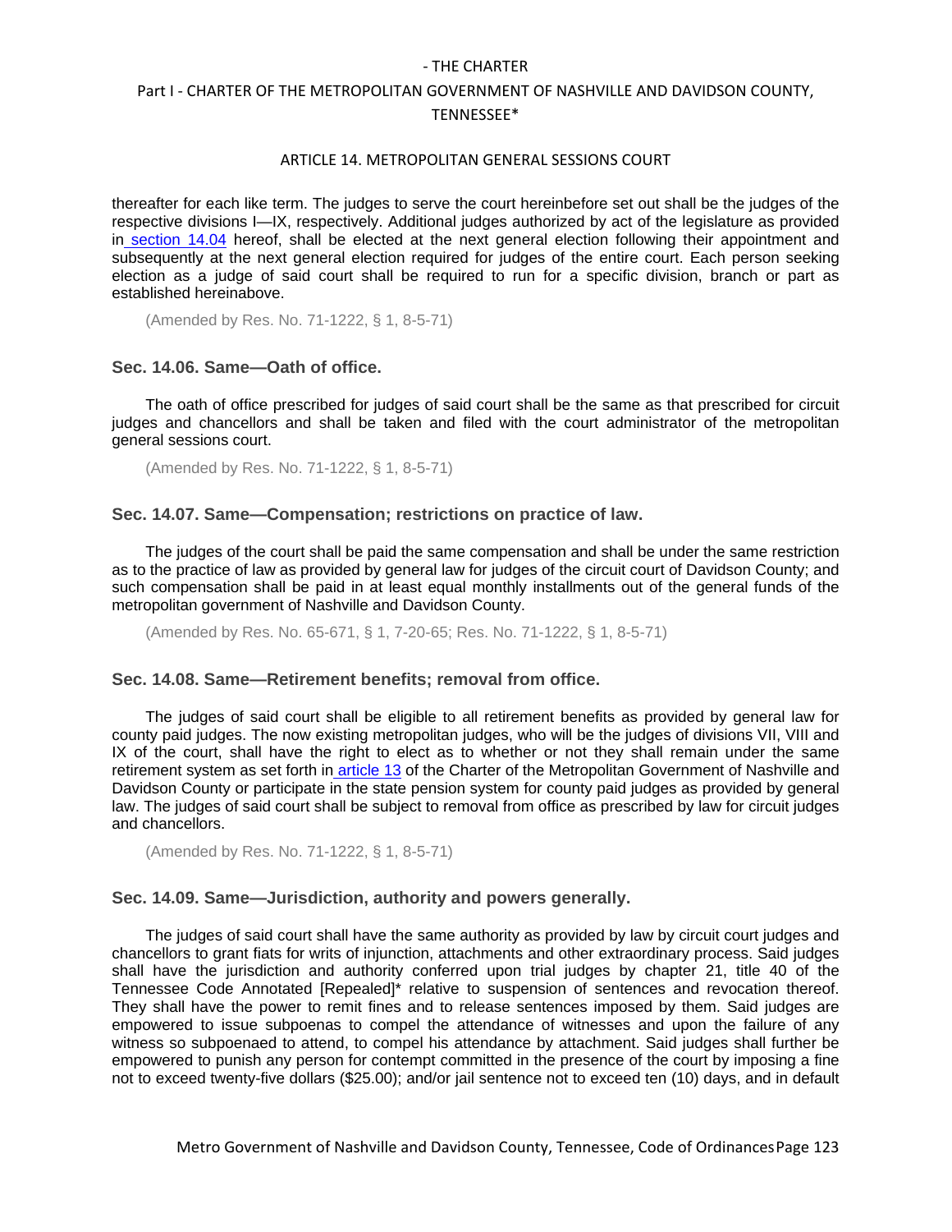thereafter for each like term. The judges to serve the court hereinbefore set out shall be the judges of the respective divisions I—IX, respectively. Additional judges authorized by act of the legislature as provided in section 14.04 hereof, shall be elected at the next general election following their appointment and subsequently at the next general election required for judges of the entire court. Each person seeking election as a judge of said court shall be required to run for a specific division, branch or part as established hereinabove.

(Amended by Res. No. 71-1222, § 1, 8-5-71)

### Sec. 14.06. Same—Oath of office.

The oath of office prescribed for judges of said court shall be the same as that prescribed for circuit judges and chancellors and shall be taken and filed with the court administrator of the metropolitan general sessions court.

(Amended by Res. No. 71-1222, § 1, 8-5-71)

### Sec. 14.07. Same—Compensation; restrictions on practice of law.

The judges of the court shall be paid the same compensation and shall be under the same restriction as to the practice of law as provided by general law for judges of the circuit court of Davidson County; and such compensation shall be paid in at least equal monthly installments out of the general funds of the metropolitan government of Nashville and Davidson County.

(Amended by Res. No. 65-671, § 1, 7-20-65; Res. No. 71-1222, § 1, 8-5-71)

### Sec. 14.08. Same—Retirement benefits; removal from office.

The judges of said court shall be eligible to all retirement benefits as provided by general law for county paid judges. The now existing metropolitan judges, who will be the judges of divisions VII, VIII and IX of the court, shall have the right to elect as to whether or not they shall remain under the same retirement system as set forth in article 13 of the Charter of the Metropolitan Government of Nashville and Davidson County or participate in the state pension system for county paid judges as provided by general law. The judges of said court shall be subject to removal from office as prescribed by law for circuit judges and chancellors.

(Amended by Res. No. 71-1222, § 1, 8-5-71)

### Sec. 14.09. Same—Jurisdiction, authority and powers generally.

The judges of said court shall have the same authority as provided by law by circuit court judges and chancellors to grant fiats for writs of injunction, attachments and other extraordinary process. Said judges shall have the jurisdiction and authority conferred upon trial judges by chapter 21, title 40 of the Tennessee Code Annotated [Repealed]* relative to suspension of sentences and revocation thereof. They shall have the power to remit fines and to release sentences imposed by them. Said judges are empowered to issue subpoenas to compel the attendance of witnesses and upon the failure of any witness so subpoenaed to attend, to compel his attendance by attachment. Said judges shall further be empowered to punish any person for contempt committed in the presence of the court by imposing a fine not to exceed twenty-five dollars ($25.00); and/or jail sentence not to exceed ten (10) days, and in default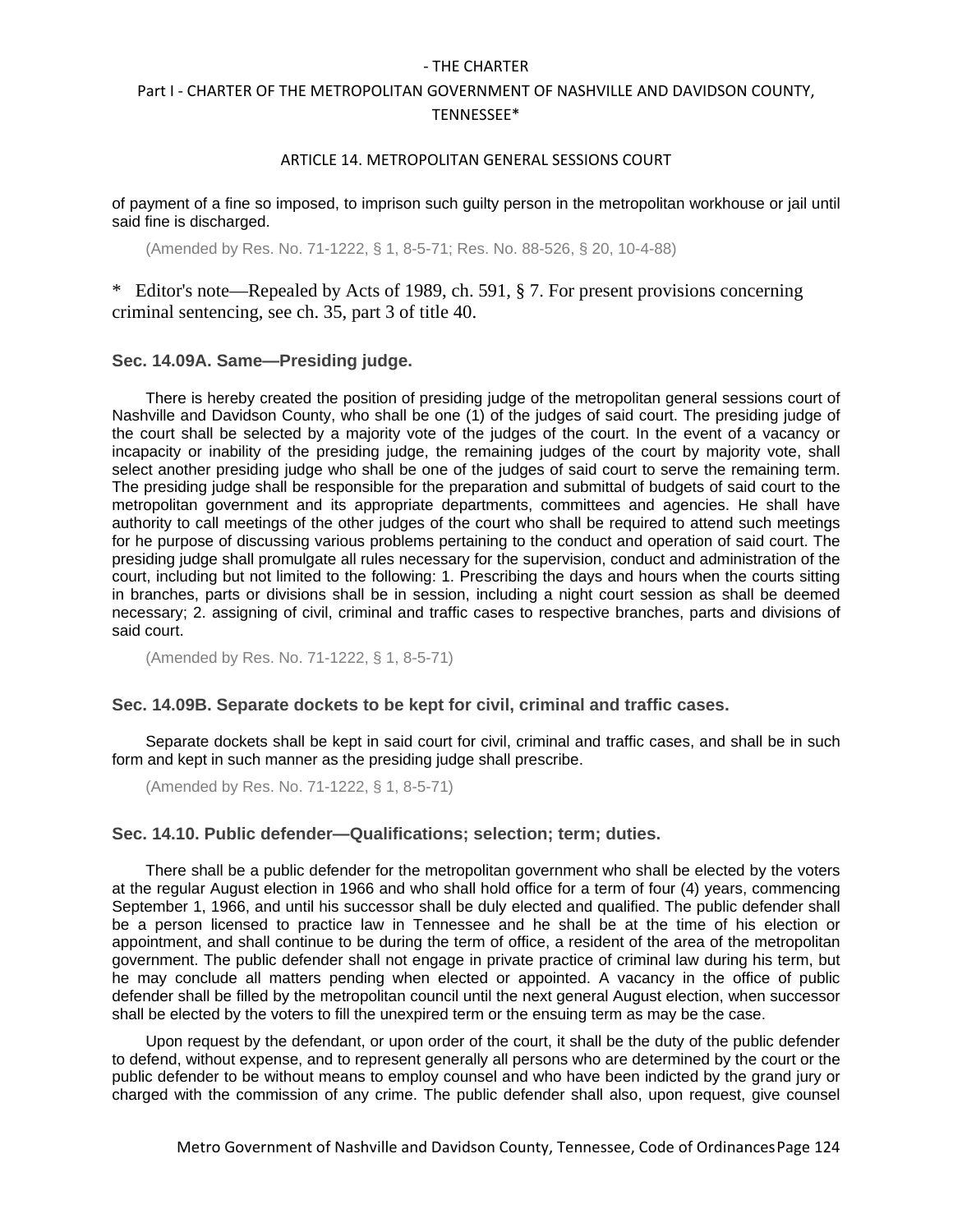of payment of a fine so imposed, to imprison such guilty person in the metropolitan workhouse or jail until said fine is discharged.

(Amended by Res. No. 71-1222, § 1, 8-5-71; Res. No. 88-526, § 20, 10-4-88)

* Editor's note—Repealed by Acts of 1989, ch. 591, § 7. For present provisions concerning criminal sentencing, see ch. 35, part 3 of title 40.

### Sec. 14.09A. Same—Presiding judge.

There is hereby created the position of presiding judge of the metropolitan general sessions court of Nashville and Davidson County, who shall be one (1) of the judges of said court. The presiding judge of the court shall be selected by a majority vote of the judges of the court. In the event of a vacancy or incapacity or inability of the presiding judge, the remaining judges of the court by majority vote, shall select another presiding judge who shall be one of the judges of said court to serve the remaining term. The presiding judge shall be responsible for the preparation and submittal of budgets of said court to the metropolitan government and its appropriate departments, committees and agencies. He shall have authority to call meetings of the other judges of the court who shall be required to attend such meetings for he purpose of discussing various problems pertaining to the conduct and operation of said court. The presiding judge shall promulgate all rules necessary for the supervision, conduct and administration of the court, including but not limited to the following: 1. Prescribing the days and hours when the courts sitting in branches, parts or divisions shall be in session, including a night court session as shall be deemed necessary; 2. assigning of civil, criminal and traffic cases to respective branches, parts and divisions of said court.

(Amended by Res. No. 71-1222, § 1, 8-5-71)

### Sec. 14.09B. Separate dockets to be kept for civil, criminal and traffic cases.

Separate dockets shall be kept in said court for civil, criminal and traffic cases, and shall be in such form and kept in such manner as the presiding judge shall prescribe.

(Amended by Res. No. 71-1222, § 1, 8-5-71)

### Sec. 14.10. Public defender—Qualifications; selection; term; duties.

There shall be a public defender for the metropolitan government who shall be elected by the voters at the regular August election in 1966 and who shall hold office for a term of four (4) years, commencing September 1, 1966, and until his successor shall be duly elected and qualified. The public defender shall be a person licensed to practice law in Tennessee and he shall be at the time of his election or appointment, and shall continue to be during the term of office, a resident of the area of the metropolitan government. The public defender shall not engage in private practice of criminal law during his term, but he may conclude all matters pending when elected or appointed. A vacancy in the office of public defender shall be filled by the metropolitan council until the next general August election, when successor shall be elected by the voters to fill the unexpired term or the ensuing term as may be the case.

Upon request by the defendant, or upon order of the court, it shall be the duty of the public defender to defend, without expense, and to represent generally all persons who are determined by the court or the public defender to be without means to employ counsel and who have been indicted by the grand jury or charged with the commission of any crime. The public defender shall also, upon request, give counsel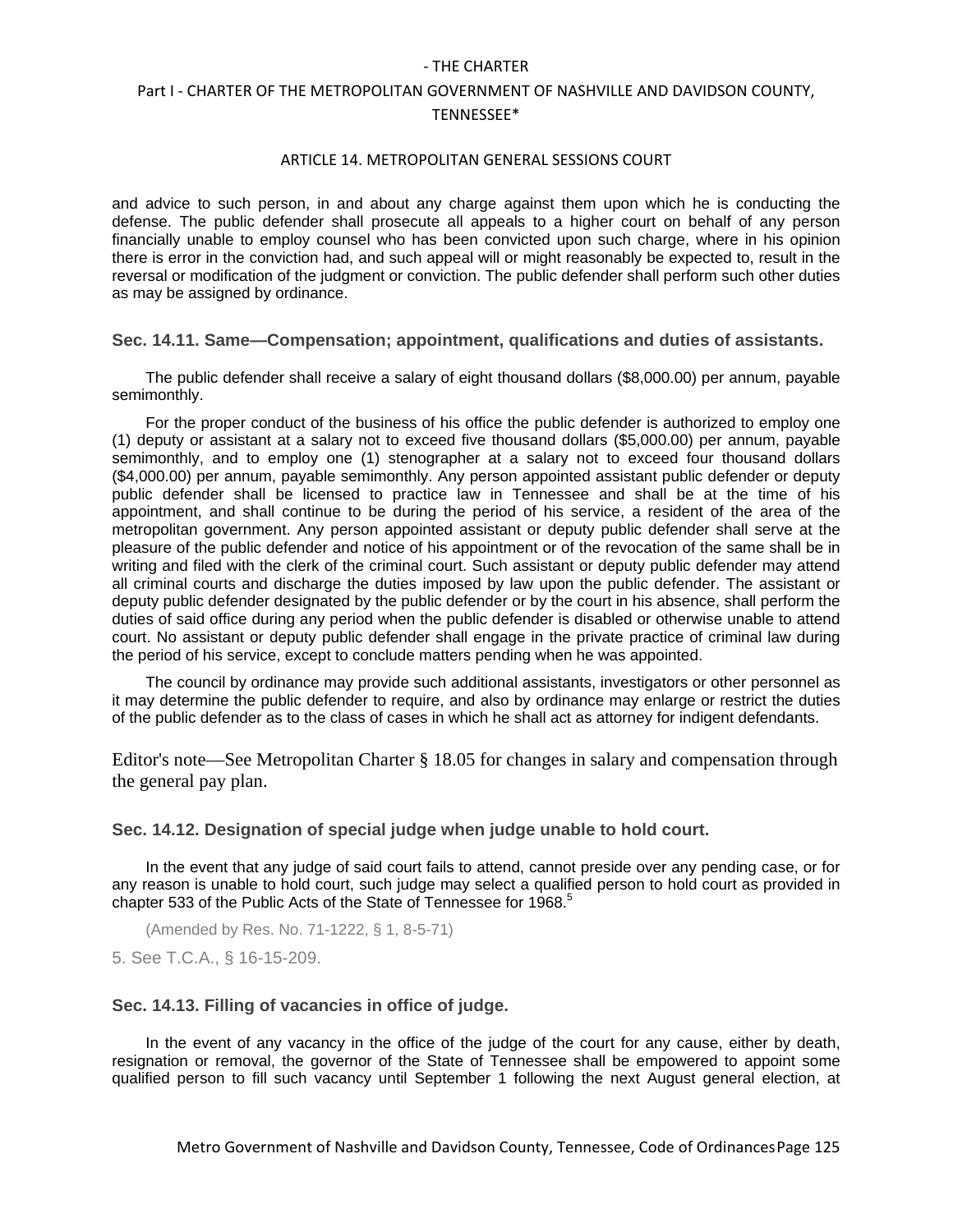and advice to such person, in and about any charge against them upon which he is conducting the defense. The public defender shall prosecute all appeals to a higher court on behalf of any person financially unable to employ counsel who has been convicted upon such charge, where in his opinion there is error in the conviction had, and such appeal will or might reasonably be expected to, result in the reversal or modification of the judgment or conviction. The public defender shall perform such other duties as may be assigned by ordinance.

### Sec. 14.11. Same—Compensation; appointment, qualifications and duties of assistants.

The public defender shall receive a salary of eight thousand dollars ($8,000.00) per annum, payable semimonthly.

For the proper conduct of the business of his office the public defender is authorized to employ one (1) deputy or assistant at a salary not to exceed five thousand dollars ($5,000.00) per annum, payable semimonthly, and to employ one (1) stenographer at a salary not to exceed four thousand dollars ($4,000.00) per annum, payable semimonthly. Any person appointed assistant public defender or deputy public defender shall be licensed to practice law in Tennessee and shall be at the time of his appointment, and shall continue to be during the period of his service, a resident of the area of the metropolitan government. Any person appointed assistant or deputy public defender shall serve at the pleasure of the public defender and notice of his appointment or of the revocation of the same shall be in writing and filed with the clerk of the criminal court. Such assistant or deputy public defender may attend all criminal courts and discharge the duties imposed by law upon the public defender. The assistant or deputy public defender designated by the public defender or by the court in his absence, shall perform the duties of said office during any period when the public defender is disabled or otherwise unable to attend court. No assistant or deputy public defender shall engage in the private practice of criminal law during the period of his service, except to conclude matters pending when he was appointed.

The council by ordinance may provide such additional assistants, investigators or other personnel as it may determine the public defender to require, and also by ordinance may enlarge or restrict the duties of the public defender as to the class of cases in which he shall act as attorney for indigent defendants.

Editor's note—See Metropolitan Charter § 18.05 for changes in salary and compensation through the general pay plan.

### Sec. 14.12. Designation of special judge when judge unable to hold court.

In the event that any judge of said court fails to attend, cannot preside over any pending case, or for any reason is unable to hold court, such judge may select a qualified person to hold court as provided in chapter 533 of the Public Acts of the State of Tennessee for 1968.[5]

(Amended by Res. No. 71-1222, § 1, 8-5-71)

5. See T.C.A., § 16-15-209.

### Sec. 14.13. Filling of vacancies in office of judge.

In the event of any vacancy in the office of the judge of the court for any cause, either by death, resignation or removal, the governor of the State of Tennessee shall be empowered to appoint some qualified person to fill such vacancy until September 1 following the next August general election, at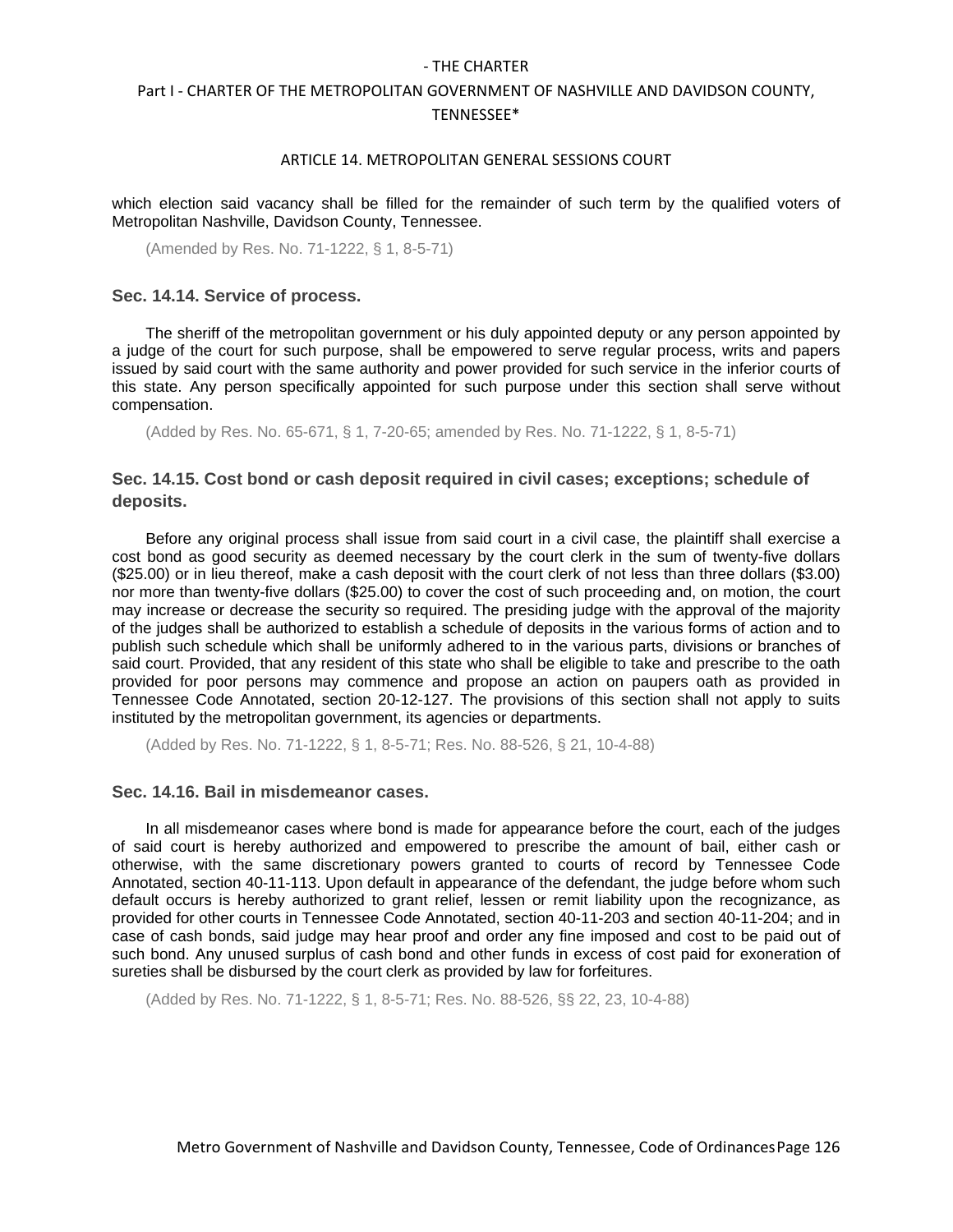which election said vacancy shall be filled for the remainder of such term by the qualified voters of Metropolitan Nashville, Davidson County, Tennessee.

(Amended by Res. No. 71-1222, § 1, 8-5-71)

### Sec. 14.14. Service of process.

The sheriff of the metropolitan government or his duly appointed deputy or any person appointed by a judge of the court for such purpose, shall be empowered to serve regular process, writs and papers issued by said court with the same authority and power provided for such service in the inferior courts of this state. Any person specifically appointed for such purpose under this section shall serve without compensation.

(Added by Res. No. 65-671, § 1, 7-20-65; amended by Res. No. 71-1222, § 1, 8-5-71)

### Sec. 14.15. Cost bond or cash deposit required in civil cases; exceptions; schedule of deposits.

Before any original process shall issue from said court in a civil case, the plaintiff shall exercise a cost bond as good security as deemed necessary by the court clerk in the sum of twenty-five dollars ($25.00) or in lieu thereof, make a cash deposit with the court clerk of not less than three dollars ($3.00) nor more than twenty-five dollars ($25.00) to cover the cost of such proceeding and, on motion, the court may increase or decrease the security so required. The presiding judge with the approval of the majority of the judges shall be authorized to establish a schedule of deposits in the various forms of action and to publish such schedule which shall be uniformly adhered to in the various parts, divisions or branches of said court. Provided, that any resident of this state who shall be eligible to take and prescribe to the oath provided for poor persons may commence and propose an action on paupers oath as provided in Tennessee Code Annotated, section 20-12-127. The provisions of this section shall not apply to suits instituted by the metropolitan government, its agencies or departments.

(Added by Res. No. 71-1222, § 1, 8-5-71; Res. No. 88-526, § 21, 10-4-88)

### Sec. 14.16. Bail in misdemeanor cases.

In all misdemeanor cases where bond is made for appearance before the court, each of the judges of said court is hereby authorized and empowered to prescribe the amount of bail, either cash or otherwise, with the same discretionary powers granted to courts of record by Tennessee Code Annotated, section 40-11-113. Upon default in appearance of the defendant, the judge before whom such default occurs is hereby authorized to grant relief, lessen or remit liability upon the recognizance, as provided for other courts in Tennessee Code Annotated, section 40-11-203 and section 40-11-204; and in case of cash bonds, said judge may hear proof and order any fine imposed and cost to be paid out of such bond. Any unused surplus of cash bond and other funds in excess of cost paid for exoneration of sureties shall be disbursed by the court clerk as provided by law for forfeitures.

(Added by Res. No. 71-1222, § 1, 8-5-71; Res. No. 88-526, §§ 22, 23, 10-4-88)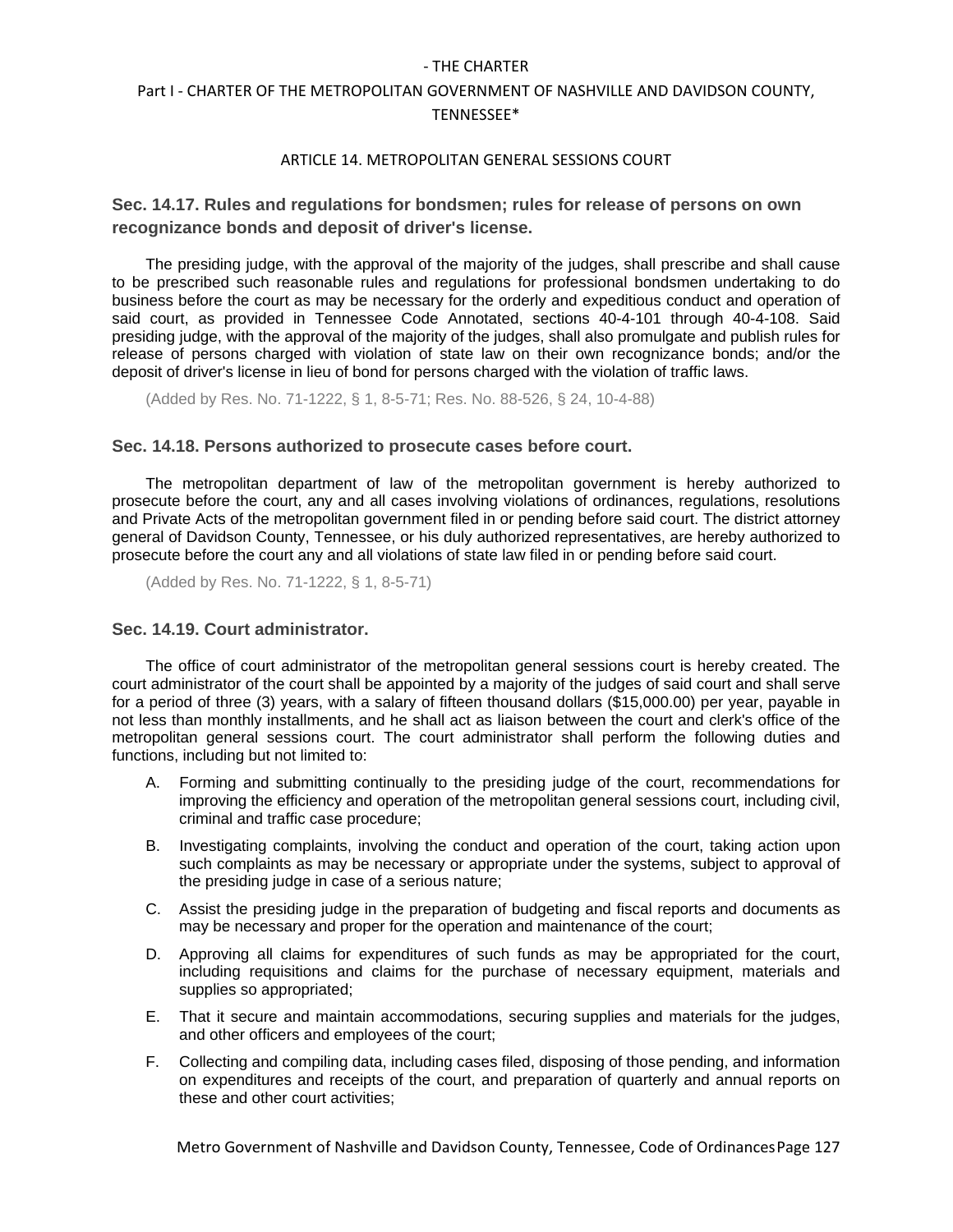## Sec. 14.17. Rules and regulations for bondsmen; rules for release of persons on own recognizance bonds and deposit of driver's license.

The presiding judge, with the approval of the majority of the judges, shall prescribe and shall cause to be prescribed such reasonable rules and regulations for professional bondsmen undertaking to do business before the court as may be necessary for the orderly and expeditious conduct and operation of said court, as provided in Tennessee Code Annotated, sections 40-4-101 through 40-4-108. Said presiding judge, with the approval of the majority of the judges, shall also promulgate and publish rules for release of persons charged with violation of state law on their own recognizance bonds; and/or the deposit of driver's license in lieu of bond for persons charged with the violation of traffic laws.

(Added by Res. No. 71-1222, § 1, 8-5-71; Res. No. 88-526, § 24, 10-4-88)

## Sec. 14.18. Persons authorized to prosecute cases before court.

The metropolitan department of law of the metropolitan government is hereby authorized to prosecute before the court, any and all cases involving violations of ordinances, regulations, resolutions and Private Acts of the metropolitan government filed in or pending before said court. The district attorney general of Davidson County, Tennessee, or his duly authorized representatives, are hereby authorized to prosecute before the court any and all violations of state law filed in or pending before said court.

(Added by Res. No. 71-1222, § 1, 8-5-71)

## Sec. 14.19. Court administrator.

The office of court administrator of the metropolitan general sessions court is hereby created. The court administrator of the court shall be appointed by a majority of the judges of said court and shall serve for a period of three (3) years, with a salary of fifteen thousand dollars ($15,000.00) per year, payable in not less than monthly installments, and he shall act as liaison between the court and clerk's office of the metropolitan general sessions court. The court administrator shall perform the following duties and functions, including but not limited to:

A. Forming and submitting continually to the presiding judge of the court, recommendations for improving the efficiency and operation of the metropolitan general sessions court, including civil, criminal and traffic case procedure;

B. Investigating complaints, involving the conduct and operation of the court, taking action upon such complaints as may be necessary or appropriate under the systems, subject to approval of the presiding judge in case of a serious nature;

C. Assist the presiding judge in the preparation of budgeting and fiscal reports and documents as may be necessary and proper for the operation and maintenance of the court;

D. Approving all claims for expenditures of such funds as may be appropriated for the court, including requisitions and claims for the purchase of necessary equipment, materials and supplies so appropriated;

E. That it secure and maintain accommodations, securing supplies and materials for the judges, and other officers and employees of the court;

F. Collecting and compiling data, including cases filed, disposing of those pending, and information on expenditures and receipts of the court, and preparation of quarterly and annual reports on these and other court activities;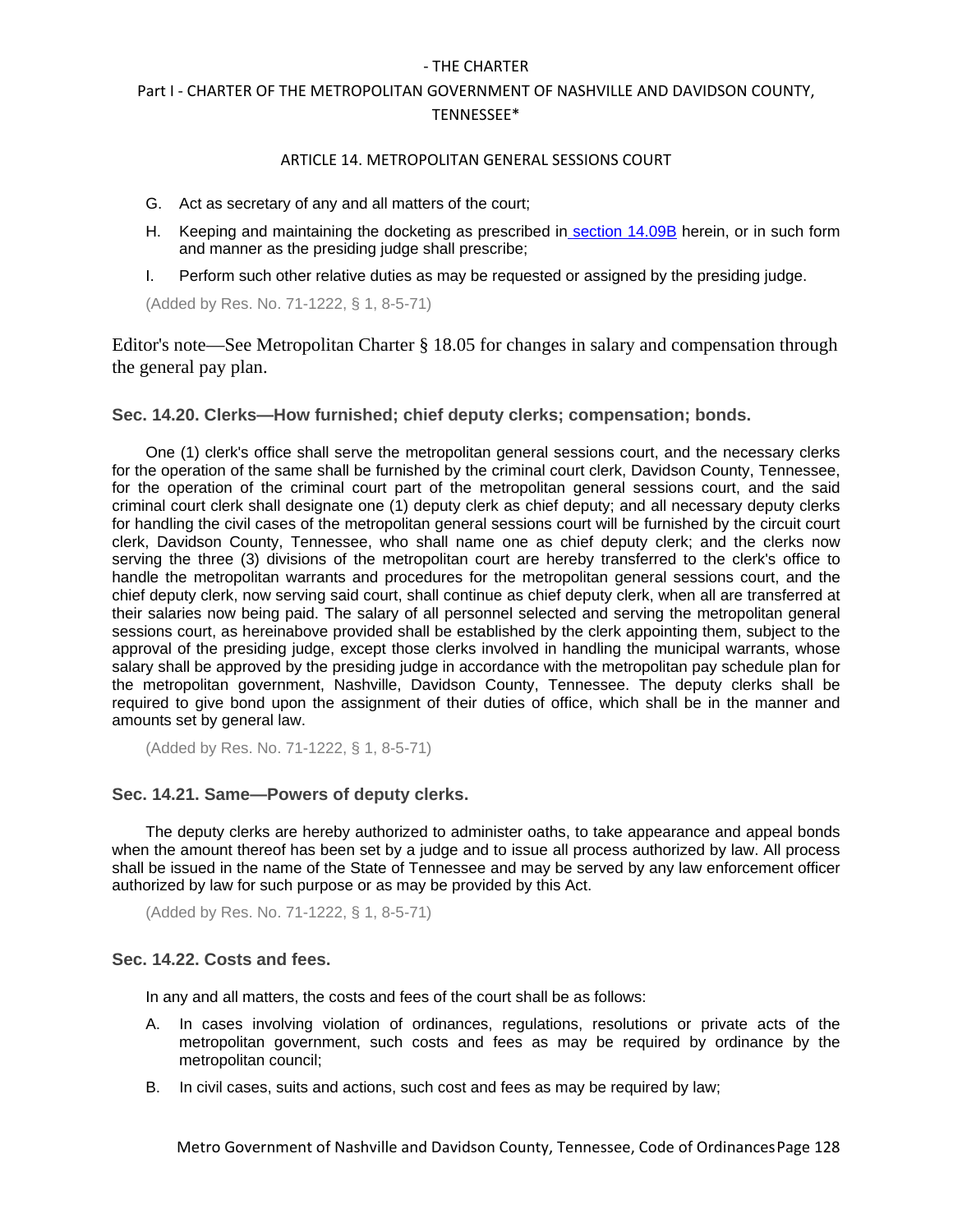G. Act as secretary of any and all matters of the court;

H. Keeping and maintaining the docketing as prescribed in section 14.09B herein, or in such form and manner as the presiding judge shall prescribe;

I. Perform such other relative duties as may be requested or assigned by the presiding judge.

(Added by Res. No. 71-1222, § 1, 8-5-71)

Editor's note—See Metropolitan Charter § 18.05 for changes in salary and compensation through the general pay plan.

### Sec. 14.20. Clerks—How furnished; chief deputy clerks; compensation; bonds.

One (1) clerk's office shall serve the metropolitan general sessions court, and the necessary clerks for the operation of the same shall be furnished by the criminal court clerk, Davidson County, Tennessee, for the operation of the criminal court part of the metropolitan general sessions court, and the said criminal court clerk shall designate one (1) deputy clerk as chief deputy; and all necessary deputy clerks for handling the civil cases of the metropolitan general sessions court will be furnished by the circuit court clerk, Davidson County, Tennessee, who shall name one as chief deputy clerk; and the clerks now serving the three (3) divisions of the metropolitan court are hereby transferred to the clerk's office to handle the metropolitan warrants and procedures for the metropolitan general sessions court, and the chief deputy clerk, now serving said court, shall continue as chief deputy clerk, when all are transferred at their salaries now being paid. The salary of all personnel selected and serving the metropolitan general sessions court, as hereinabove provided shall be established by the clerk appointing them, subject to the approval of the presiding judge, except those clerks involved in handling the municipal warrants, whose salary shall be approved by the presiding judge in accordance with the metropolitan pay schedule plan for the metropolitan government, Nashville, Davidson County, Tennessee. The deputy clerks shall be required to give bond upon the assignment of their duties of office, which shall be in the manner and amounts set by general law.

(Added by Res. No. 71-1222, § 1, 8-5-71)

### Sec. 14.21. Same—Powers of deputy clerks.

The deputy clerks are hereby authorized to administer oaths, to take appearance and appeal bonds when the amount thereof has been set by a judge and to issue all process authorized by law. All process shall be issued in the name of the State of Tennessee and may be served by any law enforcement officer authorized by law for such purpose or as may be provided by this Act.

(Added by Res. No. 71-1222, § 1, 8-5-71)

### Sec. 14.22. Costs and fees.

In any and all matters, the costs and fees of the court shall be as follows:

A. In cases involving violation of ordinances, regulations, resolutions or private acts of the metropolitan government, such costs and fees as may be required by ordinance by the metropolitan council;

B. In civil cases, suits and actions, such cost and fees as may be required by law;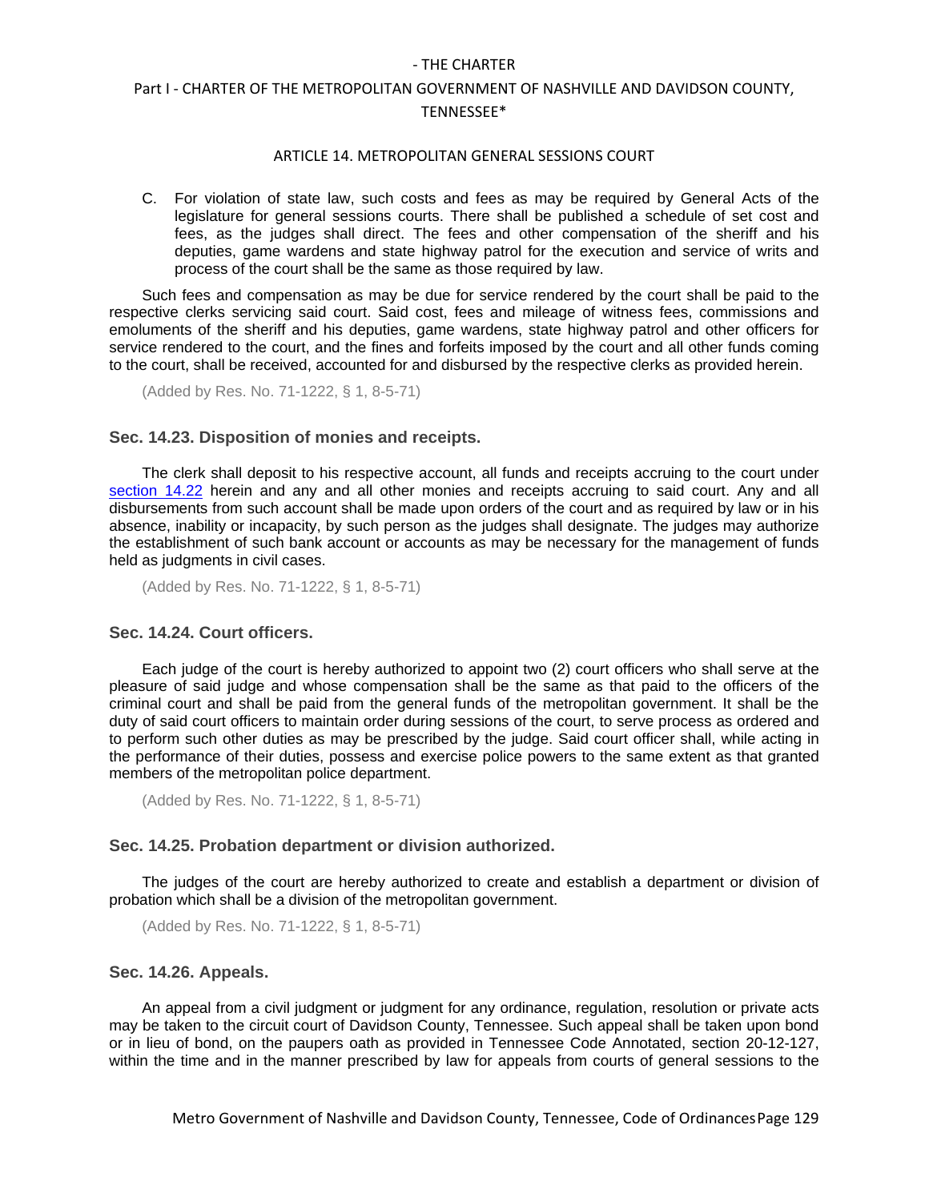C. For violation of state law, such costs and fees as may be required by General Acts of the legislature for general sessions courts. There shall be published a schedule of set cost and fees, as the judges shall direct. The fees and other compensation of the sheriff and his deputies, game wardens and state highway patrol for the execution and service of writs and process of the court shall be the same as those required by law.

Such fees and compensation as may be due for service rendered by the court shall be paid to the respective clerks servicing said court. Said cost, fees and mileage of witness fees, commissions and emoluments of the sheriff and his deputies, game wardens, state highway patrol and other officers for service rendered to the court, and the fines and forfeits imposed by the court and all other funds coming to the court, shall be received, accounted for and disbursed by the respective clerks as provided herein.

(Added by Res. No. 71-1222, § 1, 8-5-71)

### Sec. 14.23. Disposition of monies and receipts.

The clerk shall deposit to his respective account, all funds and receipts accruing to the court under section 14.22 herein and any and all other monies and receipts accruing to said court. Any and all disbursements from such account shall be made upon orders of the court and as required by law or in his absence, inability or incapacity, by such person as the judges shall designate. The judges may authorize the establishment of such bank account or accounts as may be necessary for the management of funds held as judgments in civil cases.

(Added by Res. No. 71-1222, § 1, 8-5-71)

### Sec. 14.24. Court officers.

Each judge of the court is hereby authorized to appoint two (2) court officers who shall serve at the pleasure of said judge and whose compensation shall be the same as that paid to the officers of the criminal court and shall be paid from the general funds of the metropolitan government. It shall be the duty of said court officers to maintain order during sessions of the court, to serve process as ordered and to perform such other duties as may be prescribed by the judge. Said court officer shall, while acting in the performance of their duties, possess and exercise police powers to the same extent as that granted members of the metropolitan police department.

(Added by Res. No. 71-1222, § 1, 8-5-71)

### Sec. 14.25. Probation department or division authorized.

The judges of the court are hereby authorized to create and establish a department or division of probation which shall be a division of the metropolitan government.

(Added by Res. No. 71-1222, § 1, 8-5-71)

### Sec. 14.26. Appeals.

An appeal from a civil judgment or judgment for any ordinance, regulation, resolution or private acts may be taken to the circuit court of Davidson County, Tennessee. Such appeal shall be taken upon bond or in lieu of bond, on the paupers oath as provided in Tennessee Code Annotated, section 20-12-127, within the time and in the manner prescribed by law for appeals from courts of general sessions to the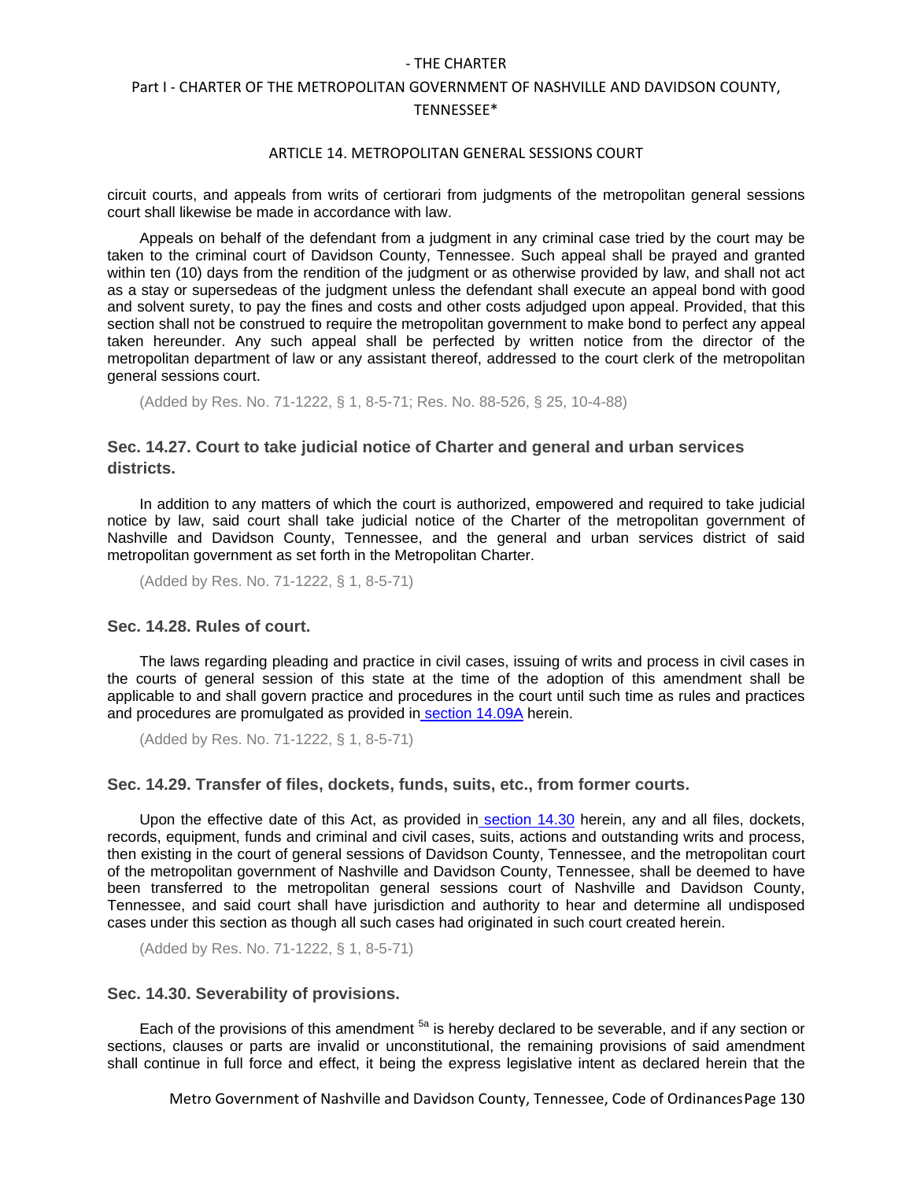circuit courts, and appeals from writs of certiorari from judgments of the metropolitan general sessions court shall likewise be made in accordance with law.

Appeals on behalf of the defendant from a judgment in any criminal case tried by the court may be taken to the criminal court of Davidson County, Tennessee. Such appeal shall be prayed and granted within ten (10) days from the rendition of the judgment or as otherwise provided by law, and shall not act as a stay or supersedeas of the judgment unless the defendant shall execute an appeal bond with good and solvent surety, to pay the fines and costs and other costs adjudged upon appeal. Provided, that this section shall not be construed to require the metropolitan government to make bond to perfect any appeal taken hereunder. Any such appeal shall be perfected by written notice from the director of the metropolitan department of law or any assistant thereof, addressed to the court clerk of the metropolitan general sessions court.

(Added by Res. No. 71-1222, § 1, 8-5-71; Res. No. 88-526, § 25, 10-4-88)

### Sec. 14.27. Court to take judicial notice of Charter and general and urban services districts.

In addition to any matters of which the court is authorized, empowered and required to take judicial notice by law, said court shall take judicial notice of the Charter of the metropolitan government of Nashville and Davidson County, Tennessee, and the general and urban services district of said metropolitan government as set forth in the Metropolitan Charter.

(Added by Res. No. 71-1222, § 1, 8-5-71)

### Sec. 14.28. Rules of court.

The laws regarding pleading and practice in civil cases, issuing of writs and process in civil cases in the courts of general session of this state at the time of the adoption of this amendment shall be applicable to and shall govern practice and procedures in the court until such time as rules and practices and procedures are promulgated as provided in section 14.09A herein.

(Added by Res. No. 71-1222, § 1, 8-5-71)

### Sec. 14.29. Transfer of files, dockets, funds, suits, etc., from former courts.

Upon the effective date of this Act, as provided in section 14.30 herein, any and all files, dockets, records, equipment, funds and criminal and civil cases, suits, actions and outstanding writs and process, then existing in the court of general sessions of Davidson County, Tennessee, and the metropolitan court of the metropolitan government of Nashville and Davidson County, Tennessee, shall be deemed to have been transferred to the metropolitan general sessions court of Nashville and Davidson County, Tennessee, and said court shall have jurisdiction and authority to hear and determine all undisposed cases under this section as though all such cases had originated in such court created herein.

(Added by Res. No. 71-1222, § 1, 8-5-71)

### Sec. 14.30. Severability of provisions.

Each of the provisions of this amendment [5a] is hereby declared to be severable, and if any section or sections, clauses or parts are invalid or unconstitutional, the remaining provisions of said amendment shall continue in full force and effect, it being the express legislative intent as declared herein that the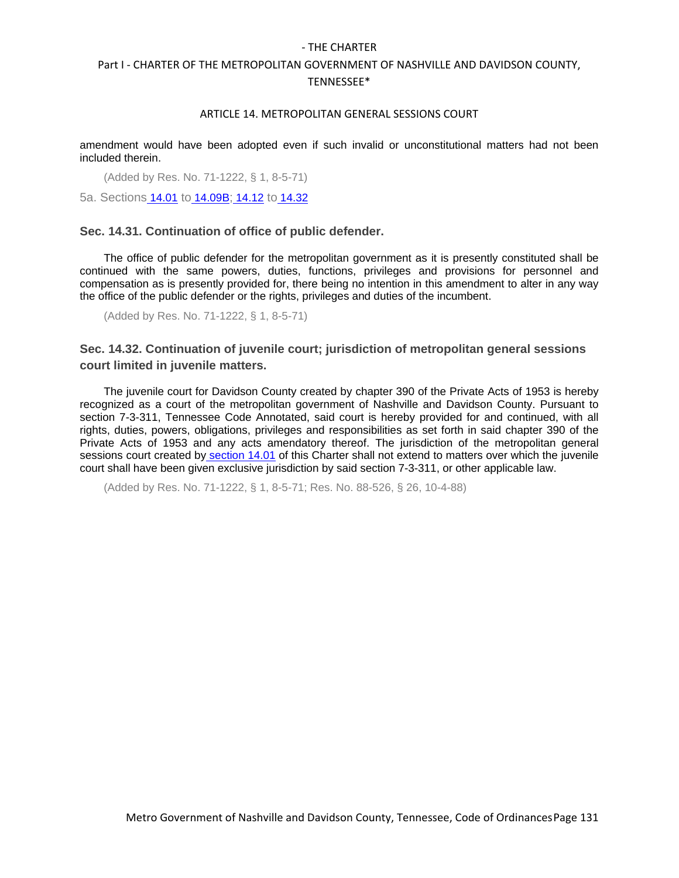amendment would have been adopted even if such invalid or unconstitutional matters had not been included therein.

(Added by Res. No. 71-1222, § 1, 8-5-71)

5a. Sections 14.01 to 14.09B; 14.12 to 14.32

### Sec. 14.31. Continuation of office of public defender.

The office of public defender for the metropolitan government as it is presently constituted shall be continued with the same powers, duties, functions, privileges and provisions for personnel and compensation as is presently provided for, there being no intention in this amendment to alter in any way the office of the public defender or the rights, privileges and duties of the incumbent.

(Added by Res. No. 71-1222, § 1, 8-5-71)

### Sec. 14.32. Continuation of juvenile court; jurisdiction of metropolitan general sessions court limited in juvenile matters.

The juvenile court for Davidson County created by chapter 390 of the Private Acts of 1953 is hereby recognized as a court of the metropolitan government of Nashville and Davidson County. Pursuant to section 7-3-311, Tennessee Code Annotated, said court is hereby provided for and continued, with all rights, duties, powers, obligations, privileges and responsibilities as set forth in said chapter 390 of the Private Acts of 1953 and any acts amendatory thereof. The jurisdiction of the metropolitan general sessions court created by section 14.01 of this Charter shall not extend to matters over which the juvenile court shall have been given exclusive jurisdiction by said section 7-3-311, or other applicable law.

(Added by Res. No. 71-1222, § 1, 8-5-71; Res. No. 88-526, § 26, 10-4-88)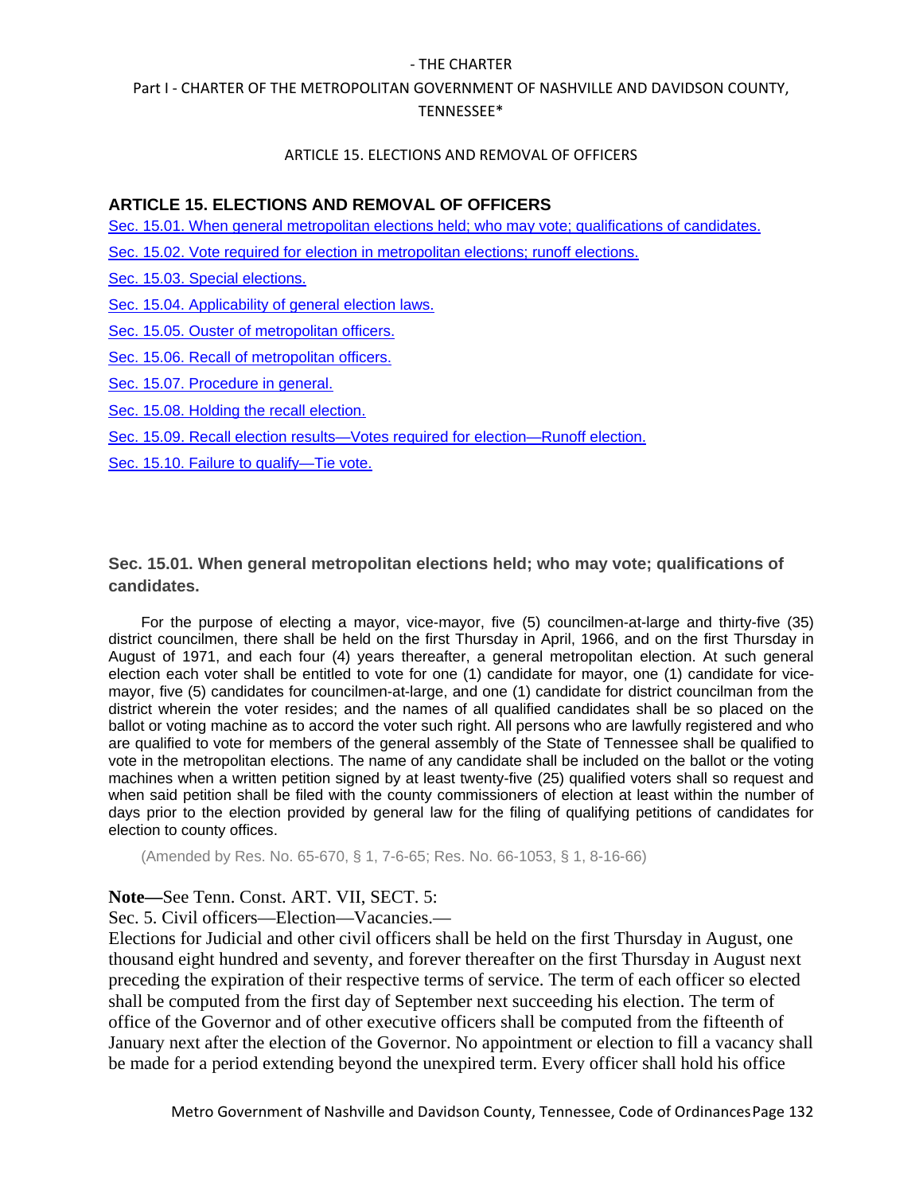## ARTICLE 15. ELECTIONS AND REMOVAL OF OFFICERS

Sec. 15.01. When general metropolitan elections held; who may vote; qualifications of candidates.

Sec. 15.02. Vote required for election in metropolitan elections; runoff elections.

Sec. 15.03. Special elections.

Sec. 15.04. Applicability of general election laws.

Sec. 15.05. Ouster of metropolitan officers.

Sec. 15.06. Recall of metropolitan officers.

Sec. 15.07. Procedure in general.

Sec. 15.08. Holding the recall election.

Sec. 15.09. Recall election results—Votes required for election—Runoff election.

Sec. 15.10. Failure to qualify—Tie vote.

### Sec. 15.01. When general metropolitan elections held; who may vote; qualifications of candidates.

For the purpose of electing a mayor, vice-mayor, five (5) councilmen-at-large and thirty-five (35) district councilmen, there shall be held on the first Thursday in April, 1966, and on the first Thursday in August of 1971, and each four (4) years thereafter, a general metropolitan election. At such general election each voter shall be entitled to vote for one (1) candidate for mayor, one (1) candidate for vice-mayor, five (5) candidates for councilmen-at-large, and one (1) candidate for district councilman from the district wherein the voter resides; and the names of all qualified candidates shall be so placed on the ballot or voting machine as to accord the voter such right. All persons who are lawfully registered and who are qualified to vote for members of the general assembly of the State of Tennessee shall be qualified to vote in the metropolitan elections. The name of any candidate shall be included on the ballot or the voting machines when a written petition signed by at least twenty-five (25) qualified voters shall so request and when said petition shall be filed with the county commissioners of election at least within the number of days prior to the election provided by general law for the filing of qualifying petitions of candidates for election to county offices.

(Amended by Res. No. 65-670, § 1, 7-6-65; Res. No. 66-1053, § 1, 8-16-66)

**Note—**See Tenn. Const. ART. VII, SECT. 5:

Sec. 5. Civil officers—Election—Vacancies.—

Elections for Judicial and other civil officers shall be held on the first Thursday in August, one thousand eight hundred and seventy, and forever thereafter on the first Thursday in August next preceding the expiration of their respective terms of service. The term of each officer so elected shall be computed from the first day of September next succeeding his election. The term of office of the Governor and of other executive officers shall be computed from the fifteenth of January next after the election of the Governor. No appointment or election to fill a vacancy shall be made for a period extending beyond the unexpired term. Every officer shall hold his office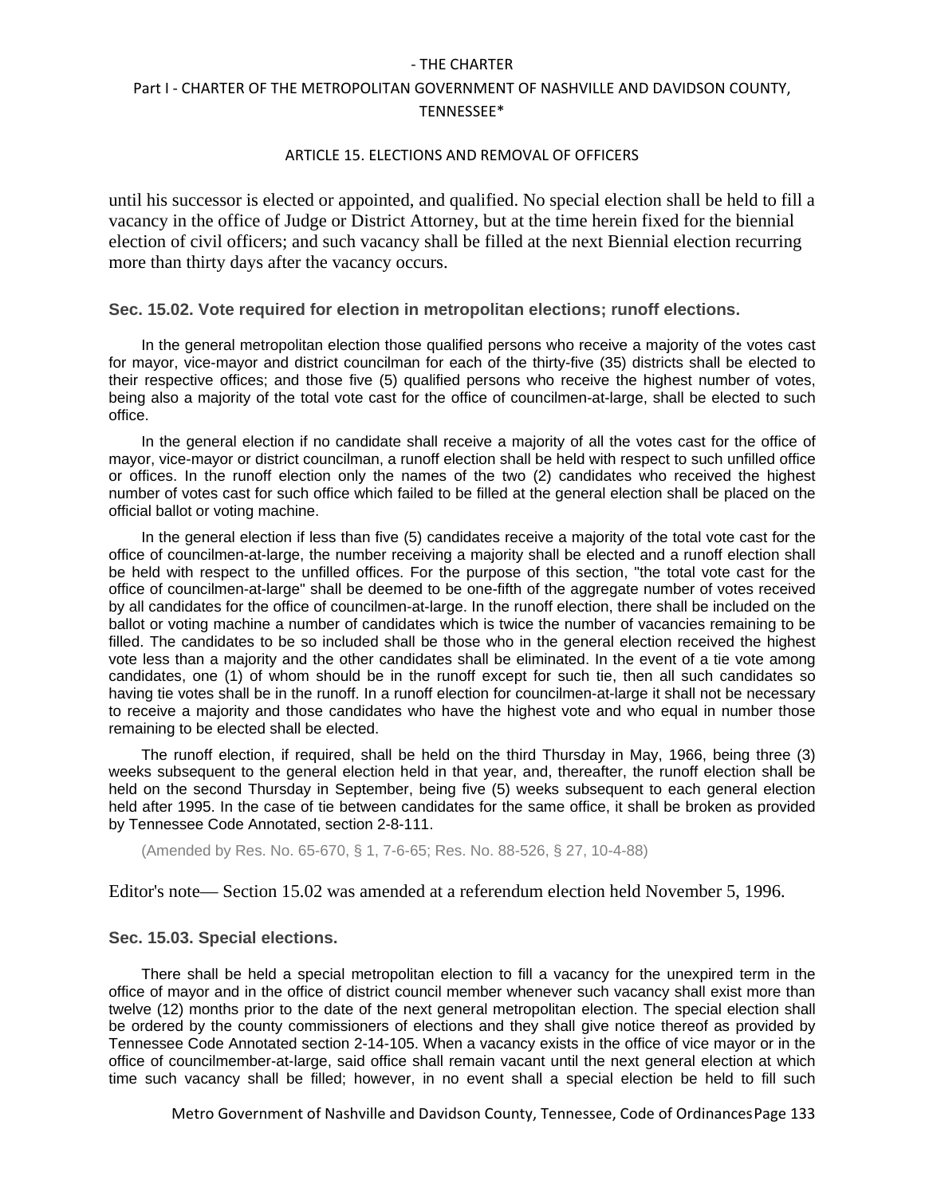until his successor is elected or appointed, and qualified. No special election shall be held to fill a vacancy in the office of Judge or District Attorney, but at the time herein fixed for the biennial election of civil officers; and such vacancy shall be filled at the next Biennial election recurring more than thirty days after the vacancy occurs.

### Sec. 15.02. Vote required for election in metropolitan elections; runoff elections.

In the general metropolitan election those qualified persons who receive a majority of the votes cast for mayor, vice-mayor and district councilman for each of the thirty-five (35) districts shall be elected to their respective offices; and those five (5) qualified persons who receive the highest number of votes, being also a majority of the total vote cast for the office of councilmen-at-large, shall be elected to such office.

In the general election if no candidate shall receive a majority of all the votes cast for the office of mayor, vice-mayor or district councilman, a runoff election shall be held with respect to such unfilled office or offices. In the runoff election only the names of the two (2) candidates who received the highest number of votes cast for such office which failed to be filled at the general election shall be placed on the official ballot or voting machine.

In the general election if less than five (5) candidates receive a majority of the total vote cast for the office of councilmen-at-large, the number receiving a majority shall be elected and a runoff election shall be held with respect to the unfilled offices. For the purpose of this section, "the total vote cast for the office of councilmen-at-large" shall be deemed to be one-fifth of the aggregate number of votes received by all candidates for the office of councilmen-at-large. In the runoff election, there shall be included on the ballot or voting machine a number of candidates which is twice the number of vacancies remaining to be filled. The candidates to be so included shall be those who in the general election received the highest vote less than a majority and the other candidates shall be eliminated. In the event of a tie vote among candidates, one (1) of whom should be in the runoff except for such tie, then all such candidates so having tie votes shall be in the runoff. In a runoff election for councilmen-at-large it shall not be necessary to receive a majority and those candidates who have the highest vote and who equal in number those remaining to be elected shall be elected.

The runoff election, if required, shall be held on the third Thursday in May, 1966, being three (3) weeks subsequent to the general election held in that year, and, thereafter, the runoff election shall be held on the second Thursday in September, being five (5) weeks subsequent to each general election held after 1995. In the case of tie between candidates for the same office, it shall be broken as provided by Tennessee Code Annotated, section 2-8-111.

(Amended by Res. No. 65-670, § 1, 7-6-65; Res. No. 88-526, § 27, 10-4-88)

Editor's note— Section 15.02 was amended at a referendum election held November 5, 1996.

### Sec. 15.03. Special elections.

There shall be held a special metropolitan election to fill a vacancy for the unexpired term in the office of mayor and in the office of district council member whenever such vacancy shall exist more than twelve (12) months prior to the date of the next general metropolitan election. The special election shall be ordered by the county commissioners of elections and they shall give notice thereof as provided by Tennessee Code Annotated section 2-14-105. When a vacancy exists in the office of vice mayor or in the office of councilmember-at-large, said office shall remain vacant until the next general election at which time such vacancy shall be filled; however, in no event shall a special election be held to fill such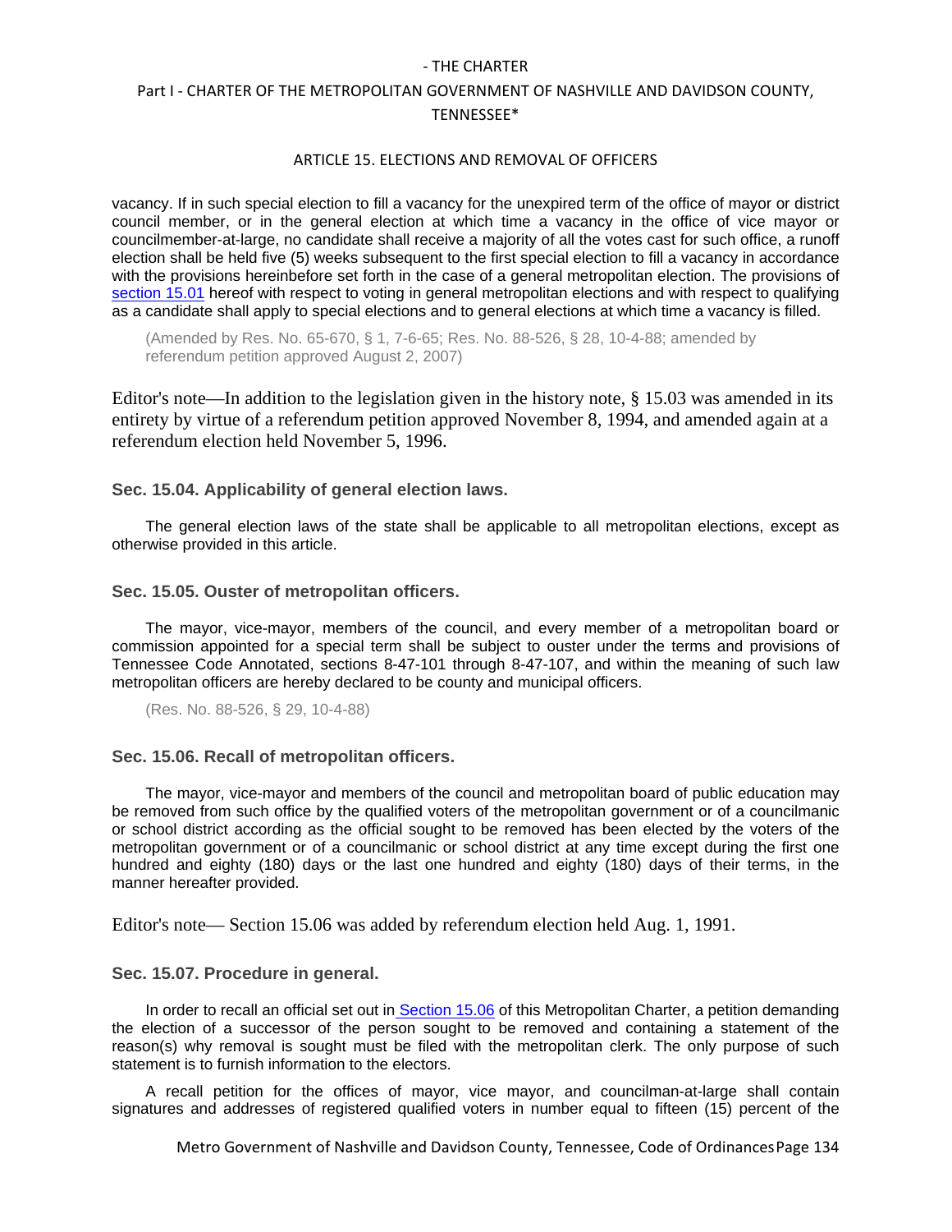vacancy. If in such special election to fill a vacancy for the unexpired term of the office of mayor or district council member, or in the general election at which time a vacancy in the office of vice mayor or councilmember-at-large, no candidate shall receive a majority of all the votes cast for such office, a runoff election shall be held five (5) weeks subsequent to the first special election to fill a vacancy in accordance with the provisions hereinbefore set forth in the case of a general metropolitan election. The provisions of section 15.01 hereof with respect to voting in general metropolitan elections and with respect to qualifying as a candidate shall apply to special elections and to general elections at which time a vacancy is filled.

(Amended by Res. No. 65-670, § 1, 7-6-65; Res. No. 88-526, § 28, 10-4-88; amended by referendum petition approved August 2, 2007)

Editor's note—In addition to the legislation given in the history note, § 15.03 was amended in its entirety by virtue of a referendum petition approved November 8, 1994, and amended again at a referendum election held November 5, 1996.

### Sec. 15.04. Applicability of general election laws.

The general election laws of the state shall be applicable to all metropolitan elections, except as otherwise provided in this article.

### Sec. 15.05. Ouster of metropolitan officers.

The mayor, vice-mayor, members of the council, and every member of a metropolitan board or commission appointed for a special term shall be subject to ouster under the terms and provisions of Tennessee Code Annotated, sections 8-47-101 through 8-47-107, and within the meaning of such law metropolitan officers are hereby declared to be county and municipal officers.

(Res. No. 88-526, § 29, 10-4-88)

### Sec. 15.06. Recall of metropolitan officers.

The mayor, vice-mayor and members of the council and metropolitan board of public education may be removed from such office by the qualified voters of the metropolitan government or of a councilmanic or school district according as the official sought to be removed has been elected by the voters of the metropolitan government or of a councilmanic or school district at any time except during the first one hundred and eighty (180) days or the last one hundred and eighty (180) days of their terms, in the manner hereafter provided.

Editor's note— Section 15.06 was added by referendum election held Aug. 1, 1991.

### Sec. 15.07. Procedure in general.

In order to recall an official set out in Section 15.06 of this Metropolitan Charter, a petition demanding the election of a successor of the person sought to be removed and containing a statement of the reason(s) why removal is sought must be filed with the metropolitan clerk. The only purpose of such statement is to furnish information to the electors.

A recall petition for the offices of mayor, vice mayor, and councilman-at-large shall contain signatures and addresses of registered qualified voters in number equal to fifteen (15) percent of the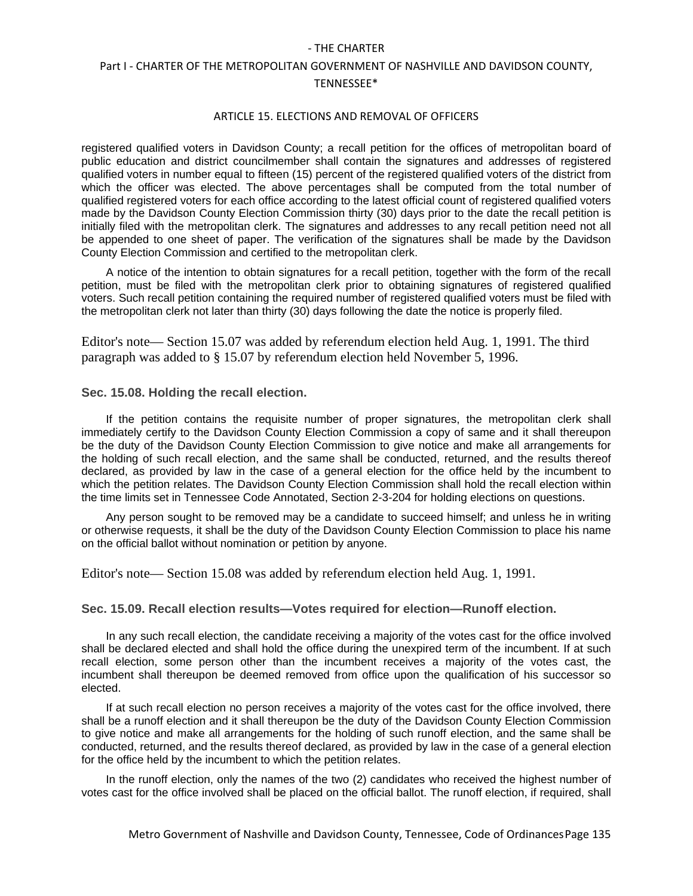registered qualified voters in Davidson County; a recall petition for the offices of metropolitan board of public education and district councilmember shall contain the signatures and addresses of registered qualified voters in number equal to fifteen (15) percent of the registered qualified voters of the district from which the officer was elected. The above percentages shall be computed from the total number of qualified registered voters for each office according to the latest official count of registered qualified voters made by the Davidson County Election Commission thirty (30) days prior to the date the recall petition is initially filed with the metropolitan clerk. The signatures and addresses to any recall petition need not all be appended to one sheet of paper. The verification of the signatures shall be made by the Davidson County Election Commission and certified to the metropolitan clerk.

A notice of the intention to obtain signatures for a recall petition, together with the form of the recall petition, must be filed with the metropolitan clerk prior to obtaining signatures of registered qualified voters. Such recall petition containing the required number of registered qualified voters must be filed with the metropolitan clerk not later than thirty (30) days following the date the notice is properly filed.

Editor's note— Section 15.07 was added by referendum election held Aug. 1, 1991. The third paragraph was added to § 15.07 by referendum election held November 5, 1996.

### Sec. 15.08. Holding the recall election.

If the petition contains the requisite number of proper signatures, the metropolitan clerk shall immediately certify to the Davidson County Election Commission a copy of same and it shall thereupon be the duty of the Davidson County Election Commission to give notice and make all arrangements for the holding of such recall election, and the same shall be conducted, returned, and the results thereof declared, as provided by law in the case of a general election for the office held by the incumbent to which the petition relates. The Davidson County Election Commission shall hold the recall election within the time limits set in Tennessee Code Annotated, Section 2-3-204 for holding elections on questions.

Any person sought to be removed may be a candidate to succeed himself; and unless he in writing or otherwise requests, it shall be the duty of the Davidson County Election Commission to place his name on the official ballot without nomination or petition by anyone.

Editor's note— Section 15.08 was added by referendum election held Aug. 1, 1991.

### Sec. 15.09. Recall election results—Votes required for election—Runoff election.

In any such recall election, the candidate receiving a majority of the votes cast for the office involved shall be declared elected and shall hold the office during the unexpired term of the incumbent. If at such recall election, some person other than the incumbent receives a majority of the votes cast, the incumbent shall thereupon be deemed removed from office upon the qualification of his successor so elected.

If at such recall election no person receives a majority of the votes cast for the office involved, there shall be a runoff election and it shall thereupon be the duty of the Davidson County Election Commission to give notice and make all arrangements for the holding of such runoff election, and the same shall be conducted, returned, and the results thereof declared, as provided by law in the case of a general election for the office held by the incumbent to which the petition relates.

In the runoff election, only the names of the two (2) candidates who received the highest number of votes cast for the office involved shall be placed on the official ballot. The runoff election, if required, shall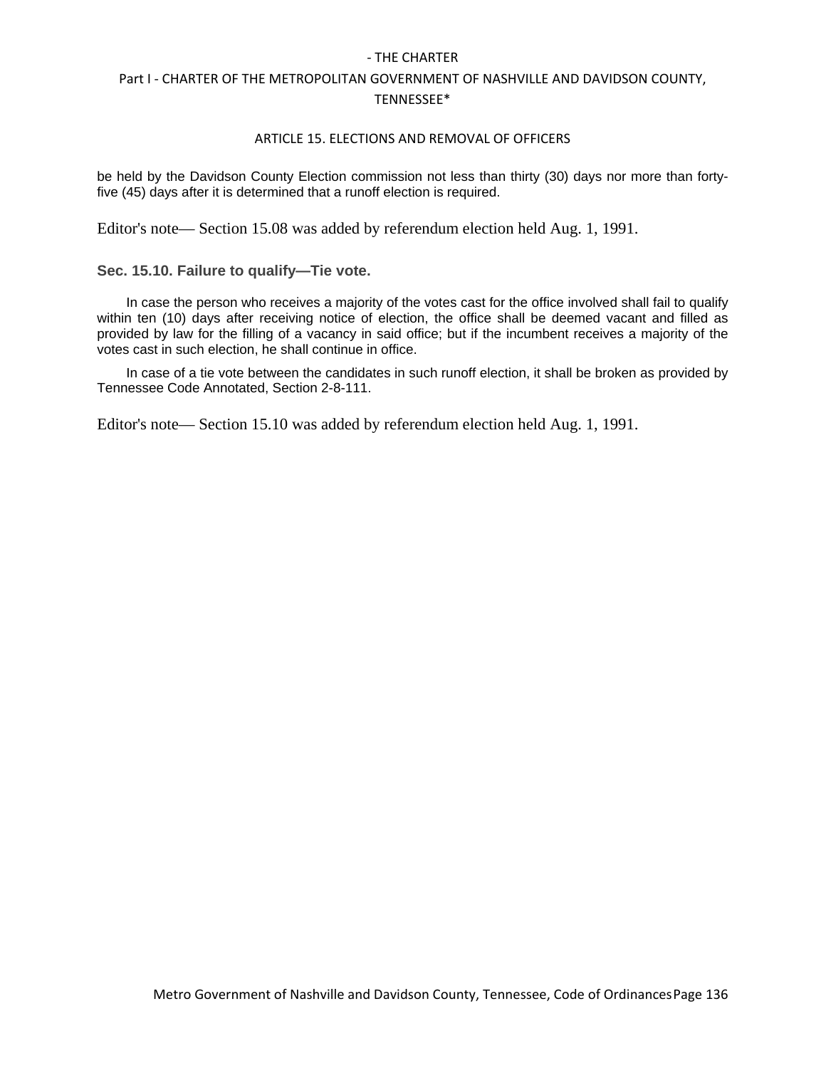be held by the Davidson County Election commission not less than thirty (30) days nor more than forty-five (45) days after it is determined that a runoff election is required.

Editor's note— Section 15.08 was added by referendum election held Aug. 1, 1991.

### Sec. 15.10. Failure to qualify—Tie vote.

In case the person who receives a majority of the votes cast for the office involved shall fail to qualify within ten (10) days after receiving notice of election, the office shall be deemed vacant and filled as provided by law for the filling of a vacancy in said office; but if the incumbent receives a majority of the votes cast in such election, he shall continue in office.

In case of a tie vote between the candidates in such runoff election, it shall be broken as provided by Tennessee Code Annotated, Section 2-8-111.

Editor's note— Section 15.10 was added by referendum election held Aug. 1, 1991.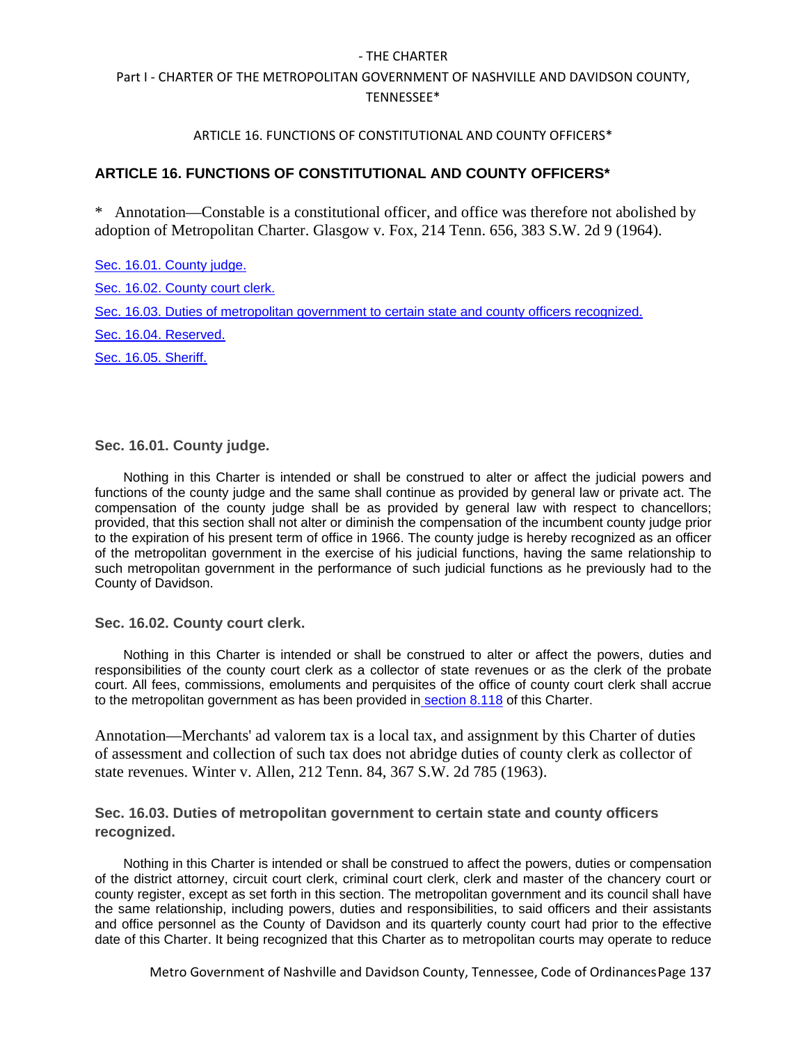## ARTICLE 16. FUNCTIONS OF CONSTITUTIONAL AND COUNTY OFFICERS*

* Annotation—Constable is a constitutional officer, and office was therefore not abolished by adoption of Metropolitan Charter. Glasgow v. Fox, 214 Tenn. 656, 383 S.W. 2d 9 (1964).

Sec. 16.01. County judge.

Sec. 16.02. County court clerk.

Sec. 16.03. Duties of metropolitan government to certain state and county officers recognized.

Sec. 16.04. Reserved.

Sec. 16.05. Sheriff.

### Sec. 16.01. County judge.

Nothing in this Charter is intended or shall be construed to alter or affect the judicial powers and functions of the county judge and the same shall continue as provided by general law or private act. The compensation of the county judge shall be as provided by general law with respect to chancellors; provided, that this section shall not alter or diminish the compensation of the incumbent county judge prior to the expiration of his present term of office in 1966. The county judge is hereby recognized as an officer of the metropolitan government in the exercise of his judicial functions, having the same relationship to such metropolitan government in the performance of such judicial functions as he previously had to the County of Davidson.

### Sec. 16.02. County court clerk.

Nothing in this Charter is intended or shall be construed to alter or affect the powers, duties and responsibilities of the county court clerk as a collector of state revenues or as the clerk of the probate court. All fees, commissions, emoluments and perquisites of the office of county court clerk shall accrue to the metropolitan government as has been provided in section 8.118 of this Charter.

Annotation—Merchants' ad valorem tax is a local tax, and assignment by this Charter of duties of assessment and collection of such tax does not abridge duties of county clerk as collector of state revenues. Winter v. Allen, 212 Tenn. 84, 367 S.W. 2d 785 (1963).

### Sec. 16.03. Duties of metropolitan government to certain state and county officers recognized.

Nothing in this Charter is intended or shall be construed to affect the powers, duties or compensation of the district attorney, circuit court clerk, criminal court clerk, clerk and master of the chancery court or county register, except as set forth in this section. The metropolitan government and its council shall have the same relationship, including powers, duties and responsibilities, to said officers and their assistants and office personnel as the County of Davidson and its quarterly county court had prior to the effective date of this Charter. It being recognized that this Charter as to metropolitan courts may operate to reduce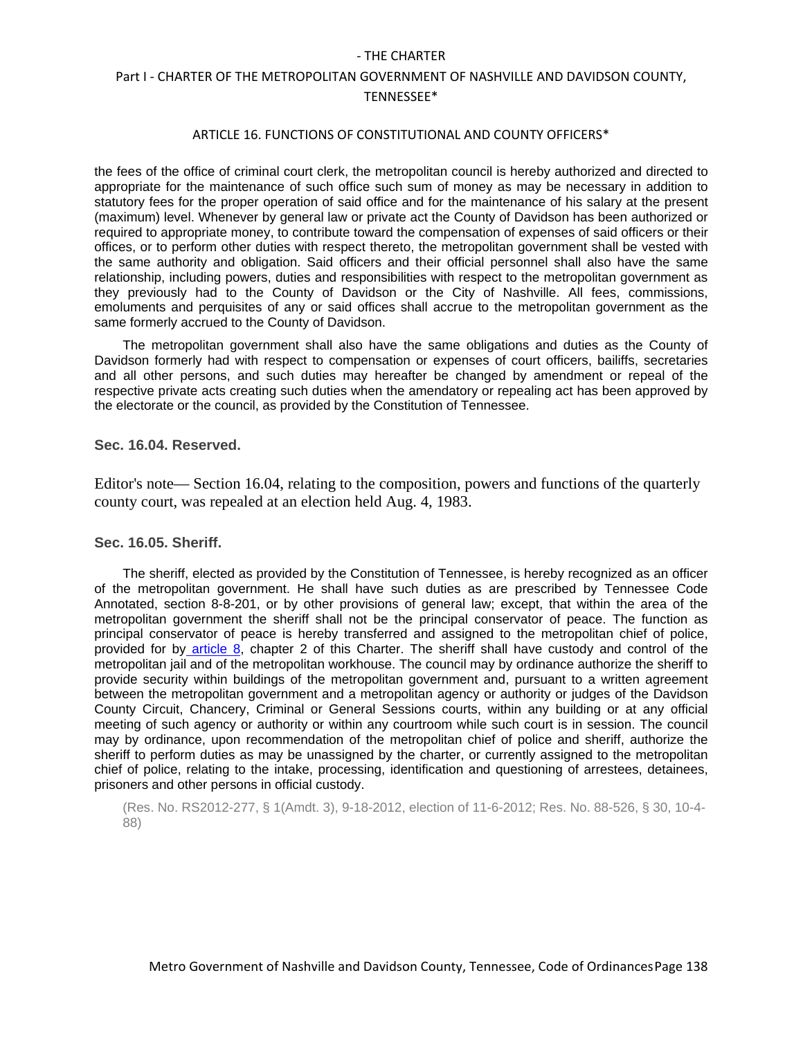the fees of the office of criminal court clerk, the metropolitan council is hereby authorized and directed to appropriate for the maintenance of such office such sum of money as may be necessary in addition to statutory fees for the proper operation of said office and for the maintenance of his salary at the present (maximum) level. Whenever by general law or private act the County of Davidson has been authorized or required to appropriate money, to contribute toward the compensation of expenses of said officers or their offices, or to perform other duties with respect thereto, the metropolitan government shall be vested with the same authority and obligation. Said officers and their official personnel shall also have the same relationship, including powers, duties and responsibilities with respect to the metropolitan government as they previously had to the County of Davidson or the City of Nashville. All fees, commissions, emoluments and perquisites of any or said offices shall accrue to the metropolitan government as the same formerly accrued to the County of Davidson.

The metropolitan government shall also have the same obligations and duties as the County of Davidson formerly had with respect to compensation or expenses of court officers, bailiffs, secretaries and all other persons, and such duties may hereafter be changed by amendment or repeal of the respective private acts creating such duties when the amendatory or repealing act has been approved by the electorate or the council, as provided by the Constitution of Tennessee.

### Sec. 16.04. Reserved.

Editor's note— Section 16.04, relating to the composition, powers and functions of the quarterly county court, was repealed at an election held Aug. 4, 1983.

### Sec. 16.05. Sheriff.

The sheriff, elected as provided by the Constitution of Tennessee, is hereby recognized as an officer of the metropolitan government. He shall have such duties as are prescribed by Tennessee Code Annotated, section 8-8-201, or by other provisions of general law; except, that within the area of the metropolitan government the sheriff shall not be the principal conservator of peace. The function as principal conservator of peace is hereby transferred and assigned to the metropolitan chief of police, provided for by article 8, chapter 2 of this Charter. The sheriff shall have custody and control of the metropolitan jail and of the metropolitan workhouse. The council may by ordinance authorize the sheriff to provide security within buildings of the metropolitan government and, pursuant to a written agreement between the metropolitan government and a metropolitan agency or authority or judges of the Davidson County Circuit, Chancery, Criminal or General Sessions courts, within any building or at any official meeting of such agency or authority or within any courtroom while such court is in session. The council may by ordinance, upon recommendation of the metropolitan chief of police and sheriff, authorize the sheriff to perform duties as may be unassigned by the charter, or currently assigned to the metropolitan chief of police, relating to the intake, processing, identification and questioning of arrestees, detainees, prisoners and other persons in official custody.

(Res. No. RS2012-277, § 1(Amdt. 3), 9-18-2012, election of 11-6-2012; Res. No. 88-526, § 30, 10-4-88)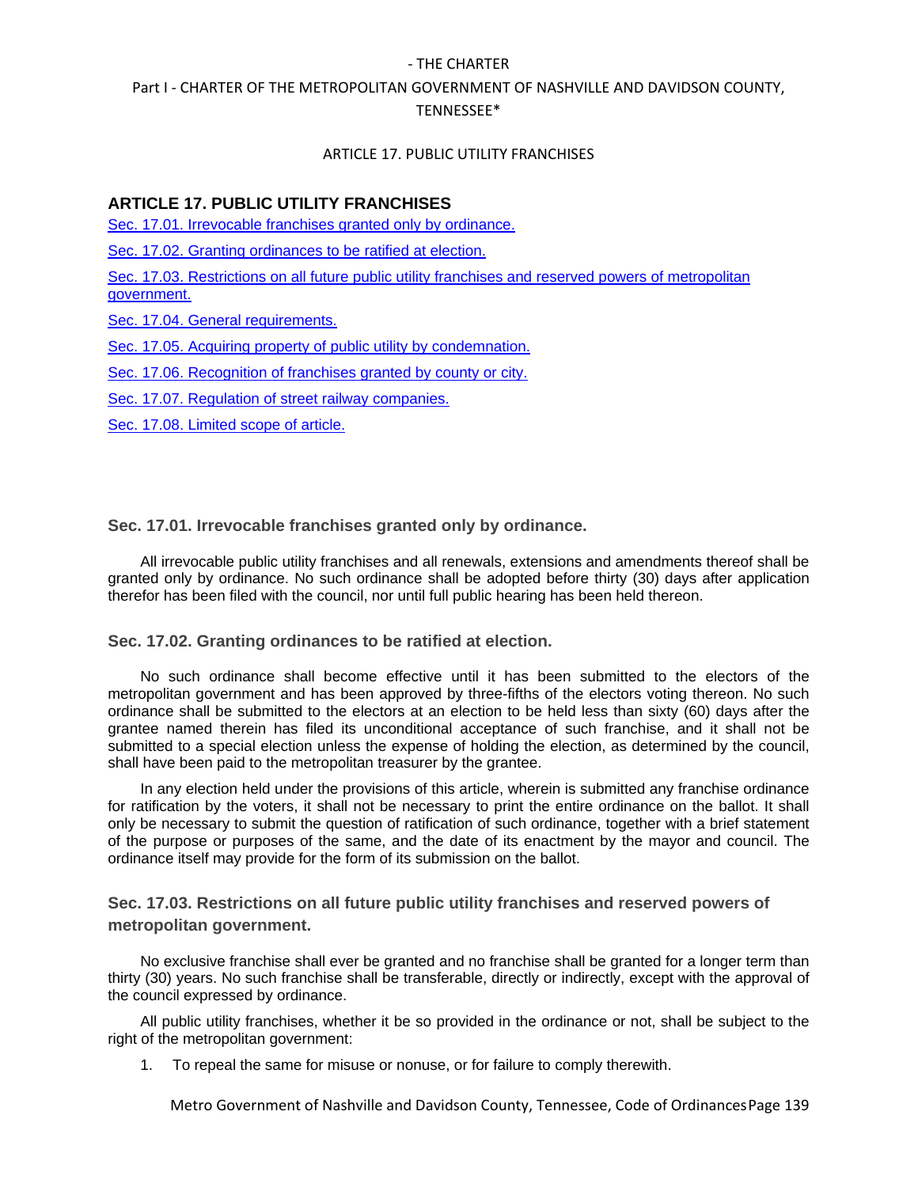## ARTICLE 17. PUBLIC UTILITY FRANCHISES

Sec. 17.01. Irrevocable franchises granted only by ordinance.

Sec. 17.02. Granting ordinances to be ratified at election.

Sec. 17.03. Restrictions on all future public utility franchises and reserved powers of metropolitan government.

Sec. 17.04. General requirements.

Sec. 17.05. Acquiring property of public utility by condemnation.

Sec. 17.06. Recognition of franchises granted by county or city.

Sec. 17.07. Regulation of street railway companies.

Sec. 17.08. Limited scope of article.

### Sec. 17.01. Irrevocable franchises granted only by ordinance.

All irrevocable public utility franchises and all renewals, extensions and amendments thereof shall be granted only by ordinance. No such ordinance shall be adopted before thirty (30) days after application therefor has been filed with the council, nor until full public hearing has been held thereon.

### Sec. 17.02. Granting ordinances to be ratified at election.

No such ordinance shall become effective until it has been submitted to the electors of the metropolitan government and has been approved by three-fifths of the electors voting thereon. No such ordinance shall be submitted to the electors at an election to be held less than sixty (60) days after the grantee named therein has filed its unconditional acceptance of such franchise, and it shall not be submitted to a special election unless the expense of holding the election, as determined by the council, shall have been paid to the metropolitan treasurer by the grantee.

In any election held under the provisions of this article, wherein is submitted any franchise ordinance for ratification by the voters, it shall not be necessary to print the entire ordinance on the ballot. It shall only be necessary to submit the question of ratification of such ordinance, together with a brief statement of the purpose or purposes of the same, and the date of its enactment by the mayor and council. The ordinance itself may provide for the form of its submission on the ballot.

### Sec. 17.03. Restrictions on all future public utility franchises and reserved powers of metropolitan government.

No exclusive franchise shall ever be granted and no franchise shall be granted for a longer term than thirty (30) years. No such franchise shall be transferable, directly or indirectly, except with the approval of the council expressed by ordinance.

All public utility franchises, whether it be so provided in the ordinance or not, shall be subject to the right of the metropolitan government:

1. To repeal the same for misuse or nonuse, or for failure to comply therewith.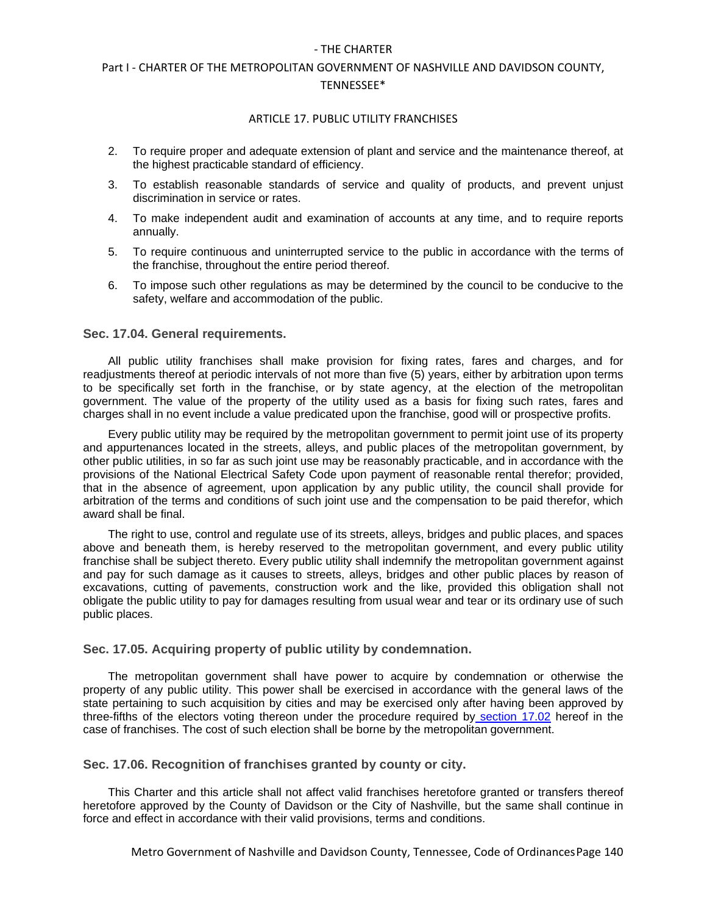2. To require proper and adequate extension of plant and service and the maintenance thereof, at the highest practicable standard of efficiency.
3. To establish reasonable standards of service and quality of products, and prevent unjust discrimination in service or rates.
4. To make independent audit and examination of accounts at any time, and to require reports annually.
5. To require continuous and uninterrupted service to the public in accordance with the terms of the franchise, throughout the entire period thereof.
6. To impose such other regulations as may be determined by the council to be conducive to the safety, welfare and accommodation of the public.

### Sec. 17.04. General requirements.

All public utility franchises shall make provision for fixing rates, fares and charges, and for readjustments thereof at periodic intervals of not more than five (5) years, either by arbitration upon terms to be specifically set forth in the franchise, or by state agency, at the election of the metropolitan government. The value of the property of the utility used as a basis for fixing such rates, fares and charges shall in no event include a value predicated upon the franchise, good will or prospective profits.

Every public utility may be required by the metropolitan government to permit joint use of its property and appurtenances located in the streets, alleys, and public places of the metropolitan government, by other public utilities, in so far as such joint use may be reasonably practicable, and in accordance with the provisions of the National Electrical Safety Code upon payment of reasonable rental therefor; provided, that in the absence of agreement, upon application by any public utility, the council shall provide for arbitration of the terms and conditions of such joint use and the compensation to be paid therefor, which award shall be final.

The right to use, control and regulate use of its streets, alleys, bridges and public places, and spaces above and beneath them, is hereby reserved to the metropolitan government, and every public utility franchise shall be subject thereto. Every public utility shall indemnify the metropolitan government against and pay for such damage as it causes to streets, alleys, bridges and other public places by reason of excavations, cutting of pavements, construction work and the like, provided this obligation shall not obligate the public utility to pay for damages resulting from usual wear and tear or its ordinary use of such public places.

### Sec. 17.05. Acquiring property of public utility by condemnation.

The metropolitan government shall have power to acquire by condemnation or otherwise the property of any public utility. This power shall be exercised in accordance with the general laws of the state pertaining to such acquisition by cities and may be exercised only after having been approved by three-fifths of the electors voting thereon under the procedure required by section 17.02 hereof in the case of franchises. The cost of such election shall be borne by the metropolitan government.

### Sec. 17.06. Recognition of franchises granted by county or city.

This Charter and this article shall not affect valid franchises heretofore granted or transfers thereof heretofore approved by the County of Davidson or the City of Nashville, but the same shall continue in force and effect in accordance with their valid provisions, terms and conditions.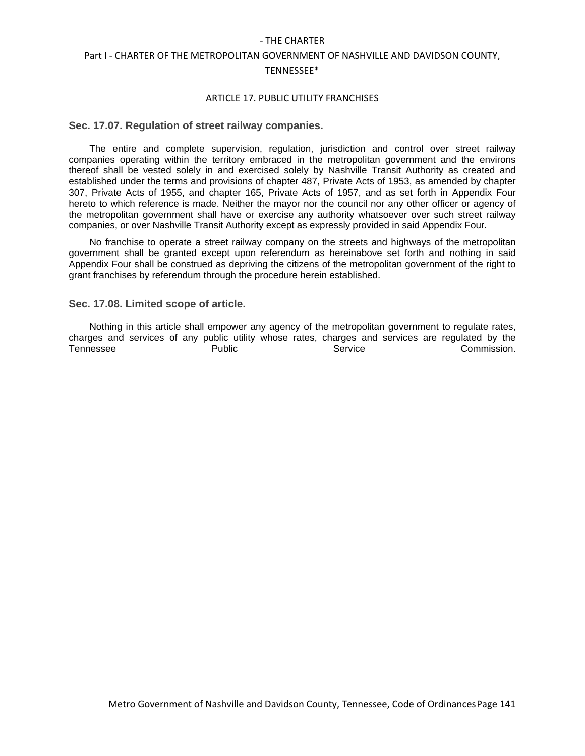## Sec. 17.07. Regulation of street railway companies.

The entire and complete supervision, regulation, jurisdiction and control over street railway companies operating within the territory embraced in the metropolitan government and the environs thereof shall be vested solely in and exercised solely by Nashville Transit Authority as created and established under the terms and provisions of chapter 487, Private Acts of 1953, as amended by chapter 307, Private Acts of 1955, and chapter 165, Private Acts of 1957, and as set forth in Appendix Four hereto to which reference is made. Neither the mayor nor the council nor any other officer or agency of the metropolitan government shall have or exercise any authority whatsoever over such street railway companies, or over Nashville Transit Authority except as expressly provided in said Appendix Four.

No franchise to operate a street railway company on the streets and highways of the metropolitan government shall be granted except upon referendum as hereinabove set forth and nothing in said Appendix Four shall be construed as depriving the citizens of the metropolitan government of the right to grant franchises by referendum through the procedure herein established.

## Sec. 17.08. Limited scope of article.

Nothing in this article shall empower any agency of the metropolitan government to regulate rates, charges and services of any public utility whose rates, charges and services are regulated by the Tennessee Public Service Commission.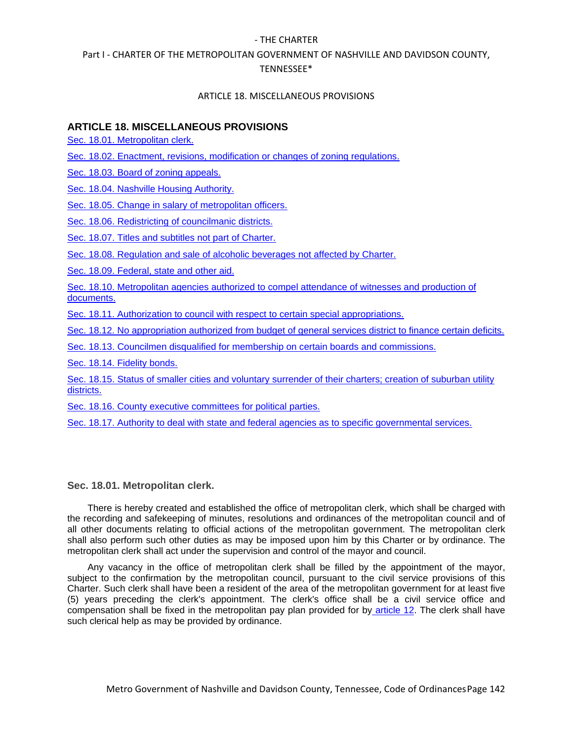## ARTICLE 18. MISCELLANEOUS PROVISIONS

Sec. 18.01. Metropolitan clerk.

Sec. 18.02. Enactment, revisions, modification or changes of zoning regulations.

Sec. 18.03. Board of zoning appeals.

Sec. 18.04. Nashville Housing Authority.

Sec. 18.05. Change in salary of metropolitan officers.

Sec. 18.06. Redistricting of councilmanic districts.

Sec. 18.07. Titles and subtitles not part of Charter.

Sec. 18.08. Regulation and sale of alcoholic beverages not affected by Charter.

Sec. 18.09. Federal, state and other aid.

Sec. 18.10. Metropolitan agencies authorized to compel attendance of witnesses and production of documents.

Sec. 18.11. Authorization to council with respect to certain special appropriations.

Sec. 18.12. No appropriation authorized from budget of general services district to finance certain deficits.

Sec. 18.13. Councilmen disqualified for membership on certain boards and commissions.

Sec. 18.14. Fidelity bonds.

Sec. 18.15. Status of smaller cities and voluntary surrender of their charters; creation of suburban utility districts.

Sec. 18.16. County executive committees for political parties.

Sec. 18.17. Authority to deal with state and federal agencies as to specific governmental services.

### Sec. 18.01. Metropolitan clerk.

There is hereby created and established the office of metropolitan clerk, which shall be charged with the recording and safekeeping of minutes, resolutions and ordinances of the metropolitan council and of all other documents relating to official actions of the metropolitan government. The metropolitan clerk shall also perform such other duties as may be imposed upon him by this Charter or by ordinance. The metropolitan clerk shall act under the supervision and control of the mayor and council.

Any vacancy in the office of metropolitan clerk shall be filled by the appointment of the mayor, subject to the confirmation by the metropolitan council, pursuant to the civil service provisions of this Charter. Such clerk shall have been a resident of the area of the metropolitan government for at least five (5) years preceding the clerk's appointment. The clerk's office shall be a civil service office and compensation shall be fixed in the metropolitan pay plan provided for by article 12. The clerk shall have such clerical help as may be provided by ordinance.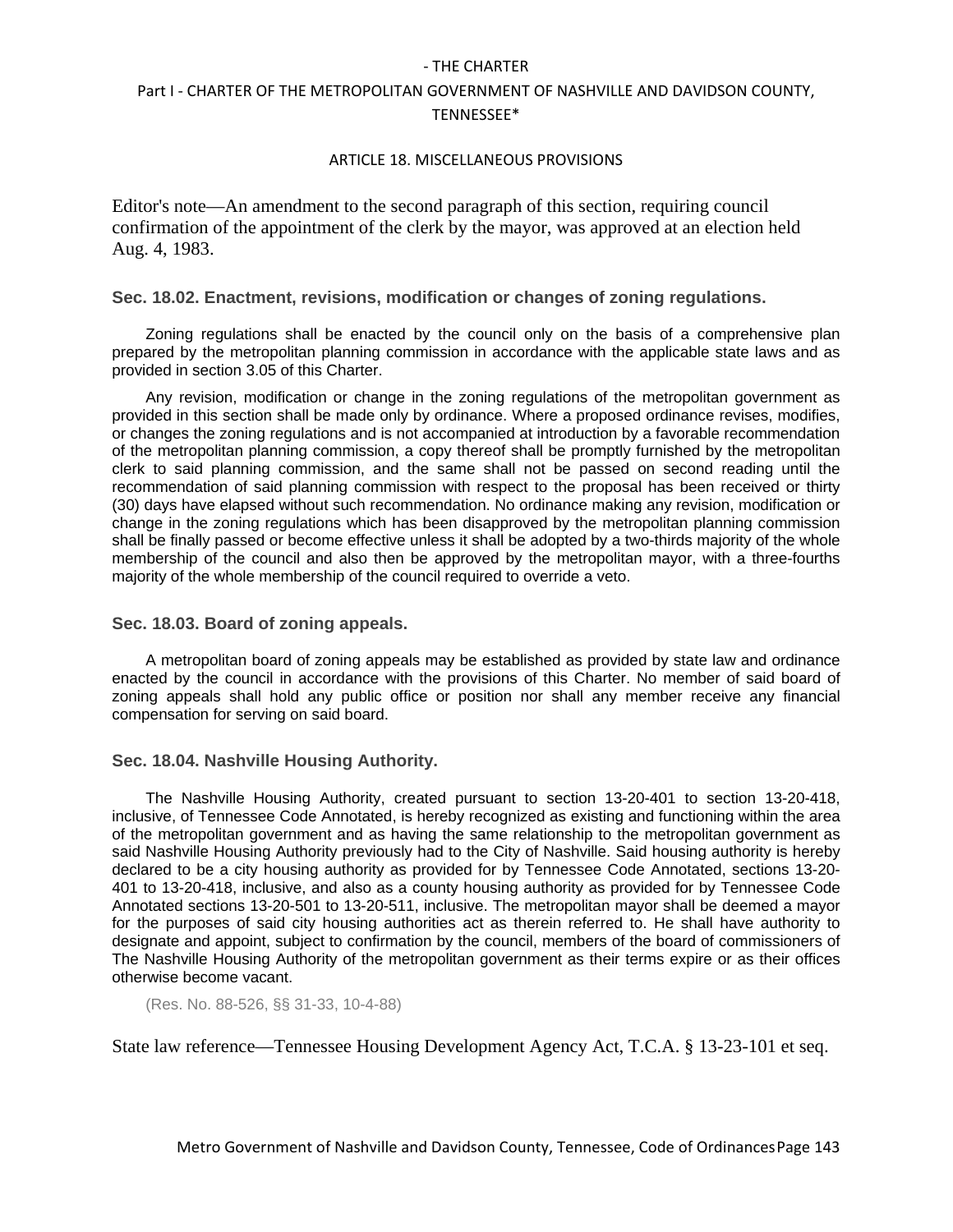Editor's note—An amendment to the second paragraph of this section, requiring council confirmation of the appointment of the clerk by the mayor, was approved at an election held Aug. 4, 1983.

### Sec. 18.02. Enactment, revisions, modification or changes of zoning regulations.

Zoning regulations shall be enacted by the council only on the basis of a comprehensive plan prepared by the metropolitan planning commission in accordance with the applicable state laws and as provided in section 3.05 of this Charter.

Any revision, modification or change in the zoning regulations of the metropolitan government as provided in this section shall be made only by ordinance. Where a proposed ordinance revises, modifies, or changes the zoning regulations and is not accompanied at introduction by a favorable recommendation of the metropolitan planning commission, a copy thereof shall be promptly furnished by the metropolitan clerk to said planning commission, and the same shall not be passed on second reading until the recommendation of said planning commission with respect to the proposal has been received or thirty (30) days have elapsed without such recommendation. No ordinance making any revision, modification or change in the zoning regulations which has been disapproved by the metropolitan planning commission shall be finally passed or become effective unless it shall be adopted by a two-thirds majority of the whole membership of the council and also then be approved by the metropolitan mayor, with a three-fourths majority of the whole membership of the council required to override a veto.

### Sec. 18.03. Board of zoning appeals.

A metropolitan board of zoning appeals may be established as provided by state law and ordinance enacted by the council in accordance with the provisions of this Charter. No member of said board of zoning appeals shall hold any public office or position nor shall any member receive any financial compensation for serving on said board.

### Sec. 18.04. Nashville Housing Authority.

The Nashville Housing Authority, created pursuant to section 13-20-401 to section 13-20-418, inclusive, of Tennessee Code Annotated, is hereby recognized as existing and functioning within the area of the metropolitan government and as having the same relationship to the metropolitan government as said Nashville Housing Authority previously had to the City of Nashville. Said housing authority is hereby declared to be a city housing authority as provided for by Tennessee Code Annotated, sections 13-20-401 to 13-20-418, inclusive, and also as a county housing authority as provided for by Tennessee Code Annotated sections 13-20-501 to 13-20-511, inclusive. The metropolitan mayor shall be deemed a mayor for the purposes of said city housing authorities act as therein referred to. He shall have authority to designate and appoint, subject to confirmation by the council, members of the board of commissioners of The Nashville Housing Authority of the metropolitan government as their terms expire or as their offices otherwise become vacant.

(Res. No. 88-526, §§ 31-33, 10-4-88)

State law reference—Tennessee Housing Development Agency Act, T.C.A. § 13-23-101 et seq.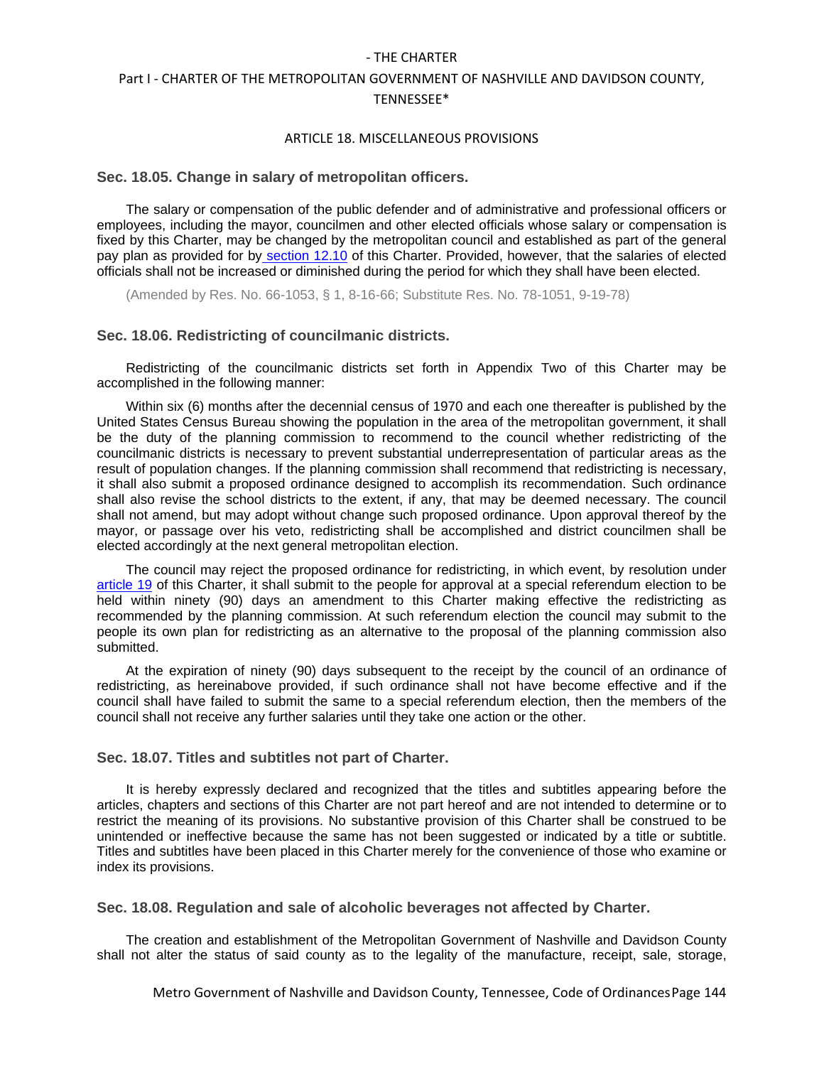### Sec. 18.05. Change in salary of metropolitan officers.

The salary or compensation of the public defender and of administrative and professional officers or employees, including the mayor, councilmen and other elected officials whose salary or compensation is fixed by this Charter, may be changed by the metropolitan council and established as part of the general pay plan as provided for by section 12.10 of this Charter. Provided, however, that the salaries of elected officials shall not be increased or diminished during the period for which they shall have been elected.

(Amended by Res. No. 66-1053, § 1, 8-16-66; Substitute Res. No. 78-1051, 9-19-78)

### Sec. 18.06. Redistricting of councilmanic districts.

Redistricting of the councilmanic districts set forth in Appendix Two of this Charter may be accomplished in the following manner:

Within six (6) months after the decennial census of 1970 and each one thereafter is published by the United States Census Bureau showing the population in the area of the metropolitan government, it shall be the duty of the planning commission to recommend to the council whether redistricting of the councilmanic districts is necessary to prevent substantial underrepresentation of particular areas as the result of population changes. If the planning commission shall recommend that redistricting is necessary, it shall also submit a proposed ordinance designed to accomplish its recommendation. Such ordinance shall also revise the school districts to the extent, if any, that may be deemed necessary. The council shall not amend, but may adopt without change such proposed ordinance. Upon approval thereof by the mayor, or passage over his veto, redistricting shall be accomplished and district councilmen shall be elected accordingly at the next general metropolitan election.

The council may reject the proposed ordinance for redistricting, in which event, by resolution under article 19 of this Charter, it shall submit to the people for approval at a special referendum election to be held within ninety (90) days an amendment to this Charter making effective the redistricting as recommended by the planning commission. At such referendum election the council may submit to the people its own plan for redistricting as an alternative to the proposal of the planning commission also submitted.

At the expiration of ninety (90) days subsequent to the receipt by the council of an ordinance of redistricting, as hereinabove provided, if such ordinance shall not have become effective and if the council shall have failed to submit the same to a special referendum election, then the members of the council shall not receive any further salaries until they take one action or the other.

### Sec. 18.07. Titles and subtitles not part of Charter.

It is hereby expressly declared and recognized that the titles and subtitles appearing before the articles, chapters and sections of this Charter are not part hereof and are not intended to determine or to restrict the meaning of its provisions. No substantive provision of this Charter shall be construed to be unintended or ineffective because the same has not been suggested or indicated by a title or subtitle. Titles and subtitles have been placed in this Charter merely for the convenience of those who examine or index its provisions.

### Sec. 18.08. Regulation and sale of alcoholic beverages not affected by Charter.

The creation and establishment of the Metropolitan Government of Nashville and Davidson County shall not alter the status of said county as to the legality of the manufacture, receipt, sale, storage,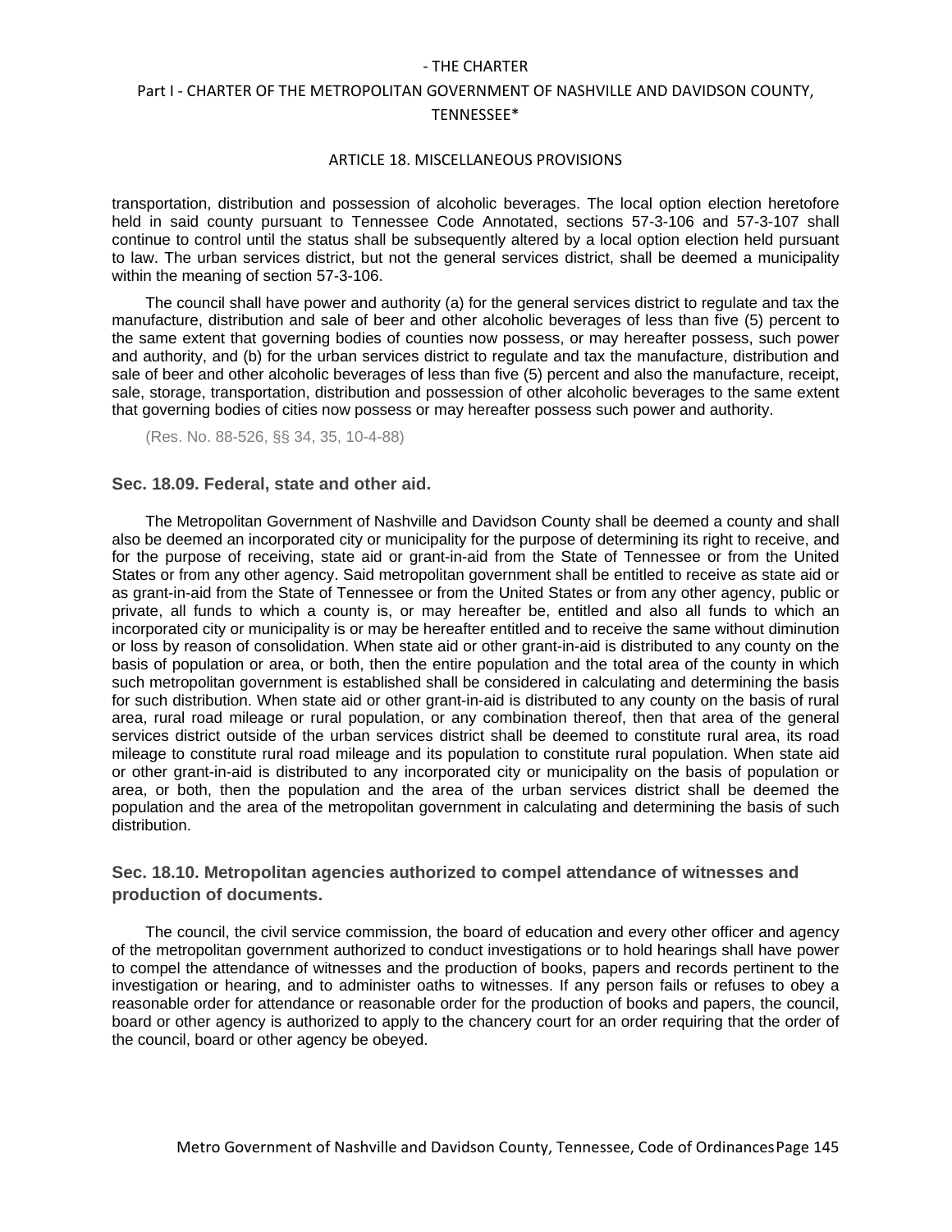transportation, distribution and possession of alcoholic beverages. The local option election heretofore held in said county pursuant to Tennessee Code Annotated, sections 57-3-106 and 57-3-107 shall continue to control until the status shall be subsequently altered by a local option election held pursuant to law. The urban services district, but not the general services district, shall be deemed a municipality within the meaning of section 57-3-106.

The council shall have power and authority (a) for the general services district to regulate and tax the manufacture, distribution and sale of beer and other alcoholic beverages of less than five (5) percent to the same extent that governing bodies of counties now possess, or may hereafter possess, such power and authority, and (b) for the urban services district to regulate and tax the manufacture, distribution and sale of beer and other alcoholic beverages of less than five (5) percent and also the manufacture, receipt, sale, storage, transportation, distribution and possession of other alcoholic beverages to the same extent that governing bodies of cities now possess or may hereafter possess such power and authority.

(Res. No. 88-526, §§ 34, 35, 10-4-88)

### Sec. 18.09. Federal, state and other aid.

The Metropolitan Government of Nashville and Davidson County shall be deemed a county and shall also be deemed an incorporated city or municipality for the purpose of determining its right to receive, and for the purpose of receiving, state aid or grant-in-aid from the State of Tennessee or from the United States or from any other agency. Said metropolitan government shall be entitled to receive as state aid or as grant-in-aid from the State of Tennessee or from the United States or from any other agency, public or private, all funds to which a county is, or may hereafter be, entitled and also all funds to which an incorporated city or municipality is or may be hereafter entitled and to receive the same without diminution or loss by reason of consolidation. When state aid or other grant-in-aid is distributed to any county on the basis of population or area, or both, then the entire population and the total area of the county in which such metropolitan government is established shall be considered in calculating and determining the basis for such distribution. When state aid or other grant-in-aid is distributed to any county on the basis of rural area, rural road mileage or rural population, or any combination thereof, then that area of the general services district outside of the urban services district shall be deemed to constitute rural area, its road mileage to constitute rural road mileage and its population to constitute rural population. When state aid or other grant-in-aid is distributed to any incorporated city or municipality on the basis of population or area, or both, then the population and the area of the urban services district shall be deemed the population and the area of the metropolitan government in calculating and determining the basis of such distribution.

### Sec. 18.10. Metropolitan agencies authorized to compel attendance of witnesses and production of documents.

The council, the civil service commission, the board of education and every other officer and agency of the metropolitan government authorized to conduct investigations or to hold hearings shall have power to compel the attendance of witnesses and the production of books, papers and records pertinent to the investigation or hearing, and to administer oaths to witnesses. If any person fails or refuses to obey a reasonable order for attendance or reasonable order for the production of books and papers, the council, board or other agency is authorized to apply to the chancery court for an order requiring that the order of the council, board or other agency be obeyed.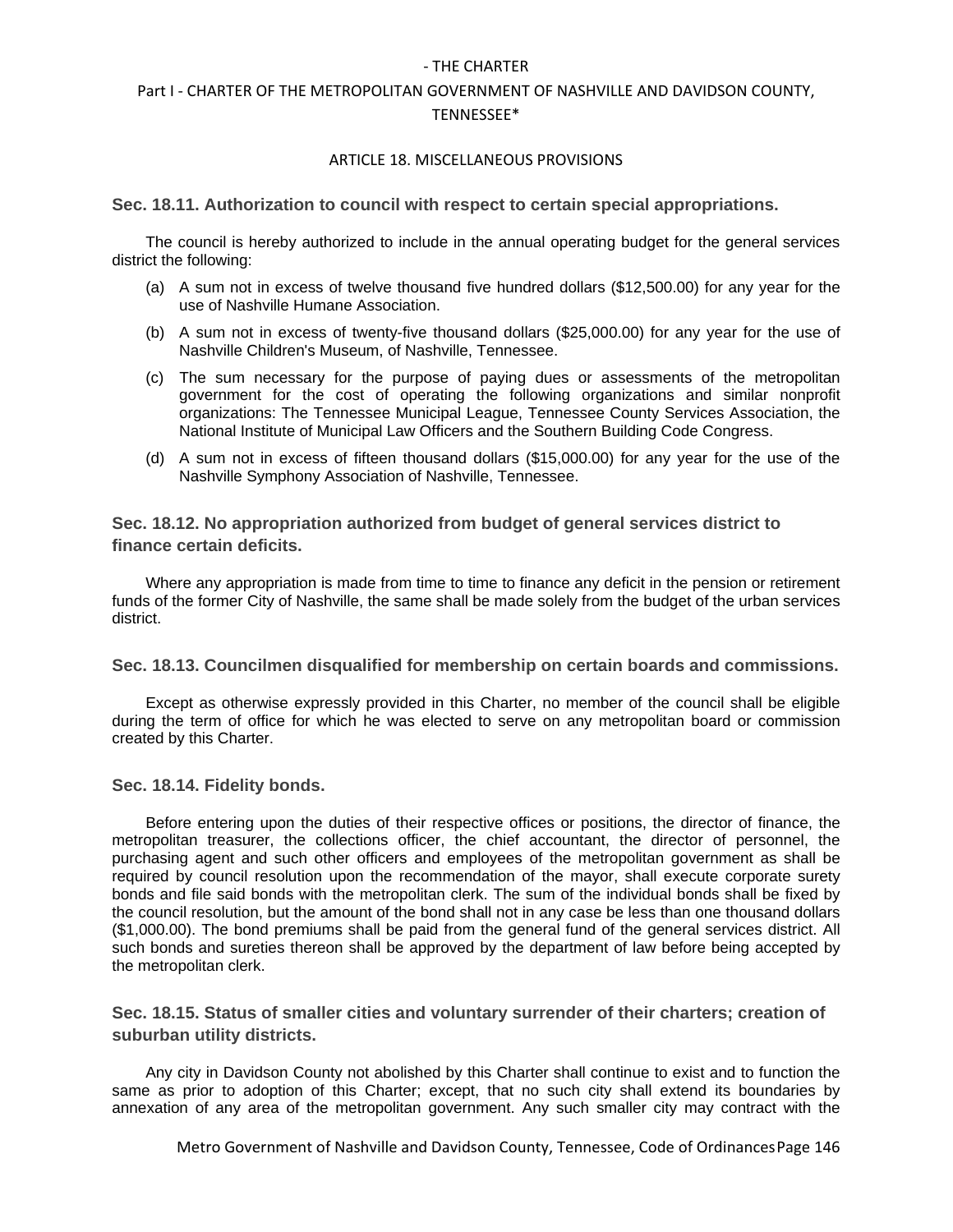### Sec. 18.11. Authorization to council with respect to certain special appropriations.

The council is hereby authorized to include in the annual operating budget for the general services district the following:

(a) A sum not in excess of twelve thousand five hundred dollars ($12,500.00) for any year for the use of Nashville Humane Association.

(b) A sum not in excess of twenty-five thousand dollars ($25,000.00) for any year for the use of Nashville Children's Museum, of Nashville, Tennessee.

(c) The sum necessary for the purpose of paying dues or assessments of the metropolitan government for the cost of operating the following organizations and similar nonprofit organizations: The Tennessee Municipal League, Tennessee County Services Association, the National Institute of Municipal Law Officers and the Southern Building Code Congress.

(d) A sum not in excess of fifteen thousand dollars ($15,000.00) for any year for the use of the Nashville Symphony Association of Nashville, Tennessee.

### Sec. 18.12. No appropriation authorized from budget of general services district to finance certain deficits.

Where any appropriation is made from time to time to finance any deficit in the pension or retirement funds of the former City of Nashville, the same shall be made solely from the budget of the urban services district.

### Sec. 18.13. Councilmen disqualified for membership on certain boards and commissions.

Except as otherwise expressly provided in this Charter, no member of the council shall be eligible during the term of office for which he was elected to serve on any metropolitan board or commission created by this Charter.

### Sec. 18.14. Fidelity bonds.

Before entering upon the duties of their respective offices or positions, the director of finance, the metropolitan treasurer, the collections officer, the chief accountant, the director of personnel, the purchasing agent and such other officers and employees of the metropolitan government as shall be required by council resolution upon the recommendation of the mayor, shall execute corporate surety bonds and file said bonds with the metropolitan clerk. The sum of the individual bonds shall be fixed by the council resolution, but the amount of the bond shall not in any case be less than one thousand dollars ($1,000.00). The bond premiums shall be paid from the general fund of the general services district. All such bonds and sureties thereon shall be approved by the department of law before being accepted by the metropolitan clerk.

### Sec. 18.15. Status of smaller cities and voluntary surrender of their charters; creation of suburban utility districts.

Any city in Davidson County not abolished by this Charter shall continue to exist and to function the same as prior to adoption of this Charter; except, that no such city shall extend its boundaries by annexation of any area of the metropolitan government. Any such smaller city may contract with the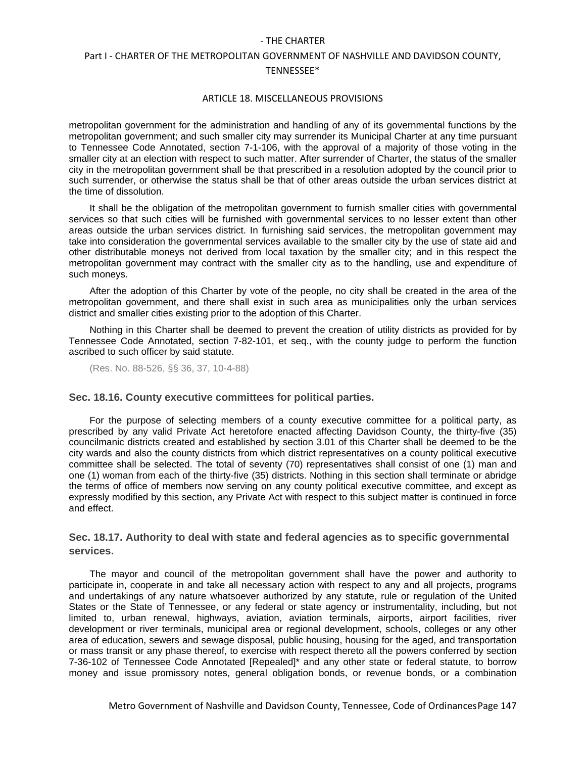metropolitan government for the administration and handling of any of its governmental functions by the metropolitan government; and such smaller city may surrender its Municipal Charter at any time pursuant to Tennessee Code Annotated, section 7-1-106, with the approval of a majority of those voting in the smaller city at an election with respect to such matter. After surrender of Charter, the status of the smaller city in the metropolitan government shall be that prescribed in a resolution adopted by the council prior to such surrender, or otherwise the status shall be that of other areas outside the urban services district at the time of dissolution.

It shall be the obligation of the metropolitan government to furnish smaller cities with governmental services so that such cities will be furnished with governmental services to no lesser extent than other areas outside the urban services district. In furnishing said services, the metropolitan government may take into consideration the governmental services available to the smaller city by the use of state aid and other distributable moneys not derived from local taxation by the smaller city; and in this respect the metropolitan government may contract with the smaller city as to the handling, use and expenditure of such moneys.

After the adoption of this Charter by vote of the people, no city shall be created in the area of the metropolitan government, and there shall exist in such area as municipalities only the urban services district and smaller cities existing prior to the adoption of this Charter.

Nothing in this Charter shall be deemed to prevent the creation of utility districts as provided for by Tennessee Code Annotated, section 7-82-101, et seq., with the county judge to perform the function ascribed to such officer by said statute.

(Res. No. 88-526, §§ 36, 37, 10-4-88)

### Sec. 18.16. County executive committees for political parties.

For the purpose of selecting members of a county executive committee for a political party, as prescribed by any valid Private Act heretofore enacted affecting Davidson County, the thirty-five (35) councilmanic districts created and established by section 3.01 of this Charter shall be deemed to be the city wards and also the county districts from which district representatives on a county political executive committee shall be selected. The total of seventy (70) representatives shall consist of one (1) man and one (1) woman from each of the thirty-five (35) districts. Nothing in this section shall terminate or abridge the terms of office of members now serving on any county political executive committee, and except as expressly modified by this section, any Private Act with respect to this subject matter is continued in force and effect.

### Sec. 18.17. Authority to deal with state and federal agencies as to specific governmental services.

The mayor and council of the metropolitan government shall have the power and authority to participate in, cooperate in and take all necessary action with respect to any and all projects, programs and undertakings of any nature whatsoever authorized by any statute, rule or regulation of the United States or the State of Tennessee, or any federal or state agency or instrumentality, including, but not limited to, urban renewal, highways, aviation, aviation terminals, airports, airport facilities, river development or river terminals, municipal area or regional development, schools, colleges or any other area of education, sewers and sewage disposal, public housing, housing for the aged, and transportation or mass transit or any phase thereof, to exercise with respect thereto all the powers conferred by section 7-36-102 of Tennessee Code Annotated [Repealed]* and any other state or federal statute, to borrow money and issue promissory notes, general obligation bonds, or revenue bonds, or a combination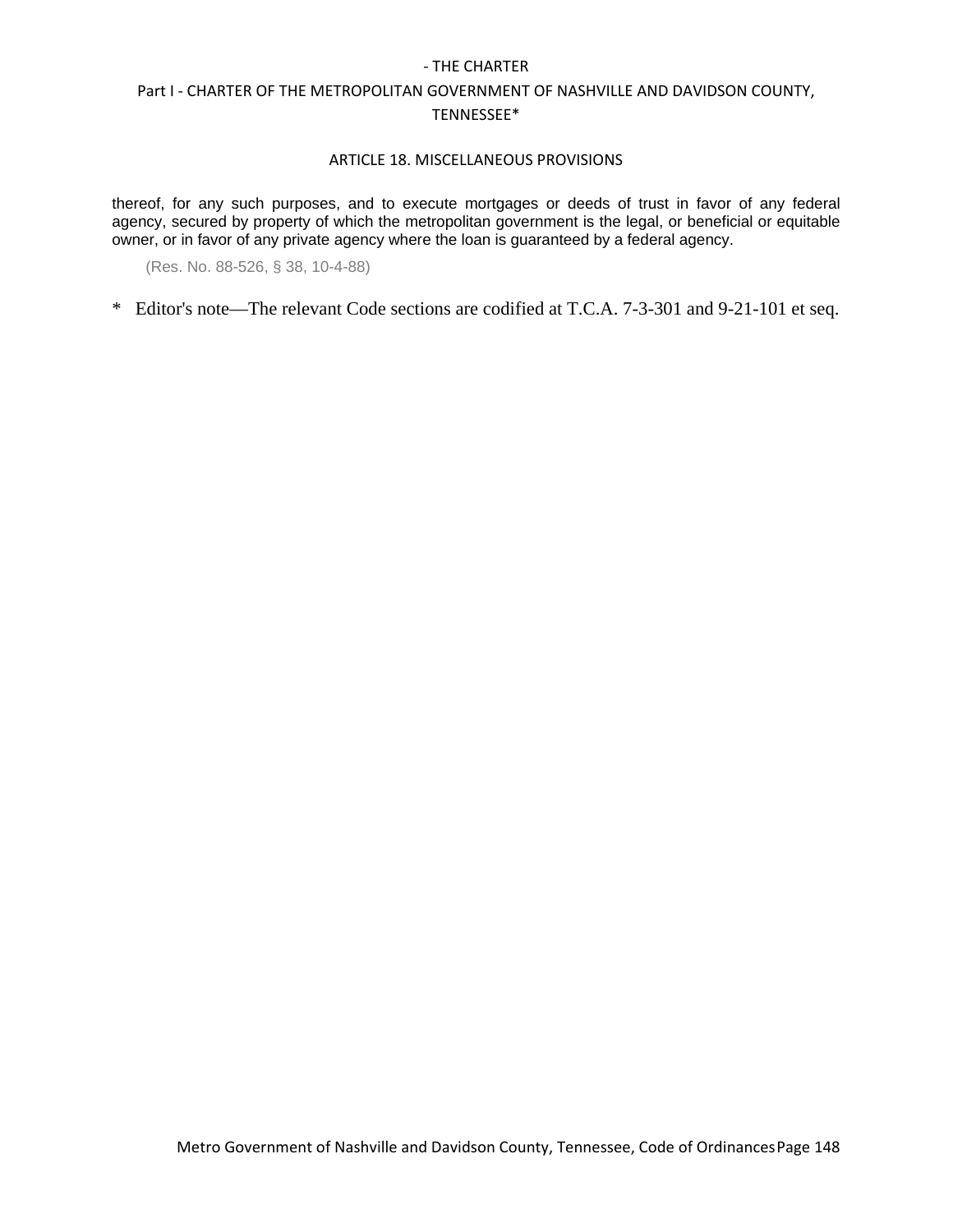thereof, for any such purposes, and to execute mortgages or deeds of trust in favor of any federal agency, secured by property of which the metropolitan government is the legal, or beneficial or equitable owner, or in favor of any private agency where the loan is guaranteed by a federal agency.

(Res. No. 88-526, § 38, 10-4-88)

* Editor's note—The relevant Code sections are codified at T.C.A. 7-3-301 and 9-21-101 et seq.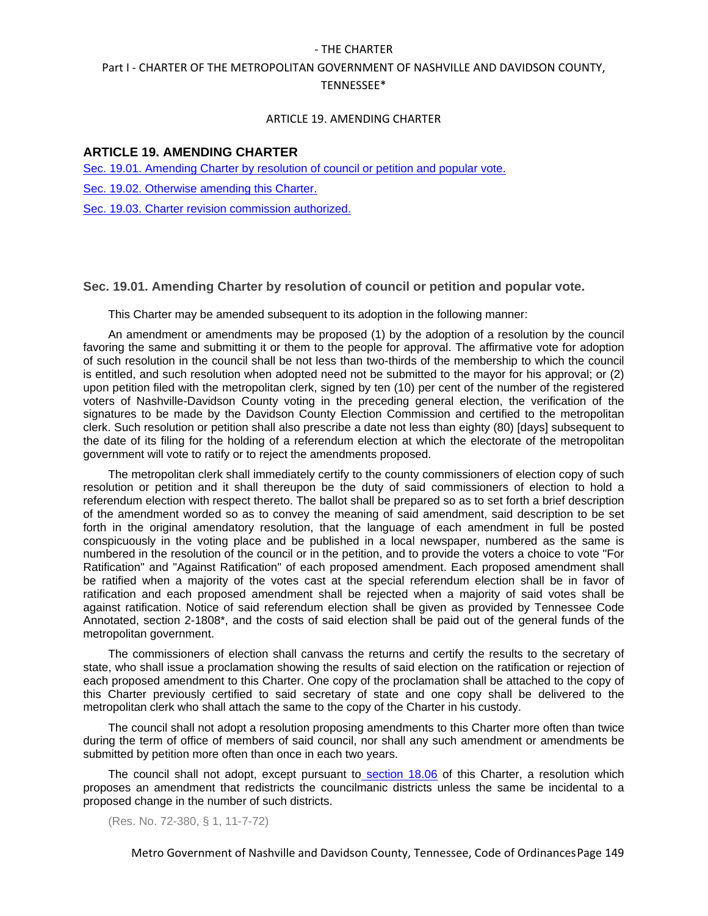## ARTICLE 19. AMENDING CHARTER

Sec. 19.01. Amending Charter by resolution of council or petition and popular vote.

Sec. 19.02. Otherwise amending this Charter.

Sec. 19.03. Charter revision commission authorized.

### Sec. 19.01. Amending Charter by resolution of council or petition and popular vote.

This Charter may be amended subsequent to its adoption in the following manner:

An amendment or amendments may be proposed (1) by the adoption of a resolution by the council favoring the same and submitting it or them to the people for approval. The affirmative vote for adoption of such resolution in the council shall be not less than two-thirds of the membership to which the council is entitled, and such resolution when adopted need not be submitted to the mayor for his approval; or (2) upon petition filed with the metropolitan clerk, signed by ten (10) per cent of the number of the registered voters of Nashville-Davidson County voting in the preceding general election, the verification of the signatures to be made by the Davidson County Election Commission and certified to the metropolitan clerk. Such resolution or petition shall also prescribe a date not less than eighty (80) [days] subsequent to the date of its filing for the holding of a referendum election at which the electorate of the metropolitan government will vote to ratify or to reject the amendments proposed.

The metropolitan clerk shall immediately certify to the county commissioners of election copy of such resolution or petition and it shall thereupon be the duty of said commissioners of election to hold a referendum election with respect thereto. The ballot shall be prepared so as to set forth a brief description of the amendment worded so as to convey the meaning of said amendment, said description to be set forth in the original amendatory resolution, that the language of each amendment in full be posted conspicuously in the voting place and be published in a local newspaper, numbered as the same is numbered in the resolution of the council or in the petition, and to provide the voters a choice to vote "For Ratification" and "Against Ratification" of each proposed amendment. Each proposed amendment shall be ratified when a majority of the votes cast at the special referendum election shall be in favor of ratification and each proposed amendment shall be rejected when a majority of said votes shall be against ratification. Notice of said referendum election shall be given as provided by Tennessee Code Annotated, section 2-1808*, and the costs of said election shall be paid out of the general funds of the metropolitan government.

The commissioners of election shall canvass the returns and certify the results to the secretary of state, who shall issue a proclamation showing the results of said election on the ratification or rejection of each proposed amendment to this Charter. One copy of the proclamation shall be attached to the copy of this Charter previously certified to said secretary of state and one copy shall be delivered to the metropolitan clerk who shall attach the same to the copy of the Charter in his custody.

The council shall not adopt a resolution proposing amendments to this Charter more often than twice during the term of office of members of said council, nor shall any such amendment or amendments be submitted by petition more often than once in each two years.

The council shall not adopt, except pursuant to section 18.06 of this Charter, a resolution which proposes an amendment that redistricts the councilmanic districts unless the same be incidental to a proposed change in the number of such districts.

(Res. No. 72-380, § 1, 11-7-72)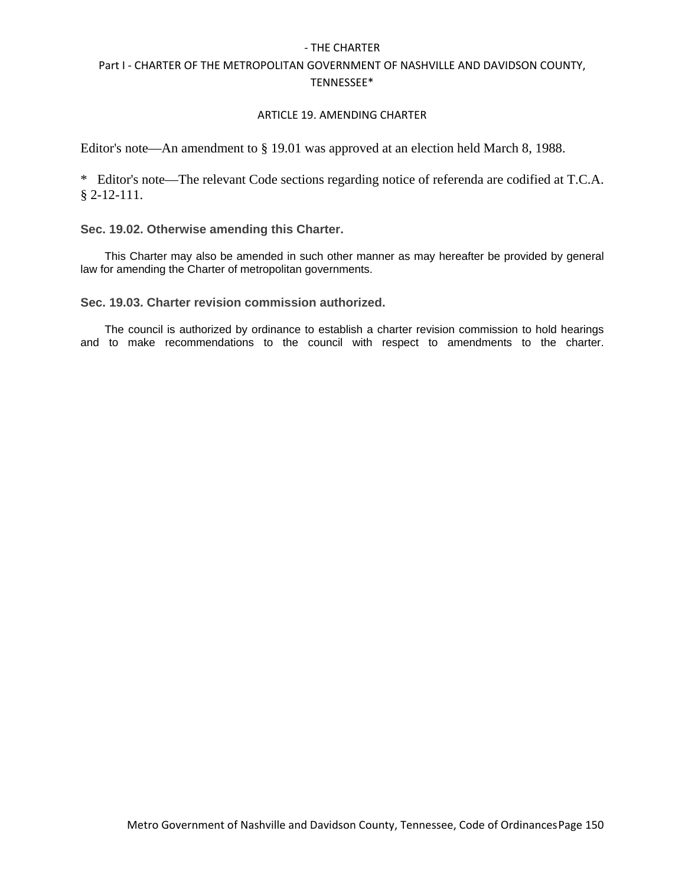ARTICLE 19. AMENDING CHARTER

Editor's note—An amendment to § 19.01 was approved at an election held March 8, 1988.

\* Editor's note—The relevant Code sections regarding notice of referenda are codified at T.C.A. § 2-12-111.

### Sec. 19.02. Otherwise amending this Charter.

This Charter may also be amended in such other manner as may hereafter be provided by general law for amending the Charter of metropolitan governments.

### Sec. 19.03. Charter revision commission authorized.

The council is authorized by ordinance to establish a charter revision commission to hold hearings and to make recommendations to the council with respect to amendments to the charter.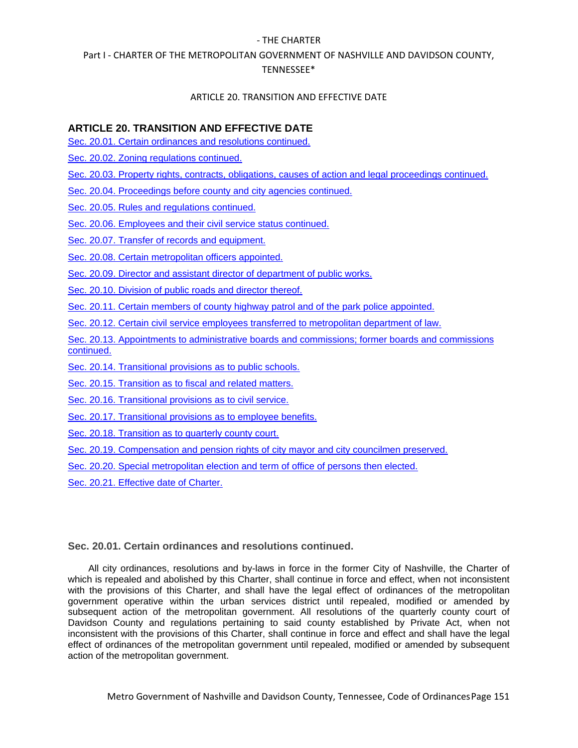## ARTICLE 20. TRANSITION AND EFFECTIVE DATE

Sec. 20.01. Certain ordinances and resolutions continued.

Sec. 20.02. Zoning regulations continued.

Sec. 20.03. Property rights, contracts, obligations, causes of action and legal proceedings continued.

Sec. 20.04. Proceedings before county and city agencies continued.

Sec. 20.05. Rules and regulations continued.

Sec. 20.06. Employees and their civil service status continued.

Sec. 20.07. Transfer of records and equipment.

Sec. 20.08. Certain metropolitan officers appointed.

Sec. 20.09. Director and assistant director of department of public works.

Sec. 20.10. Division of public roads and director thereof.

Sec. 20.11. Certain members of county highway patrol and of the park police appointed.

Sec. 20.12. Certain civil service employees transferred to metropolitan department of law.

Sec. 20.13. Appointments to administrative boards and commissions; former boards and commissions continued.

Sec. 20.14. Transitional provisions as to public schools.

Sec. 20.15. Transition as to fiscal and related matters.

Sec. 20.16. Transitional provisions as to civil service.

Sec. 20.17. Transitional provisions as to employee benefits.

Sec. 20.18. Transition as to quarterly county court.

Sec. 20.19. Compensation and pension rights of city mayor and city councilmen preserved.

Sec. 20.20. Special metropolitan election and term of office of persons then elected.

Sec. 20.21. Effective date of Charter.

### Sec. 20.01. Certain ordinances and resolutions continued.

All city ordinances, resolutions and by-laws in force in the former City of Nashville, the Charter of which is repealed and abolished by this Charter, shall continue in force and effect, when not inconsistent with the provisions of this Charter, and shall have the legal effect of ordinances of the metropolitan government operative within the urban services district until repealed, modified or amended by subsequent action of the metropolitan government. All resolutions of the quarterly county court of Davidson County and regulations pertaining to said county established by Private Act, when not inconsistent with the provisions of this Charter, shall continue in force and effect and shall have the legal effect of ordinances of the metropolitan government until repealed, modified or amended by subsequent action of the metropolitan government.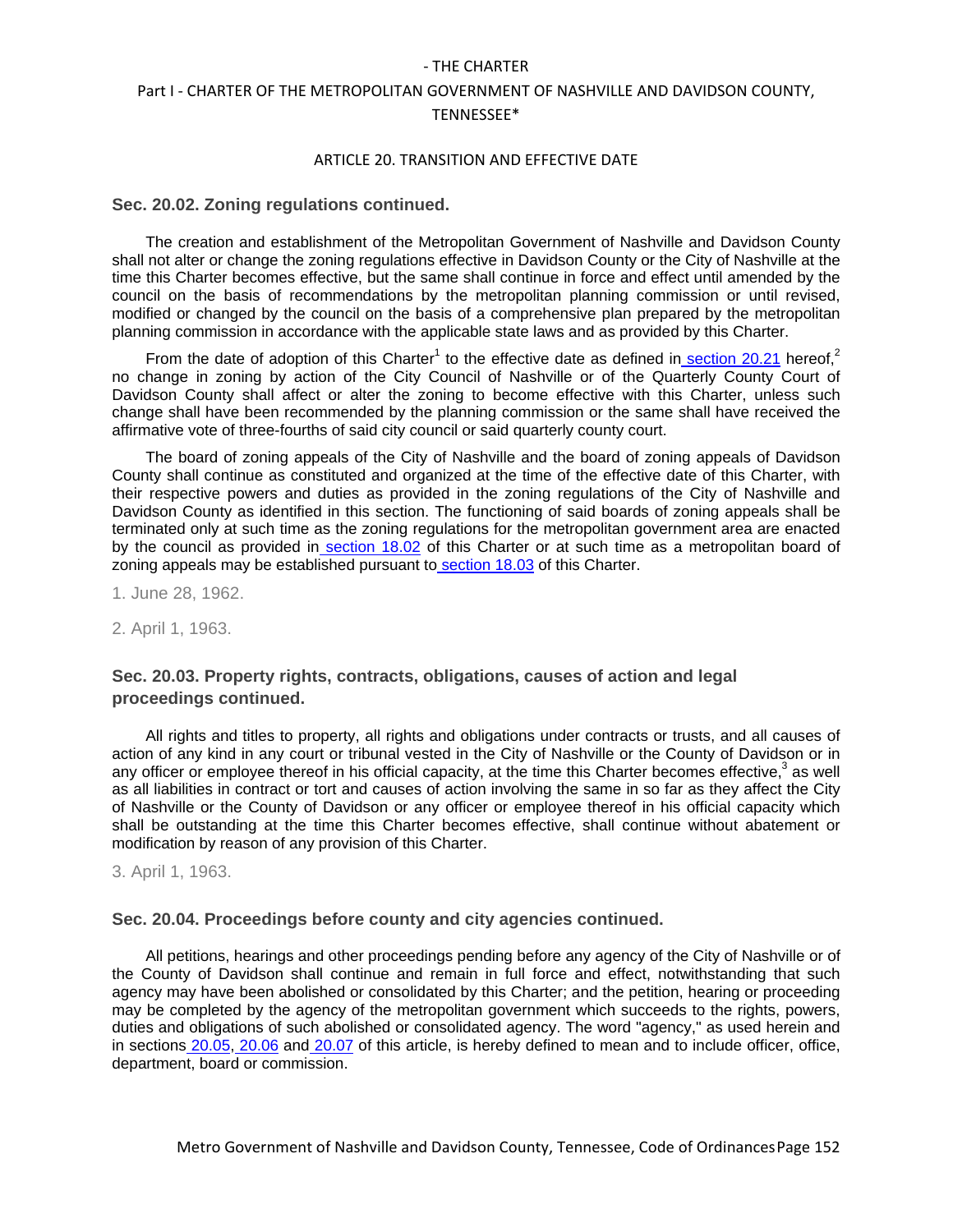## Sec. 20.02. Zoning regulations continued.

The creation and establishment of the Metropolitan Government of Nashville and Davidson County shall not alter or change the zoning regulations effective in Davidson County or the City of Nashville at the time this Charter becomes effective, but the same shall continue in force and effect until amended by the council on the basis of recommendations by the metropolitan planning commission or until revised, modified or changed by the council on the basis of a comprehensive plan prepared by the metropolitan planning commission in accordance with the applicable state laws and as provided by this Charter.

From the date of adoption of this Charter[1] to the effective date as defined in section 20.21 hereof,[2] no change in zoning by action of the City Council of Nashville or of the Quarterly County Court of Davidson County shall affect or alter the zoning to become effective with this Charter, unless such change shall have been recommended by the planning commission or the same shall have received the affirmative vote of three-fourths of said city council or said quarterly county court.

The board of zoning appeals of the City of Nashville and the board of zoning appeals of Davidson County shall continue as constituted and organized at the time of the effective date of this Charter, with their respective powers and duties as provided in the zoning regulations of the City of Nashville and Davidson County as identified in this section. The functioning of said boards of zoning appeals shall be terminated only at such time as the zoning regulations for the metropolitan government area are enacted by the council as provided in section 18.02 of this Charter or at such time as a metropolitan board of zoning appeals may be established pursuant to section 18.03 of this Charter.

1. June 28, 1962.

2. April 1, 1963.

## Sec. 20.03. Property rights, contracts, obligations, causes of action and legal proceedings continued.

All rights and titles to property, all rights and obligations under contracts or trusts, and all causes of action of any kind in any court or tribunal vested in the City of Nashville or the County of Davidson or in any officer or employee thereof in his official capacity, at the time this Charter becomes effective,[3] as well as all liabilities in contract or tort and causes of action involving the same in so far as they affect the City of Nashville or the County of Davidson or any officer or employee thereof in his official capacity which shall be outstanding at the time this Charter becomes effective, shall continue without abatement or modification by reason of any provision of this Charter.

3. April 1, 1963.

## Sec. 20.04. Proceedings before county and city agencies continued.

All petitions, hearings and other proceedings pending before any agency of the City of Nashville or of the County of Davidson shall continue and remain in full force and effect, notwithstanding that such agency may have been abolished or consolidated by this Charter; and the petition, hearing or proceeding may be completed by the agency of the metropolitan government which succeeds to the rights, powers, duties and obligations of such abolished or consolidated agency. The word "agency," as used herein and in sections 20.05, 20.06 and 20.07 of this article, is hereby defined to mean and to include officer, office, department, board or commission.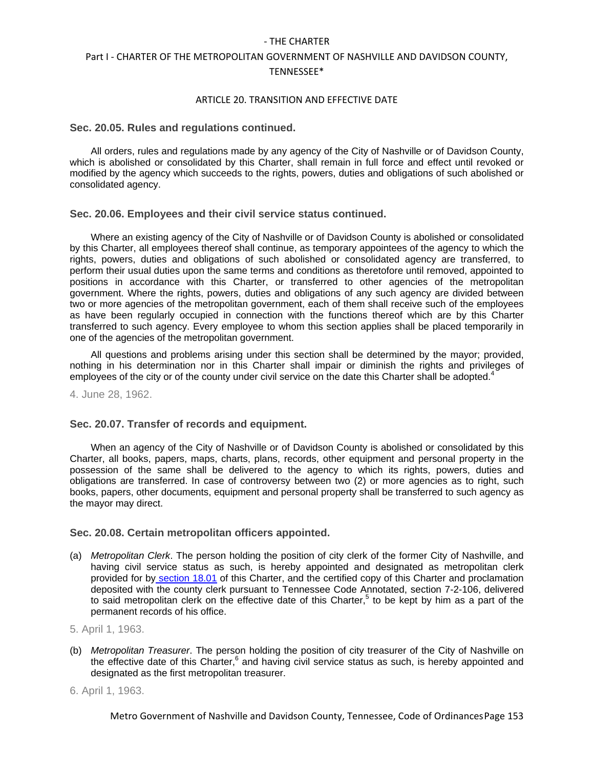## Sec. 20.05. Rules and regulations continued.

All orders, rules and regulations made by any agency of the City of Nashville or of Davidson County, which is abolished or consolidated by this Charter, shall remain in full force and effect until revoked or modified by the agency which succeeds to the rights, powers, duties and obligations of such abolished or consolidated agency.

## Sec. 20.06. Employees and their civil service status continued.

Where an existing agency of the City of Nashville or of Davidson County is abolished or consolidated by this Charter, all employees thereof shall continue, as temporary appointees of the agency to which the rights, powers, duties and obligations of such abolished or consolidated agency are transferred, to perform their usual duties upon the same terms and conditions as theretofore until removed, appointed to positions in accordance with this Charter, or transferred to other agencies of the metropolitan government. Where the rights, powers, duties and obligations of any such agency are divided between two or more agencies of the metropolitan government, each of them shall receive such of the employees as have been regularly occupied in connection with the functions thereof which are by this Charter transferred to such agency. Every employee to whom this section applies shall be placed temporarily in one of the agencies of the metropolitan government.

All questions and problems arising under this section shall be determined by the mayor; provided, nothing in his determination nor in this Charter shall impair or diminish the rights and privileges of employees of the city or of the county under civil service on the date this Charter shall be adopted.[4]

4. June 28, 1962.

## Sec. 20.07. Transfer of records and equipment.

When an agency of the City of Nashville or of Davidson County is abolished or consolidated by this Charter, all books, papers, maps, charts, plans, records, other equipment and personal property in the possession of the same shall be delivered to the agency to which its rights, powers, duties and obligations are transferred. In case of controversy between two (2) or more agencies as to right, such books, papers, other documents, equipment and personal property shall be transferred to such agency as the mayor may direct.

## Sec. 20.08. Certain metropolitan officers appointed.

(a) *Metropolitan Clerk*. The person holding the position of city clerk of the former City of Nashville, and having civil service status as such, is hereby appointed and designated as metropolitan clerk provided for by section 18.01 of this Charter, and the certified copy of this Charter and proclamation deposited with the county clerk pursuant to Tennessee Code Annotated, section 7-2-106, delivered to said metropolitan clerk on the effective date of this Charter,[5] to be kept by him as a part of the permanent records of his office.

5. April 1, 1963.

(b) *Metropolitan Treasurer*. The person holding the position of city treasurer of the City of Nashville on the effective date of this Charter,[6] and having civil service status as such, is hereby appointed and designated as the first metropolitan treasurer.

6. April 1, 1963.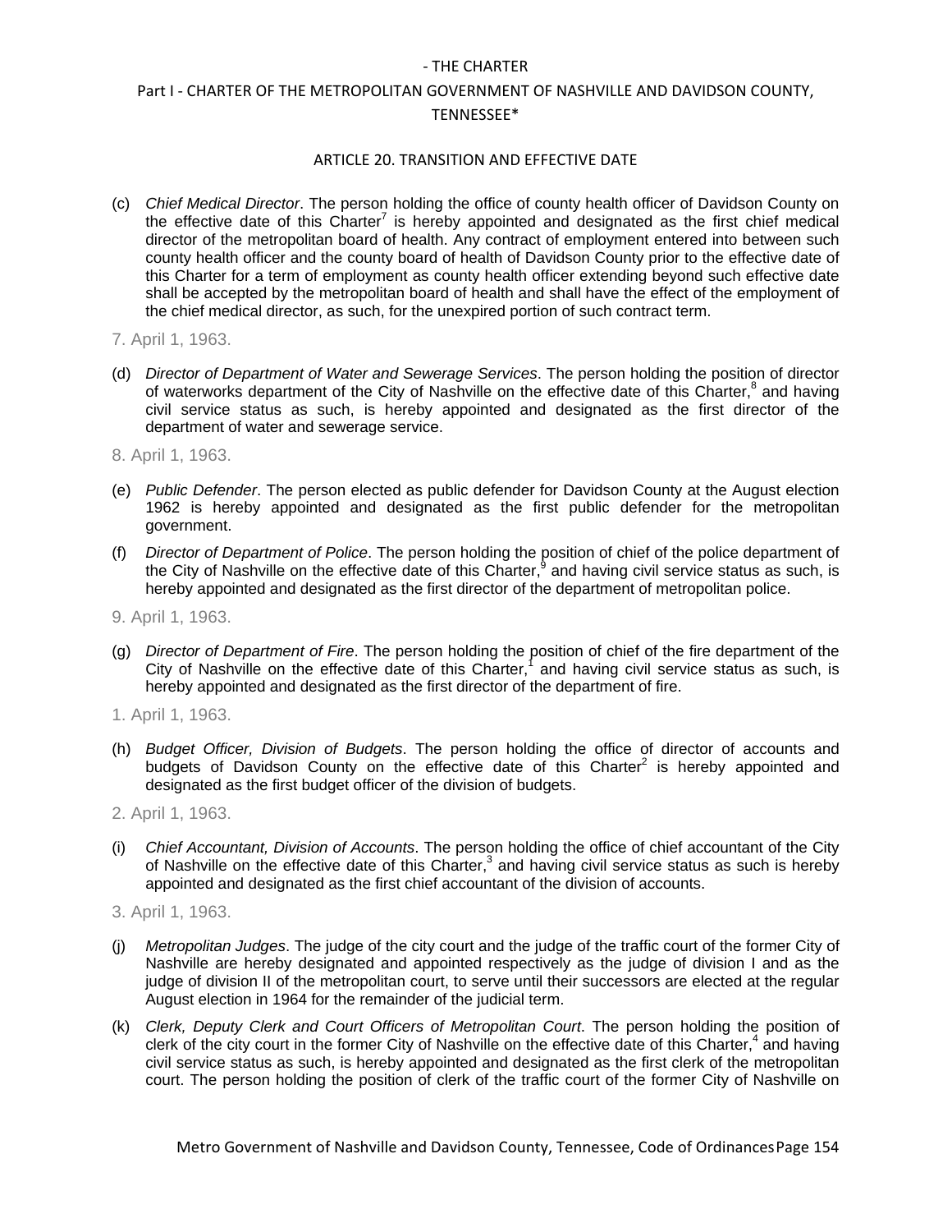# - THE CHARTER

## Part I - CHARTER OF THE METROPOLITAN GOVERNMENT OF NASHVILLE AND DAVIDSON COUNTY, TENNESSEE*

### ARTICLE 20. TRANSITION AND EFFECTIVE DATE

(c) *Chief Medical Director*. The person holding the office of county health officer of Davidson County on the effective date of this Charter[7] is hereby appointed and designated as the first chief medical director of the metropolitan board of health. Any contract of employment entered into between such county health officer and the county board of health of Davidson County prior to the effective date of this Charter for a term of employment as county health officer extending beyond such effective date shall be accepted by the metropolitan board of health and shall have the effect of the employment of the chief medical director, as such, for the unexpired portion of such contract term.

7. April 1, 1963.

(d) *Director of Department of Water and Sewerage Services*. The person holding the position of director of waterworks department of the City of Nashville on the effective date of this Charter,[8] and having civil service status as such, is hereby appointed and designated as the first director of the department of water and sewerage service.

8. April 1, 1963.

(e) *Public Defender*. The person elected as public defender for Davidson County at the August election 1962 is hereby appointed and designated as the first public defender for the metropolitan government.

(f) *Director of Department of Police*. The person holding the position of chief of the police department of the City of Nashville on the effective date of this Charter,[9] and having civil service status as such, is hereby appointed and designated as the first director of the department of metropolitan police.

9. April 1, 1963.

(g) *Director of Department of Fire*. The person holding the position of chief of the fire department of the City of Nashville on the effective date of this Charter,[1] and having civil service status as such, is hereby appointed and designated as the first director of the department of fire.

1. April 1, 1963.

(h) *Budget Officer, Division of Budgets*. The person holding the office of director of accounts and budgets of Davidson County on the effective date of this Charter[2] is hereby appointed and designated as the first budget officer of the division of budgets.

2. April 1, 1963.

(i) *Chief Accountant, Division of Accounts*. The person holding the office of chief accountant of the City of Nashville on the effective date of this Charter,[3] and having civil service status as such is hereby appointed and designated as the first chief accountant of the division of accounts.

3. April 1, 1963.

(j) *Metropolitan Judges*. The judge of the city court and the judge of the traffic court of the former City of Nashville are hereby designated and appointed respectively as the judge of division I and as the judge of division II of the metropolitan court, to serve until their successors are elected at the regular August election in 1964 for the remainder of the judicial term.

(k) *Clerk, Deputy Clerk and Court Officers of Metropolitan Court*. The person holding the position of clerk of the city court in the former City of Nashville on the effective date of this Charter,[4] and having civil service status as such, is hereby appointed and designated as the first clerk of the metropolitan court. The person holding the position of clerk of the traffic court of the former City of Nashville on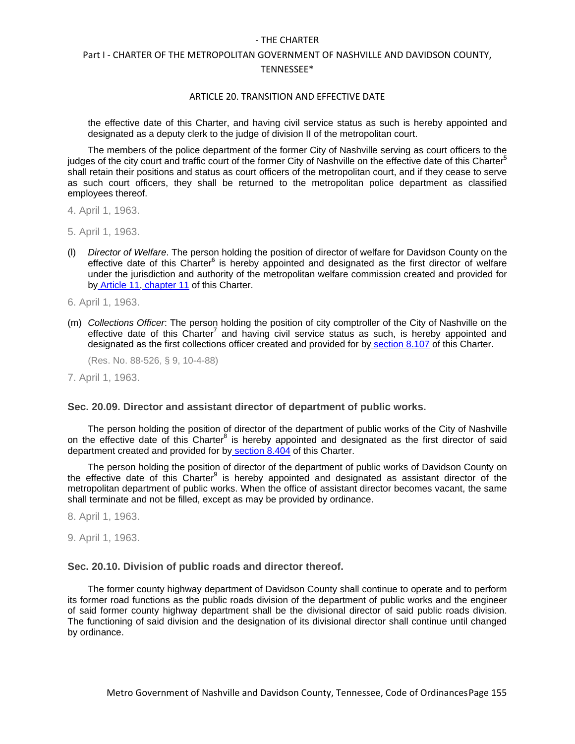the effective date of this Charter, and having civil service status as such is hereby appointed and designated as a deputy clerk to the judge of division II of the metropolitan court.

The members of the police department of the former City of Nashville serving as court officers to the judges of the city court and traffic court of the former City of Nashville on the effective date of this Charter[5] shall retain their positions and status as court officers of the metropolitan court, and if they cease to serve as such court officers, they shall be returned to the metropolitan police department as classified employees thereof.

4. April 1, 1963.

5. April 1, 1963.

(l) *Director of Welfare*. The person holding the position of director of welfare for Davidson County on the effective date of this Charter[6] is hereby appointed and designated as the first director of welfare under the jurisdiction and authority of the metropolitan welfare commission created and provided for by Article 11, chapter 11 of this Charter.

6. April 1, 1963.

(m) *Collections Officer*: The person holding the position of city comptroller of the City of Nashville on the effective date of this Charter[7] and having civil service status as such, is hereby appointed and designated as the first collections officer created and provided for by section 8.107 of this Charter.

(Res. No. 88-526, § 9, 10-4-88)

7. April 1, 1963.

### Sec. 20.09. Director and assistant director of department of public works.

The person holding the position of director of the department of public works of the City of Nashville on the effective date of this Charter[8] is hereby appointed and designated as the first director of said department created and provided for by section 8.404 of this Charter.

The person holding the position of director of the department of public works of Davidson County on the effective date of this Charter[9] is hereby appointed and designated as assistant director of the metropolitan department of public works. When the office of assistant director becomes vacant, the same shall terminate and not be filled, except as may be provided by ordinance.

8. April 1, 1963.

9. April 1, 1963.

### Sec. 20.10. Division of public roads and director thereof.

The former county highway department of Davidson County shall continue to operate and to perform its former road functions as the public roads division of the department of public works and the engineer of said former county highway department shall be the divisional director of said public roads division. The functioning of said division and the designation of its divisional director shall continue until changed by ordinance.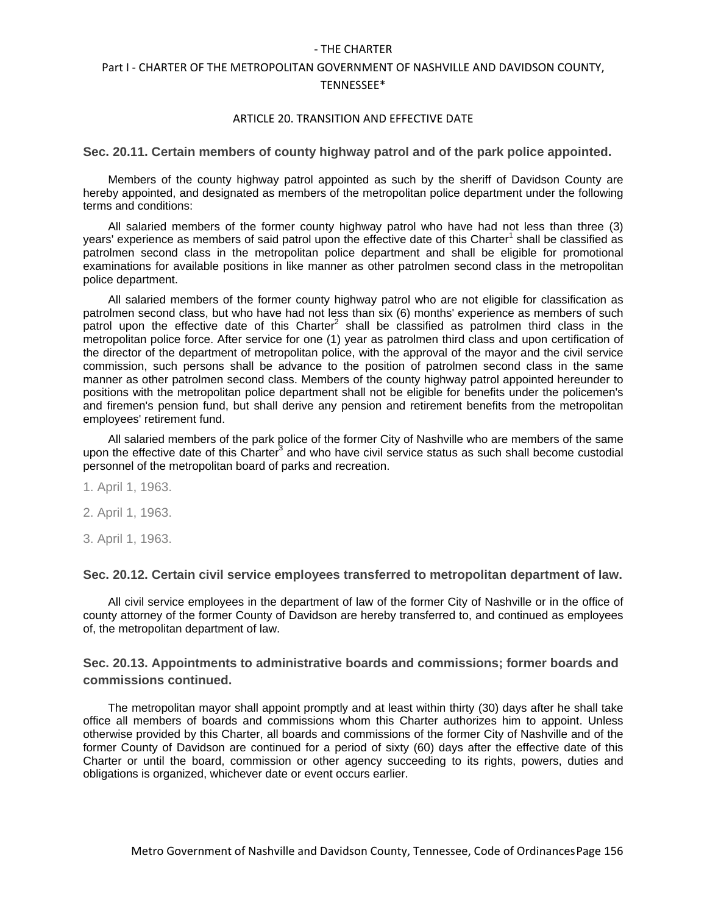## Sec. 20.11. Certain members of county highway patrol and of the park police appointed.

Members of the county highway patrol appointed as such by the sheriff of Davidson County are hereby appointed, and designated as members of the metropolitan police department under the following terms and conditions:

All salaried members of the former county highway patrol who have had not less than three (3) years' experience as members of said patrol upon the effective date of this Charter[1] shall be classified as patrolmen second class in the metropolitan police department and shall be eligible for promotional examinations for available positions in like manner as other patrolmen second class in the metropolitan police department.

All salaried members of the former county highway patrol who are not eligible for classification as patrolmen second class, but who have had not less than six (6) months' experience as members of such patrol upon the effective date of this Charter[2] shall be classified as patrolmen third class in the metropolitan police force. After service for one (1) year as patrolmen third class and upon certification of the director of the department of metropolitan police, with the approval of the mayor and the civil service commission, such persons shall be advance to the position of patrolmen second class in the same manner as other patrolmen second class. Members of the county highway patrol appointed hereunder to positions with the metropolitan police department shall not be eligible for benefits under the policemen's and firemen's pension fund, but shall derive any pension and retirement benefits from the metropolitan employees' retirement fund.

All salaried members of the park police of the former City of Nashville who are members of the same upon the effective date of this Charter[3] and who have civil service status as such shall become custodial personnel of the metropolitan board of parks and recreation.

1. April 1, 1963.

2. April 1, 1963.

3. April 1, 1963.

## Sec. 20.12. Certain civil service employees transferred to metropolitan department of law.

All civil service employees in the department of law of the former City of Nashville or in the office of county attorney of the former County of Davidson are hereby transferred to, and continued as employees of, the metropolitan department of law.

## Sec. 20.13. Appointments to administrative boards and commissions; former boards and commissions continued.

The metropolitan mayor shall appoint promptly and at least within thirty (30) days after he shall take office all members of boards and commissions whom this Charter authorizes him to appoint. Unless otherwise provided by this Charter, all boards and commissions of the former City of Nashville and of the former County of Davidson are continued for a period of sixty (60) days after the effective date of this Charter or until the board, commission or other agency succeeding to its rights, powers, duties and obligations is organized, whichever date or event occurs earlier.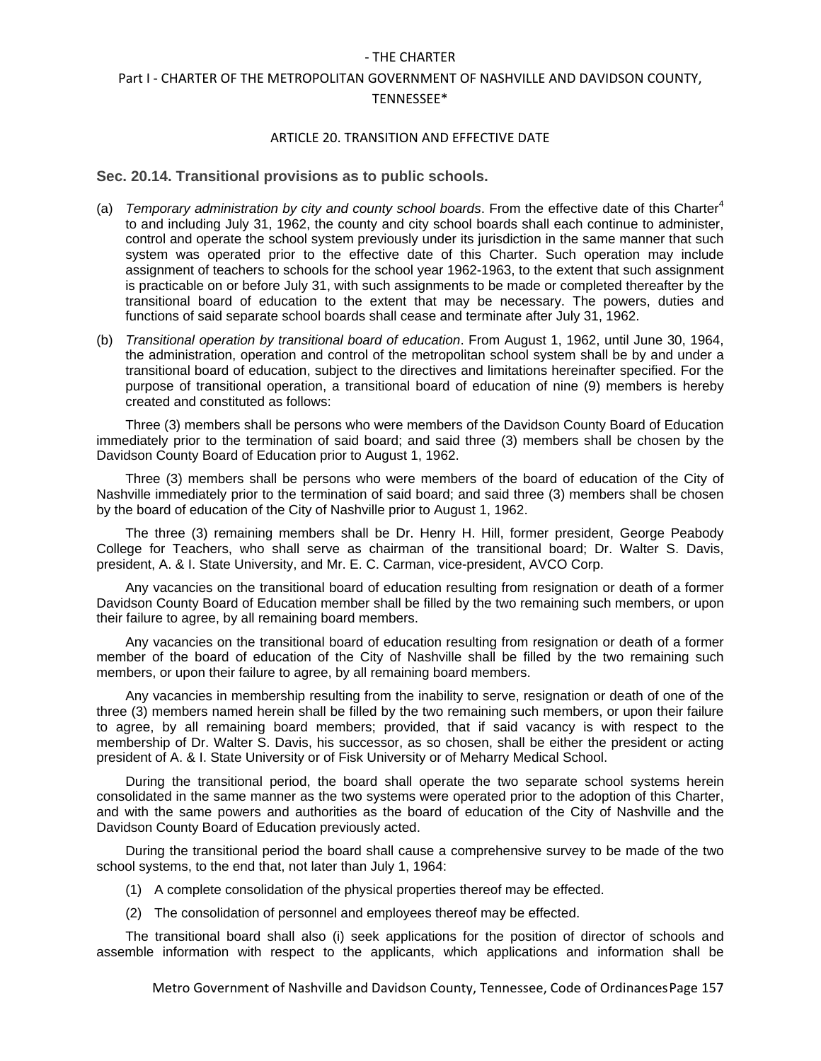### Sec. 20.14. Transitional provisions as to public schools.

(a) *Temporary administration by city and county school boards*. From the effective date of this Charter[4] to and including July 31, 1962, the county and city school boards shall each continue to administer, control and operate the school system previously under its jurisdiction in the same manner that such system was operated prior to the effective date of this Charter. Such operation may include assignment of teachers to schools for the school year 1962-1963, to the extent that such assignment is practicable on or before July 31, with such assignments to be made or completed thereafter by the transitional board of education to the extent that may be necessary. The powers, duties and functions of said separate school boards shall cease and terminate after July 31, 1962.

(b) *Transitional operation by transitional board of education*. From August 1, 1962, until June 30, 1964, the administration, operation and control of the metropolitan school system shall be by and under a transitional board of education, subject to the directives and limitations hereinafter specified. For the purpose of transitional operation, a transitional board of education of nine (9) members is hereby created and constituted as follows:

Three (3) members shall be persons who were members of the Davidson County Board of Education immediately prior to the termination of said board; and said three (3) members shall be chosen by the Davidson County Board of Education prior to August 1, 1962.

Three (3) members shall be persons who were members of the board of education of the City of Nashville immediately prior to the termination of said board; and said three (3) members shall be chosen by the board of education of the City of Nashville prior to August 1, 1962.

The three (3) remaining members shall be Dr. Henry H. Hill, former president, George Peabody College for Teachers, who shall serve as chairman of the transitional board; Dr. Walter S. Davis, president, A. & I. State University, and Mr. E. C. Carman, vice-president, AVCO Corp.

Any vacancies on the transitional board of education resulting from resignation or death of a former Davidson County Board of Education member shall be filled by the two remaining such members, or upon their failure to agree, by all remaining board members.

Any vacancies on the transitional board of education resulting from resignation or death of a former member of the board of education of the City of Nashville shall be filled by the two remaining such members, or upon their failure to agree, by all remaining board members.

Any vacancies in membership resulting from the inability to serve, resignation or death of one of the three (3) members named herein shall be filled by the two remaining such members, or upon their failure to agree, by all remaining board members; provided, that if said vacancy is with respect to the membership of Dr. Walter S. Davis, his successor, as so chosen, shall be either the president or acting president of A. & I. State University or of Fisk University or of Meharry Medical School.

During the transitional period, the board shall operate the two separate school systems herein consolidated in the same manner as the two systems were operated prior to the adoption of this Charter, and with the same powers and authorities as the board of education of the City of Nashville and the Davidson County Board of Education previously acted.

During the transitional period the board shall cause a comprehensive survey to be made of the two school systems, to the end that, not later than July 1, 1964:

(1) A complete consolidation of the physical properties thereof may be effected.

(2) The consolidation of personnel and employees thereof may be effected.

The transitional board shall also (i) seek applications for the position of director of schools and assemble information with respect to the applicants, which applications and information shall be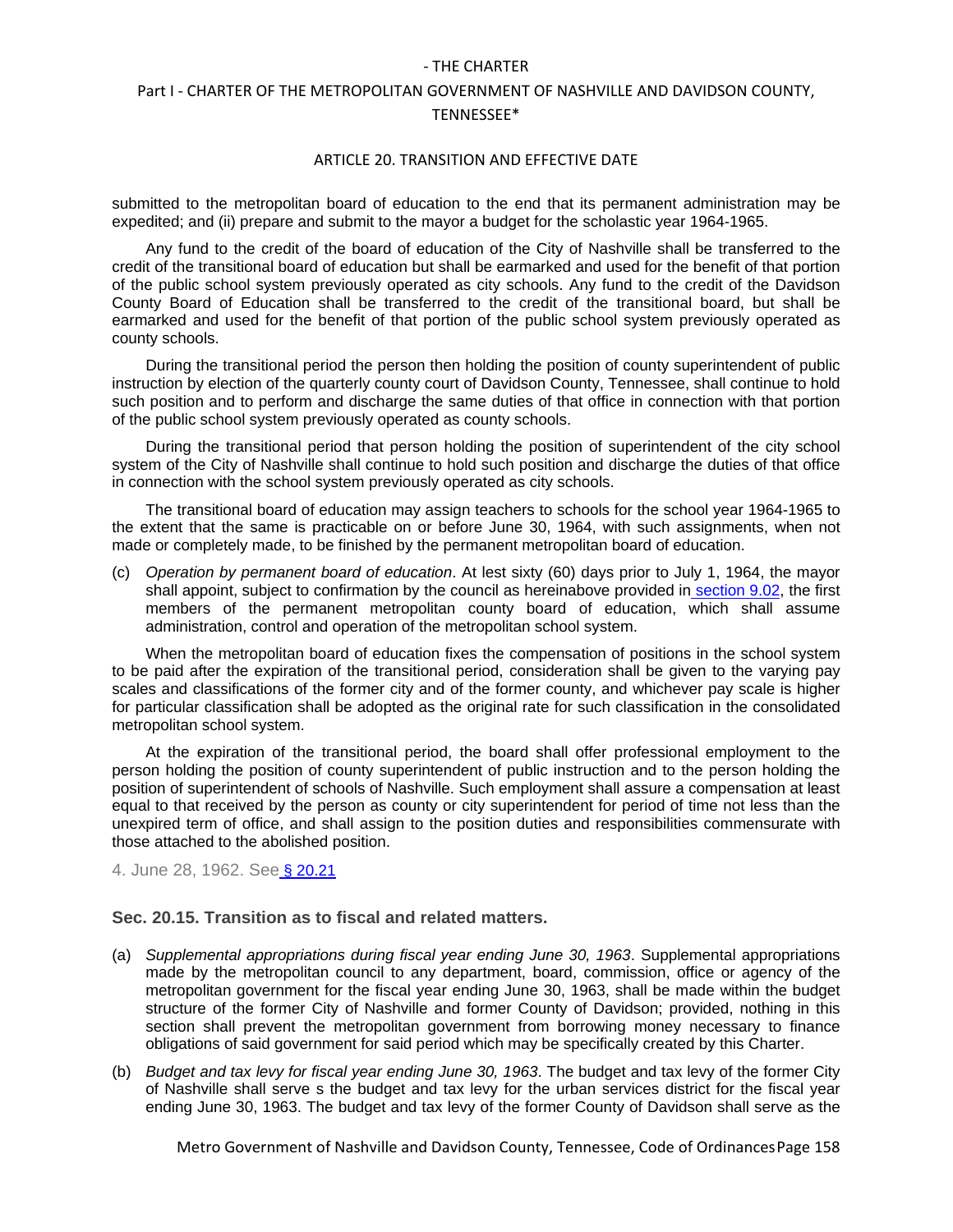submitted to the metropolitan board of education to the end that its permanent administration may be expedited; and (ii) prepare and submit to the mayor a budget for the scholastic year 1964-1965.

Any fund to the credit of the board of education of the City of Nashville shall be transferred to the credit of the transitional board of education but shall be earmarked and used for the benefit of that portion of the public school system previously operated as city schools. Any fund to the credit of the Davidson County Board of Education shall be transferred to the credit of the transitional board, but shall be earmarked and used for the benefit of that portion of the public school system previously operated as county schools.

During the transitional period the person then holding the position of county superintendent of public instruction by election of the quarterly county court of Davidson County, Tennessee, shall continue to hold such position and to perform and discharge the same duties of that office in connection with that portion of the public school system previously operated as county schools.

During the transitional period that person holding the position of superintendent of the city school system of the City of Nashville shall continue to hold such position and discharge the duties of that office in connection with the school system previously operated as city schools.

The transitional board of education may assign teachers to schools for the school year 1964-1965 to the extent that the same is practicable on or before June 30, 1964, with such assignments, when not made or completely made, to be finished by the permanent metropolitan board of education.

(c) *Operation by permanent board of education*. At lest sixty (60) days prior to July 1, 1964, the mayor shall appoint, subject to confirmation by the council as hereinabove provided in section 9.02, the first members of the permanent metropolitan county board of education, which shall assume administration, control and operation of the metropolitan school system.

When the metropolitan board of education fixes the compensation of positions in the school system to be paid after the expiration of the transitional period, consideration shall be given to the varying pay scales and classifications of the former city and of the former county, and whichever pay scale is higher for particular classification shall be adopted as the original rate for such classification in the consolidated metropolitan school system.

At the expiration of the transitional period, the board shall offer professional employment to the person holding the position of county superintendent of public instruction and to the person holding the position of superintendent of schools of Nashville. Such employment shall assure a compensation at least equal to that received by the person as county or city superintendent for period of time not less than the unexpired term of office, and shall assign to the position duties and responsibilities commensurate with those attached to the abolished position.

4. June 28, 1962. See § 20.21

### Sec. 20.15. Transition as to fiscal and related matters.

(a) *Supplemental appropriations during fiscal year ending June 30, 1963*. Supplemental appropriations made by the metropolitan council to any department, board, commission, office or agency of the metropolitan government for the fiscal year ending June 30, 1963, shall be made within the budget structure of the former City of Nashville and former County of Davidson; provided, nothing in this section shall prevent the metropolitan government from borrowing money necessary to finance obligations of said government for said period which may be specifically created by this Charter.

(b) *Budget and tax levy for fiscal year ending June 30, 1963*. The budget and tax levy of the former City of Nashville shall serve s the budget and tax levy for the urban services district for the fiscal year ending June 30, 1963. The budget and tax levy of the former County of Davidson shall serve as the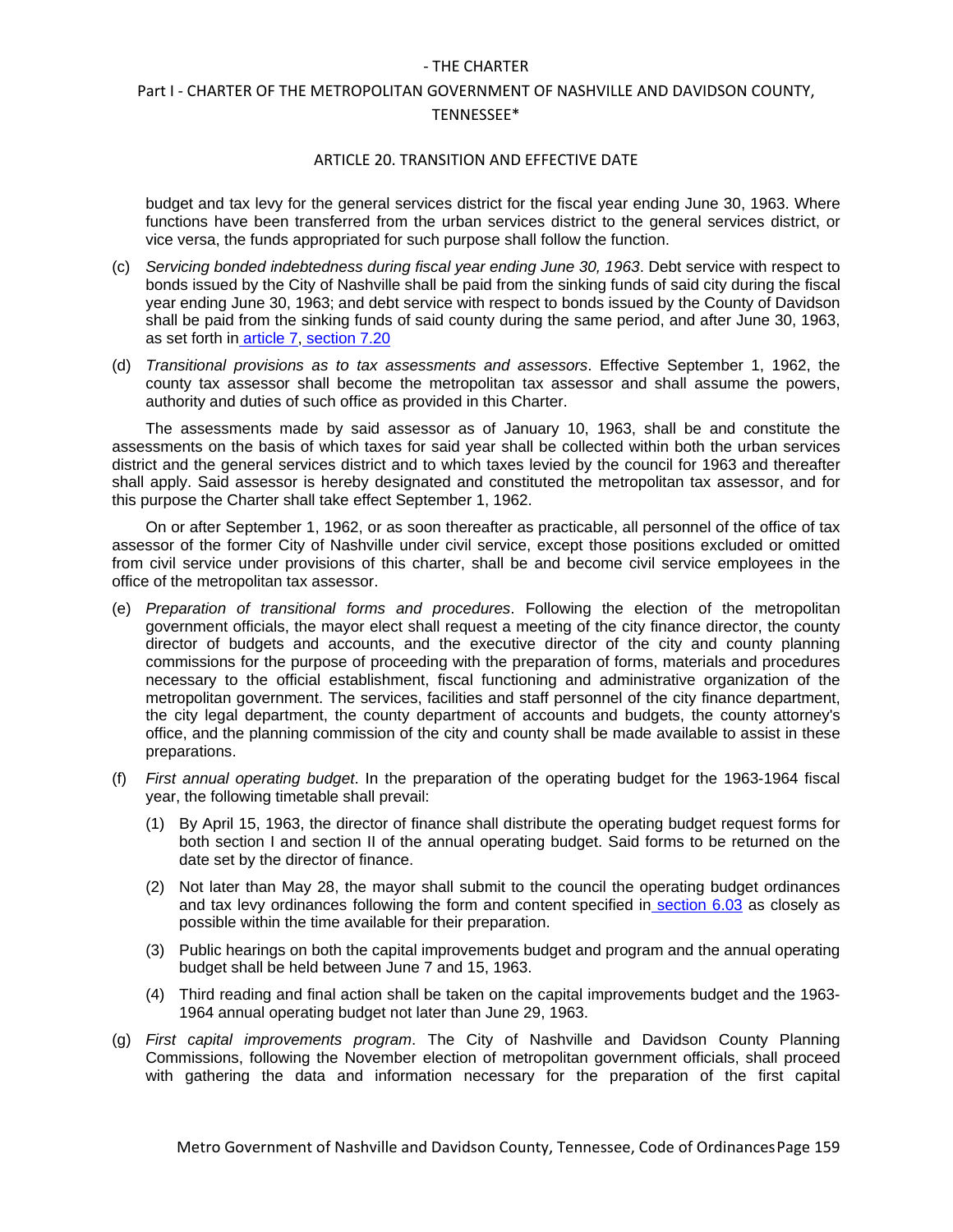budget and tax levy for the general services district for the fiscal year ending June 30, 1963. Where functions have been transferred from the urban services district to the general services district, or vice versa, the funds appropriated for such purpose shall follow the function.

(c) *Servicing bonded indebtedness during fiscal year ending June 30, 1963*. Debt service with respect to bonds issued by the City of Nashville shall be paid from the sinking funds of said city during the fiscal year ending June 30, 1963; and debt service with respect to bonds issued by the County of Davidson shall be paid from the sinking funds of said county during the same period, and after June 30, 1963, as set forth in article 7, section 7.20

(d) *Transitional provisions as to tax assessments and assessors*. Effective September 1, 1962, the county tax assessor shall become the metropolitan tax assessor and shall assume the powers, authority and duties of such office as provided in this Charter.

The assessments made by said assessor as of January 10, 1963, shall be and constitute the assessments on the basis of which taxes for said year shall be collected within both the urban services district and the general services district and to which taxes levied by the council for 1963 and thereafter shall apply. Said assessor is hereby designated and constituted the metropolitan tax assessor, and for this purpose the Charter shall take effect September 1, 1962.

On or after September 1, 1962, or as soon thereafter as practicable, all personnel of the office of tax assessor of the former City of Nashville under civil service, except those positions excluded or omitted from civil service under provisions of this charter, shall be and become civil service employees in the office of the metropolitan tax assessor.

(e) *Preparation of transitional forms and procedures*. Following the election of the metropolitan government officials, the mayor elect shall request a meeting of the city finance director, the county director of budgets and accounts, and the executive director of the city and county planning commissions for the purpose of proceeding with the preparation of forms, materials and procedures necessary to the official establishment, fiscal functioning and administrative organization of the metropolitan government. The services, facilities and staff personnel of the city finance department, the city legal department, the county department of accounts and budgets, the county attorney's office, and the planning commission of the city and county shall be made available to assist in these preparations.

(f) *First annual operating budget*. In the preparation of the operating budget for the 1963-1964 fiscal year, the following timetable shall prevail:

   (1) By April 15, 1963, the director of finance shall distribute the operating budget request forms for both section I and section II of the annual operating budget. Said forms to be returned on the date set by the director of finance.

   (2) Not later than May 28, the mayor shall submit to the council the operating budget ordinances and tax levy ordinances following the form and content specified in section 6.03 as closely as possible within the time available for their preparation.

   (3) Public hearings on both the capital improvements budget and program and the annual operating budget shall be held between June 7 and 15, 1963.

   (4) Third reading and final action shall be taken on the capital improvements budget and the 1963-1964 annual operating budget not later than June 29, 1963.

(g) *First capital improvements program*. The City of Nashville and Davidson County Planning Commissions, following the November election of metropolitan government officials, shall proceed with gathering the data and information necessary for the preparation of the first capital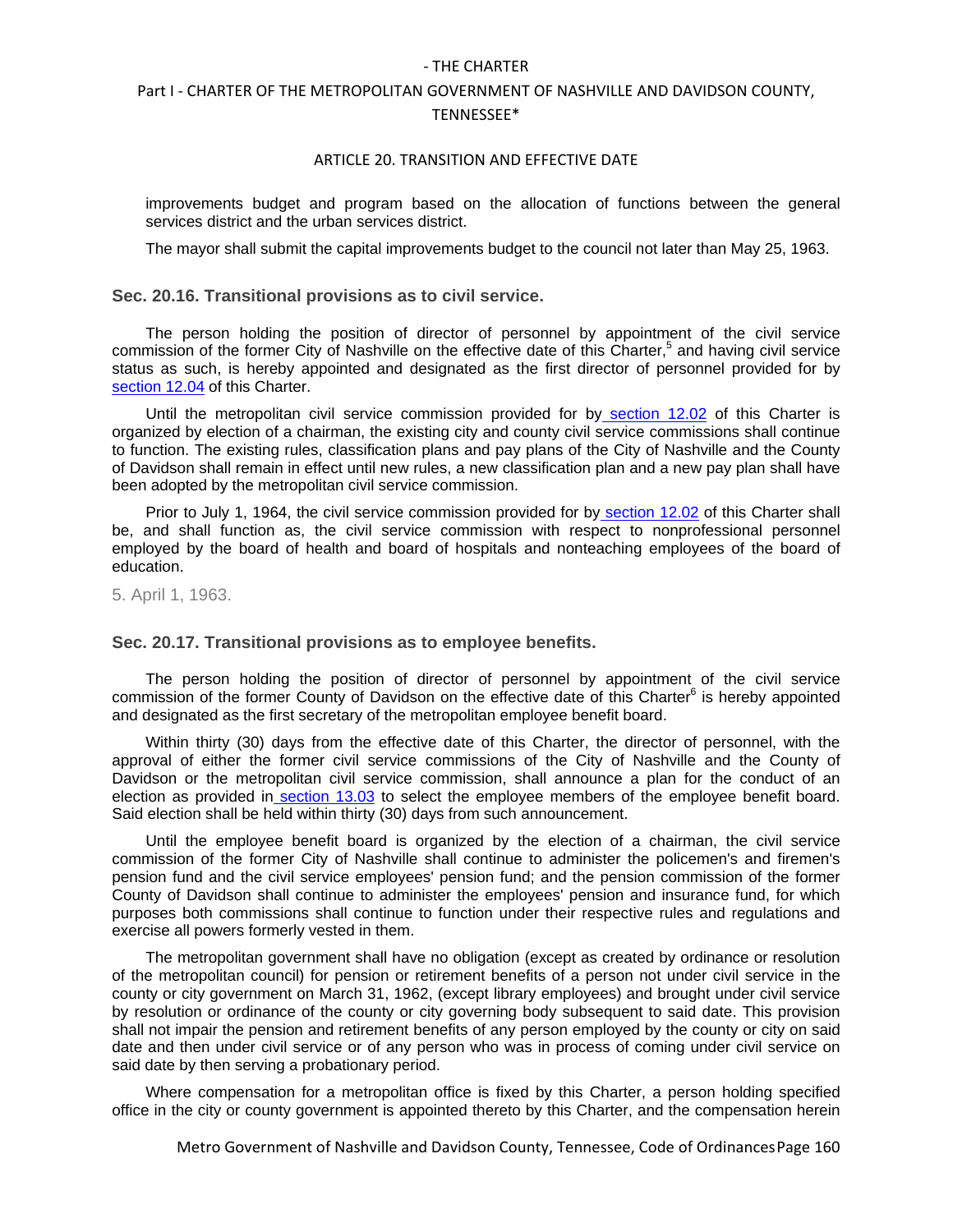improvements budget and program based on the allocation of functions between the general services district and the urban services district.

The mayor shall submit the capital improvements budget to the council not later than May 25, 1963.

### Sec. 20.16. Transitional provisions as to civil service.

The person holding the position of director of personnel by appointment of the civil service commission of the former City of Nashville on the effective date of this Charter,[5] and having civil service status as such, is hereby appointed and designated as the first director of personnel provided for by section 12.04 of this Charter.

Until the metropolitan civil service commission provided for by section 12.02 of this Charter is organized by election of a chairman, the existing city and county civil service commissions shall continue to function. The existing rules, classification plans and pay plans of the City of Nashville and the County of Davidson shall remain in effect until new rules, a new classification plan and a new pay plan shall have been adopted by the metropolitan civil service commission.

Prior to July 1, 1964, the civil service commission provided for by section 12.02 of this Charter shall be, and shall function as, the civil service commission with respect to nonprofessional personnel employed by the board of health and board of hospitals and nonteaching employees of the board of education.

5. April 1, 1963.

### Sec. 20.17. Transitional provisions as to employee benefits.

The person holding the position of director of personnel by appointment of the civil service commission of the former County of Davidson on the effective date of this Charter[6] is hereby appointed and designated as the first secretary of the metropolitan employee benefit board.

Within thirty (30) days from the effective date of this Charter, the director of personnel, with the approval of either the former civil service commissions of the City of Nashville and the County of Davidson or the metropolitan civil service commission, shall announce a plan for the conduct of an election as provided in section 13.03 to select the employee members of the employee benefit board. Said election shall be held within thirty (30) days from such announcement.

Until the employee benefit board is organized by the election of a chairman, the civil service commission of the former City of Nashville shall continue to administer the policemen's and firemen's pension fund and the civil service employees' pension fund; and the pension commission of the former County of Davidson shall continue to administer the employees' pension and insurance fund, for which purposes both commissions shall continue to function under their respective rules and regulations and exercise all powers formerly vested in them.

The metropolitan government shall have no obligation (except as created by ordinance or resolution of the metropolitan council) for pension or retirement benefits of a person not under civil service in the county or city government on March 31, 1962, (except library employees) and brought under civil service by resolution or ordinance of the county or city governing body subsequent to said date. This provision shall not impair the pension and retirement benefits of any person employed by the county or city on said date and then under civil service or of any person who was in process of coming under civil service on said date by then serving a probationary period.

Where compensation for a metropolitan office is fixed by this Charter, a person holding specified office in the city or county government is appointed thereto by this Charter, and the compensation herein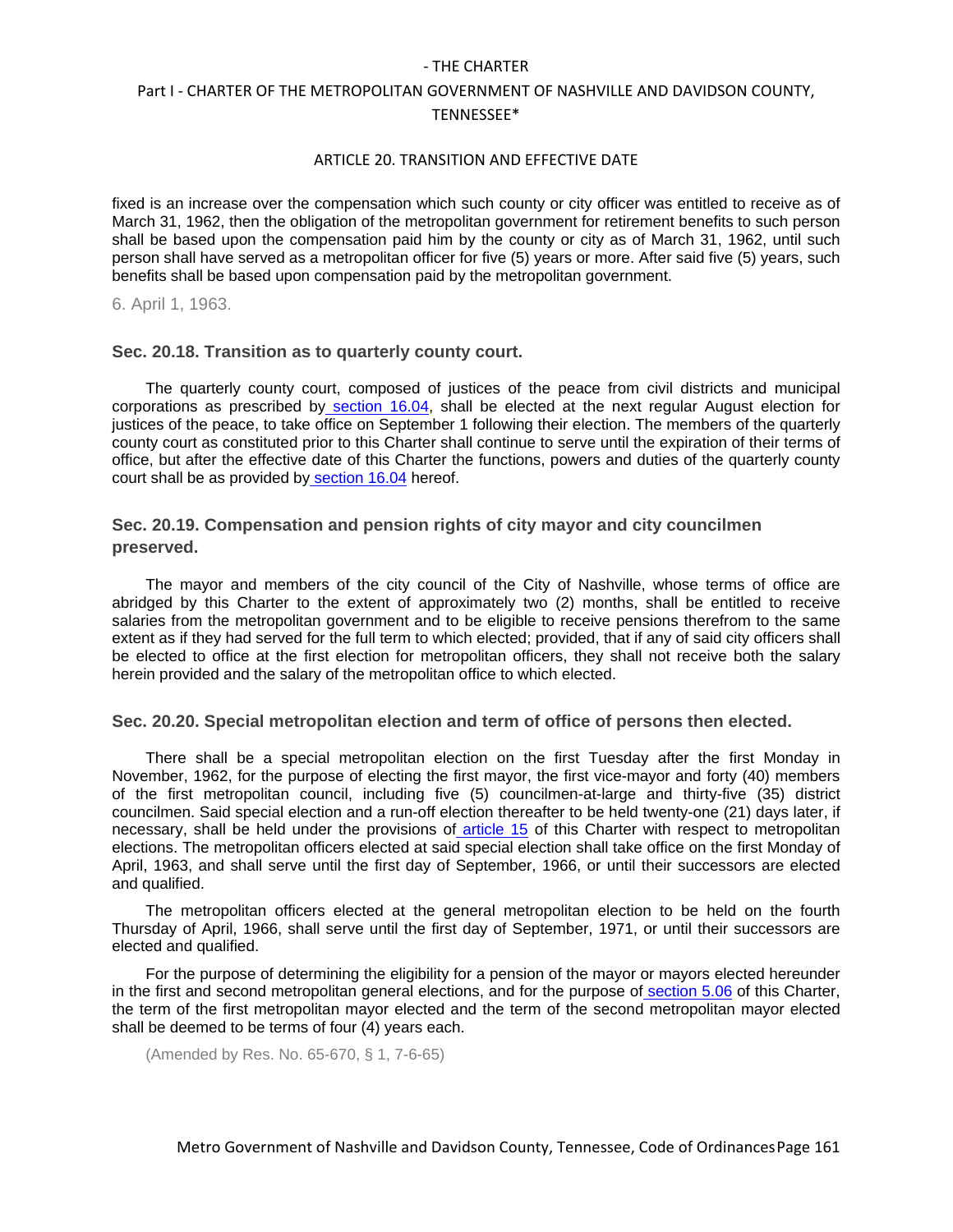fixed is an increase over the compensation which such county or city officer was entitled to receive as of March 31, 1962, then the obligation of the metropolitan government for retirement benefits to such person shall be based upon the compensation paid him by the county or city as of March 31, 1962, until such person shall have served as a metropolitan officer for five (5) years or more. After said five (5) years, such benefits shall be based upon compensation paid by the metropolitan government.

6. April 1, 1963.

### Sec. 20.18. Transition as to quarterly county court.

The quarterly county court, composed of justices of the peace from civil districts and municipal corporations as prescribed by section 16.04, shall be elected at the next regular August election for justices of the peace, to take office on September 1 following their election. The members of the quarterly county court as constituted prior to this Charter shall continue to serve until the expiration of their terms of office, but after the effective date of this Charter the functions, powers and duties of the quarterly county court shall be as provided by section 16.04 hereof.

### Sec. 20.19. Compensation and pension rights of city mayor and city councilmen preserved.

The mayor and members of the city council of the City of Nashville, whose terms of office are abridged by this Charter to the extent of approximately two (2) months, shall be entitled to receive salaries from the metropolitan government and to be eligible to receive pensions therefrom to the same extent as if they had served for the full term to which elected; provided, that if any of said city officers shall be elected to office at the first election for metropolitan officers, they shall not receive both the salary herein provided and the salary of the metropolitan office to which elected.

### Sec. 20.20. Special metropolitan election and term of office of persons then elected.

There shall be a special metropolitan election on the first Tuesday after the first Monday in November, 1962, for the purpose of electing the first mayor, the first vice-mayor and forty (40) members of the first metropolitan council, including five (5) councilmen-at-large and thirty-five (35) district councilmen. Said special election and a run-off election thereafter to be held twenty-one (21) days later, if necessary, shall be held under the provisions of article 15 of this Charter with respect to metropolitan elections. The metropolitan officers elected at said special election shall take office on the first Monday of April, 1963, and shall serve until the first day of September, 1966, or until their successors are elected and qualified.

The metropolitan officers elected at the general metropolitan election to be held on the fourth Thursday of April, 1966, shall serve until the first day of September, 1971, or until their successors are elected and qualified.

For the purpose of determining the eligibility for a pension of the mayor or mayors elected hereunder in the first and second metropolitan general elections, and for the purpose of section 5.06 of this Charter, the term of the first metropolitan mayor elected and the term of the second metropolitan mayor elected shall be deemed to be terms of four (4) years each.

(Amended by Res. No. 65-670, § 1, 7-6-65)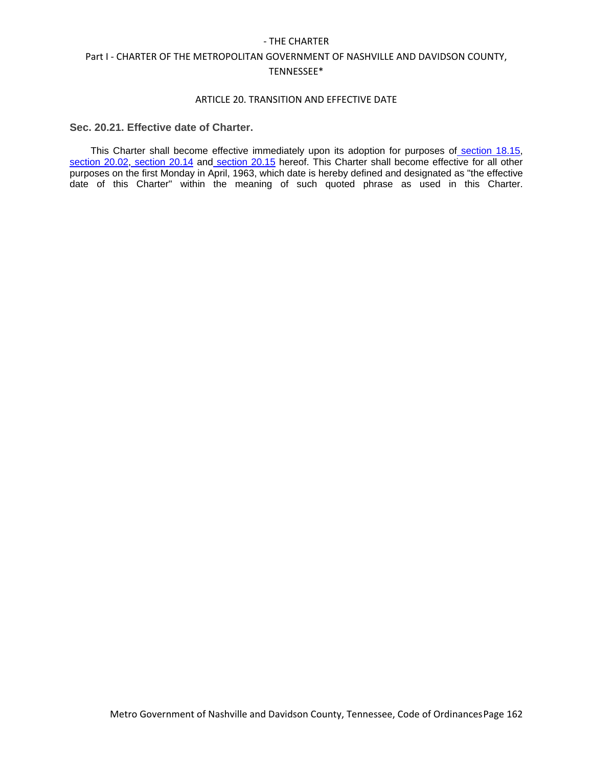## Sec. 20.21. Effective date of Charter.

This Charter shall become effective immediately upon its adoption for purposes of section 18.15, section 20.02, section 20.14 and section 20.15 hereof. This Charter shall become effective for all other purposes on the first Monday in April, 1963, which date is hereby defined and designated as "the effective date of this Charter" within the meaning of such quoted phrase as used in this Charter.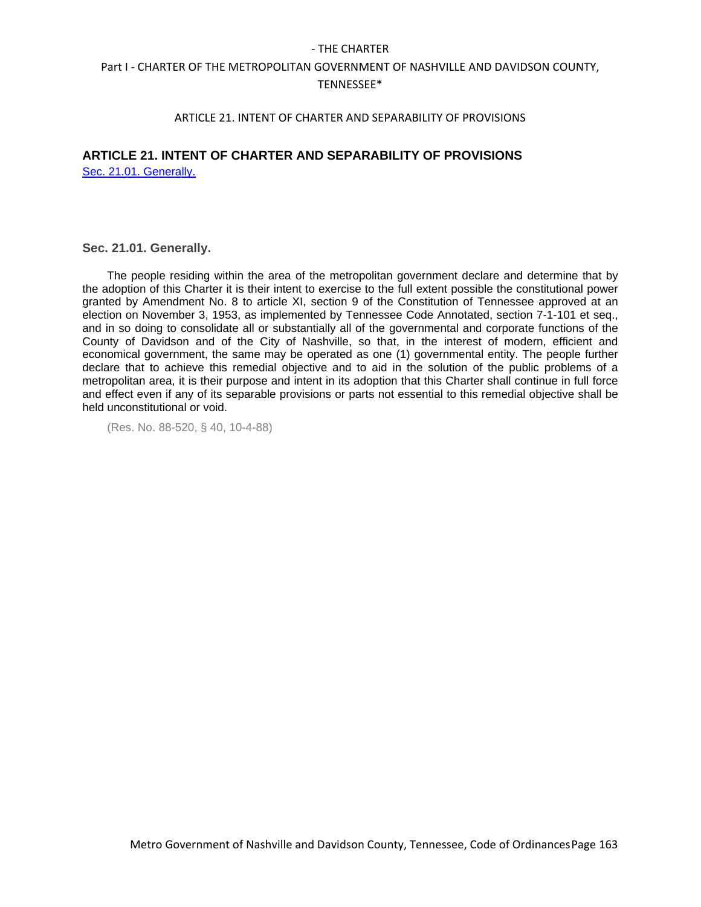## ARTICLE 21. INTENT OF CHARTER AND SEPARABILITY OF PROVISIONS

Sec. 21.01. Generally.

### Sec. 21.01. Generally.

The people residing within the area of the metropolitan government declare and determine that by the adoption of this Charter it is their intent to exercise to the full extent possible the constitutional power granted by Amendment No. 8 to article XI, section 9 of the Constitution of Tennessee approved at an election on November 3, 1953, as implemented by Tennessee Code Annotated, section 7-1-101 et seq., and in so doing to consolidate all or substantially all of the governmental and corporate functions of the County of Davidson and of the City of Nashville, so that, in the interest of modern, efficient and economical government, the same may be operated as one (1) governmental entity. The people further declare that to achieve this remedial objective and to aid in the solution of the public problems of a metropolitan area, it is their purpose and intent in its adoption that this Charter shall continue in full force and effect even if any of its separable provisions or parts not essential to this remedial objective shall be held unconstitutional or void.

(Res. No. 88-520, § 40, 10-4-88)